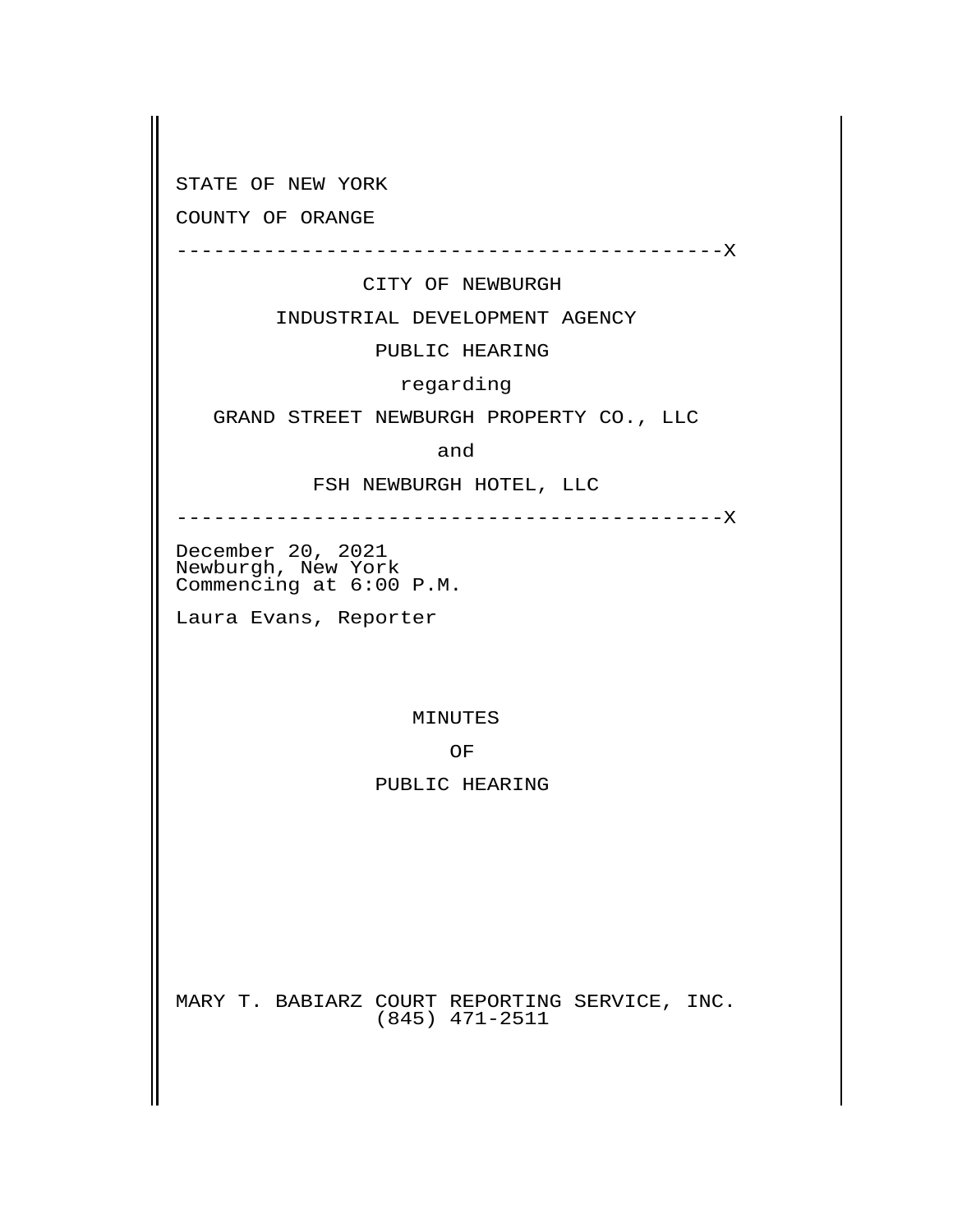STATE OF NEW YORK

COUNTY OF ORANGE

--------------------------------------------X

CITY OF NEWBURGH

INDUSTRIAL DEVELOPMENT AGENCY

PUBLIC HEARING

regarding

GRAND STREET NEWBURGH PROPERTY CO., LLC

and

FSH NEWBURGH HOTEL, LLC

--------------------------------------------X

December 20, 2021
Newburgh, New York
Commencing at 6:00 P.M.

Laura Evans, Reporter

MINUTES

OF

PUBLIC HEARING

MARY T. BABIARZ COURT REPORTING SERVICE, INC.
(845) 471-2511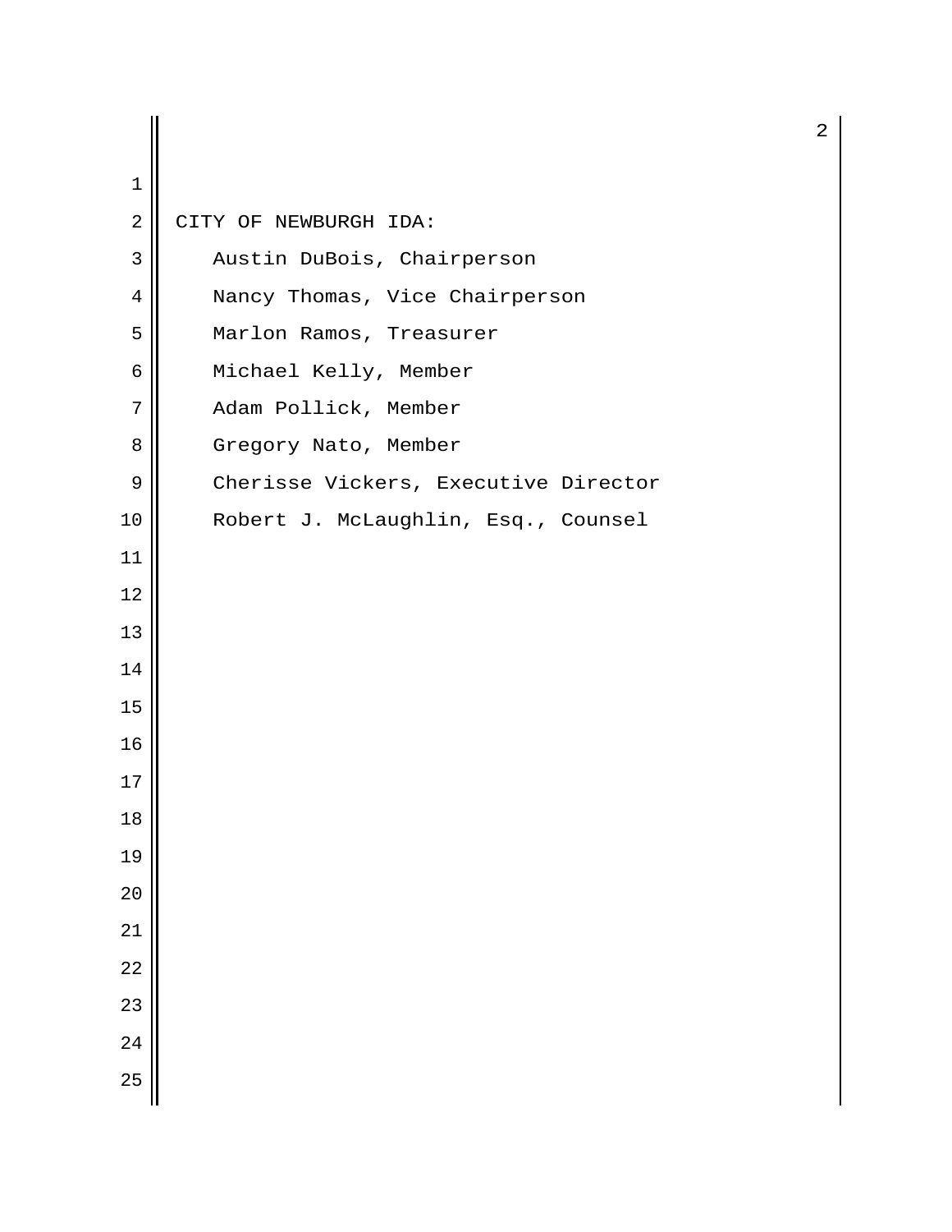CITY OF NEWBURGH IDA:

Austin DuBois, Chairperson

Nancy Thomas, Vice Chairperson

Marlon Ramos, Treasurer

Michael Kelly, Member

Adam Pollick, Member

Gregory Nato, Member

Cherisse Vickers, Executive Director

Robert J. McLaughlin, Esq., Counsel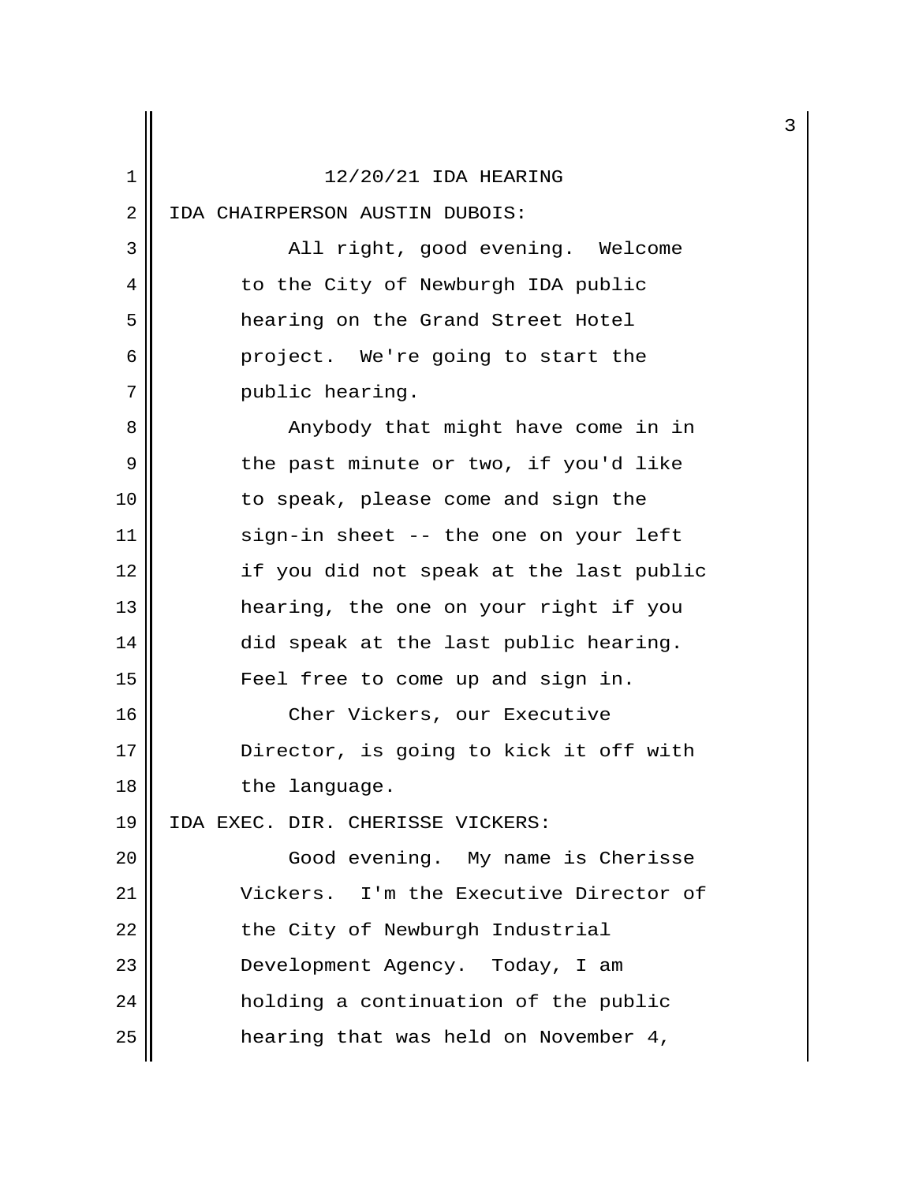12/20/21 IDA HEARING

IDA CHAIRPERSON AUSTIN DUBOIS:

All right, good evening. Welcome to the City of Newburgh IDA public hearing on the Grand Street Hotel project. We're going to start the public hearing.

Anybody that might have come in in the past minute or two, if you'd like to speak, please come and sign the sign-in sheet -- the one on your left if you did not speak at the last public hearing, the one on your right if you did speak at the last public hearing. Feel free to come up and sign in.

Cher Vickers, our Executive Director, is going to kick it off with the language.

IDA EXEC. DIR. CHERISSE VICKERS:

Good evening. My name is Cherisse Vickers. I'm the Executive Director of the City of Newburgh Industrial Development Agency. Today, I am holding a continuation of the public hearing that was held on November 4,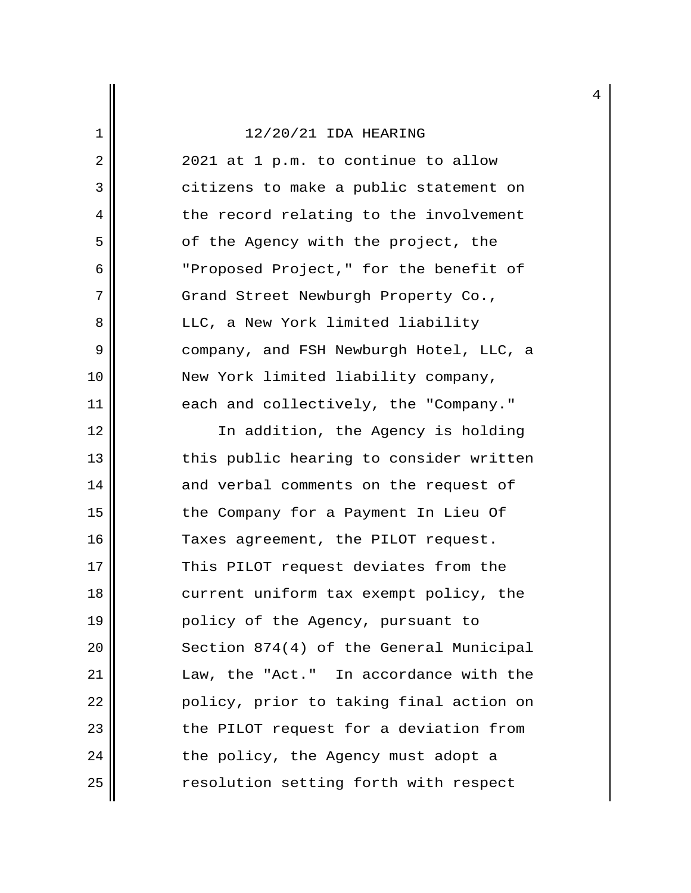2021 at 1 p.m. to continue to allow citizens to make a public statement on the record relating to the involvement of the Agency with the project, the "Proposed Project," for the benefit of Grand Street Newburgh Property Co., LLC, a New York limited liability company, and FSH Newburgh Hotel, LLC, a New York limited liability company, each and collectively, the "Company."

In addition, the Agency is holding this public hearing to consider written and verbal comments on the request of the Company for a Payment In Lieu Of Taxes agreement, the PILOT request. This PILOT request deviates from the current uniform tax exempt policy, the policy of the Agency, pursuant to Section 874(4) of the General Municipal Law, the "Act." In accordance with the policy, prior to taking final action on the PILOT request for a deviation from the policy, the Agency must adopt a resolution setting forth with respect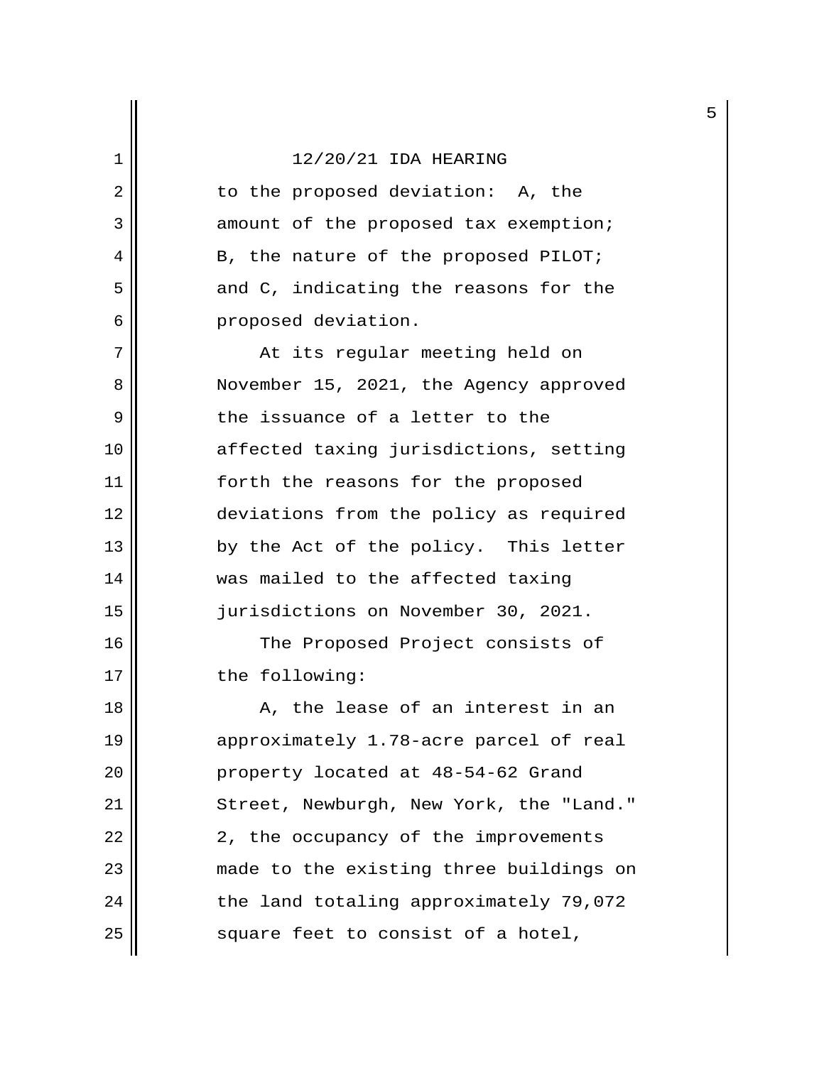12/20/21 IDA HEARING

to the proposed deviation: A, the amount of the proposed tax exemption; B, the nature of the proposed PILOT; and C, indicating the reasons for the proposed deviation.

At its regular meeting held on November 15, 2021, the Agency approved the issuance of a letter to the affected taxing jurisdictions, setting forth the reasons for the proposed deviations from the policy as required by the Act of the policy. This letter was mailed to the affected taxing jurisdictions on November 30, 2021.

The Proposed Project consists of the following:

A, the lease of an interest in an approximately 1.78-acre parcel of real property located at 48-54-62 Grand Street, Newburgh, New York, the "Land." 2, the occupancy of the improvements made to the existing three buildings on the land totaling approximately 79,072 square feet to consist of a hotel,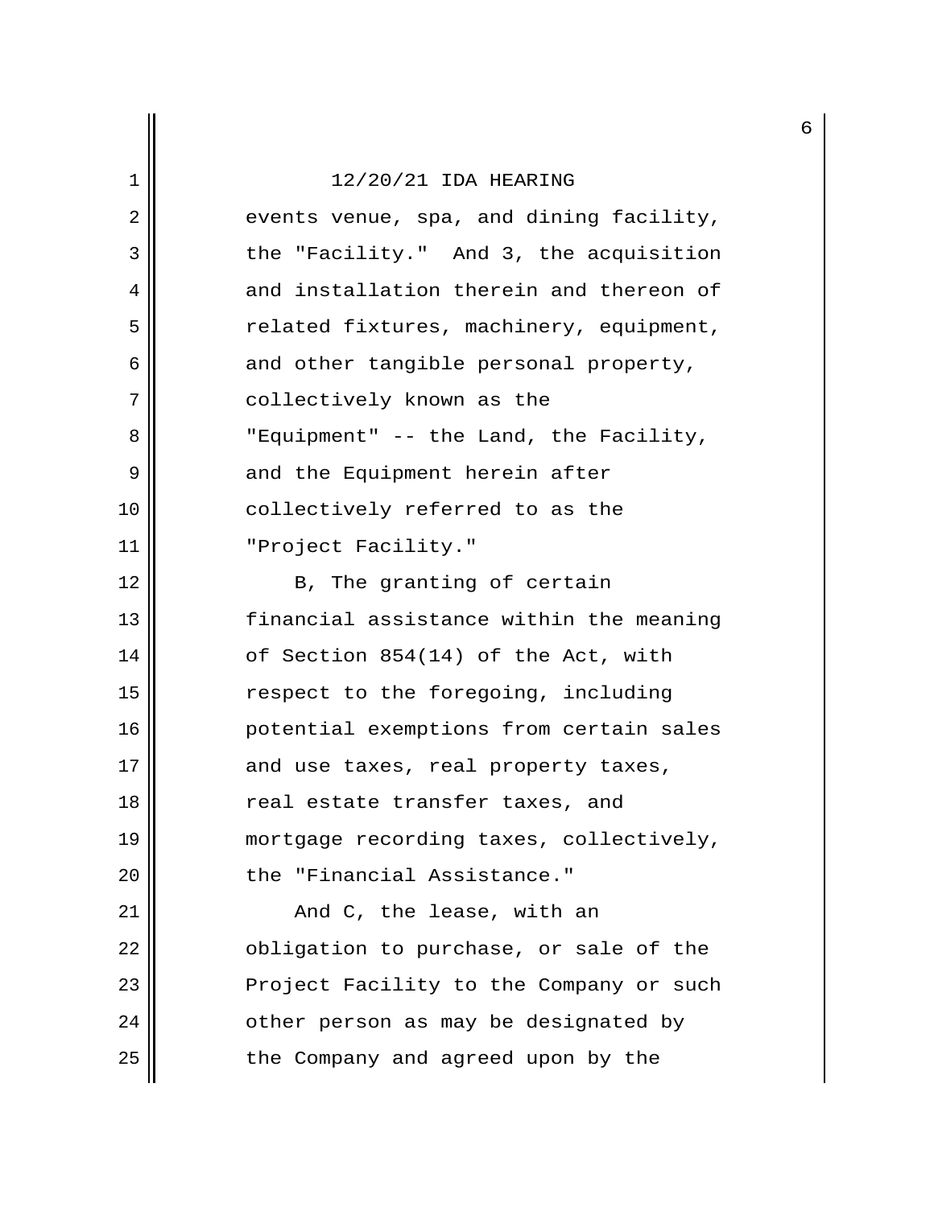12/20/21 IDA HEARING

events venue, spa, and dining facility, the "Facility." And 3, the acquisition and installation therein and thereon of related fixtures, machinery, equipment, and other tangible personal property, collectively known as the "Equipment" -- the Land, the Facility, and the Equipment herein after collectively referred to as the "Project Facility."

B, The granting of certain financial assistance within the meaning of Section 854(14) of the Act, with respect to the foregoing, including potential exemptions from certain sales and use taxes, real property taxes, real estate transfer taxes, and mortgage recording taxes, collectively, the "Financial Assistance."

And C, the lease, with an obligation to purchase, or sale of the Project Facility to the Company or such other person as may be designated by the Company and agreed upon by the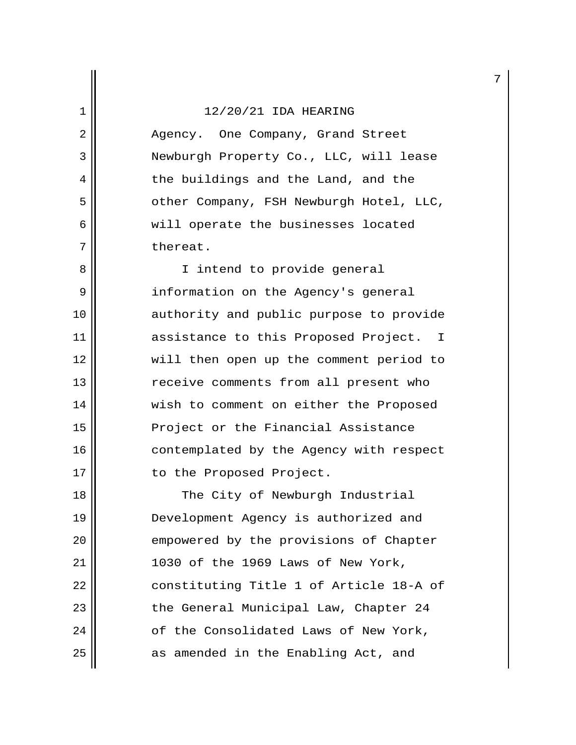Agency. One Company, Grand Street Newburgh Property Co., LLC, will lease the buildings and the Land, and the other Company, FSH Newburgh Hotel, LLC, will operate the businesses located thereat.

I intend to provide general information on the Agency's general authority and public purpose to provide assistance to this Proposed Project. I will then open up the comment period to receive comments from all present who wish to comment on either the Proposed Project or the Financial Assistance contemplated by the Agency with respect to the Proposed Project.

The City of Newburgh Industrial Development Agency is authorized and empowered by the provisions of Chapter 1030 of the 1969 Laws of New York, constituting Title 1 of Article 18-A of the General Municipal Law, Chapter 24 of the Consolidated Laws of New York, as amended in the Enabling Act, and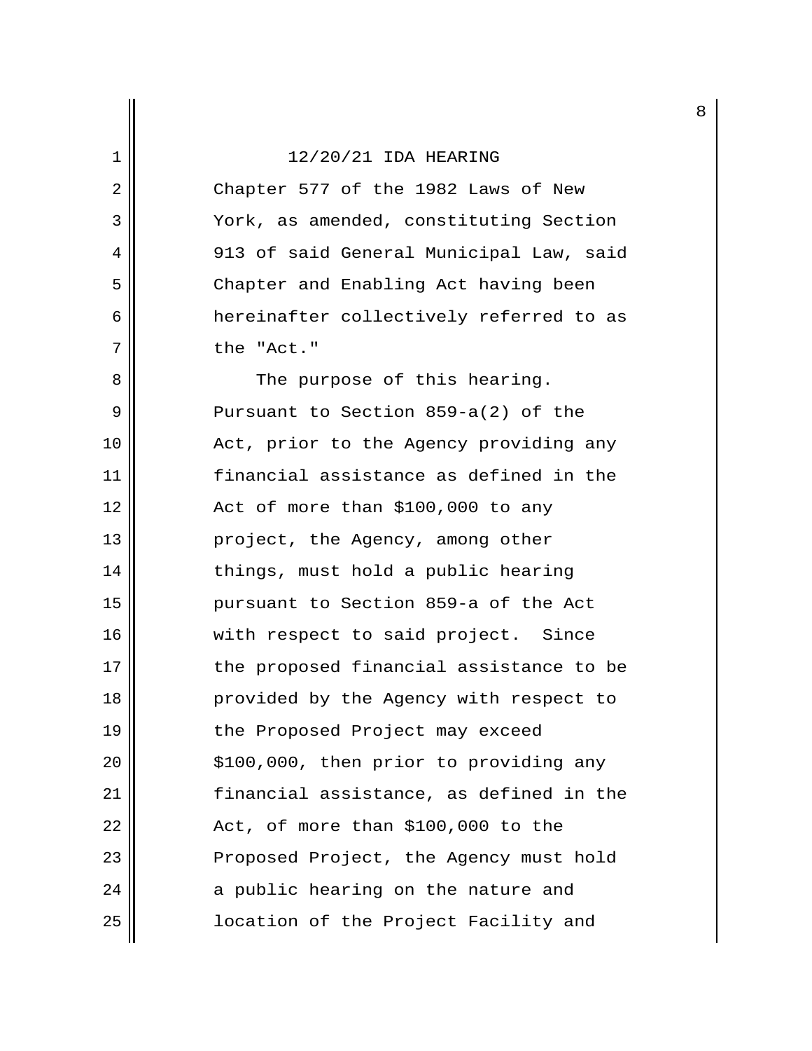12/20/21 IDA HEARING

Chapter 577 of the 1982 Laws of New York, as amended, constituting Section 913 of said General Municipal Law, said Chapter and Enabling Act having been hereinafter collectively referred to as the "Act."

The purpose of this hearing. Pursuant to Section 859-a(2) of the Act, prior to the Agency providing any financial assistance as defined in the Act of more than $100,000 to any project, the Agency, among other things, must hold a public hearing pursuant to Section 859-a of the Act with respect to said project. Since the proposed financial assistance to be provided by the Agency with respect to the Proposed Project may exceed $100,000, then prior to providing any financial assistance, as defined in the Act, of more than $100,000 to the Proposed Project, the Agency must hold a public hearing on the nature and location of the Project Facility and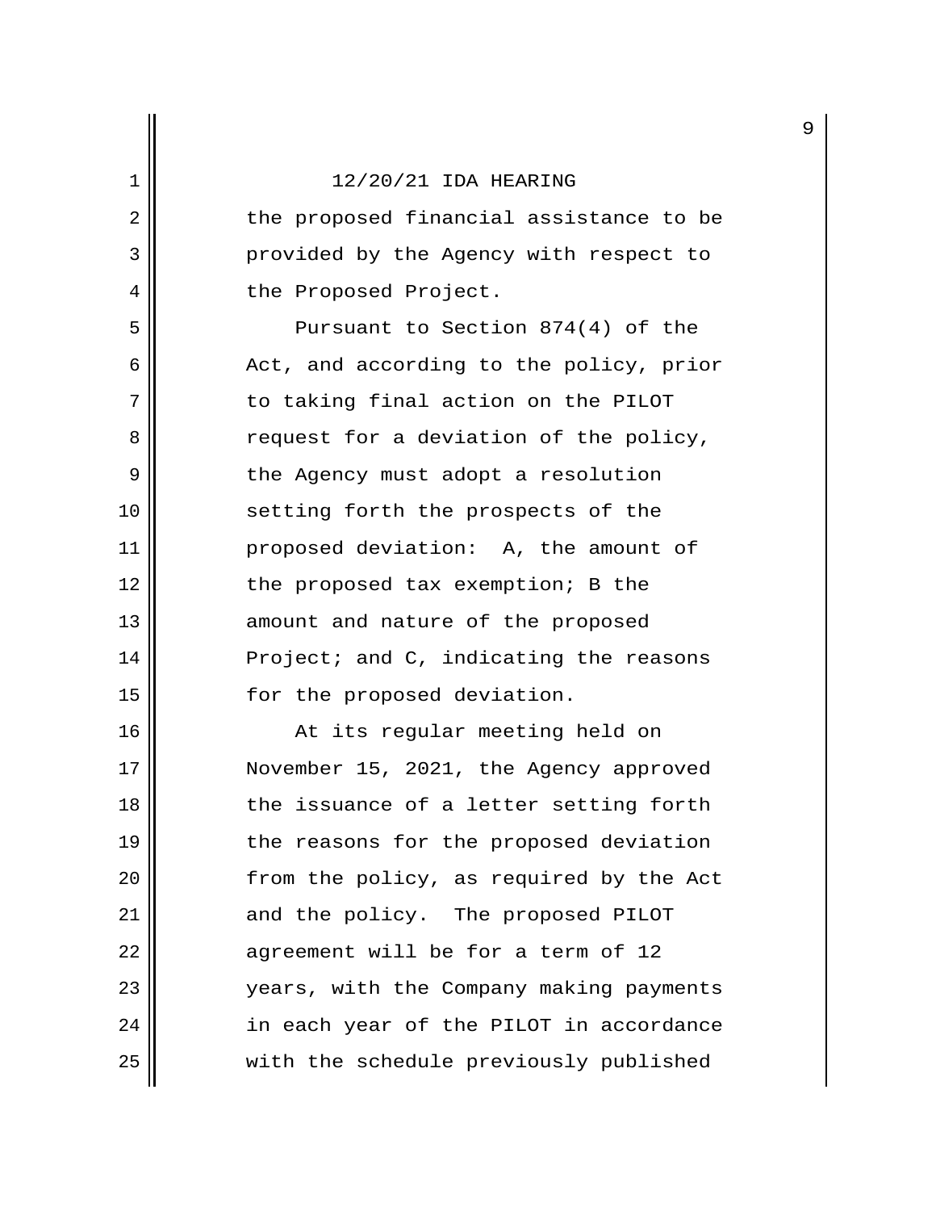the proposed financial assistance to be provided by the Agency with respect to the Proposed Project.

Pursuant to Section 874(4) of the Act, and according to the policy, prior to taking final action on the PILOT request for a deviation of the policy, the Agency must adopt a resolution setting forth the prospects of the proposed deviation: A, the amount of the proposed tax exemption; B the amount and nature of the proposed Project; and C, indicating the reasons for the proposed deviation.

At its regular meeting held on November 15, 2021, the Agency approved the issuance of a letter setting forth the reasons for the proposed deviation from the policy, as required by the Act and the policy. The proposed PILOT agreement will be for a term of 12 years, with the Company making payments in each year of the PILOT in accordance with the schedule previously published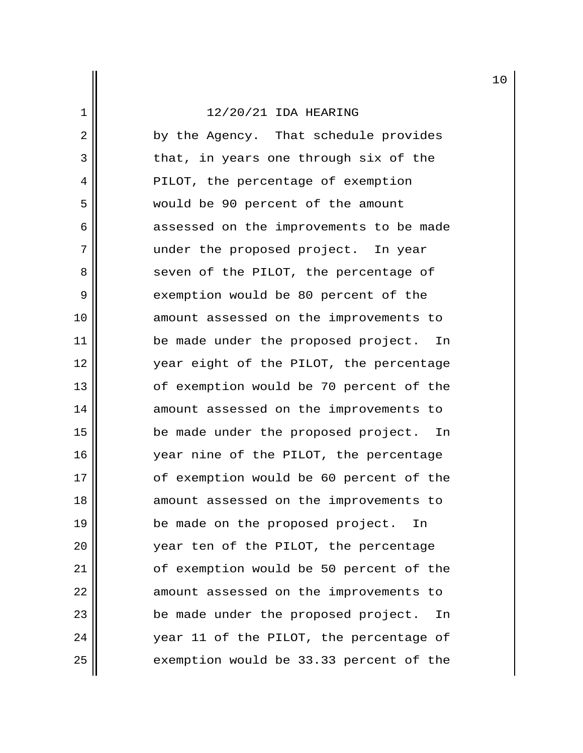by the Agency. That schedule provides that, in years one through six of the PILOT, the percentage of exemption would be 90 percent of the amount assessed on the improvements to be made under the proposed project. In year seven of the PILOT, the percentage of exemption would be 80 percent of the amount assessed on the improvements to be made under the proposed project. In year eight of the PILOT, the percentage of exemption would be 70 percent of the amount assessed on the improvements to be made under the proposed project. In year nine of the PILOT, the percentage of exemption would be 60 percent of the amount assessed on the improvements to be made on the proposed project. In year ten of the PILOT, the percentage of exemption would be 50 percent of the amount assessed on the improvements to be made under the proposed project. In year 11 of the PILOT, the percentage of exemption would be 33.33 percent of the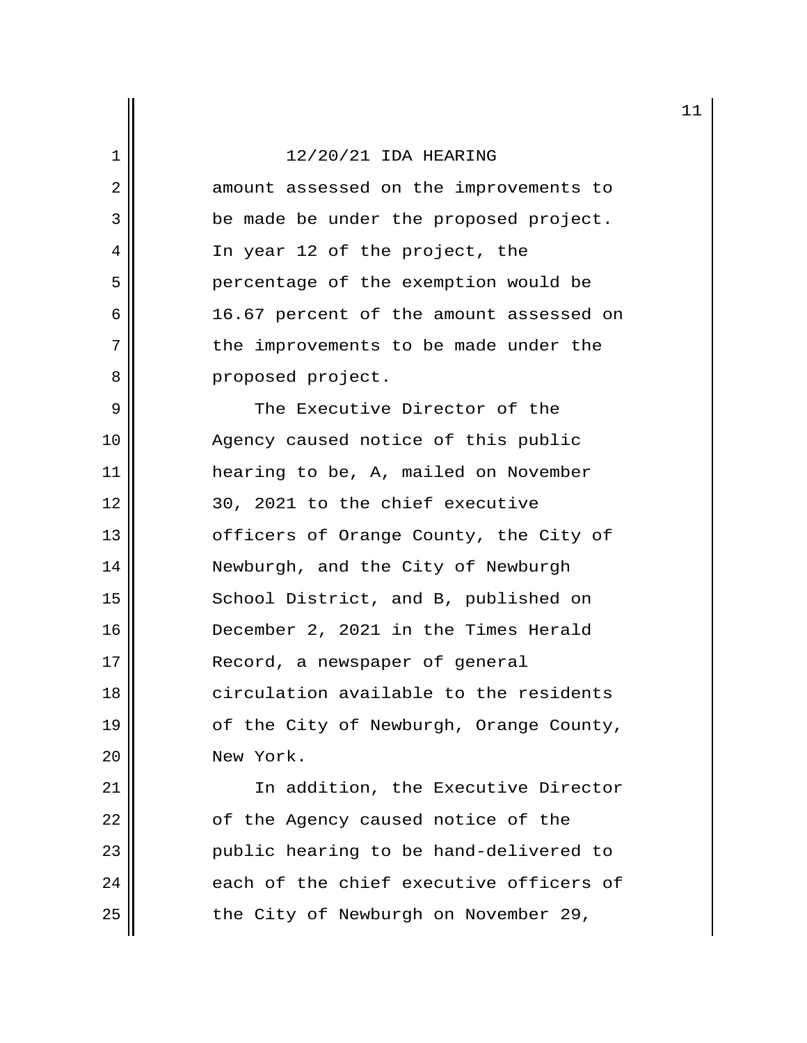12/20/21 IDA HEARING

amount assessed on the improvements to be made be under the proposed project. In year 12 of the project, the percentage of the exemption would be 16.67 percent of the amount assessed on the improvements to be made under the proposed project.

The Executive Director of the Agency caused notice of this public hearing to be, A, mailed on November 30, 2021 to the chief executive officers of Orange County, the City of Newburgh, and the City of Newburgh School District, and B, published on December 2, 2021 in the Times Herald Record, a newspaper of general circulation available to the residents of the City of Newburgh, Orange County, New York.

In addition, the Executive Director of the Agency caused notice of the public hearing to be hand-delivered to each of the chief executive officers of the City of Newburgh on November 29,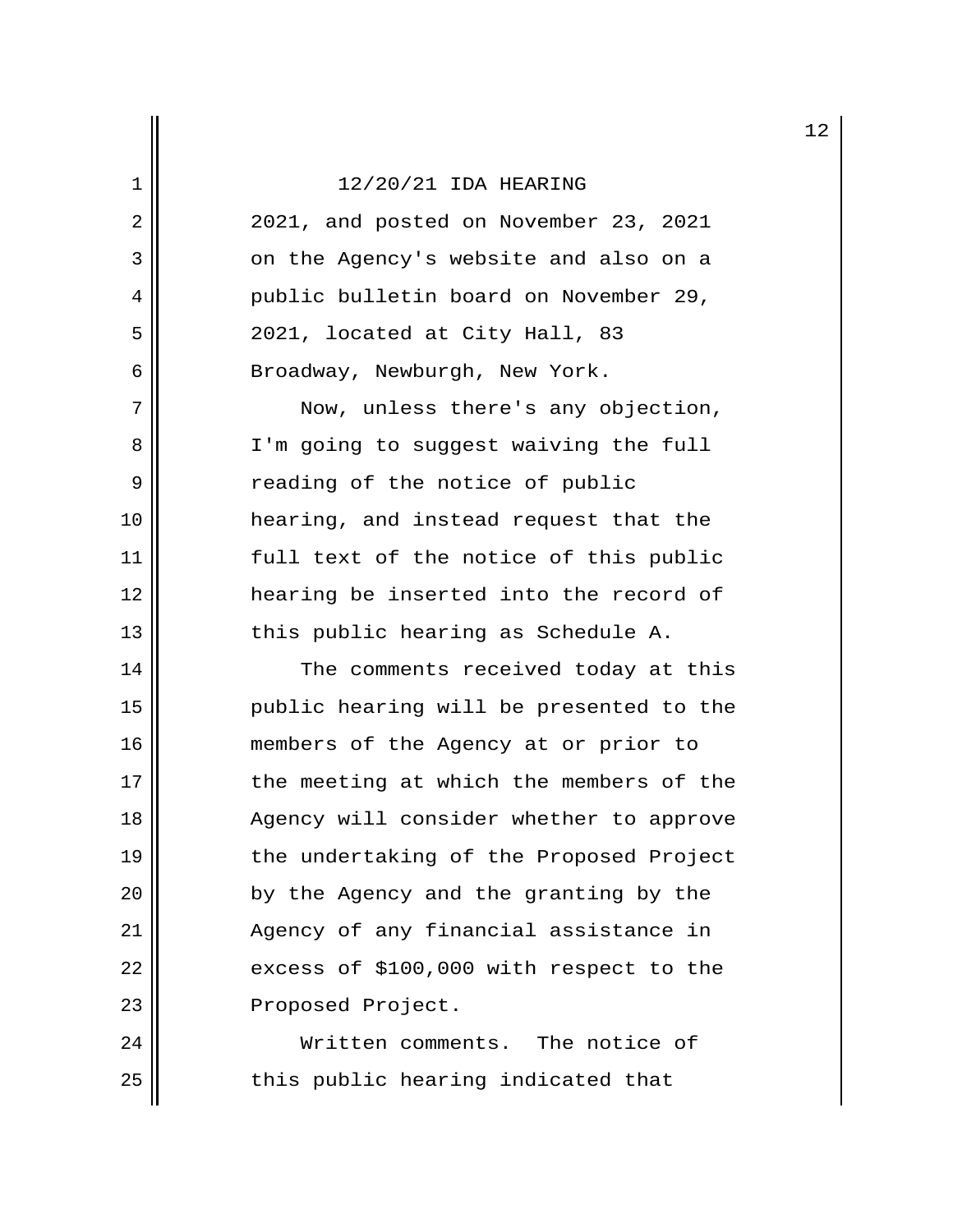12/20/21 IDA HEARING

2021, and posted on November 23, 2021 on the Agency's website and also on a public bulletin board on November 29, 2021, located at City Hall, 83 Broadway, Newburgh, New York.

Now, unless there's any objection, I'm going to suggest waiving the full reading of the notice of public hearing, and instead request that the full text of the notice of this public hearing be inserted into the record of this public hearing as Schedule A.

The comments received today at this public hearing will be presented to the members of the Agency at or prior to the meeting at which the members of the Agency will consider whether to approve the undertaking of the Proposed Project by the Agency and the granting by the Agency of any financial assistance in excess of $100,000 with respect to the Proposed Project.

Written comments. The notice of this public hearing indicated that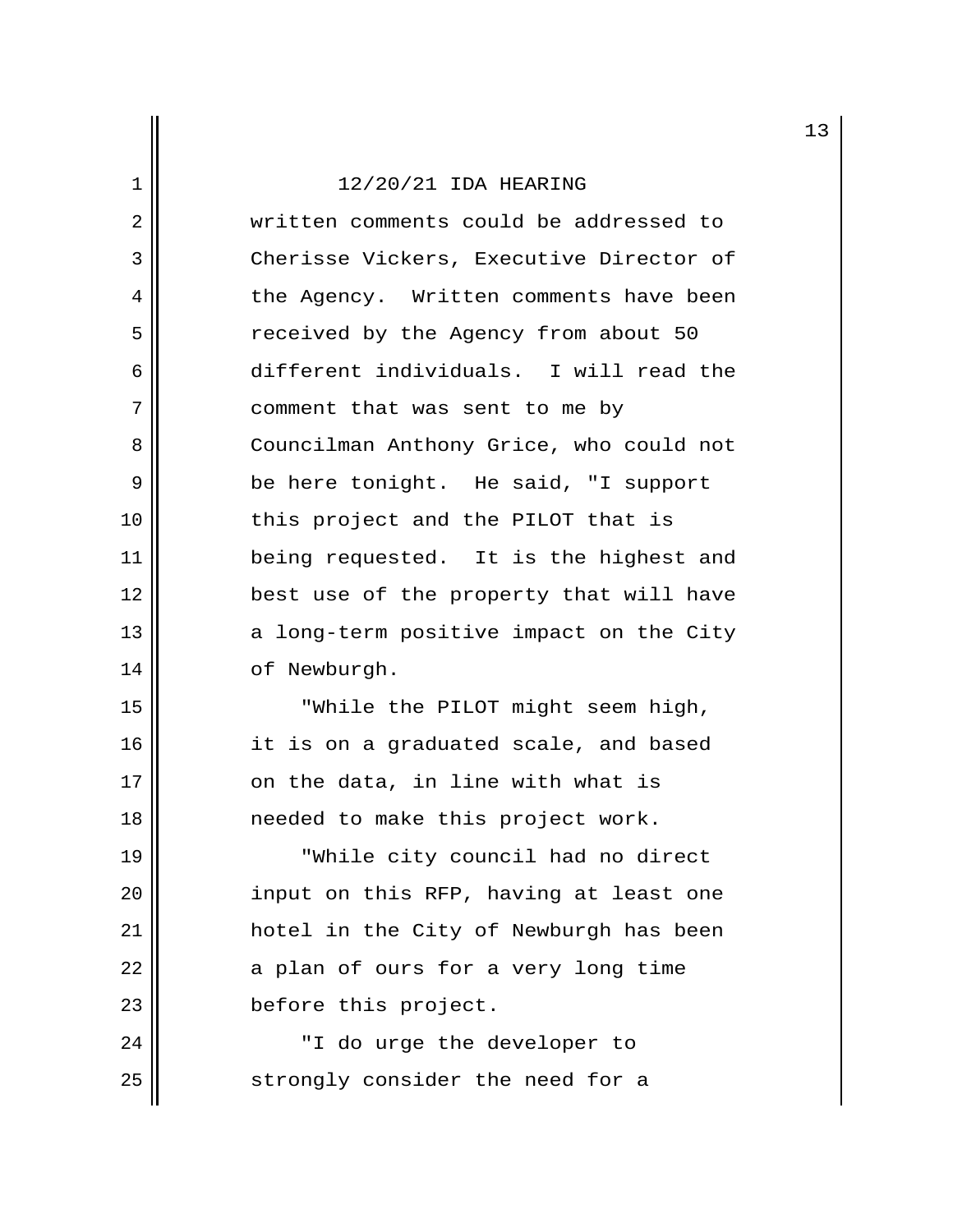written comments could be addressed to Cherisse Vickers, Executive Director of the Agency. Written comments have been received by the Agency from about 50 different individuals. I will read the comment that was sent to me by Councilman Anthony Grice, who could not be here tonight. He said, "I support this project and the PILOT that is being requested. It is the highest and best use of the property that will have a long-term positive impact on the City of Newburgh.

"While the PILOT might seem high, it is on a graduated scale, and based on the data, in line with what is needed to make this project work.

"While city council had no direct input on this RFP, having at least one hotel in the City of Newburgh has been a plan of ours for a very long time before this project.

"I do urge the developer to strongly consider the need for a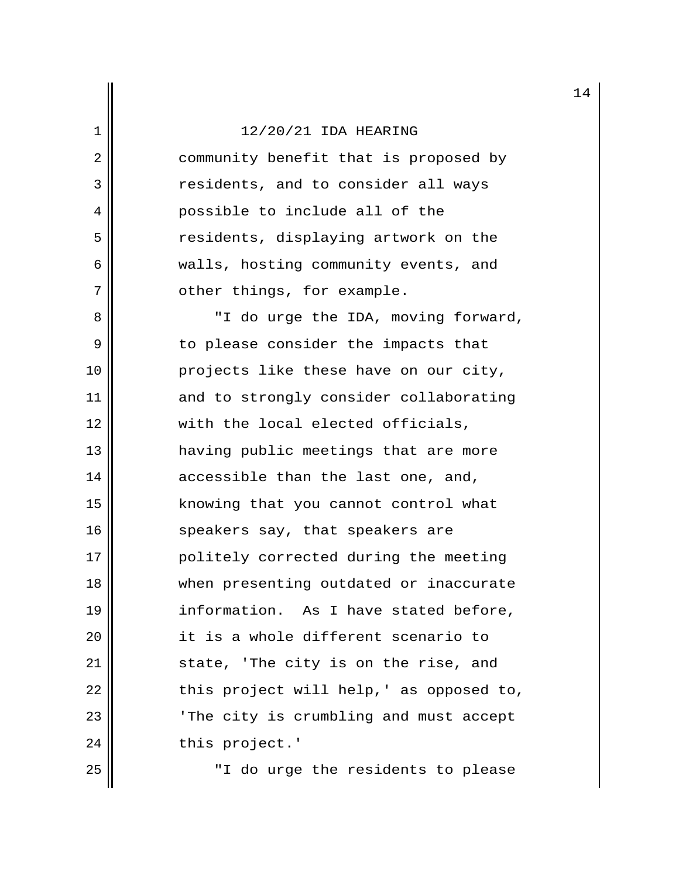community benefit that is proposed by residents, and to consider all ways possible to include all of the residents, displaying artwork on the walls, hosting community events, and other things, for example.

"I do urge the IDA, moving forward, to please consider the impacts that projects like these have on our city, and to strongly consider collaborating with the local elected officials, having public meetings that are more accessible than the last one, and, knowing that you cannot control what speakers say, that speakers are politely corrected during the meeting when presenting outdated or inaccurate information. As I have stated before, it is a whole different scenario to state, 'The city is on the rise, and this project will help,' as opposed to, 'The city is crumbling and must accept this project.'

"I do urge the residents to please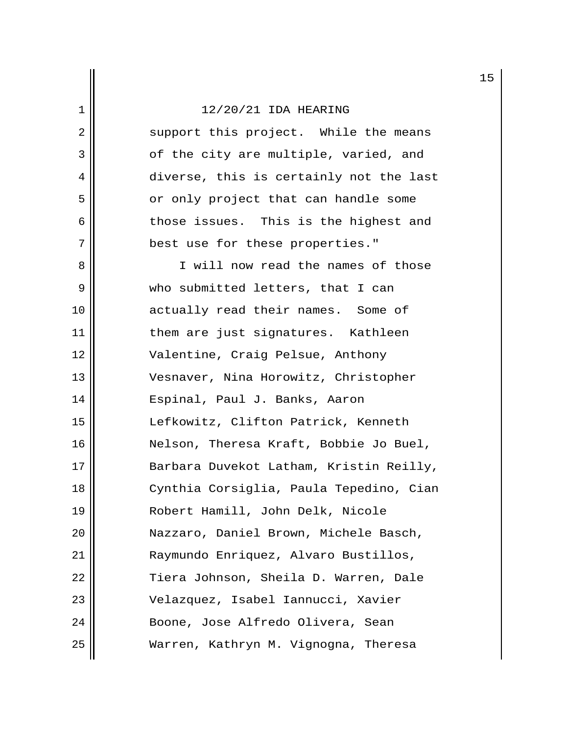support this project. While the means of the city are multiple, varied, and diverse, this is certainly not the last or only project that can handle some those issues. This is the highest and best use for these properties."

I will now read the names of those who submitted letters, that I can actually read their names. Some of them are just signatures. Kathleen Valentine, Craig Pelsue, Anthony Vesnaver, Nina Horowitz, Christopher Espinal, Paul J. Banks, Aaron Lefkowitz, Clifton Patrick, Kenneth Nelson, Theresa Kraft, Bobbie Jo Buel, Barbara Duvekot Latham, Kristin Reilly, Cynthia Corsiglia, Paula Tepedino, Cian Robert Hamill, John Delk, Nicole Nazzaro, Daniel Brown, Michele Basch, Raymundo Enriquez, Alvaro Bustillos, Tiera Johnson, Sheila D. Warren, Dale Velazquez, Isabel Iannucci, Xavier Boone, Jose Alfredo Olivera, Sean Warren, Kathryn M. Vignogna, Theresa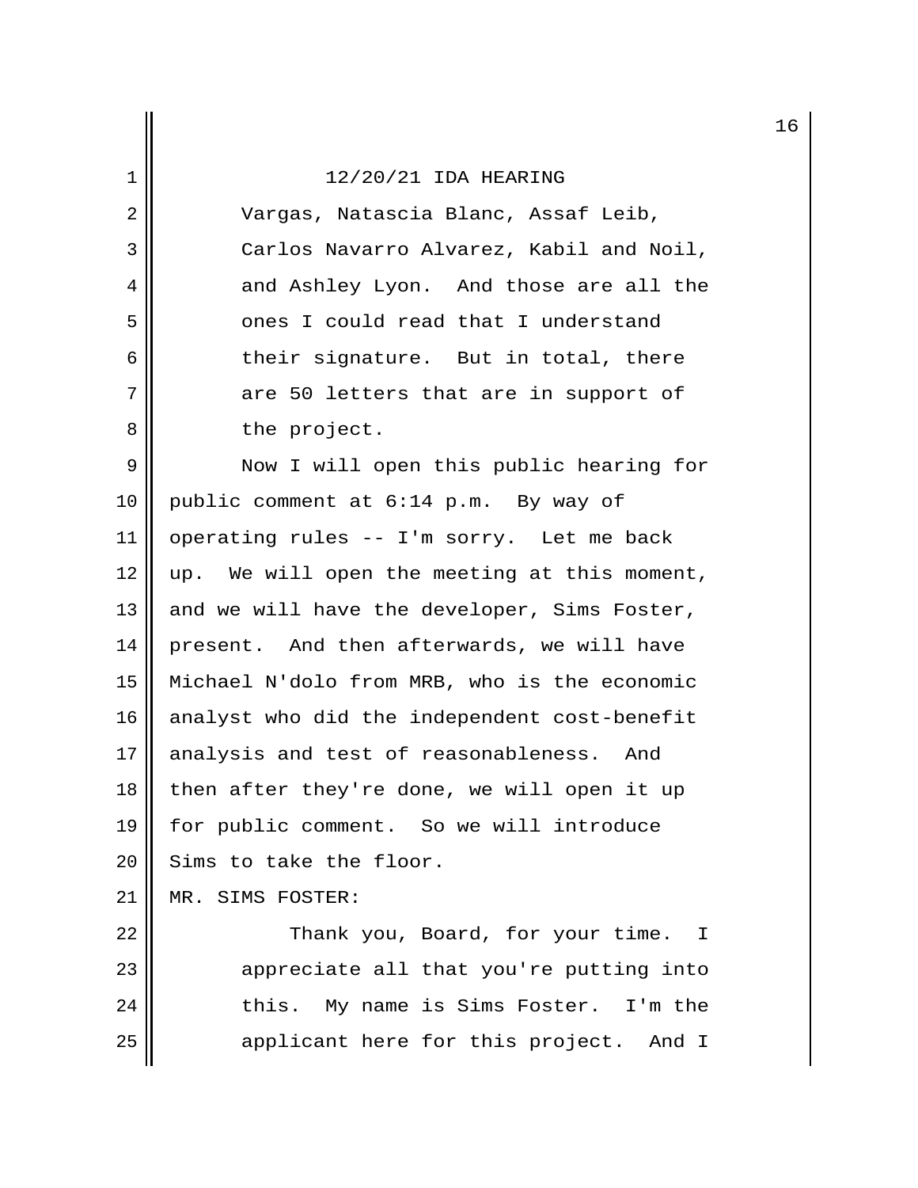12/20/21 IDA HEARING

Vargas, Natascia Blanc, Assaf Leib, Carlos Navarro Alvarez, Kabil and Noil, and Ashley Lyon. And those are all the ones I could read that I understand their signature. But in total, there are 50 letters that are in support of the project.

Now I will open this public hearing for public comment at 6:14 p.m. By way of operating rules -- I'm sorry. Let me back up. We will open the meeting at this moment, and we will have the developer, Sims Foster, present. And then afterwards, we will have Michael N'dolo from MRB, who is the economic analyst who did the independent cost-benefit analysis and test of reasonableness. And then after they're done, we will open it up for public comment. So we will introduce Sims to take the floor.

MR. SIMS FOSTER:

Thank you, Board, for your time. I appreciate all that you're putting into this. My name is Sims Foster. I'm the applicant here for this project. And I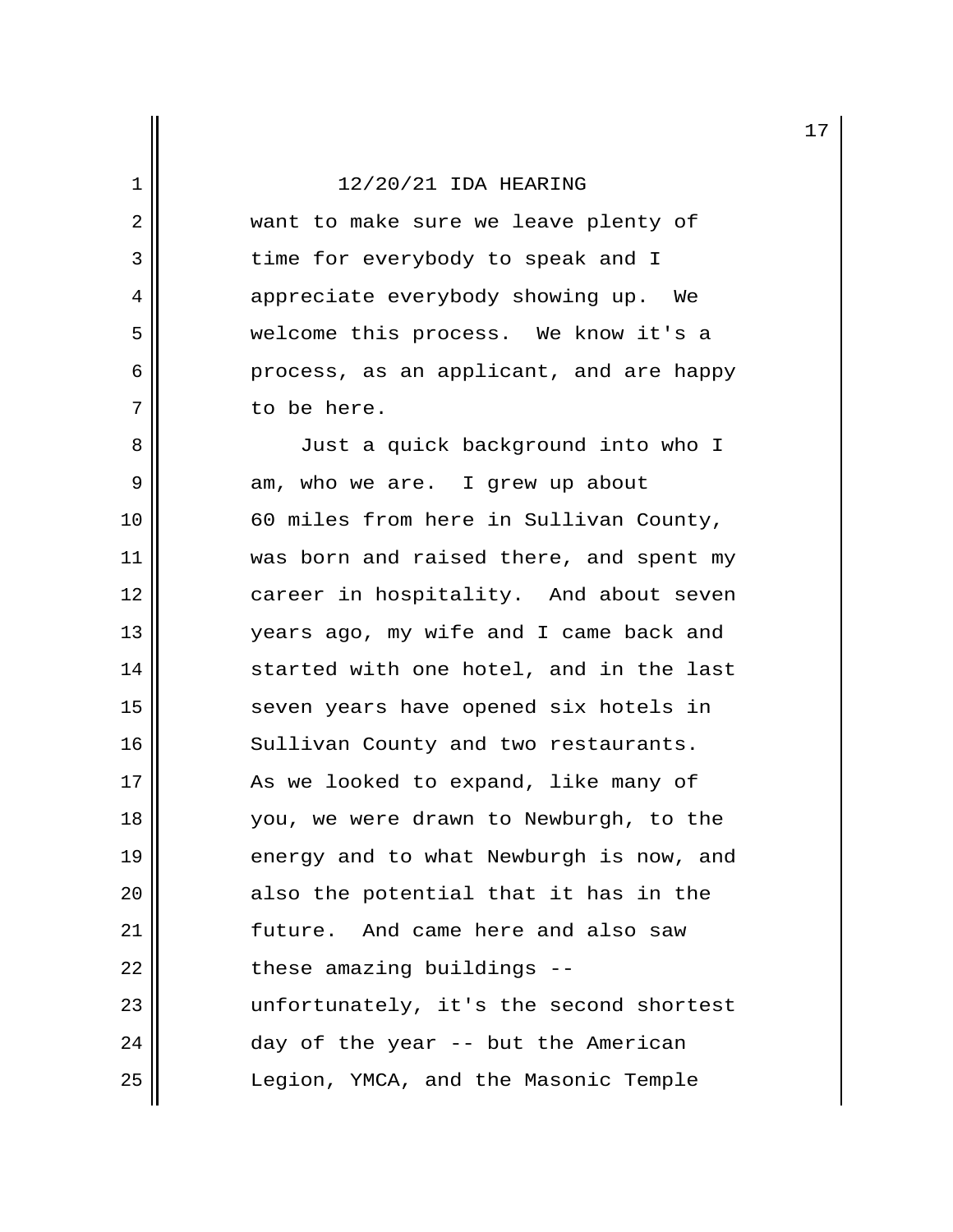12/20/21 IDA HEARING

want to make sure we leave plenty of time for everybody to speak and I appreciate everybody showing up. We welcome this process. We know it's a process, as an applicant, and are happy to be here.

Just a quick background into who I am, who we are. I grew up about 60 miles from here in Sullivan County, was born and raised there, and spent my career in hospitality. And about seven years ago, my wife and I came back and started with one hotel, and in the last seven years have opened six hotels in Sullivan County and two restaurants. As we looked to expand, like many of you, we were drawn to Newburgh, to the energy and to what Newburgh is now, and also the potential that it has in the future. And came here and also saw these amazing buildings -- unfortunately, it's the second shortest day of the year -- but the American Legion, YMCA, and the Masonic Temple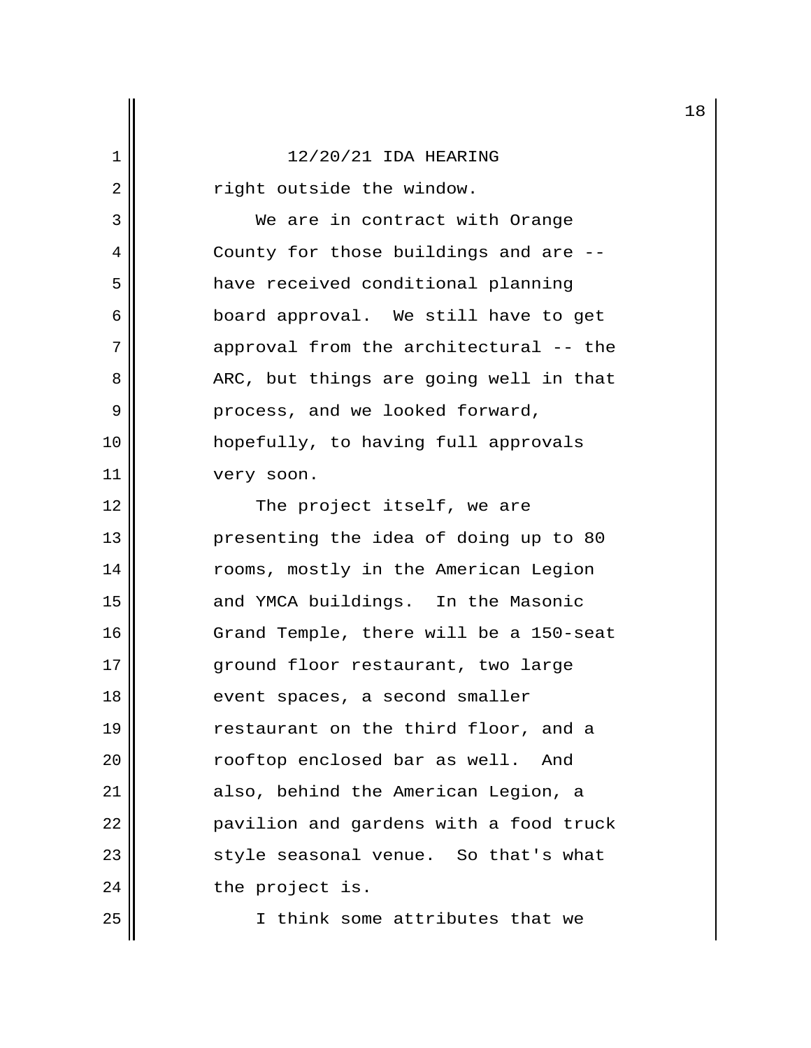right outside the window.

We are in contract with Orange County for those buildings and are -- have received conditional planning board approval. We still have to get approval from the architectural -- the ARC, but things are going well in that process, and we looked forward, hopefully, to having full approvals very soon.

The project itself, we are presenting the idea of doing up to 80 rooms, mostly in the American Legion and YMCA buildings. In the Masonic Grand Temple, there will be a 150-seat ground floor restaurant, two large event spaces, a second smaller restaurant on the third floor, and a rooftop enclosed bar as well. And also, behind the American Legion, a pavilion and gardens with a food truck style seasonal venue. So that's what the project is.

I think some attributes that we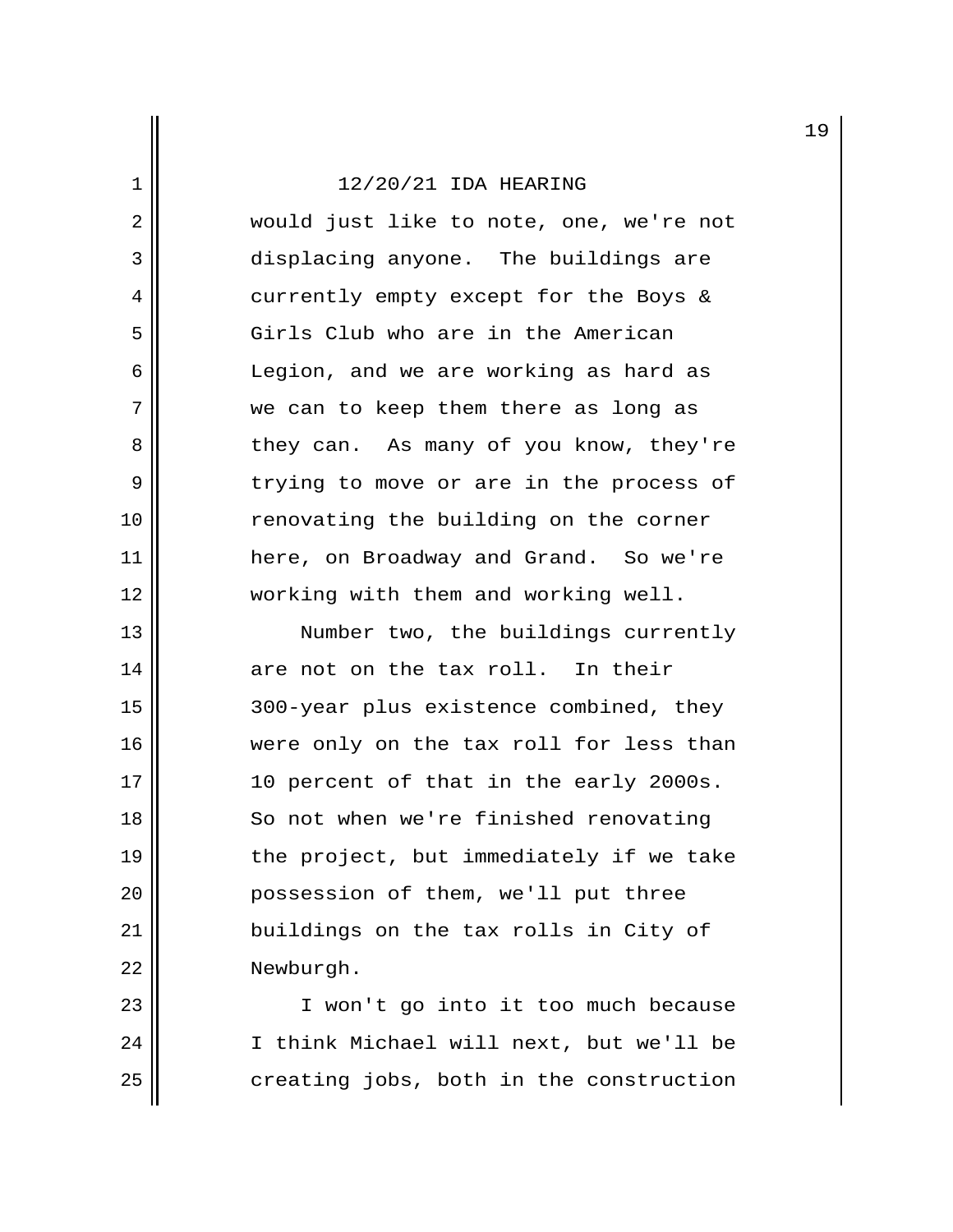would just like to note, one, we're not displacing anyone. The buildings are currently empty except for the Boys & Girls Club who are in the American Legion, and we are working as hard as we can to keep them there as long as they can. As many of you know, they're trying to move or are in the process of renovating the building on the corner here, on Broadway and Grand. So we're working with them and working well.

Number two, the buildings currently are not on the tax roll. In their 300-year plus existence combined, they were only on the tax roll for less than 10 percent of that in the early 2000s. So not when we're finished renovating the project, but immediately if we take possession of them, we'll put three buildings on the tax rolls in City of Newburgh.

I won't go into it too much because I think Michael will next, but we'll be creating jobs, both in the construction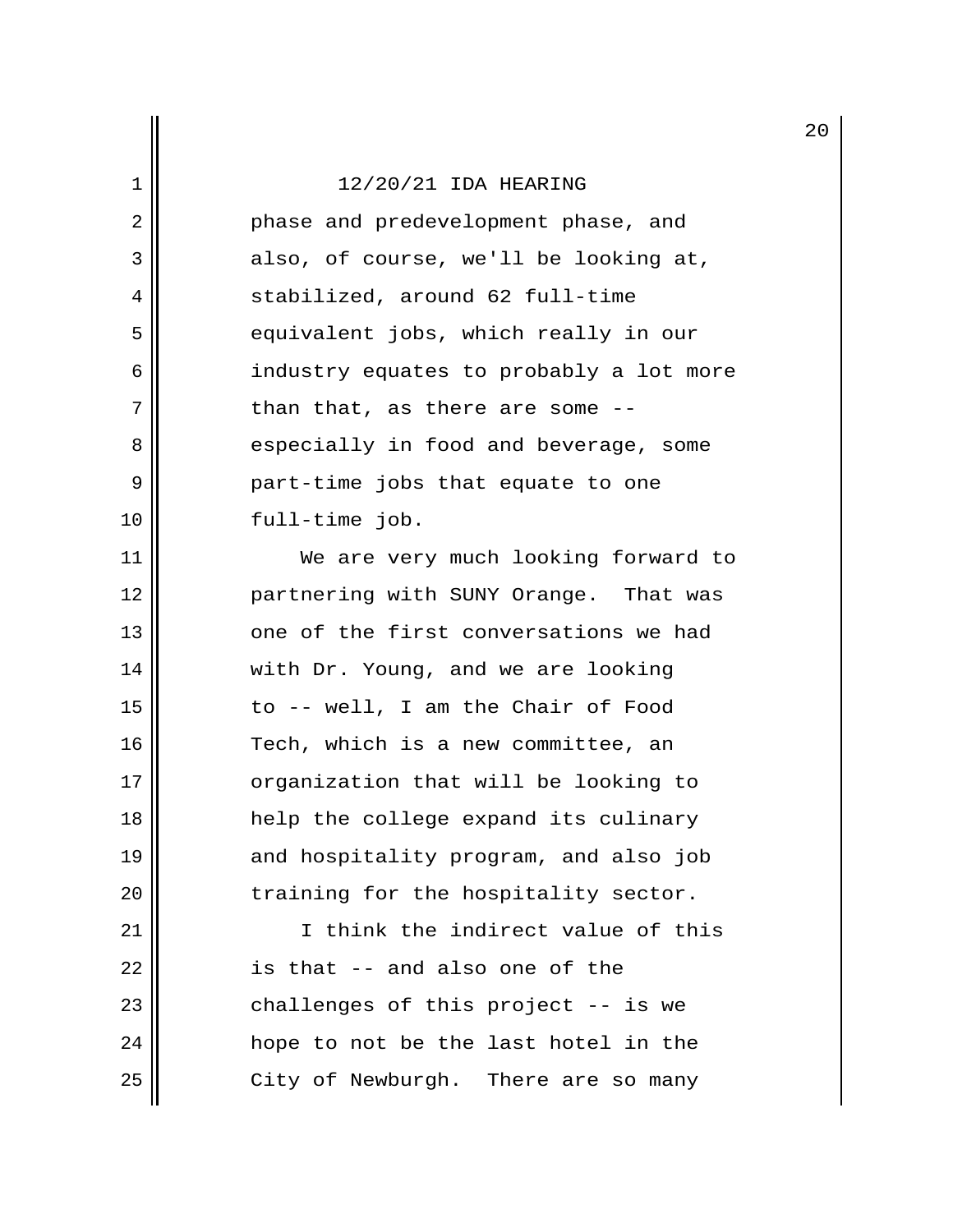phase and predevelopment phase, and also, of course, we'll be looking at, stabilized, around 62 full-time equivalent jobs, which really in our industry equates to probably a lot more than that, as there are some -- especially in food and beverage, some part-time jobs that equate to one full-time job.

We are very much looking forward to partnering with SUNY Orange. That was one of the first conversations we had with Dr. Young, and we are looking to -- well, I am the Chair of Food Tech, which is a new committee, an organization that will be looking to help the college expand its culinary and hospitality program, and also job training for the hospitality sector.

I think the indirect value of this is that -- and also one of the challenges of this project -- is we hope to not be the last hotel in the City of Newburgh. There are so many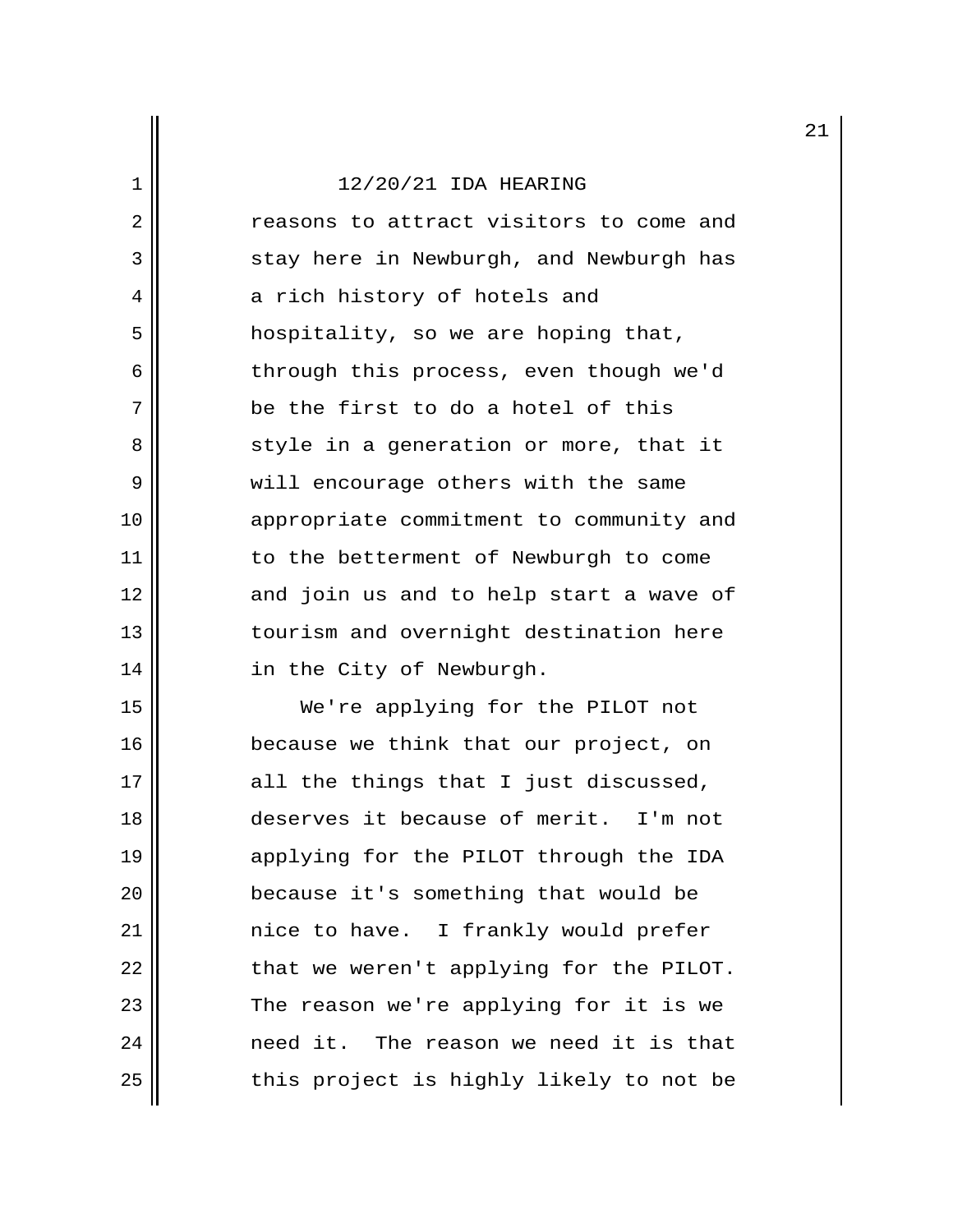reasons to attract visitors to come and stay here in Newburgh, and Newburgh has a rich history of hotels and hospitality, so we are hoping that, through this process, even though we'd be the first to do a hotel of this style in a generation or more, that it will encourage others with the same appropriate commitment to community and to the betterment of Newburgh to come and join us and to help start a wave of tourism and overnight destination here in the City of Newburgh.

We're applying for the PILOT not because we think that our project, on all the things that I just discussed, deserves it because of merit. I'm not applying for the PILOT through the IDA because it's something that would be nice to have. I frankly would prefer that we weren't applying for the PILOT. The reason we're applying for it is we need it. The reason we need it is that this project is highly likely to not be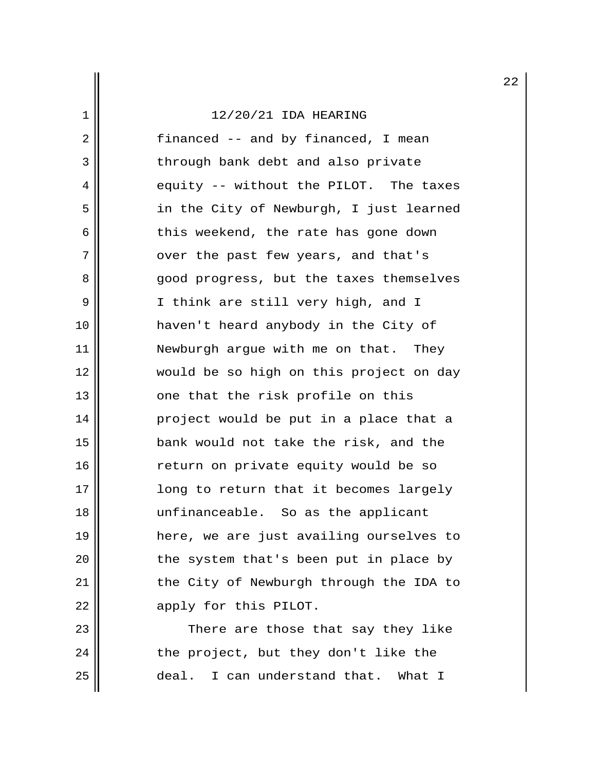financed -- and by financed, I mean through bank debt and also private equity -- without the PILOT. The taxes in the City of Newburgh, I just learned this weekend, the rate has gone down over the past few years, and that's good progress, but the taxes themselves I think are still very high, and I haven't heard anybody in the City of Newburgh argue with me on that. They would be so high on this project on day one that the risk profile on this project would be put in a place that a bank would not take the risk, and the return on private equity would be so long to return that it becomes largely unfinanceable. So as the applicant here, we are just availing ourselves to the system that's been put in place by the City of Newburgh through the IDA to apply for this PILOT.

There are those that say they like the project, but they don't like the deal. I can understand that. What I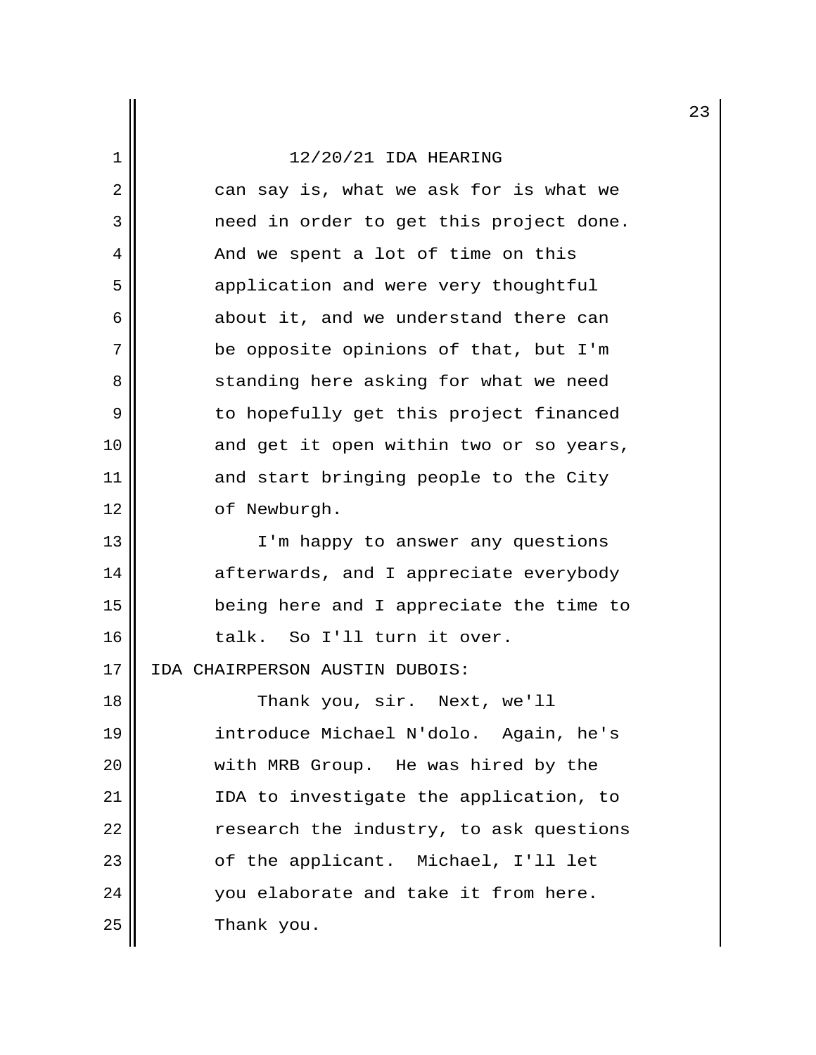can say is, what we ask for is what we need in order to get this project done. And we spent a lot of time on this application and were very thoughtful about it, and we understand there can be opposite opinions of that, but I'm standing here asking for what we need to hopefully get this project financed and get it open within two or so years, and start bringing people to the City of Newburgh.

I'm happy to answer any questions afterwards, and I appreciate everybody being here and I appreciate the time to talk. So I'll turn it over.

IDA CHAIRPERSON AUSTIN DUBOIS:

Thank you, sir. Next, we'll introduce Michael N'dolo. Again, he's with MRB Group. He was hired by the IDA to investigate the application, to research the industry, to ask questions of the applicant. Michael, I'll let you elaborate and take it from here. Thank you.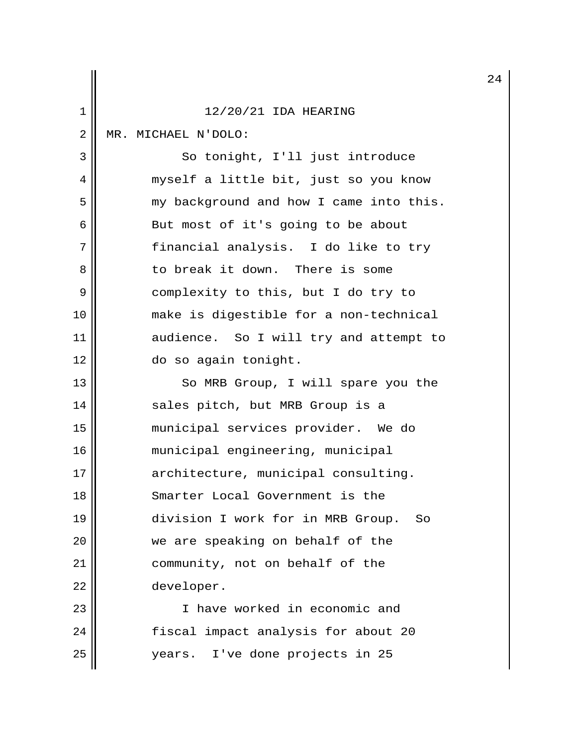12/20/21 IDA HEARING

MR. MICHAEL N'DOLO:

So tonight, I'll just introduce myself a little bit, just so you know my background and how I came into this. But most of it's going to be about financial analysis. I do like to try to break it down. There is some complexity to this, but I do try to make is digestible for a non-technical audience. So I will try and attempt to do so again tonight.

So MRB Group, I will spare you the sales pitch, but MRB Group is a municipal services provider. We do municipal engineering, municipal architecture, municipal consulting. Smarter Local Government is the division I work for in MRB Group. So we are speaking on behalf of the community, not on behalf of the developer.

I have worked in economic and fiscal impact analysis for about 20 years. I've done projects in 25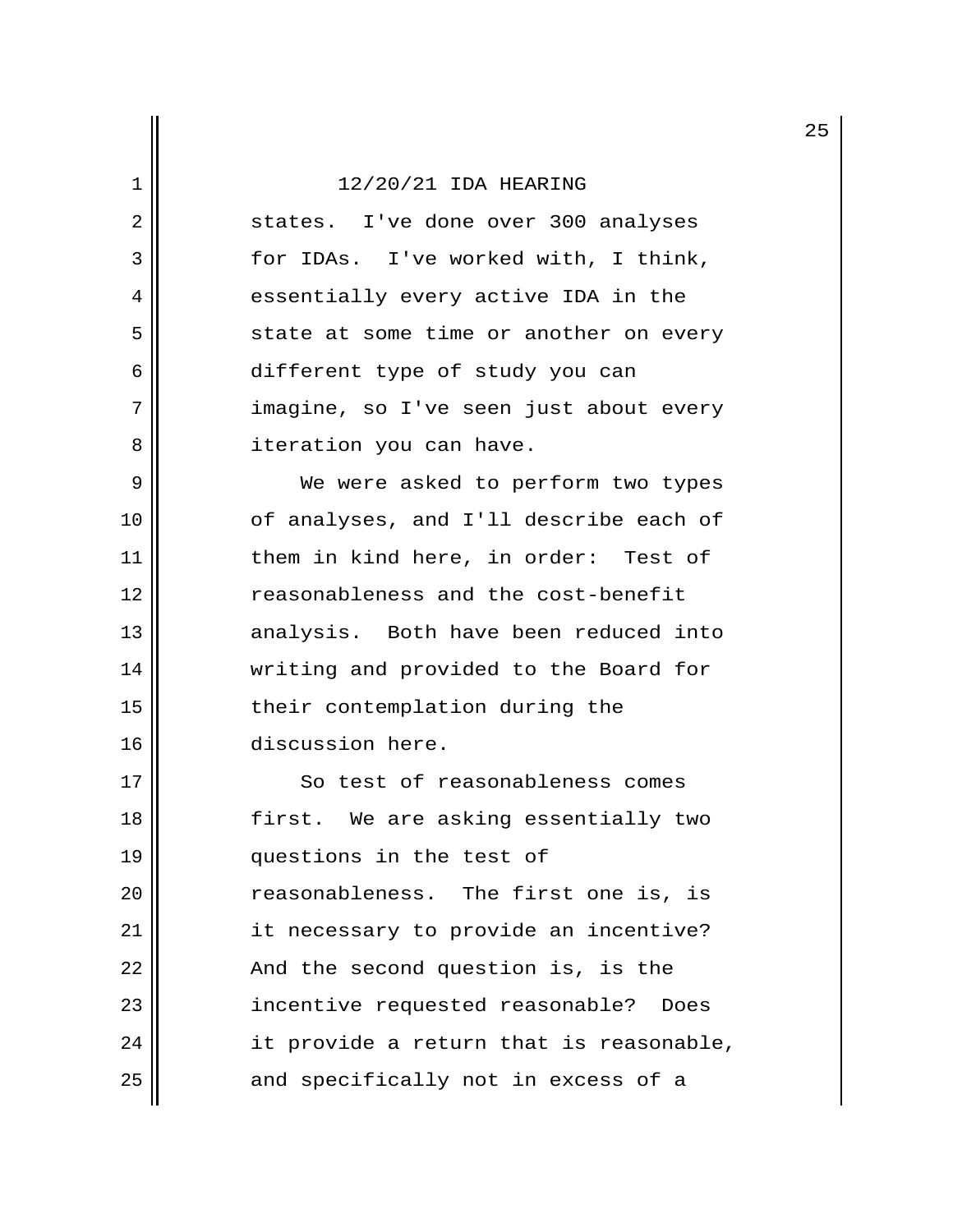states. I've done over 300 analyses for IDAs. I've worked with, I think, essentially every active IDA in the state at some time or another on every different type of study you can imagine, so I've seen just about every iteration you can have.

We were asked to perform two types of analyses, and I'll describe each of them in kind here, in order: Test of reasonableness and the cost-benefit analysis. Both have been reduced into writing and provided to the Board for their contemplation during the discussion here.

So test of reasonableness comes first. We are asking essentially two questions in the test of reasonableness. The first one is, is it necessary to provide an incentive? And the second question is, is the incentive requested reasonable? Does it provide a return that is reasonable, and specifically not in excess of a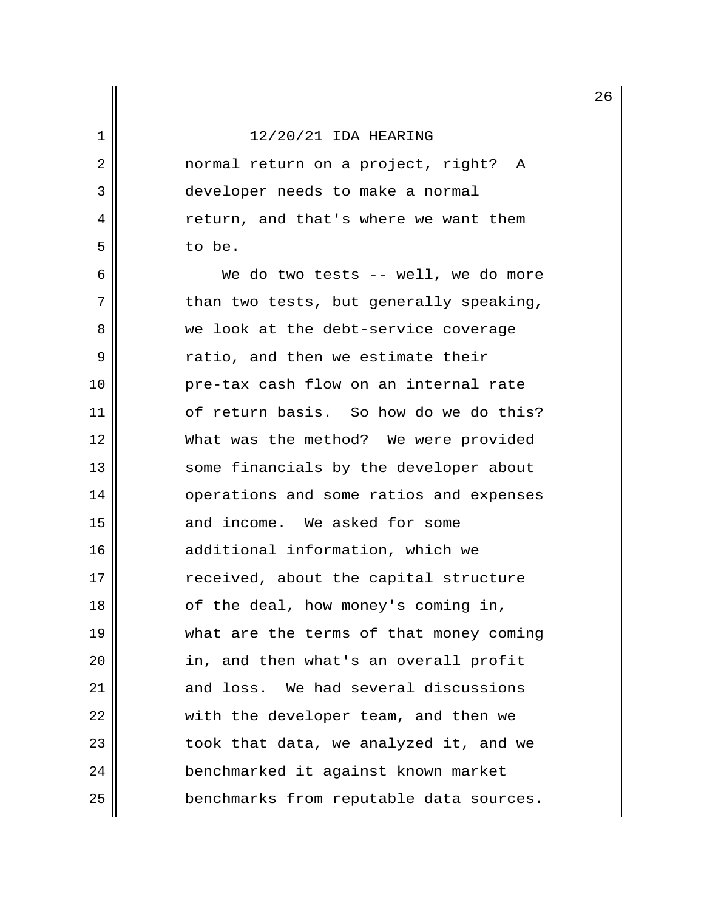normal return on a project, right? A developer needs to make a normal return, and that's where we want them to be.

We do two tests -- well, we do more than two tests, but generally speaking, we look at the debt-service coverage ratio, and then we estimate their pre-tax cash flow on an internal rate of return basis. So how do we do this? What was the method? We were provided some financials by the developer about operations and some ratios and expenses and income. We asked for some additional information, which we received, about the capital structure of the deal, how money's coming in, what are the terms of that money coming in, and then what's an overall profit and loss. We had several discussions with the developer team, and then we took that data, we analyzed it, and we benchmarked it against known market benchmarks from reputable data sources.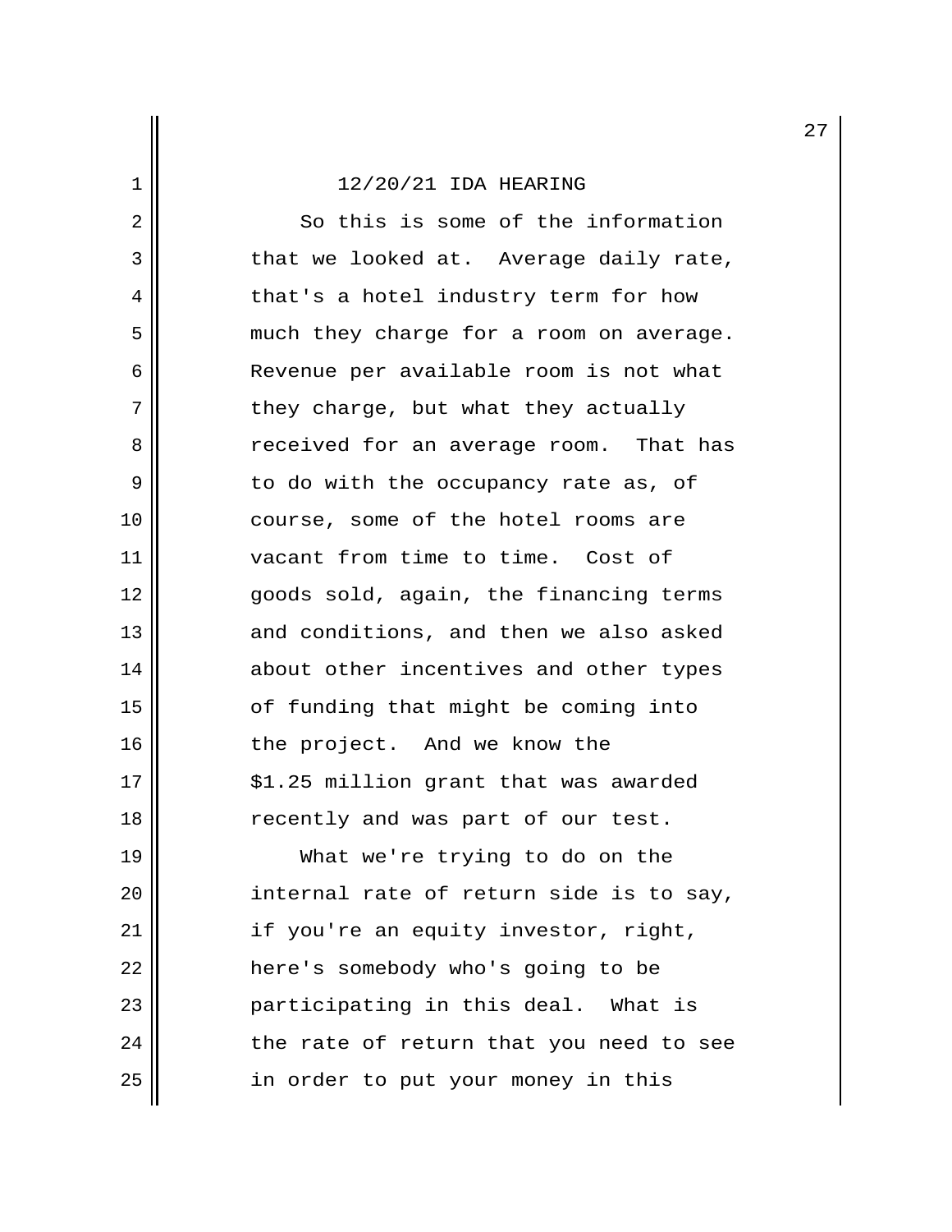12/20/21 IDA HEARING

So this is some of the information that we looked at. Average daily rate, that's a hotel industry term for how much they charge for a room on average. Revenue per available room is not what they charge, but what they actually received for an average room. That has to do with the occupancy rate as, of course, some of the hotel rooms are vacant from time to time. Cost of goods sold, again, the financing terms and conditions, and then we also asked about other incentives and other types of funding that might be coming into the project. And we know the $1.25 million grant that was awarded recently and was part of our test.

What we're trying to do on the internal rate of return side is to say, if you're an equity investor, right, here's somebody who's going to be participating in this deal. What is the rate of return that you need to see in order to put your money in this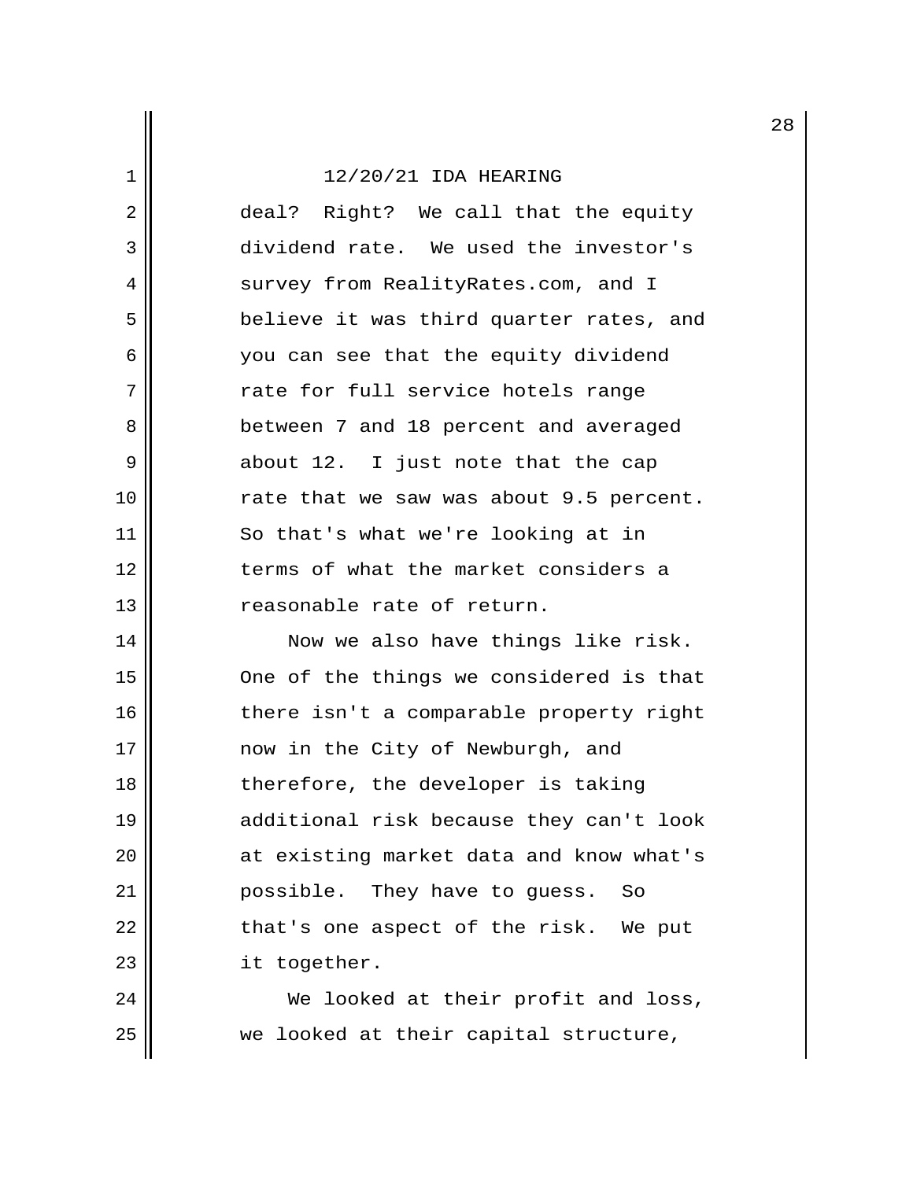deal? Right? We call that the equity dividend rate. We used the investor's survey from RealityRates.com, and I believe it was third quarter rates, and you can see that the equity dividend rate for full service hotels range between 7 and 18 percent and averaged about 12. I just note that the cap rate that we saw was about 9.5 percent. So that's what we're looking at in terms of what the market considers a reasonable rate of return.

Now we also have things like risk. One of the things we considered is that there isn't a comparable property right now in the City of Newburgh, and therefore, the developer is taking additional risk because they can't look at existing market data and know what's possible. They have to guess. So that's one aspect of the risk. We put it together.

We looked at their profit and loss, we looked at their capital structure,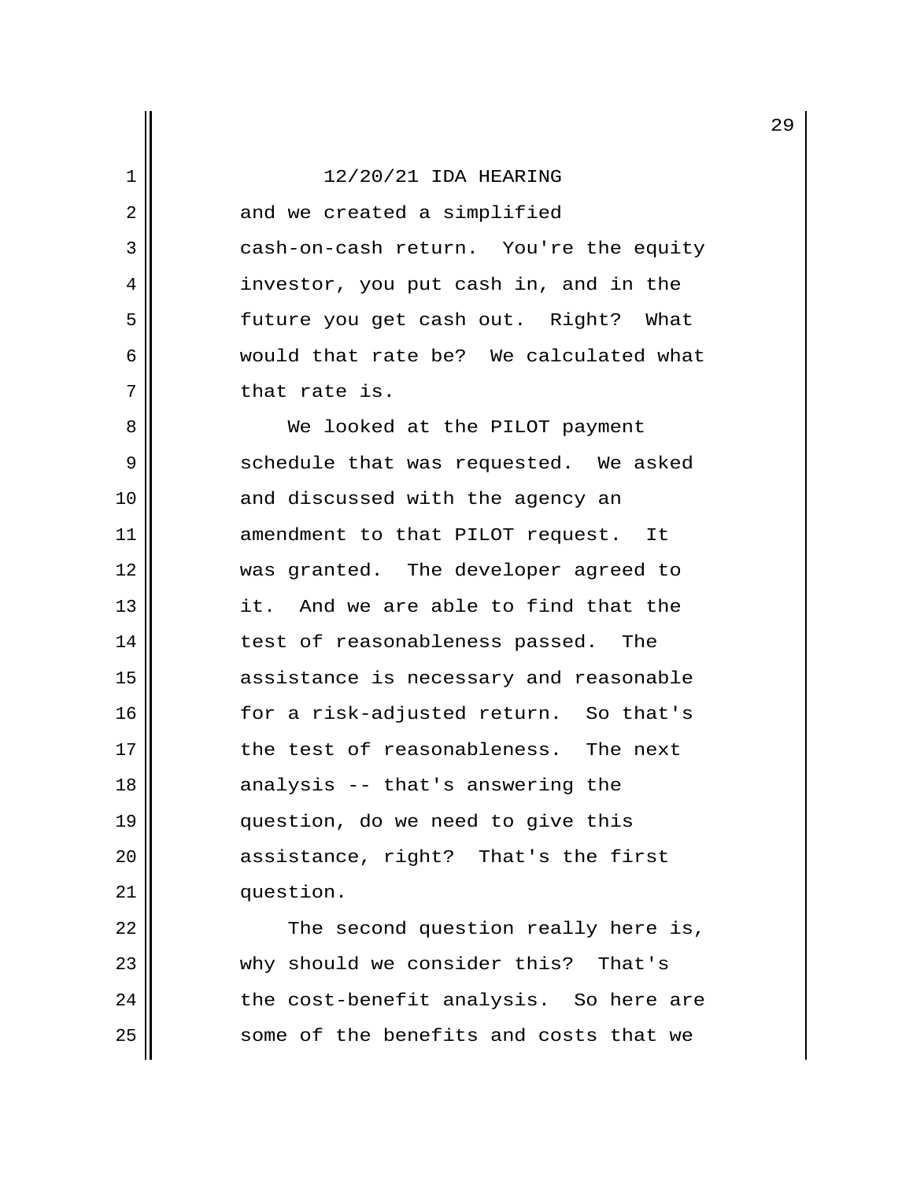12/20/21 IDA HEARING

and we created a simplified cash-on-cash return. You're the equity investor, you put cash in, and in the future you get cash out. Right? What would that rate be? We calculated what that rate is.

We looked at the PILOT payment schedule that was requested. We asked and discussed with the agency an amendment to that PILOT request. It was granted. The developer agreed to it. And we are able to find that the test of reasonableness passed. The assistance is necessary and reasonable for a risk-adjusted return. So that's the test of reasonableness. The next analysis -- that's answering the question, do we need to give this assistance, right? That's the first question.

The second question really here is, why should we consider this? That's the cost-benefit analysis. So here are some of the benefits and costs that we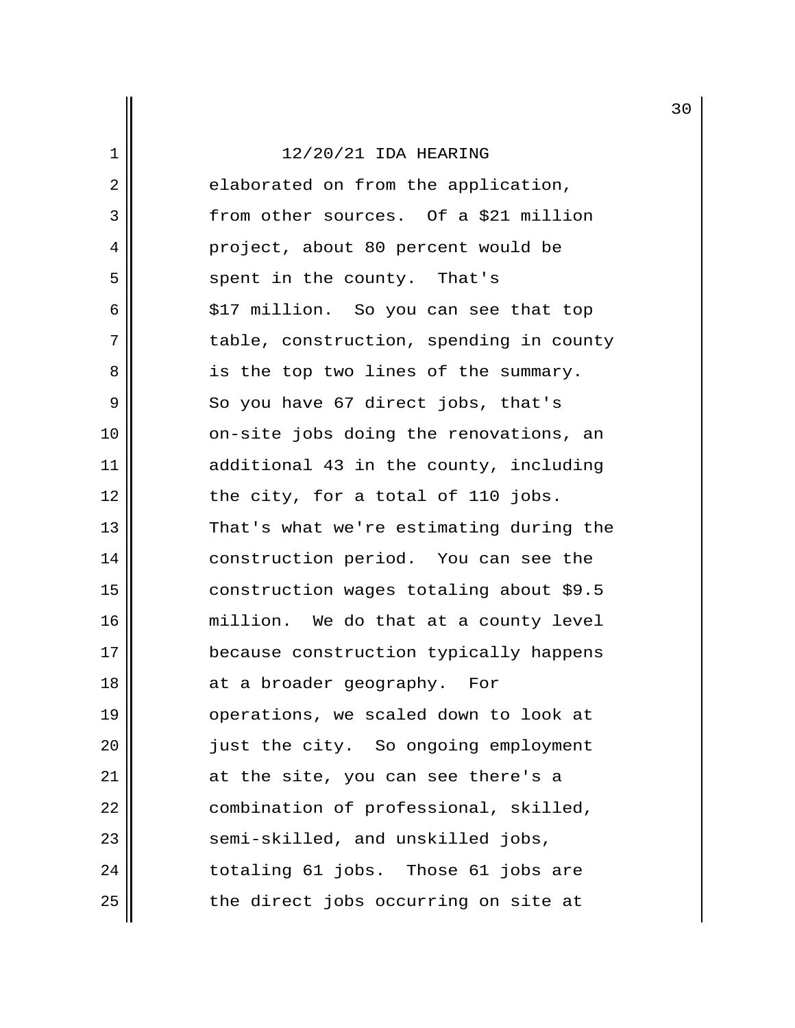elaborated on from the application, from other sources. Of a $21 million project, about 80 percent would be spent in the county. That's $17 million. So you can see that top table, construction, spending in county is the top two lines of the summary. So you have 67 direct jobs, that's on-site jobs doing the renovations, an additional 43 in the county, including the city, for a total of 110 jobs. That's what we're estimating during the construction period. You can see the construction wages totaling about $9.5 million. We do that at a county level because construction typically happens at a broader geography. For operations, we scaled down to look at just the city. So ongoing employment at the site, you can see there's a combination of professional, skilled, semi-skilled, and unskilled jobs, totaling 61 jobs. Those 61 jobs are the direct jobs occurring on site at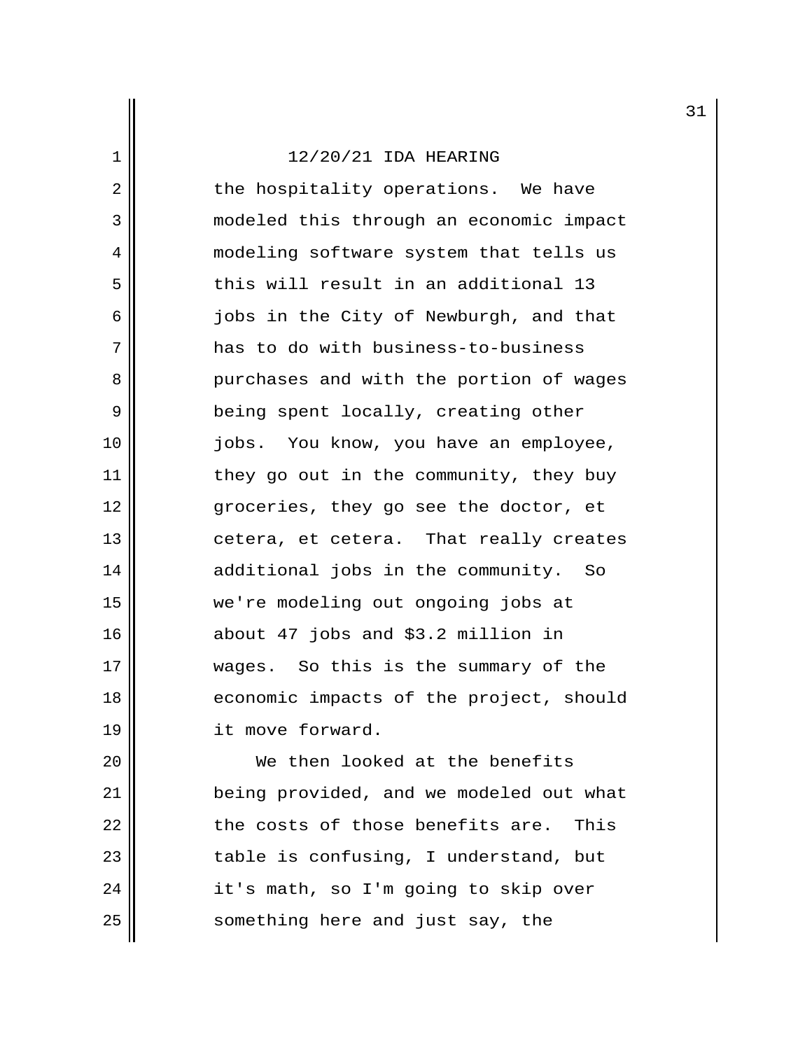12/20/21 IDA HEARING

the hospitality operations. We have modeled this through an economic impact modeling software system that tells us this will result in an additional 13 jobs in the City of Newburgh, and that has to do with business-to-business purchases and with the portion of wages being spent locally, creating other jobs. You know, you have an employee, they go out in the community, they buy groceries, they go see the doctor, et cetera, et cetera. That really creates additional jobs in the community. So we're modeling out ongoing jobs at about 47 jobs and $3.2 million in wages. So this is the summary of the economic impacts of the project, should it move forward.

We then looked at the benefits being provided, and we modeled out what the costs of those benefits are. This table is confusing, I understand, but it's math, so I'm going to skip over something here and just say, the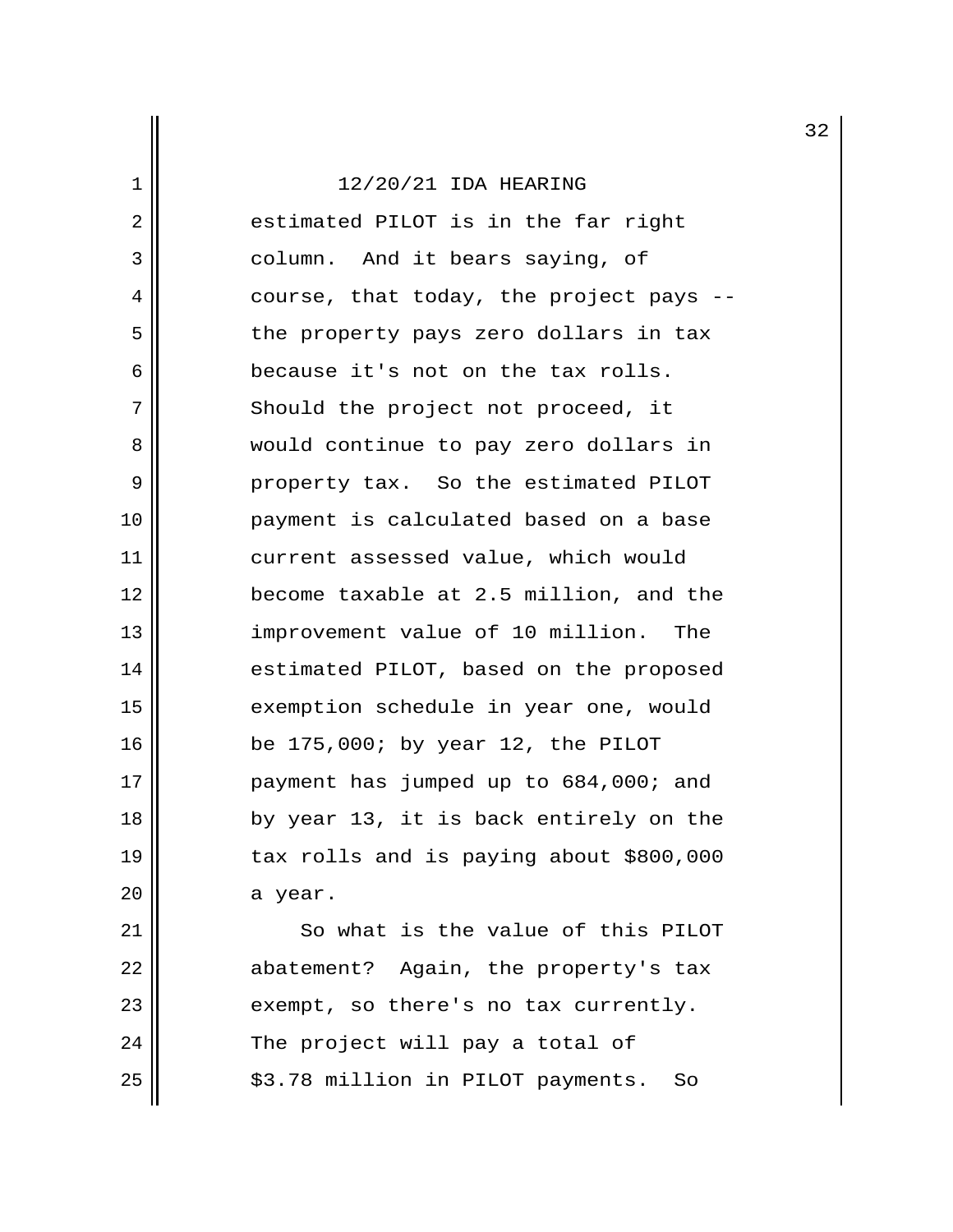12/20/21 IDA HEARING

estimated PILOT is in the far right column. And it bears saying, of course, that today, the project pays -- the property pays zero dollars in tax because it's not on the tax rolls. Should the project not proceed, it would continue to pay zero dollars in property tax. So the estimated PILOT payment is calculated based on a base current assessed value, which would become taxable at 2.5 million, and the improvement value of 10 million. The estimated PILOT, based on the proposed exemption schedule in year one, would be 175,000; by year 12, the PILOT payment has jumped up to 684,000; and by year 13, it is back entirely on the tax rolls and is paying about $800,000 a year.

So what is the value of this PILOT abatement? Again, the property's tax exempt, so there's no tax currently. The project will pay a total of $3.78 million in PILOT payments. So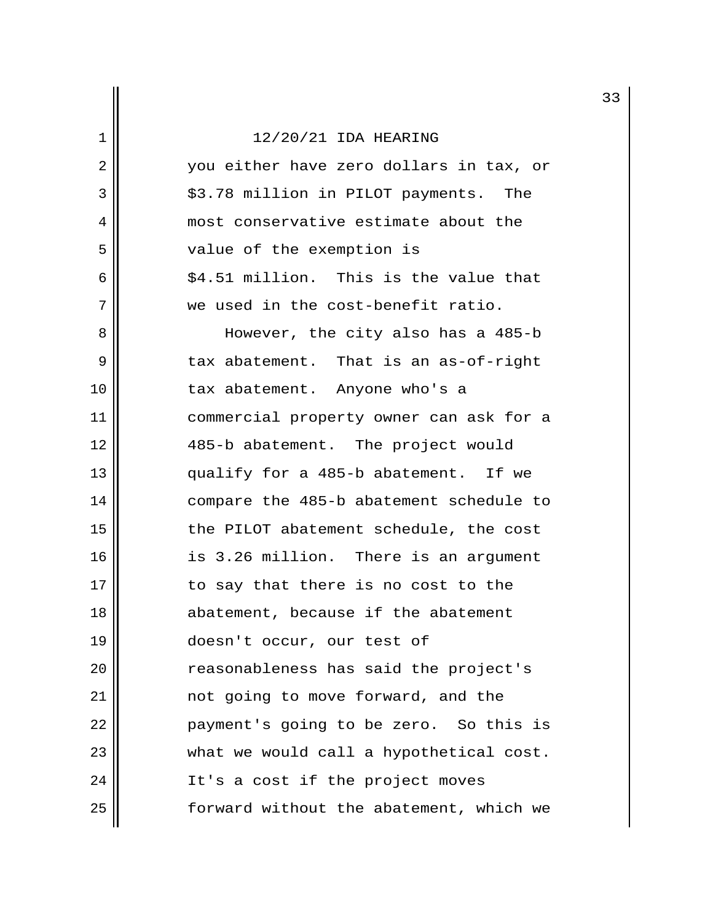12/20/21 IDA HEARING

you either have zero dollars in tax, or $3.78 million in PILOT payments. The most conservative estimate about the value of the exemption is $4.51 million. This is the value that we used in the cost-benefit ratio.

However, the city also has a 485-b tax abatement. That is an as-of-right tax abatement. Anyone who's a commercial property owner can ask for a 485-b abatement. The project would qualify for a 485-b abatement. If we compare the 485-b abatement schedule to the PILOT abatement schedule, the cost is 3.26 million. There is an argument to say that there is no cost to the abatement, because if the abatement doesn't occur, our test of reasonableness has said the project's not going to move forward, and the payment's going to be zero. So this is what we would call a hypothetical cost. It's a cost if the project moves forward without the abatement, which we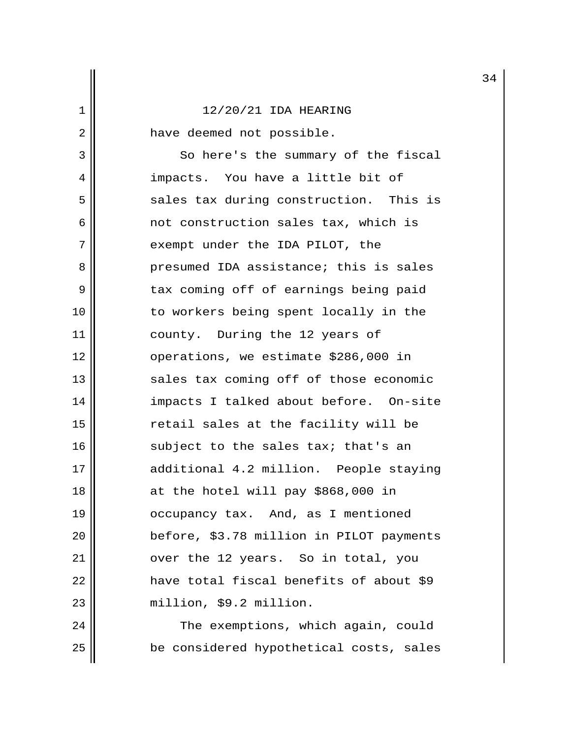have deemed not possible.

So here's the summary of the fiscal impacts. You have a little bit of sales tax during construction. This is not construction sales tax, which is exempt under the IDA PILOT, the presumed IDA assistance; this is sales tax coming off of earnings being paid to workers being spent locally in the county. During the 12 years of operations, we estimate $286,000 in sales tax coming off of those economic impacts I talked about before. On-site retail sales at the facility will be subject to the sales tax; that's an additional 4.2 million. People staying at the hotel will pay $868,000 in occupancy tax. And, as I mentioned before, $3.78 million in PILOT payments over the 12 years. So in total, you have total fiscal benefits of about $9 million, $9.2 million.

The exemptions, which again, could be considered hypothetical costs, sales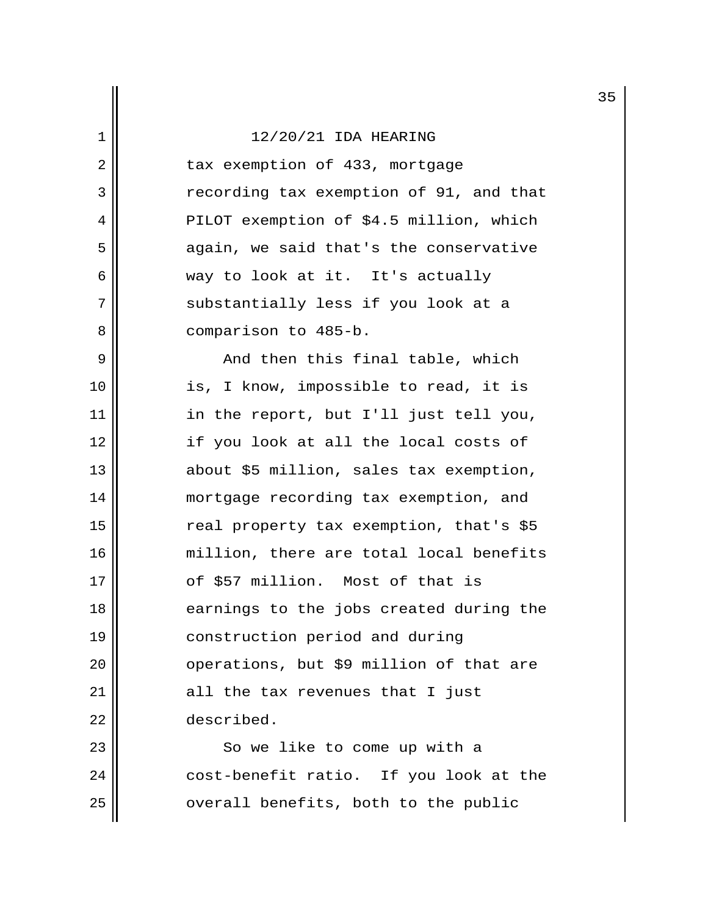12/20/21 IDA HEARING

tax exemption of 433, mortgage recording tax exemption of 91, and that PILOT exemption of $4.5 million, which again, we said that's the conservative way to look at it. It's actually substantially less if you look at a comparison to 485-b.

And then this final table, which is, I know, impossible to read, it is in the report, but I'll just tell you, if you look at all the local costs of about $5 million, sales tax exemption, mortgage recording tax exemption, and real property tax exemption, that's $5 million, there are total local benefits of $57 million. Most of that is earnings to the jobs created during the construction period and during operations, but $9 million of that are all the tax revenues that I just described.

So we like to come up with a cost-benefit ratio. If you look at the overall benefits, both to the public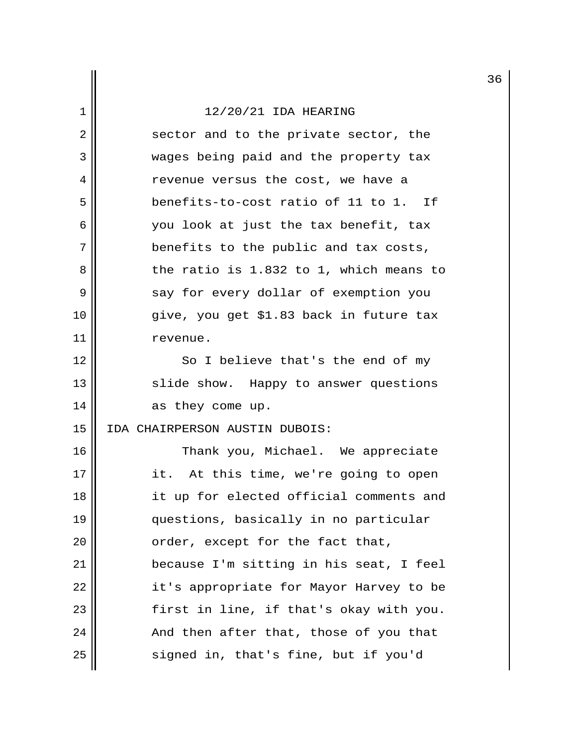12/20/21 IDA HEARING

sector and to the private sector, the wages being paid and the property tax revenue versus the cost, we have a benefits-to-cost ratio of 11 to 1. If you look at just the tax benefit, tax benefits to the public and tax costs, the ratio is 1.832 to 1, which means to say for every dollar of exemption you give, you get $1.83 back in future tax revenue.

So I believe that's the end of my slide show. Happy to answer questions as they come up.

IDA CHAIRPERSON AUSTIN DUBOIS:

Thank you, Michael. We appreciate it. At this time, we're going to open it up for elected official comments and questions, basically in no particular order, except for the fact that, because I'm sitting in his seat, I feel it's appropriate for Mayor Harvey to be first in line, if that's okay with you. And then after that, those of you that signed in, that's fine, but if you'd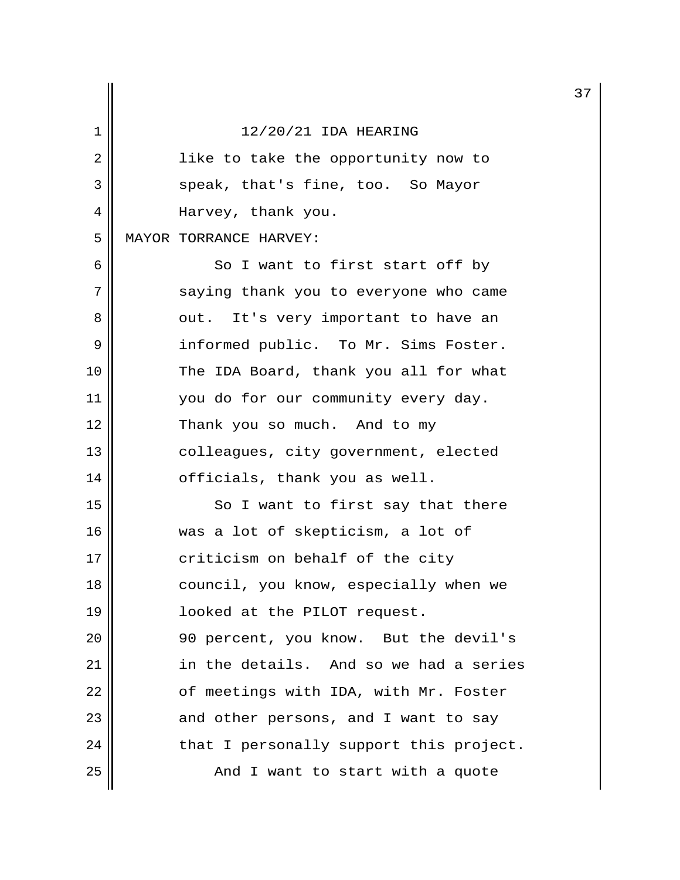like to take the opportunity now to speak, that's fine, too. So Mayor Harvey, thank you.

MAYOR TORRANCE HARVEY:

So I want to first start off by saying thank you to everyone who came out. It's very important to have an informed public. To Mr. Sims Foster. The IDA Board, thank you all for what you do for our community every day. Thank you so much. And to my colleagues, city government, elected officials, thank you as well.

So I want to first say that there was a lot of skepticism, a lot of criticism on behalf of the city council, you know, especially when we looked at the PILOT request. 90 percent, you know. But the devil's in the details. And so we had a series of meetings with IDA, with Mr. Foster and other persons, and I want to say that I personally support this project.

And I want to start with a quote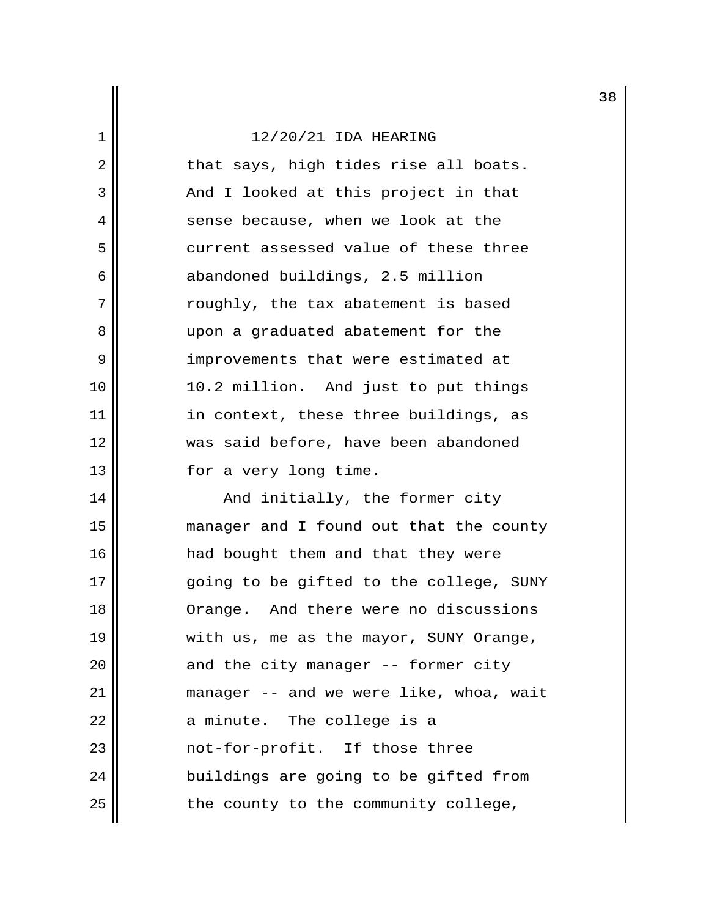12/20/21 IDA HEARING

that says, high tides rise all boats. And I looked at this project in that sense because, when we look at the current assessed value of these three abandoned buildings, 2.5 million roughly, the tax abatement is based upon a graduated abatement for the improvements that were estimated at 10.2 million. And just to put things in context, these three buildings, as was said before, have been abandoned for a very long time.

And initially, the former city manager and I found out that the county had bought them and that they were going to be gifted to the college, SUNY Orange. And there were no discussions with us, me as the mayor, SUNY Orange, and the city manager -- former city manager -- and we were like, whoa, wait a minute. The college is a not-for-profit. If those three buildings are going to be gifted from the county to the community college,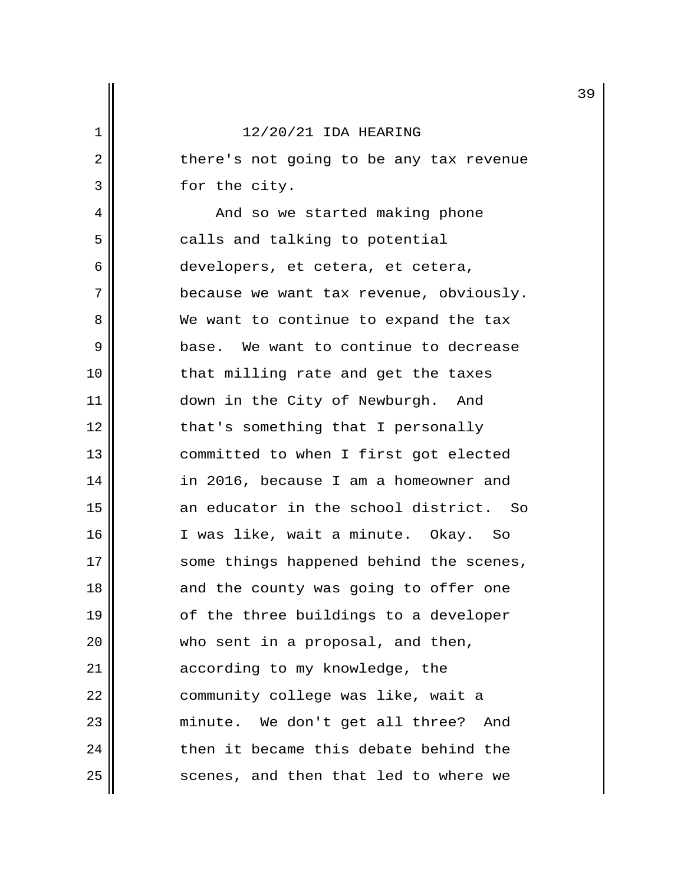12/20/21 IDA HEARING

there's not going to be any tax revenue for the city.

And so we started making phone calls and talking to potential developers, et cetera, et cetera, because we want tax revenue, obviously. We want to continue to expand the tax base. We want to continue to decrease that milling rate and get the taxes down in the City of Newburgh. And that's something that I personally committed to when I first got elected in 2016, because I am a homeowner and an educator in the school district. So I was like, wait a minute. Okay. So some things happened behind the scenes, and the county was going to offer one of the three buildings to a developer who sent in a proposal, and then, according to my knowledge, the community college was like, wait a minute. We don't get all three? And then it became this debate behind the scenes, and then that led to where we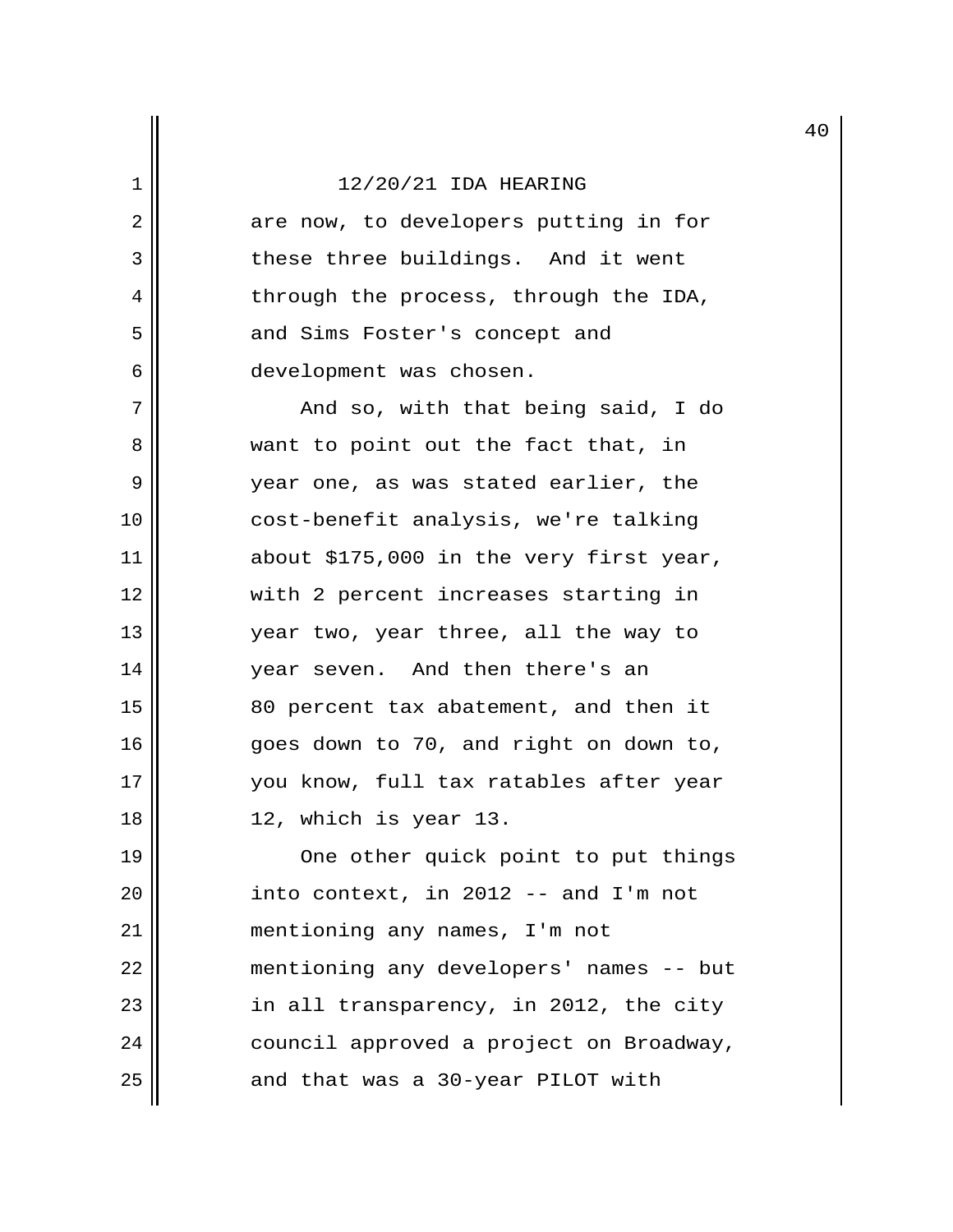are now, to developers putting in for these three buildings. And it went through the process, through the IDA, and Sims Foster's concept and development was chosen.

And so, with that being said, I do want to point out the fact that, in year one, as was stated earlier, the cost-benefit analysis, we're talking about $175,000 in the very first year, with 2 percent increases starting in year two, year three, all the way to year seven. And then there's an 80 percent tax abatement, and then it goes down to 70, and right on down to, you know, full tax ratables after year 12, which is year 13.

One other quick point to put things into context, in 2012 -- and I'm not mentioning any names, I'm not mentioning any developers' names -- but in all transparency, in 2012, the city council approved a project on Broadway, and that was a 30-year PILOT with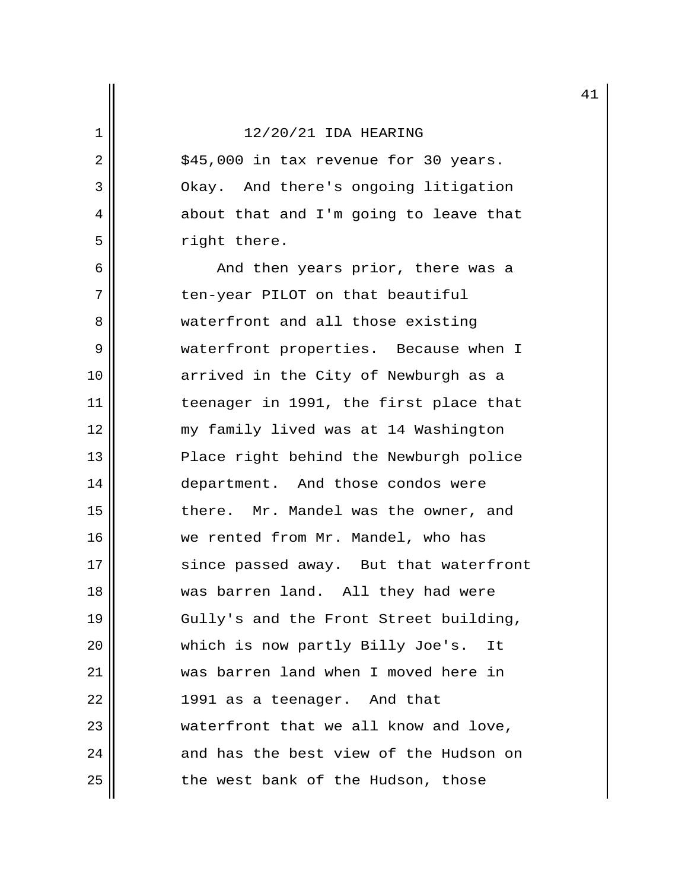12/20/21 IDA HEARING

$45,000 in tax revenue for 30 years. Okay. And there's ongoing litigation about that and I'm going to leave that right there.

And then years prior, there was a ten-year PILOT on that beautiful waterfront and all those existing waterfront properties. Because when I arrived in the City of Newburgh as a teenager in 1991, the first place that my family lived was at 14 Washington Place right behind the Newburgh police department. And those condos were there. Mr. Mandel was the owner, and we rented from Mr. Mandel, who has since passed away. But that waterfront was barren land. All they had were Gully's and the Front Street building, which is now partly Billy Joe's. It was barren land when I moved here in 1991 as a teenager. And that waterfront that we all know and love, and has the best view of the Hudson on the west bank of the Hudson, those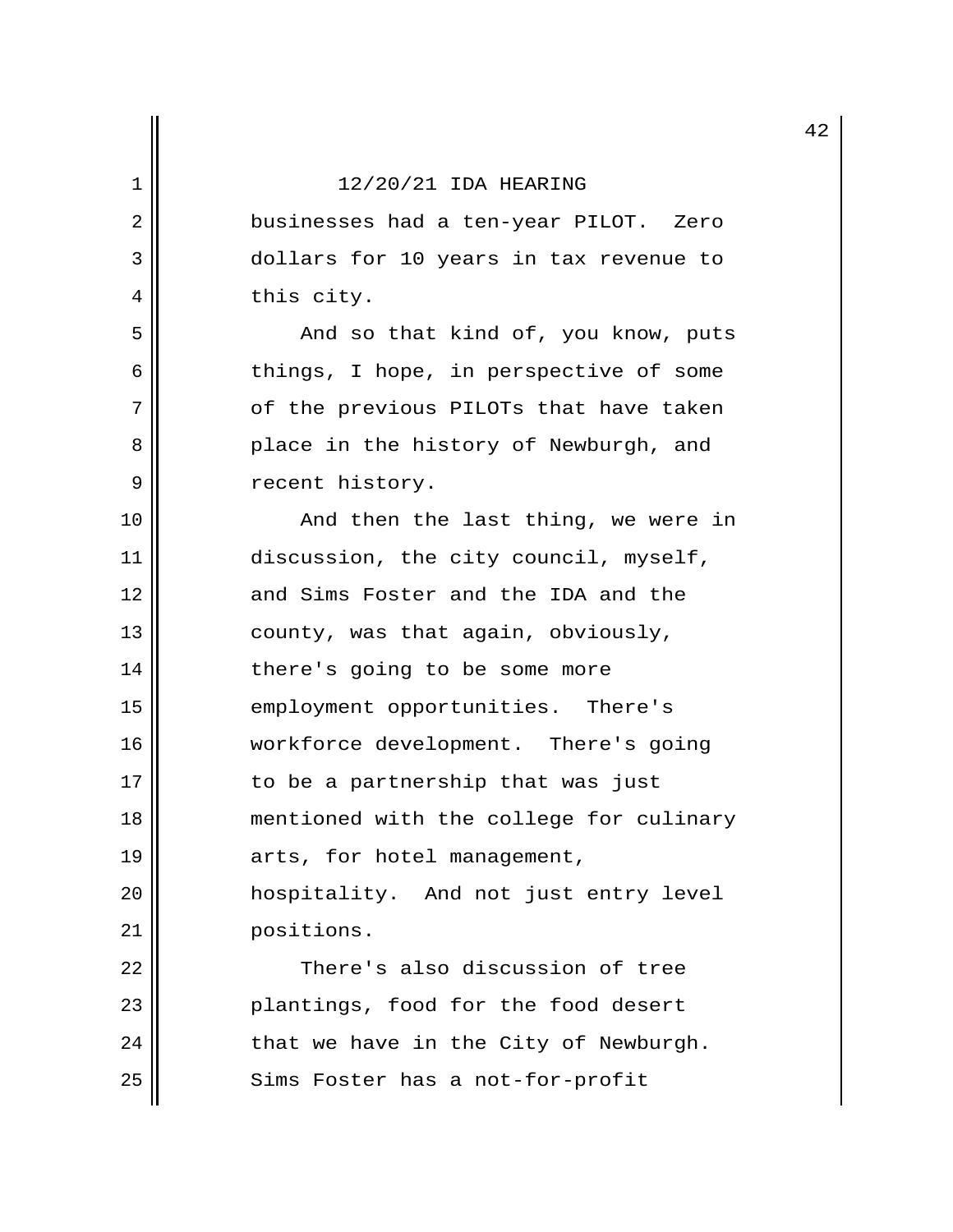12/20/21 IDA HEARING

businesses had a ten-year PILOT. Zero dollars for 10 years in tax revenue to this city.

And so that kind of, you know, puts things, I hope, in perspective of some of the previous PILOTs that have taken place in the history of Newburgh, and recent history.

And then the last thing, we were in discussion, the city council, myself, and Sims Foster and the IDA and the county, was that again, obviously, there's going to be some more employment opportunities. There's workforce development. There's going to be a partnership that was just mentioned with the college for culinary arts, for hotel management, hospitality. And not just entry level positions.

There's also discussion of tree plantings, food for the food desert that we have in the City of Newburgh. Sims Foster has a not-for-profit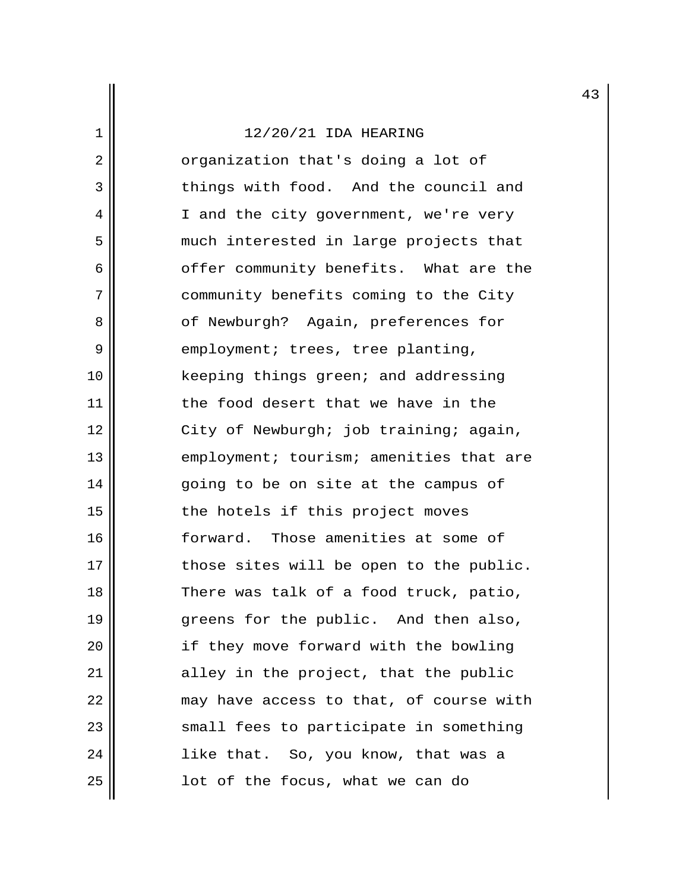12/20/21 IDA HEARING

organization that's doing a lot of things with food. And the council and I and the city government, we're very much interested in large projects that offer community benefits. What are the community benefits coming to the City of Newburgh? Again, preferences for employment; trees, tree planting, keeping things green; and addressing the food desert that we have in the City of Newburgh; job training; again, employment; tourism; amenities that are going to be on site at the campus of the hotels if this project moves forward. Those amenities at some of those sites will be open to the public. There was talk of a food truck, patio, greens for the public. And then also, if they move forward with the bowling alley in the project, that the public may have access to that, of course with small fees to participate in something like that. So, you know, that was a lot of the focus, what we can do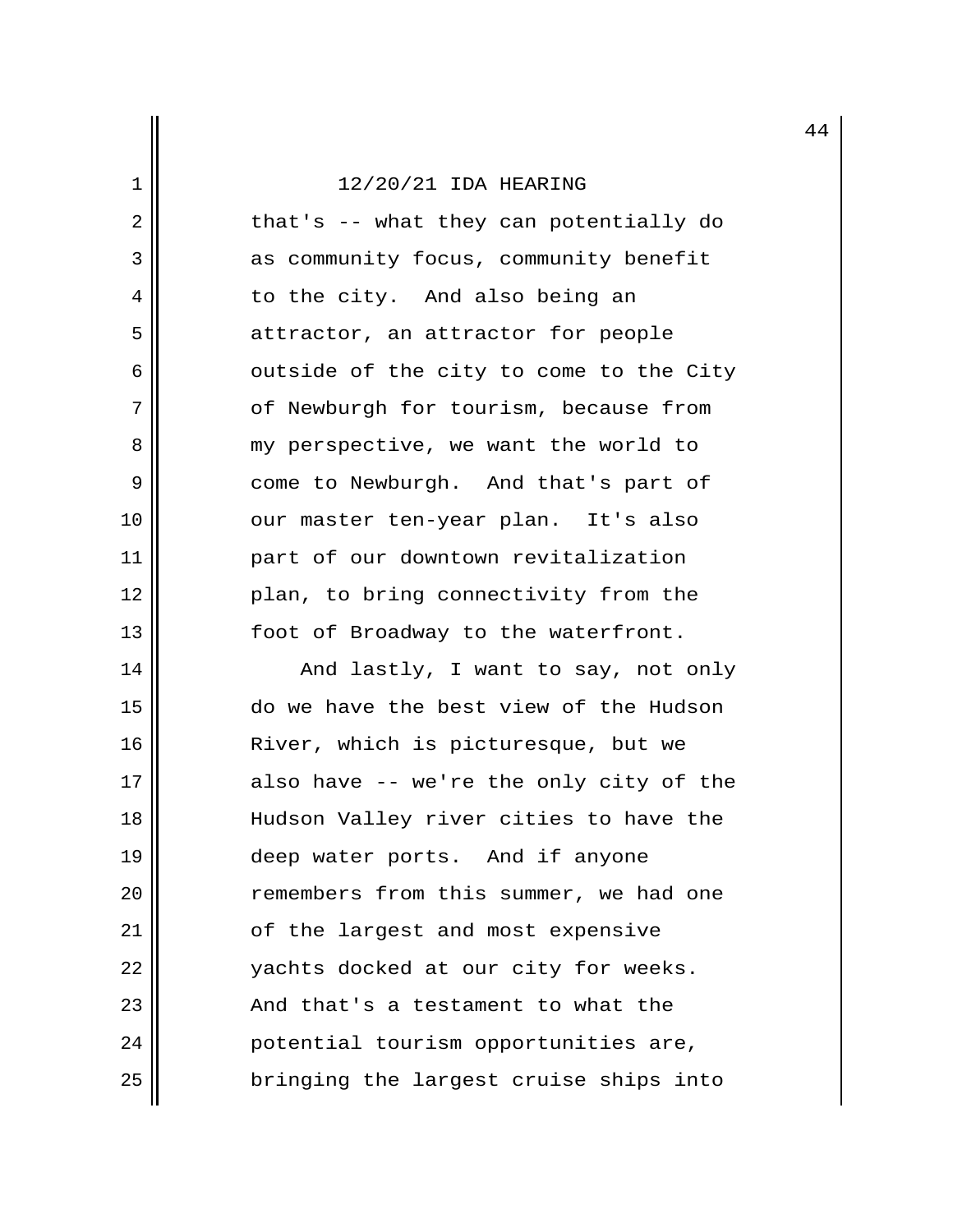that's -- what they can potentially do as community focus, community benefit to the city. And also being an attractor, an attractor for people outside of the city to come to the City of Newburgh for tourism, because from my perspective, we want the world to come to Newburgh. And that's part of our master ten-year plan. It's also part of our downtown revitalization plan, to bring connectivity from the foot of Broadway to the waterfront.

And lastly, I want to say, not only do we have the best view of the Hudson River, which is picturesque, but we also have -- we're the only city of the Hudson Valley river cities to have the deep water ports. And if anyone remembers from this summer, we had one of the largest and most expensive yachts docked at our city for weeks. And that's a testament to what the potential tourism opportunities are, bringing the largest cruise ships into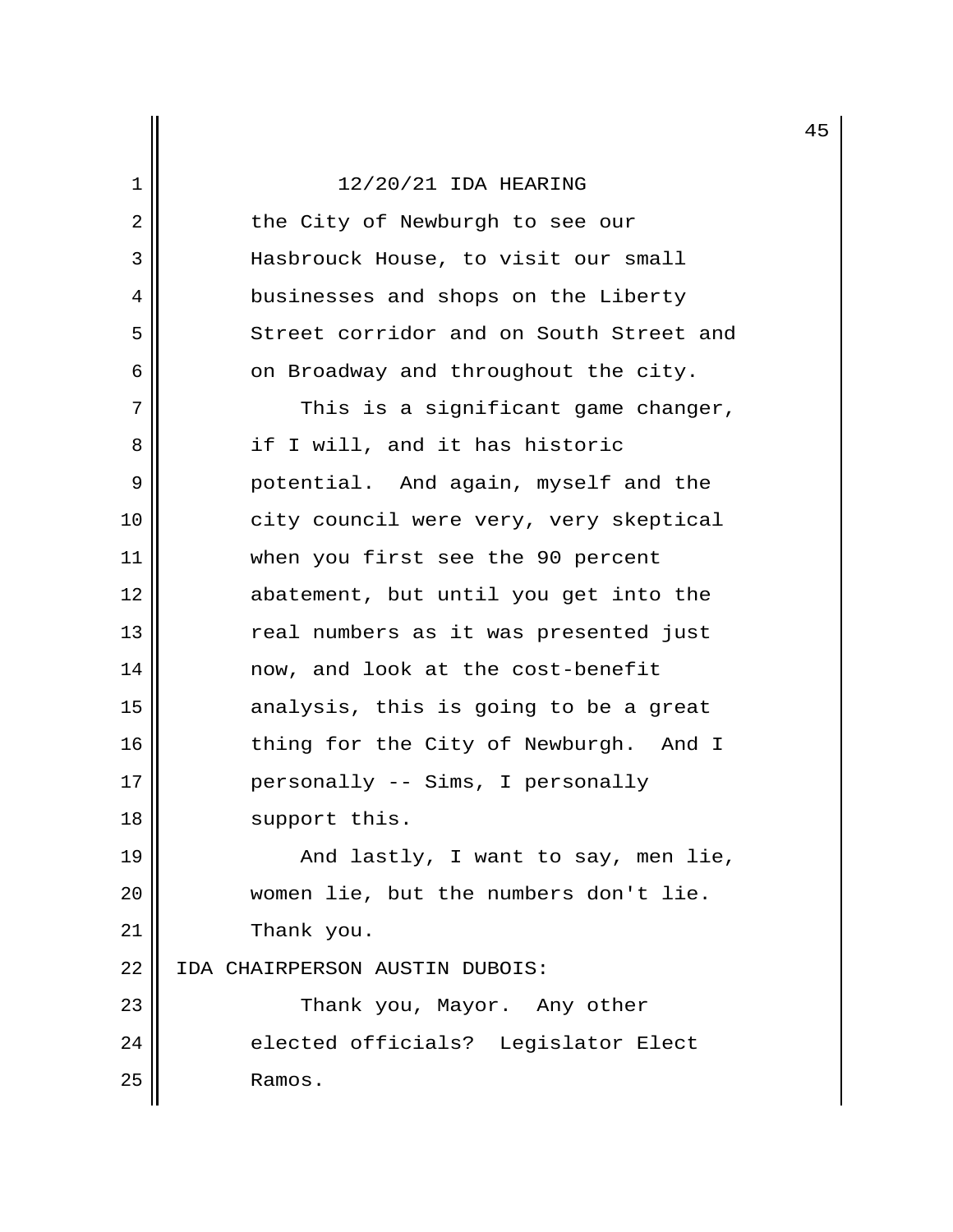the City of Newburgh to see our Hasbrouck House, to visit our small businesses and shops on the Liberty Street corridor and on South Street and on Broadway and throughout the city.

This is a significant game changer, if I will, and it has historic potential. And again, myself and the city council were very, very skeptical when you first see the 90 percent abatement, but until you get into the real numbers as it was presented just now, and look at the cost-benefit analysis, this is going to be a great thing for the City of Newburgh. And I personally -- Sims, I personally support this.

And lastly, I want to say, men lie, women lie, but the numbers don't lie. Thank you.

IDA CHAIRPERSON AUSTIN DUBOIS:

Thank you, Mayor. Any other elected officials? Legislator Elect Ramos.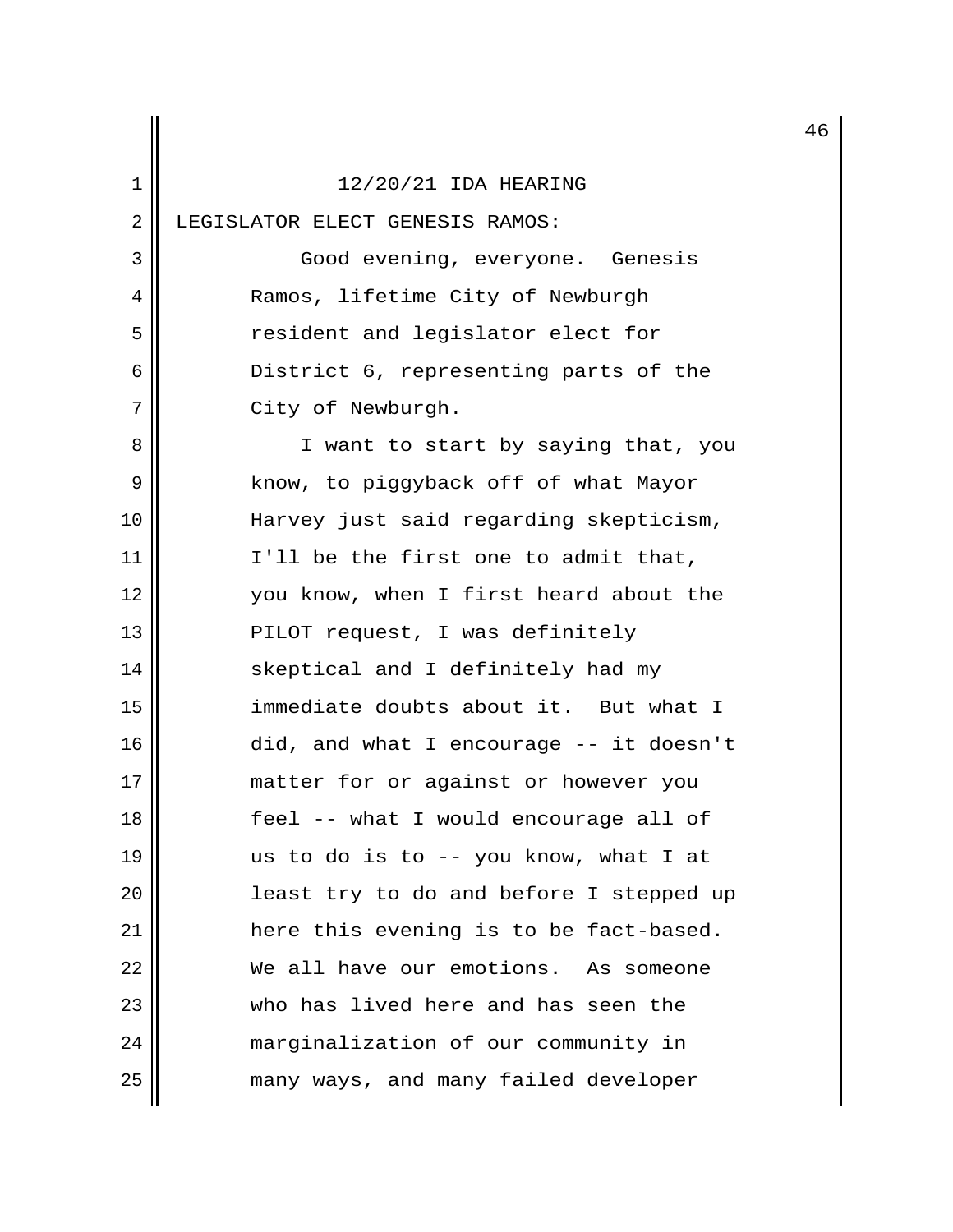12/20/21 IDA HEARING

LEGISLATOR ELECT GENESIS RAMOS:

Good evening, everyone. Genesis Ramos, lifetime City of Newburgh resident and legislator elect for District 6, representing parts of the City of Newburgh.

I want to start by saying that, you know, to piggyback off of what Mayor Harvey just said regarding skepticism, I'll be the first one to admit that, you know, when I first heard about the PILOT request, I was definitely skeptical and I definitely had my immediate doubts about it. But what I did, and what I encourage -- it doesn't matter for or against or however you feel -- what I would encourage all of us to do is to -- you know, what I at least try to do and before I stepped up here this evening is to be fact-based. We all have our emotions. As someone who has lived here and has seen the marginalization of our community in many ways, and many failed developer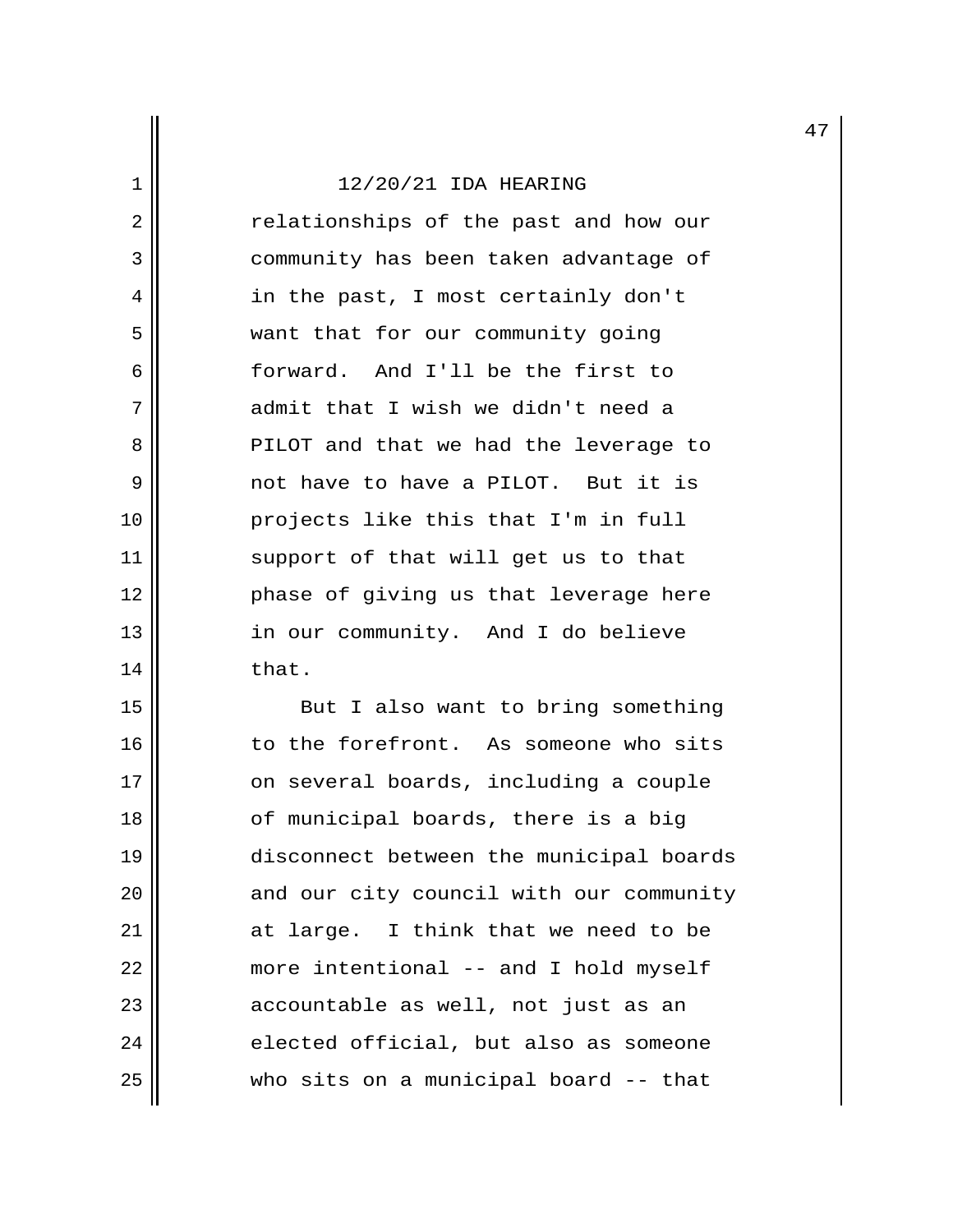relationships of the past and how our community has been taken advantage of in the past, I most certainly don't want that for our community going forward. And I'll be the first to admit that I wish we didn't need a PILOT and that we had the leverage to not have to have a PILOT. But it is projects like this that I'm in full support of that will get us to that phase of giving us that leverage here in our community. And I do believe that.

But I also want to bring something to the forefront. As someone who sits on several boards, including a couple of municipal boards, there is a big disconnect between the municipal boards and our city council with our community at large. I think that we need to be more intentional -- and I hold myself accountable as well, not just as an elected official, but also as someone who sits on a municipal board -- that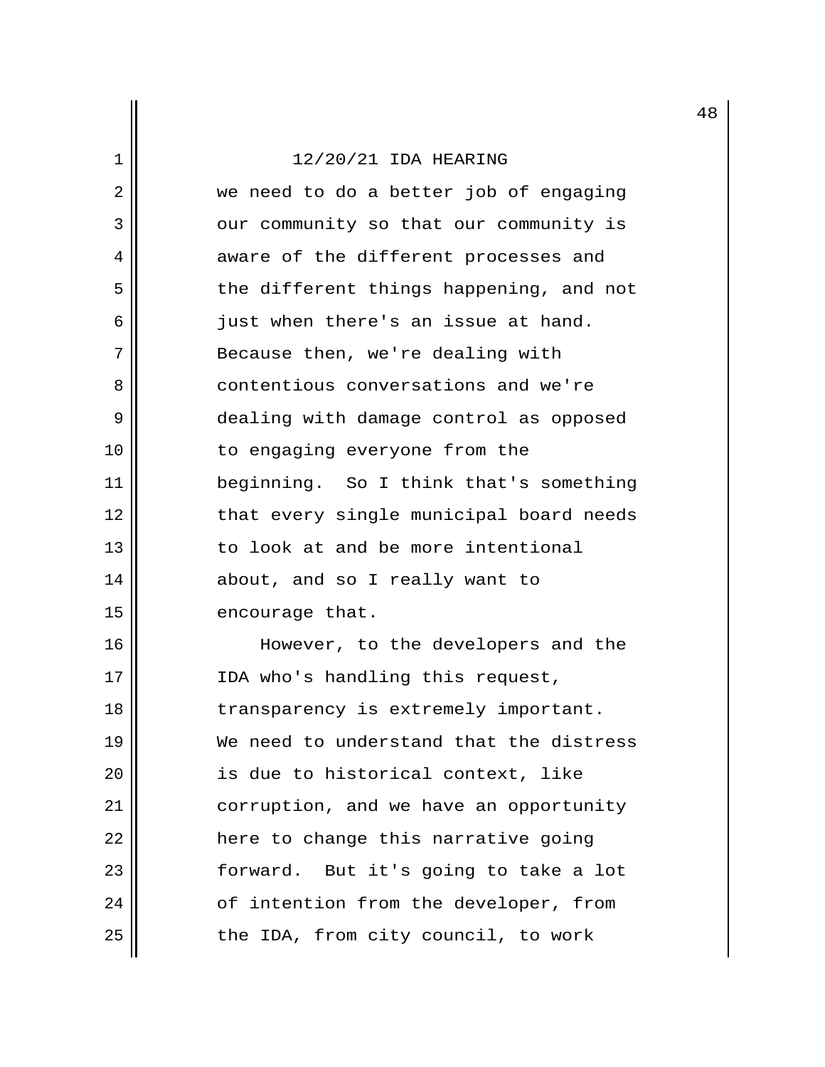we need to do a better job of engaging our community so that our community is aware of the different processes and the different things happening, and not just when there's an issue at hand. Because then, we're dealing with contentious conversations and we're dealing with damage control as opposed to engaging everyone from the beginning. So I think that's something that every single municipal board needs to look at and be more intentional about, and so I really want to encourage that.

However, to the developers and the IDA who's handling this request, transparency is extremely important. We need to understand that the distress is due to historical context, like corruption, and we have an opportunity here to change this narrative going forward. But it's going to take a lot of intention from the developer, from the IDA, from city council, to work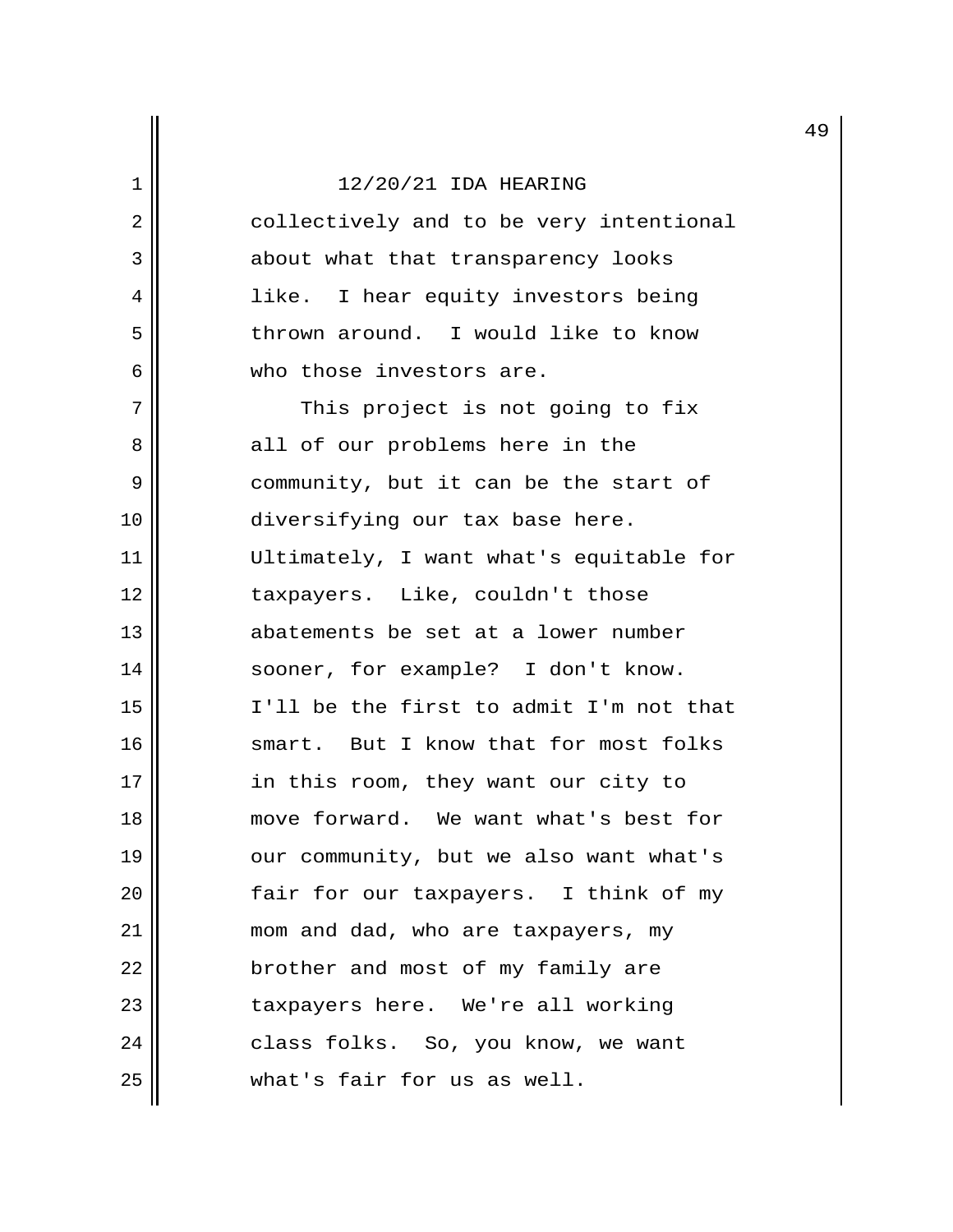collectively and to be very intentional about what that transparency looks like. I hear equity investors being thrown around. I would like to know who those investors are.

This project is not going to fix all of our problems here in the community, but it can be the start of diversifying our tax base here. Ultimately, I want what's equitable for taxpayers. Like, couldn't those abatements be set at a lower number sooner, for example? I don't know. I'll be the first to admit I'm not that smart. But I know that for most folks in this room, they want our city to move forward. We want what's best for our community, but we also want what's fair for our taxpayers. I think of my mom and dad, who are taxpayers, my brother and most of my family are taxpayers here. We're all working class folks. So, you know, we want what's fair for us as well.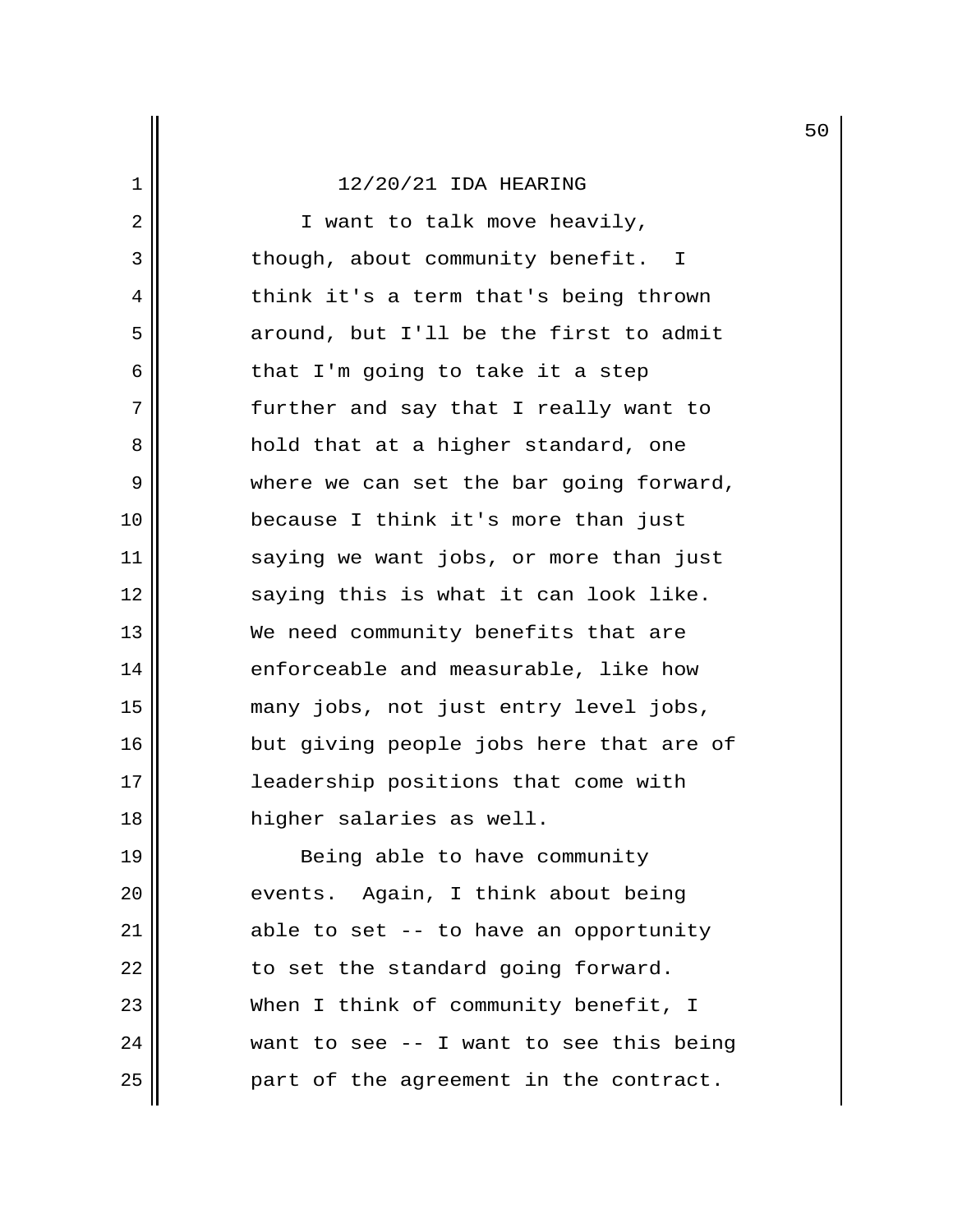12/20/21 IDA HEARING

I want to talk move heavily, though, about community benefit. I think it's a term that's being thrown around, but I'll be the first to admit that I'm going to take it a step further and say that I really want to hold that at a higher standard, one where we can set the bar going forward, because I think it's more than just saying we want jobs, or more than just saying this is what it can look like. We need community benefits that are enforceable and measurable, like how many jobs, not just entry level jobs, but giving people jobs here that are of leadership positions that come with higher salaries as well.

Being able to have community events. Again, I think about being able to set -- to have an opportunity to set the standard going forward. When I think of community benefit, I want to see -- I want to see this being part of the agreement in the contract.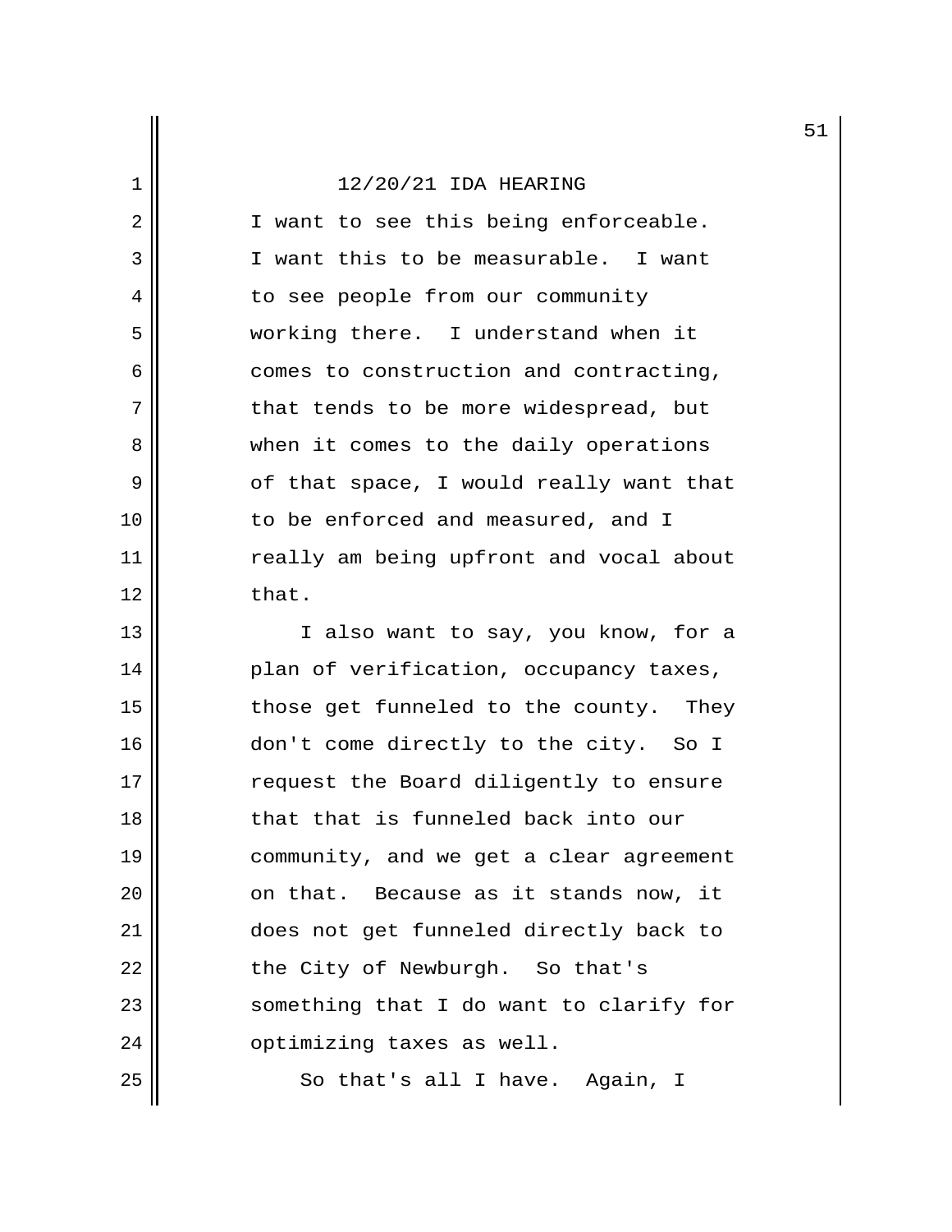12/20/21 IDA HEARING

I want to see this being enforceable. I want this to be measurable. I want to see people from our community working there. I understand when it comes to construction and contracting, that tends to be more widespread, but when it comes to the daily operations of that space, I would really want that to be enforced and measured, and I really am being upfront and vocal about that.

I also want to say, you know, for a plan of verification, occupancy taxes, those get funneled to the county. They don't come directly to the city. So I request the Board diligently to ensure that that is funneled back into our community, and we get a clear agreement on that. Because as it stands now, it does not get funneled directly back to the City of Newburgh. So that's something that I do want to clarify for optimizing taxes as well.

So that's all I have. Again, I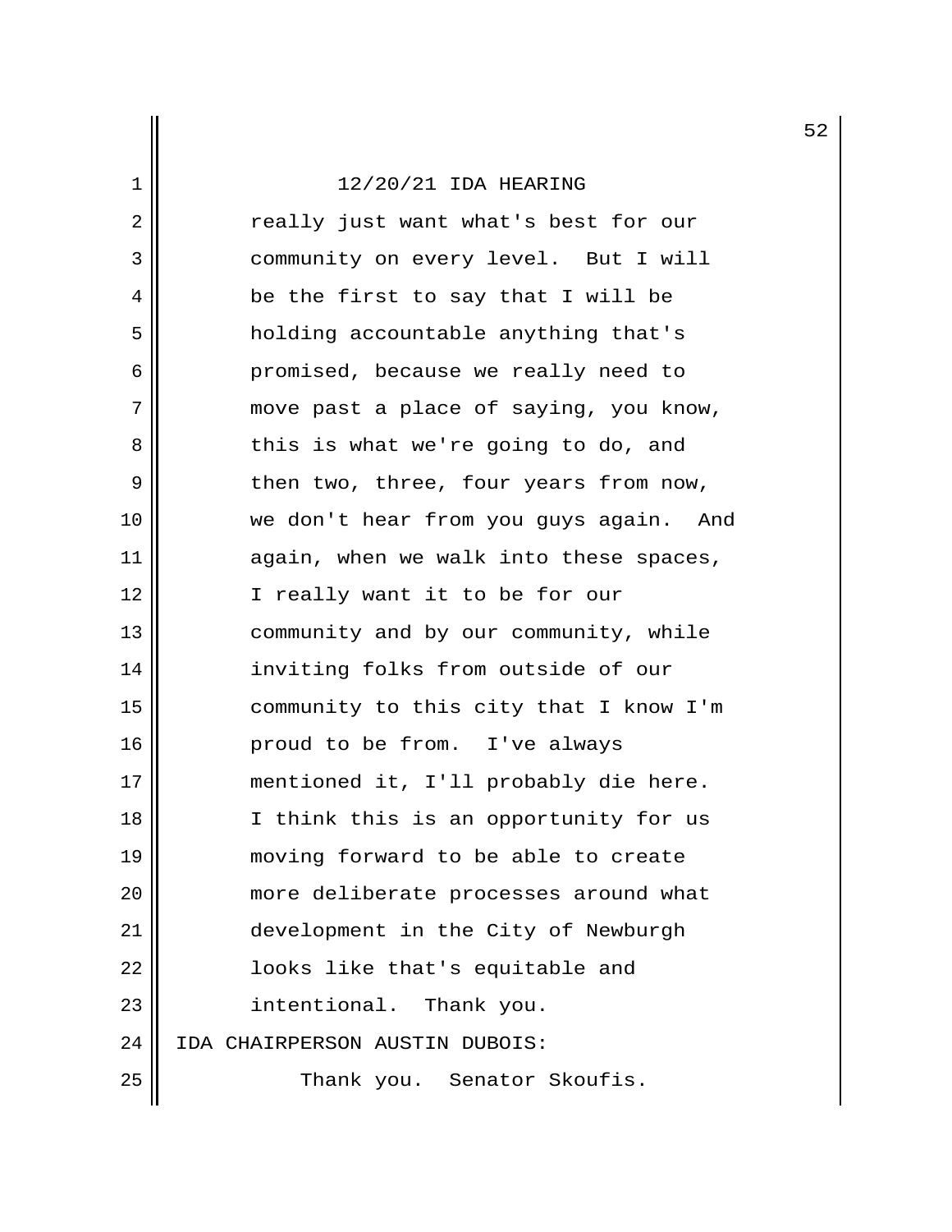12/20/21 IDA HEARING

really just want what's best for our community on every level. But I will be the first to say that I will be holding accountable anything that's promised, because we really need to move past a place of saying, you know, this is what we're going to do, and then two, three, four years from now, we don't hear from you guys again. And again, when we walk into these spaces, I really want it to be for our community and by our community, while inviting folks from outside of our community to this city that I know I'm proud to be from. I've always mentioned it, I'll probably die here. I think this is an opportunity for us moving forward to be able to create more deliberate processes around what development in the City of Newburgh looks like that's equitable and intentional. Thank you.

IDA CHAIRPERSON AUSTIN DUBOIS:

Thank you. Senator Skoufis.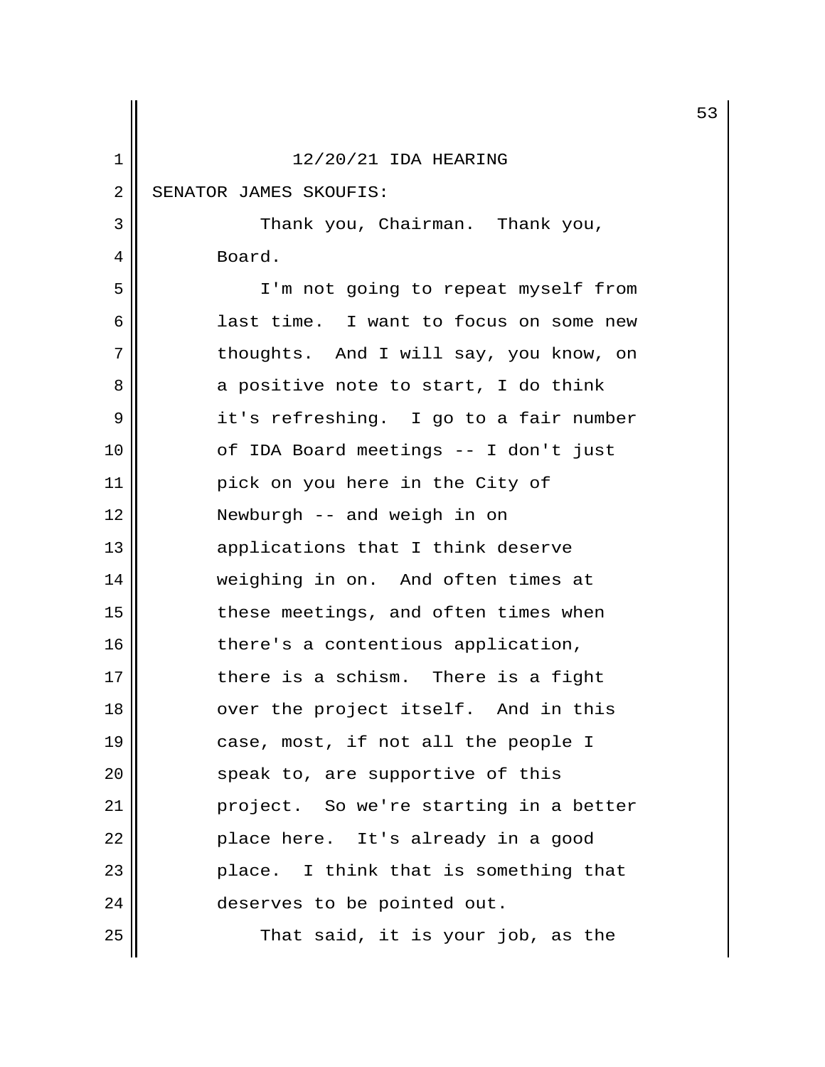12/20/21 IDA HEARING

SENATOR JAMES SKOUFIS:

Thank you, Chairman. Thank you, Board.

I'm not going to repeat myself from last time. I want to focus on some new thoughts. And I will say, you know, on a positive note to start, I do think it's refreshing. I go to a fair number of IDA Board meetings -- I don't just pick on you here in the City of Newburgh -- and weigh in on applications that I think deserve weighing in on. And often times at these meetings, and often times when there's a contentious application, there is a schism. There is a fight over the project itself. And in this case, most, if not all the people I speak to, are supportive of this project. So we're starting in a better place here. It's already in a good place. I think that is something that deserves to be pointed out.

That said, it is your job, as the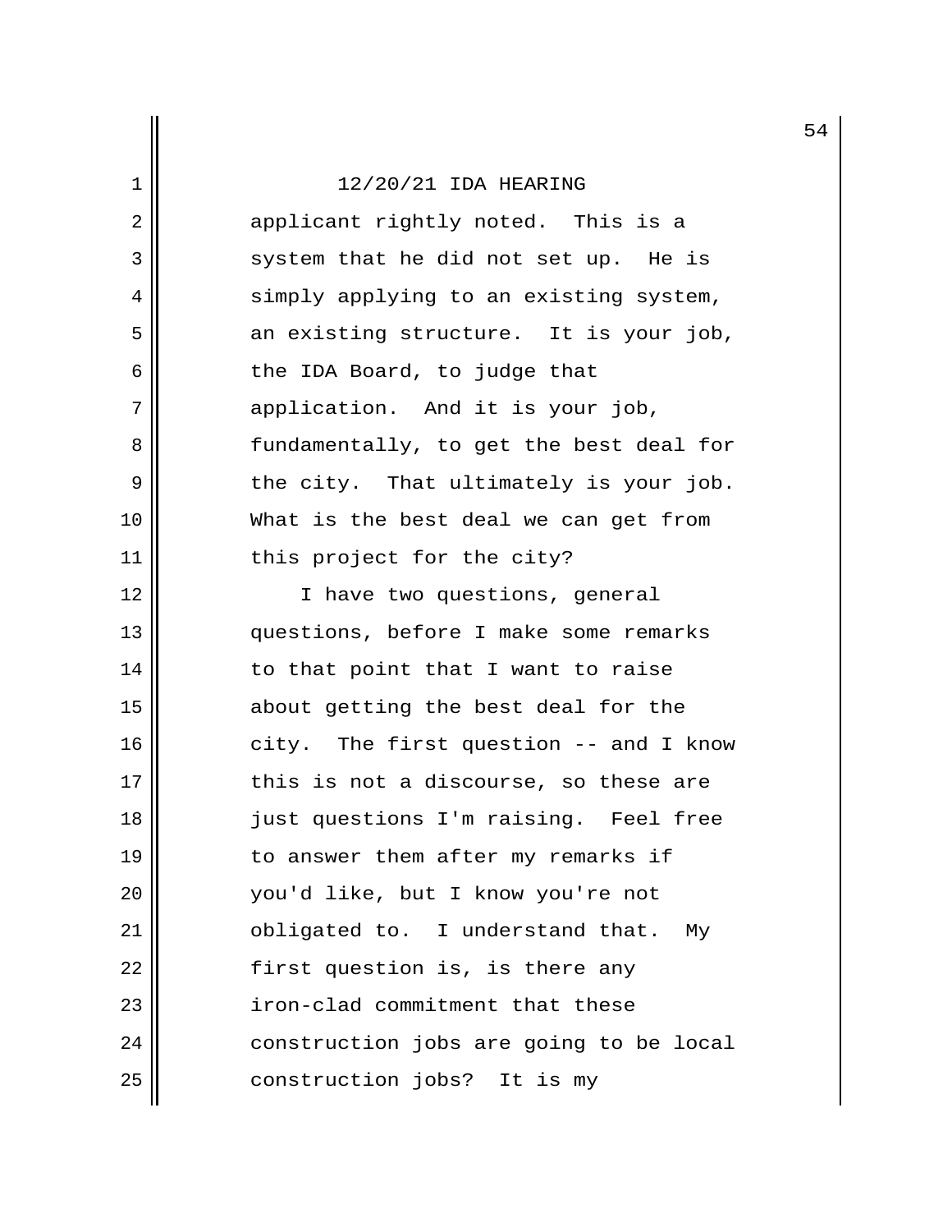applicant rightly noted. This is a system that he did not set up. He is simply applying to an existing system, an existing structure. It is your job, the IDA Board, to judge that application. And it is your job, fundamentally, to get the best deal for the city. That ultimately is your job. What is the best deal we can get from this project for the city?

I have two questions, general questions, before I make some remarks to that point that I want to raise about getting the best deal for the city. The first question -- and I know this is not a discourse, so these are just questions I'm raising. Feel free to answer them after my remarks if you'd like, but I know you're not obligated to. I understand that. My first question is, is there any iron-clad commitment that these construction jobs are going to be local construction jobs? It is my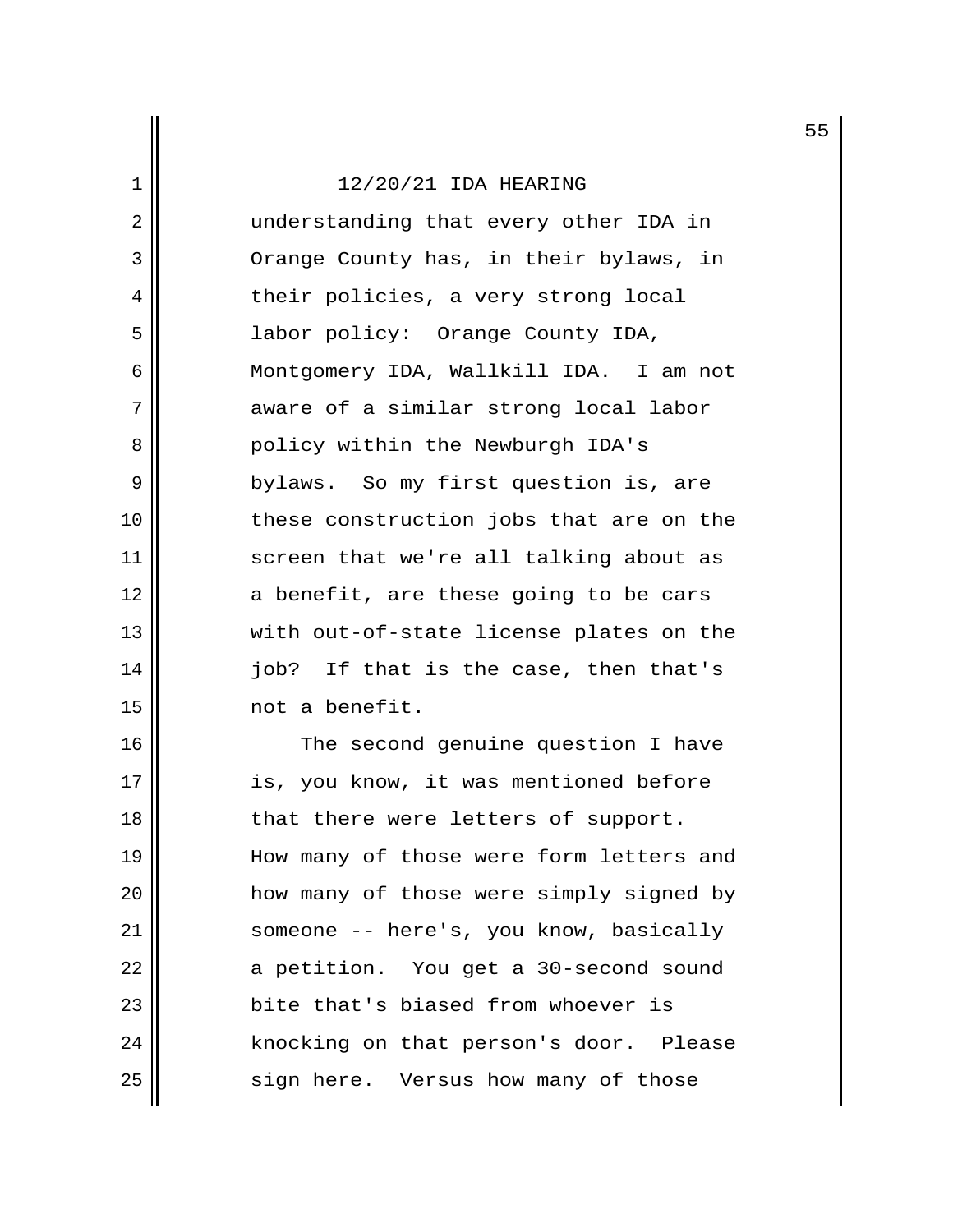12/20/21 IDA HEARING

understanding that every other IDA in Orange County has, in their bylaws, in their policies, a very strong local labor policy: Orange County IDA, Montgomery IDA, Wallkill IDA. I am not aware of a similar strong local labor policy within the Newburgh IDA's bylaws. So my first question is, are these construction jobs that are on the screen that we're all talking about as a benefit, are these going to be cars with out-of-state license plates on the job? If that is the case, then that's not a benefit.

The second genuine question I have is, you know, it was mentioned before that there were letters of support. How many of those were form letters and how many of those were simply signed by someone -- here's, you know, basically a petition. You get a 30-second sound bite that's biased from whoever is knocking on that person's door. Please sign here. Versus how many of those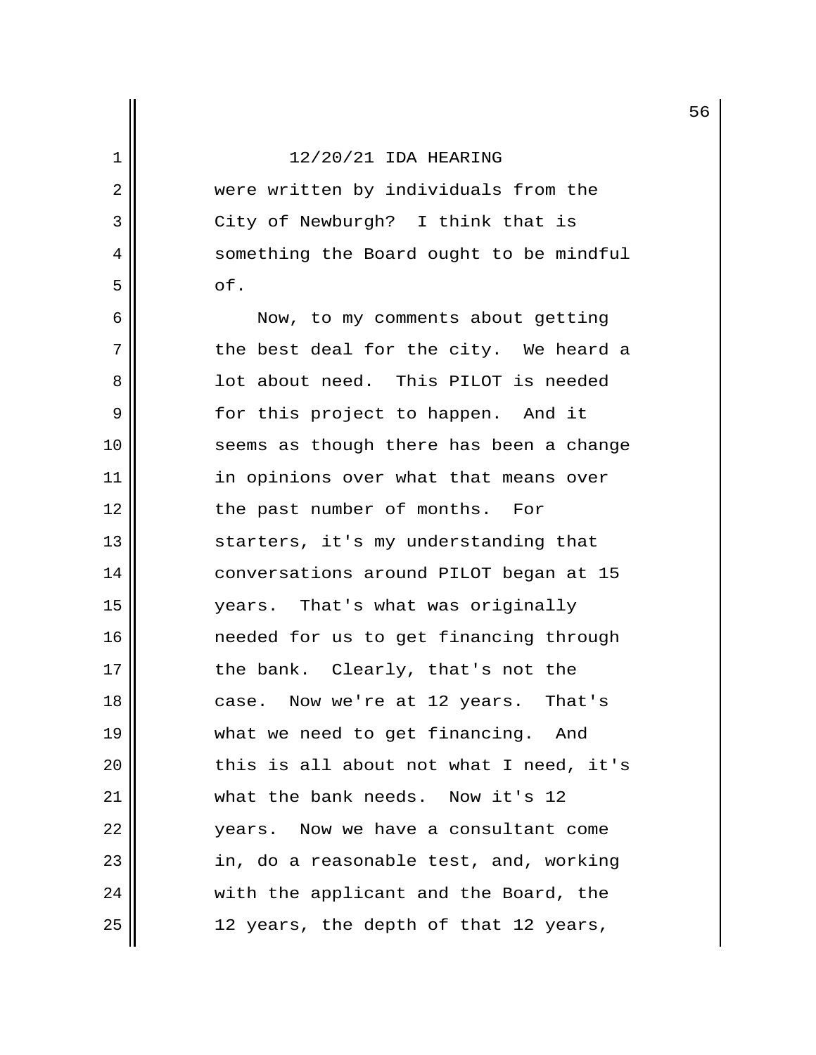12/20/21 IDA HEARING

were written by individuals from the City of Newburgh? I think that is something the Board ought to be mindful of.

Now, to my comments about getting the best deal for the city. We heard a lot about need. This PILOT is needed for this project to happen. And it seems as though there has been a change in opinions over what that means over the past number of months. For starters, it's my understanding that conversations around PILOT began at 15 years. That's what was originally needed for us to get financing through the bank. Clearly, that's not the case. Now we're at 12 years. That's what we need to get financing. And this is all about not what I need, it's what the bank needs. Now it's 12 years. Now we have a consultant come in, do a reasonable test, and, working with the applicant and the Board, the 12 years, the depth of that 12 years,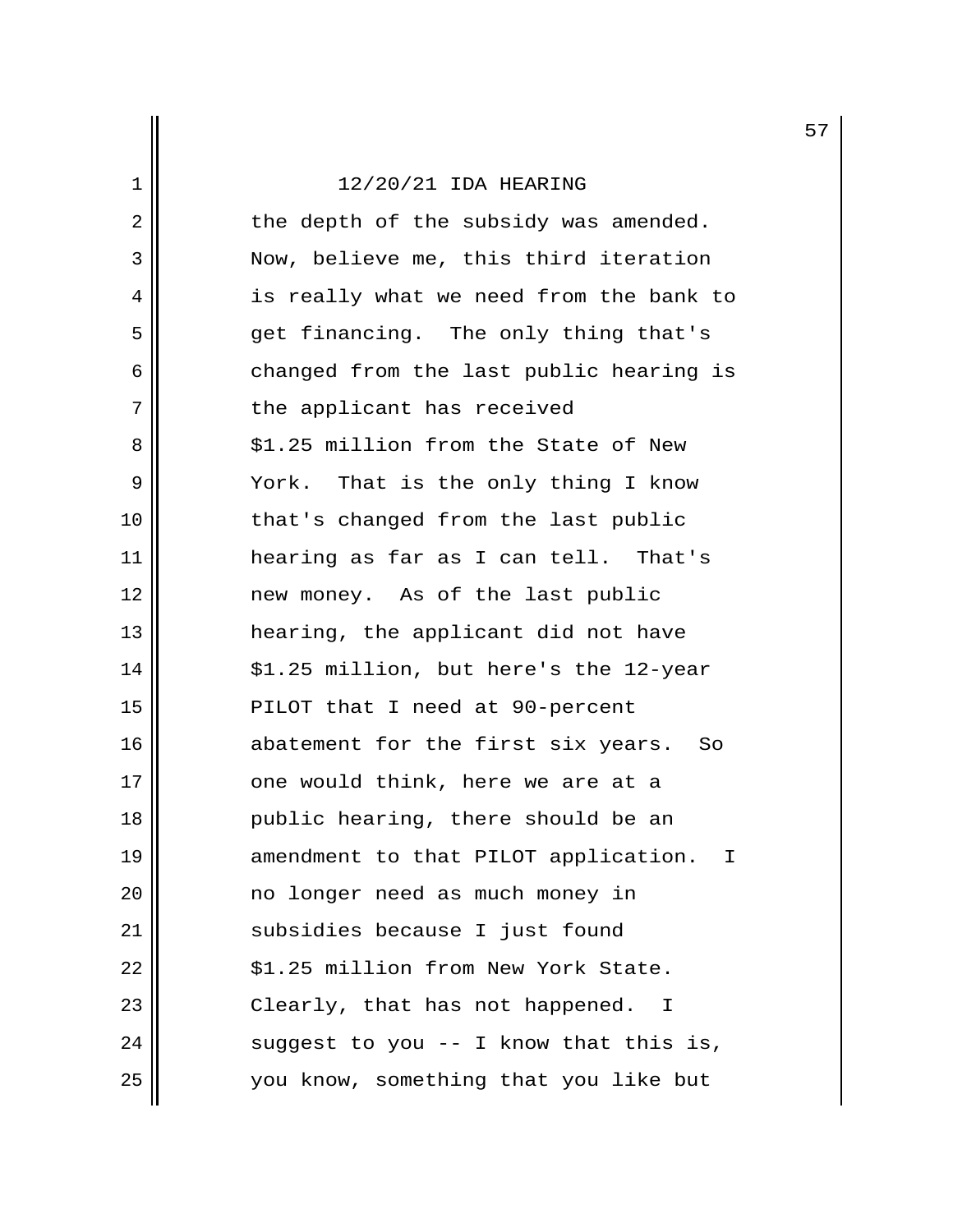12/20/21 IDA HEARING

the depth of the subsidy was amended. Now, believe me, this third iteration is really what we need from the bank to get financing. The only thing that's changed from the last public hearing is the applicant has received $1.25 million from the State of New York. That is the only thing I know that's changed from the last public hearing as far as I can tell. That's new money. As of the last public hearing, the applicant did not have $1.25 million, but here's the 12-year PILOT that I need at 90-percent abatement for the first six years. So one would think, here we are at a public hearing, there should be an amendment to that PILOT application. I no longer need as much money in subsidies because I just found $1.25 million from New York State. Clearly, that has not happened. I suggest to you -- I know that this is, you know, something that you like but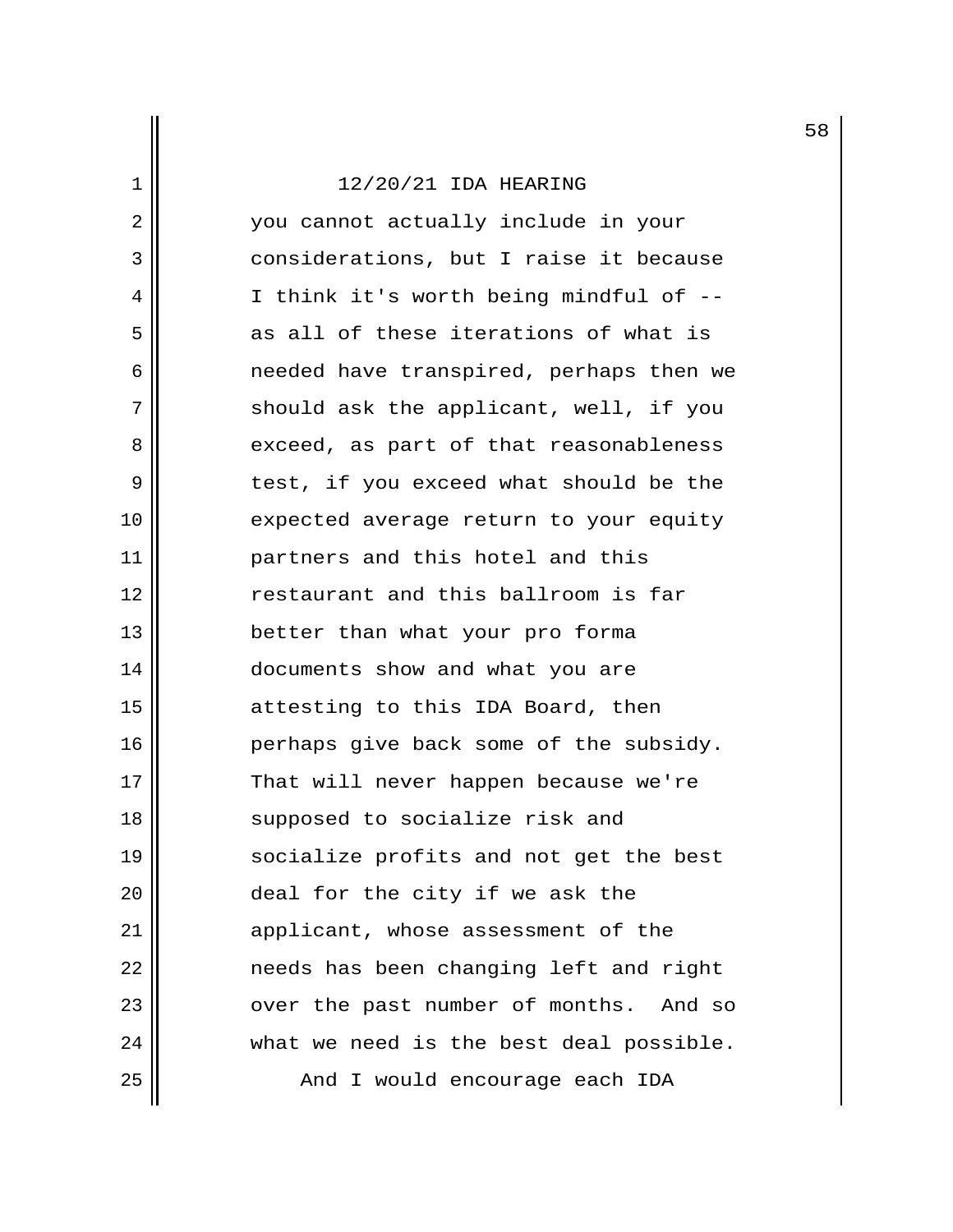12/20/21 IDA HEARING

you cannot actually include in your considerations, but I raise it because I think it's worth being mindful of -- as all of these iterations of what is needed have transpired, perhaps then we should ask the applicant, well, if you exceed, as part of that reasonableness test, if you exceed what should be the expected average return to your equity partners and this hotel and this restaurant and this ballroom is far better than what your pro forma documents show and what you are attesting to this IDA Board, then perhaps give back some of the subsidy. That will never happen because we're supposed to socialize risk and socialize profits and not get the best deal for the city if we ask the applicant, whose assessment of the needs has been changing left and right over the past number of months. And so what we need is the best deal possible.

And I would encourage each IDA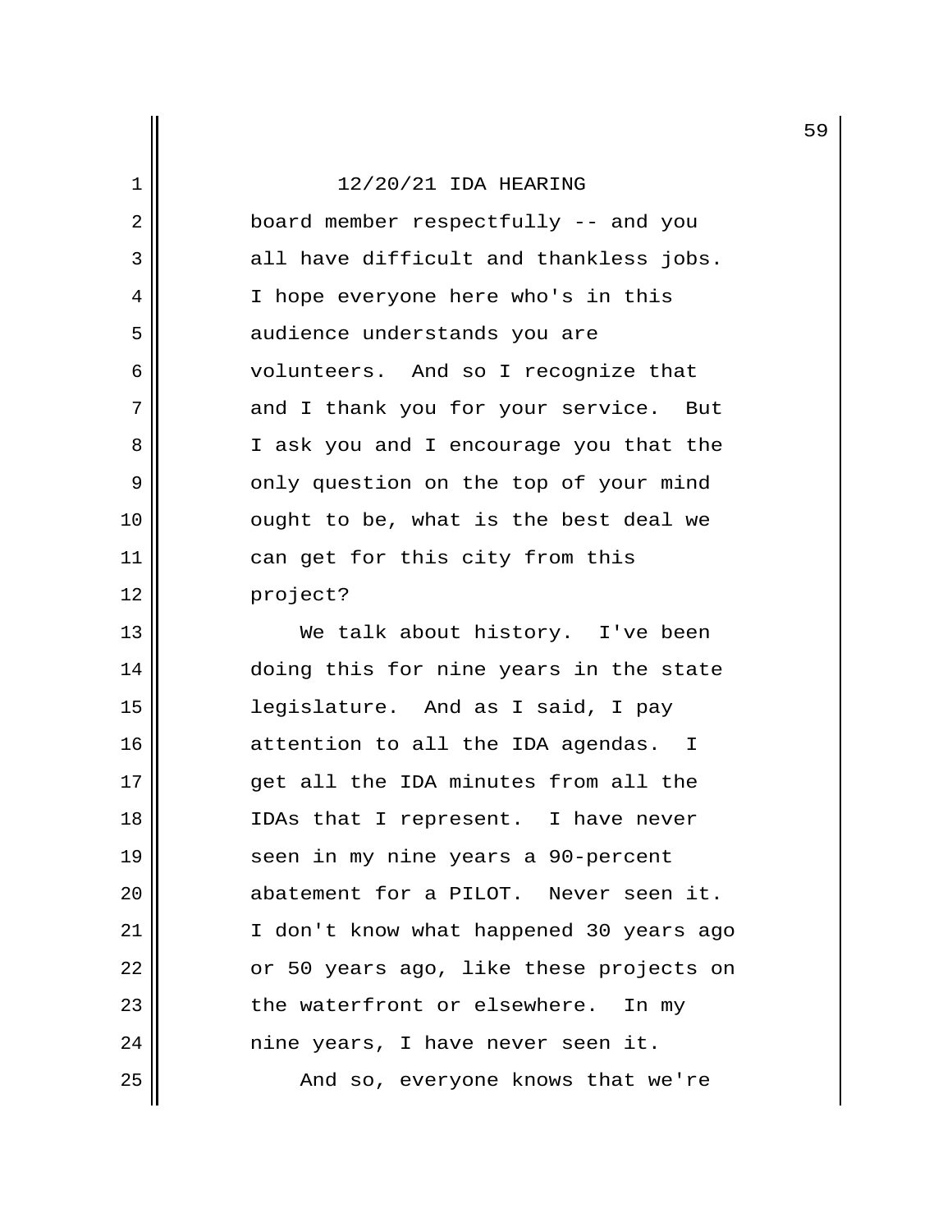12/20/21 IDA HEARING

board member respectfully -- and you all have difficult and thankless jobs. I hope everyone here who's in this audience understands you are volunteers. And so I recognize that and I thank you for your service. But I ask you and I encourage you that the only question on the top of your mind ought to be, what is the best deal we can get for this city from this project?

We talk about history. I've been doing this for nine years in the state legislature. And as I said, I pay attention to all the IDA agendas. I get all the IDA minutes from all the IDAs that I represent. I have never seen in my nine years a 90-percent abatement for a PILOT. Never seen it. I don't know what happened 30 years ago or 50 years ago, like these projects on the waterfront or elsewhere. In my nine years, I have never seen it.

And so, everyone knows that we're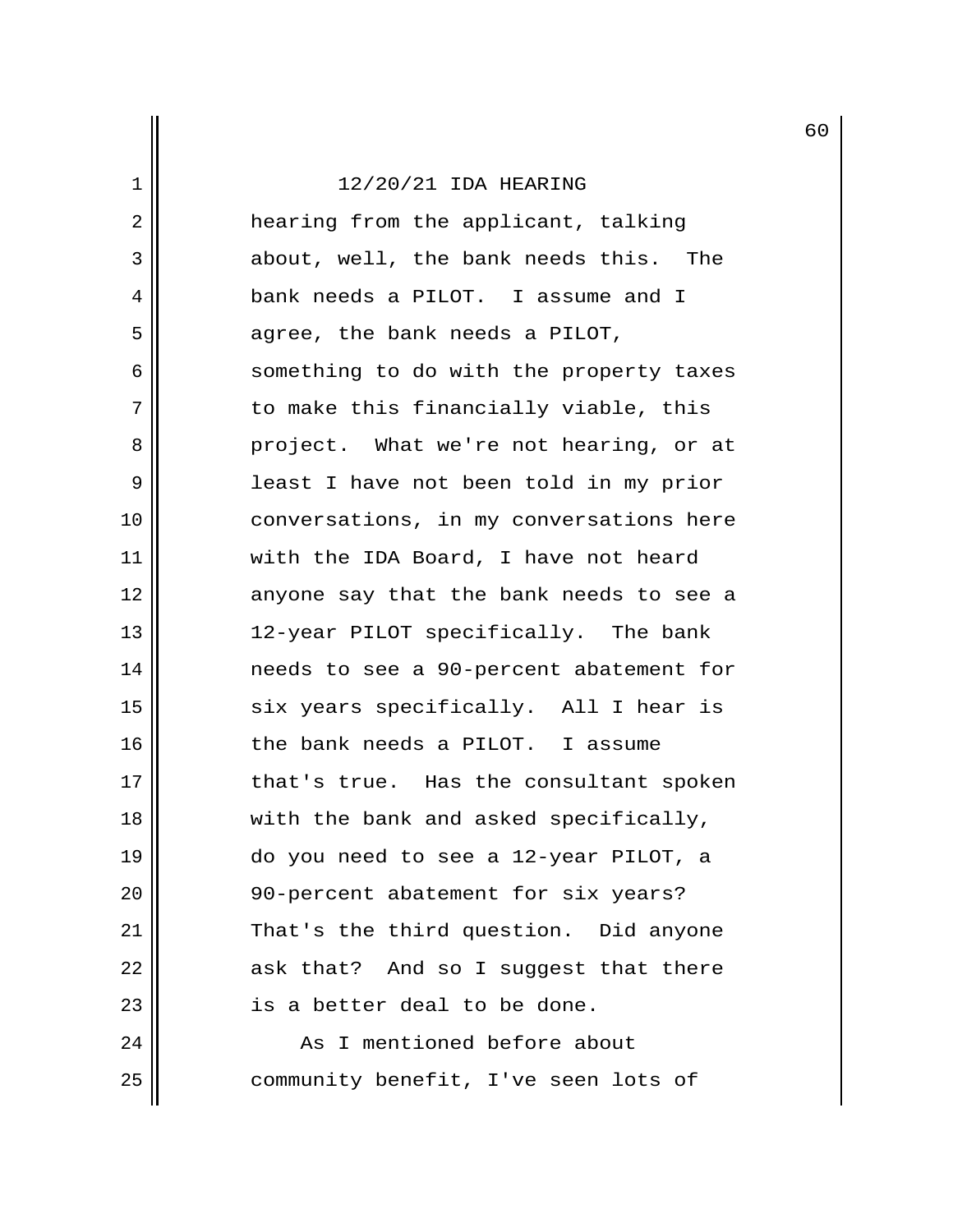hearing from the applicant, talking about, well, the bank needs this. The bank needs a PILOT. I assume and I agree, the bank needs a PILOT, something to do with the property taxes to make this financially viable, this project. What we're not hearing, or at least I have not been told in my prior conversations, in my conversations here with the IDA Board, I have not heard anyone say that the bank needs to see a 12-year PILOT specifically. The bank needs to see a 90-percent abatement for six years specifically. All I hear is the bank needs a PILOT. I assume that's true. Has the consultant spoken with the bank and asked specifically, do you need to see a 12-year PILOT, a 90-percent abatement for six years? That's the third question. Did anyone ask that? And so I suggest that there is a better deal to be done.

As I mentioned before about community benefit, I've seen lots of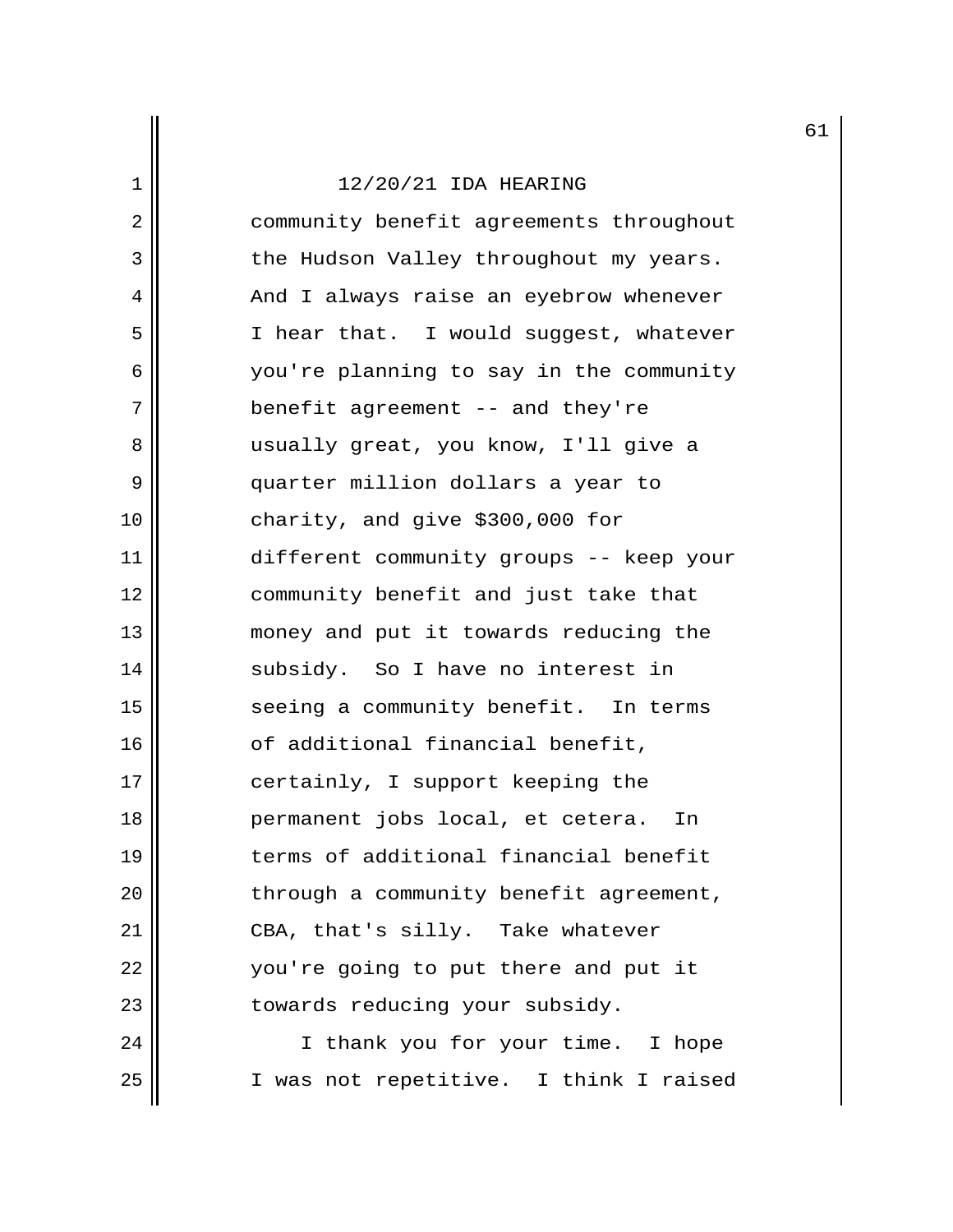community benefit agreements throughout the Hudson Valley throughout my years. And I always raise an eyebrow whenever I hear that. I would suggest, whatever you're planning to say in the community benefit agreement -- and they're usually great, you know, I'll give a quarter million dollars a year to charity, and give $300,000 for different community groups -- keep your community benefit and just take that money and put it towards reducing the subsidy. So I have no interest in seeing a community benefit. In terms of additional financial benefit, certainly, I support keeping the permanent jobs local, et cetera. In terms of additional financial benefit through a community benefit agreement, CBA, that's silly. Take whatever you're going to put there and put it towards reducing your subsidy.

I thank you for your time. I hope I was not repetitive. I think I raised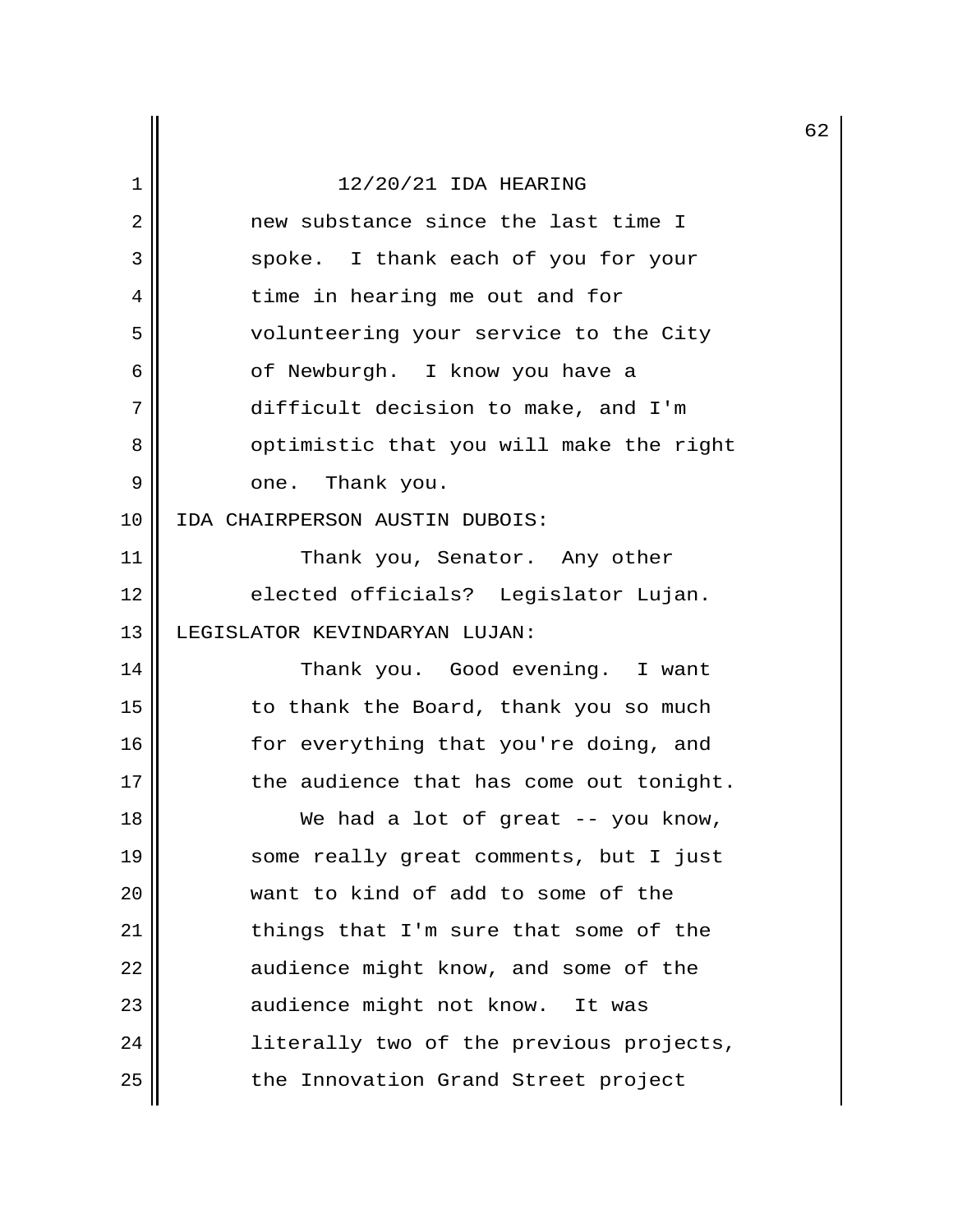12/20/21 IDA HEARING

new substance since the last time I spoke. I thank each of you for your time in hearing me out and for volunteering your service to the City of Newburgh. I know you have a difficult decision to make, and I'm optimistic that you will make the right one. Thank you.

IDA CHAIRPERSON AUSTIN DUBOIS:

Thank you, Senator. Any other elected officials? Legislator Lujan.

LEGISLATOR KEVINDARYAN LUJAN:

Thank you. Good evening. I want to thank the Board, thank you so much for everything that you're doing, and the audience that has come out tonight.

We had a lot of great -- you know, some really great comments, but I just want to kind of add to some of the things that I'm sure that some of the audience might know, and some of the audience might not know. It was literally two of the previous projects, the Innovation Grand Street project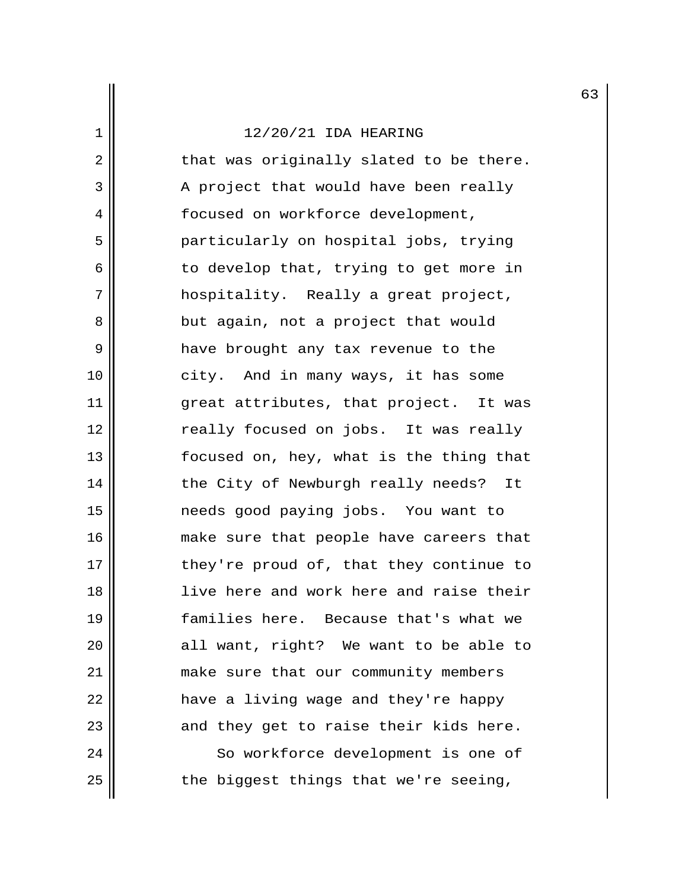that was originally slated to be there. A project that would have been really focused on workforce development, particularly on hospital jobs, trying to develop that, trying to get more in hospitality. Really a great project, but again, not a project that would have brought any tax revenue to the city. And in many ways, it has some great attributes, that project. It was really focused on jobs. It was really focused on, hey, what is the thing that the City of Newburgh really needs? It needs good paying jobs. You want to make sure that people have careers that they're proud of, that they continue to live here and work here and raise their families here. Because that's what we all want, right? We want to be able to make sure that our community members have a living wage and they're happy and they get to raise their kids here.

So workforce development is one of the biggest things that we're seeing,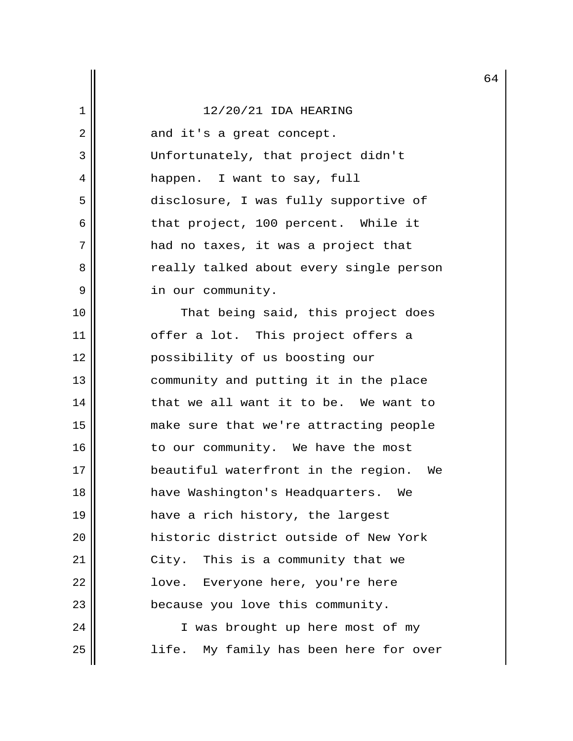and it's a great concept. Unfortunately, that project didn't happen. I want to say, full disclosure, I was fully supportive of that project, 100 percent. While it had no taxes, it was a project that really talked about every single person in our community.

That being said, this project does offer a lot. This project offers a possibility of us boosting our community and putting it in the place that we all want it to be. We want to make sure that we're attracting people to our community. We have the most beautiful waterfront in the region. We have Washington's Headquarters. We have a rich history, the largest historic district outside of New York City. This is a community that we love. Everyone here, you're here because you love this community.

I was brought up here most of my life. My family has been here for over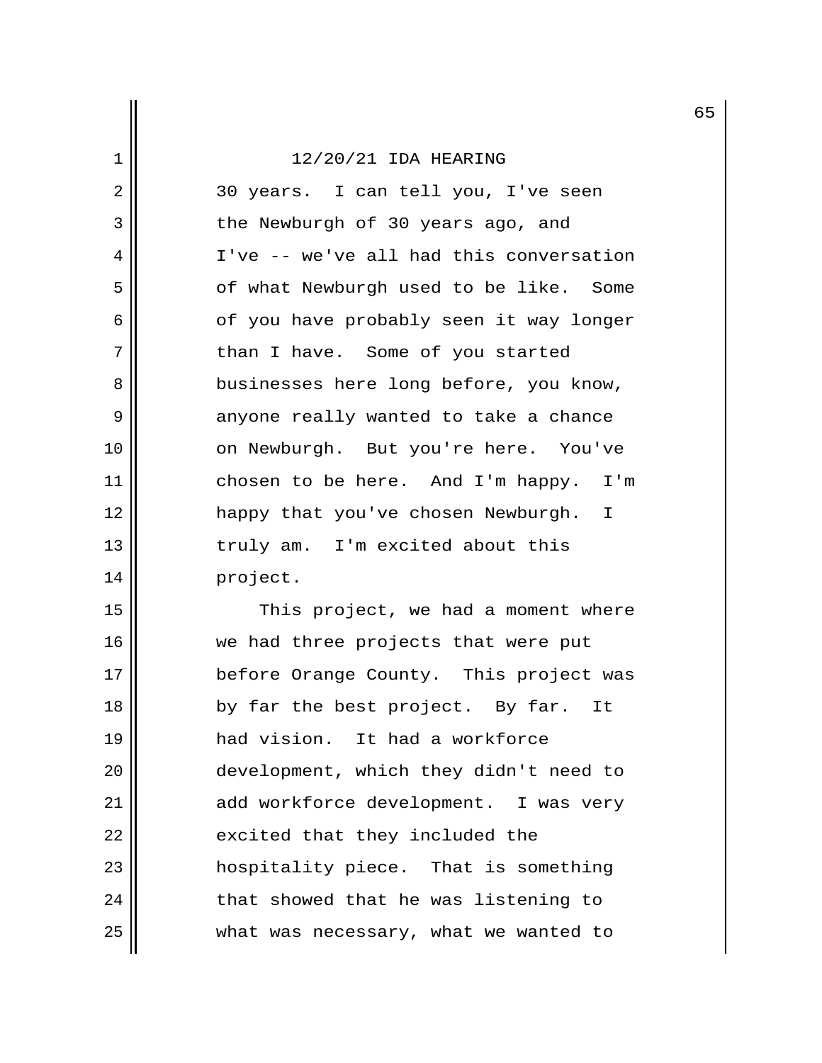12/20/21 IDA HEARING

30 years. I can tell you, I've seen the Newburgh of 30 years ago, and I've -- we've all had this conversation of what Newburgh used to be like. Some of you have probably seen it way longer than I have. Some of you started businesses here long before, you know, anyone really wanted to take a chance on Newburgh. But you're here. You've chosen to be here. And I'm happy. I'm happy that you've chosen Newburgh. I truly am. I'm excited about this project.

This project, we had a moment where we had three projects that were put before Orange County. This project was by far the best project. By far. It had vision. It had a workforce development, which they didn't need to add workforce development. I was very excited that they included the hospitality piece. That is something that showed that he was listening to what was necessary, what we wanted to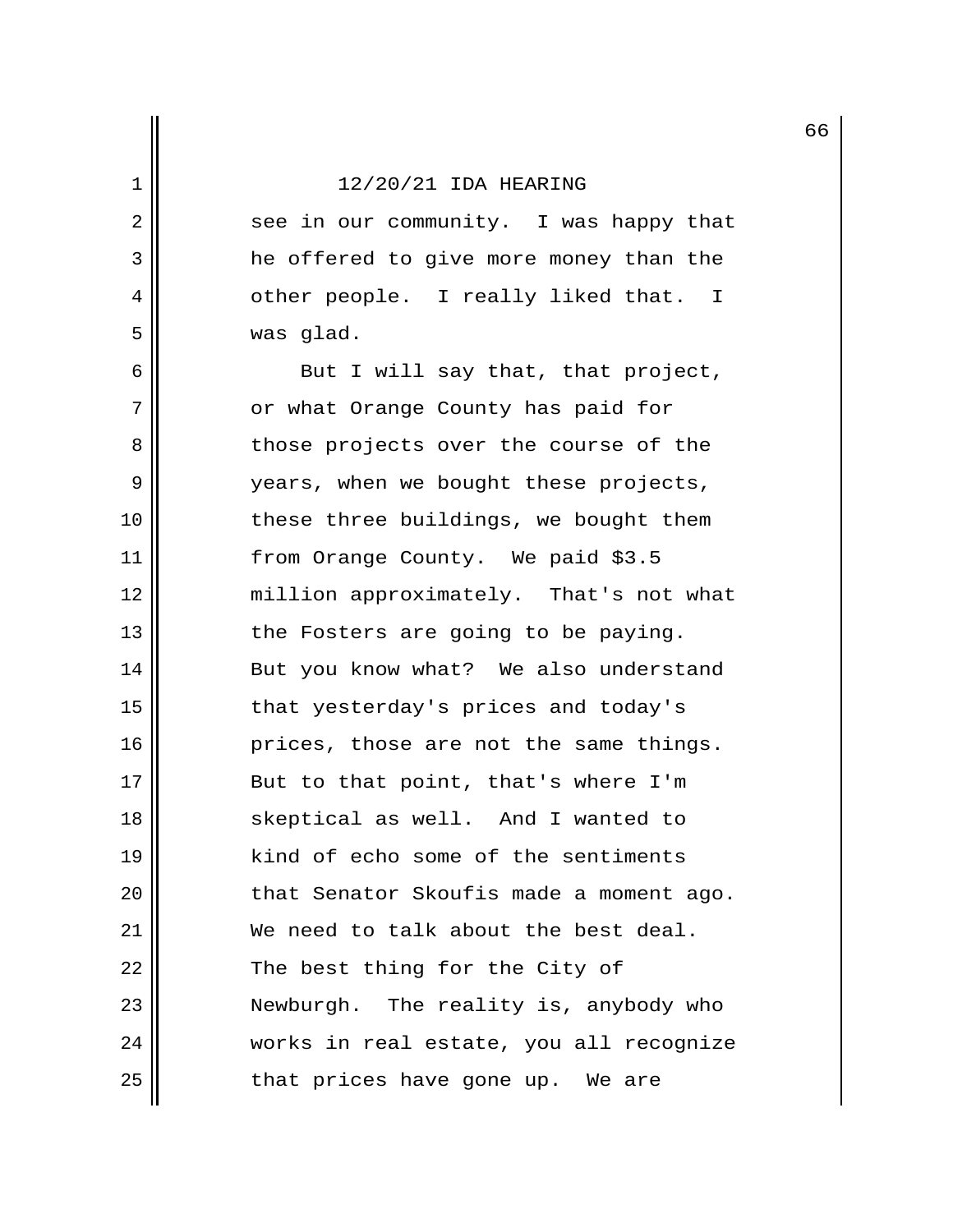12/20/21 IDA HEARING

see in our community. I was happy that he offered to give more money than the other people. I really liked that. I was glad.

But I will say that, that project, or what Orange County has paid for those projects over the course of the years, when we bought these projects, these three buildings, we bought them from Orange County. We paid $3.5 million approximately. That's not what the Fosters are going to be paying. But you know what? We also understand that yesterday's prices and today's prices, those are not the same things. But to that point, that's where I'm skeptical as well. And I wanted to kind of echo some of the sentiments that Senator Skoufis made a moment ago. We need to talk about the best deal. The best thing for the City of Newburgh. The reality is, anybody who works in real estate, you all recognize that prices have gone up. We are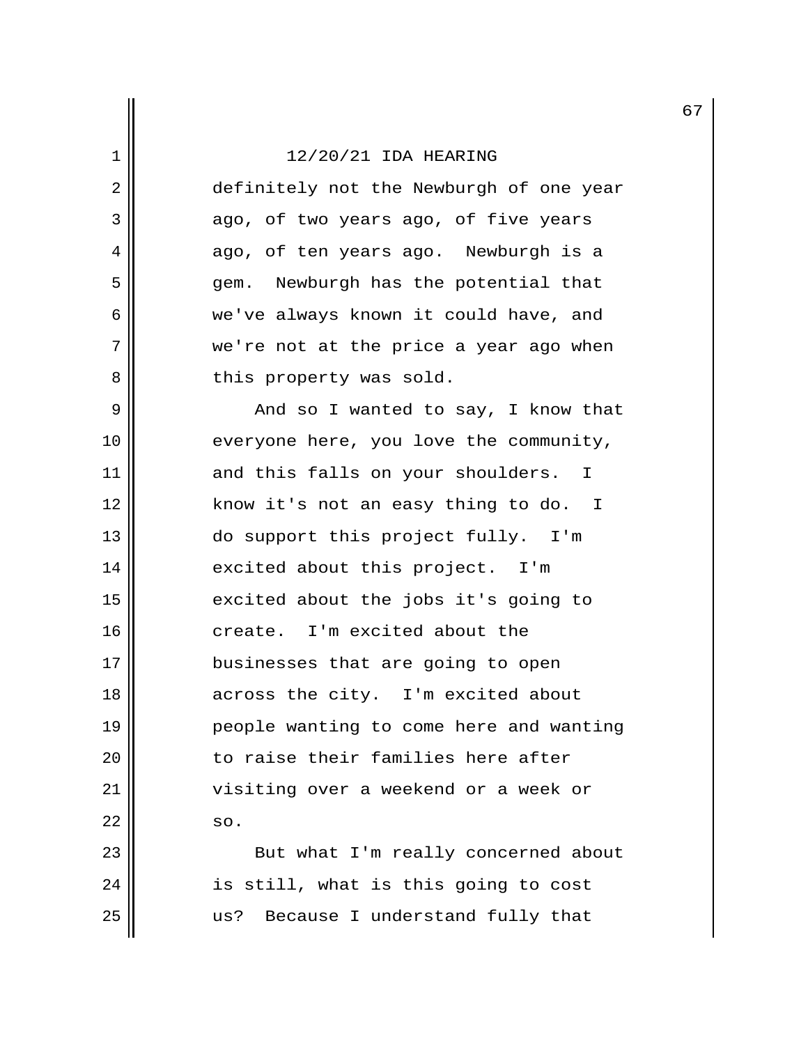definitely not the Newburgh of one year ago, of two years ago, of five years ago, of ten years ago. Newburgh is a gem. Newburgh has the potential that we've always known it could have, and we're not at the price a year ago when this property was sold.

And so I wanted to say, I know that everyone here, you love the community, and this falls on your shoulders. I know it's not an easy thing to do. I do support this project fully. I'm excited about this project. I'm excited about the jobs it's going to create. I'm excited about the businesses that are going to open across the city. I'm excited about people wanting to come here and wanting to raise their families here after visiting over a weekend or a week or so.

But what I'm really concerned about is still, what is this going to cost us? Because I understand fully that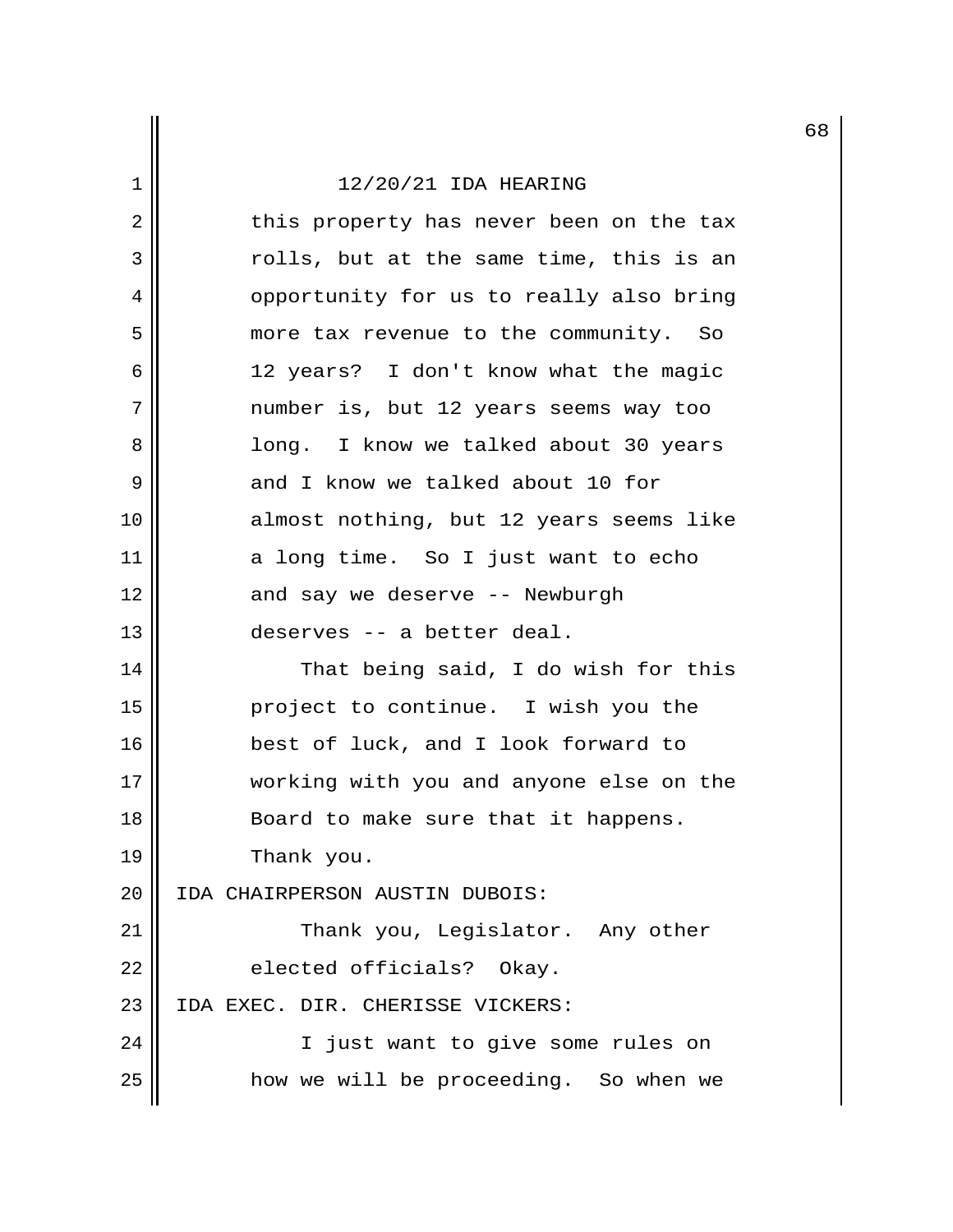12/20/21 IDA HEARING

this property has never been on the tax rolls, but at the same time, this is an opportunity for us to really also bring more tax revenue to the community. So 12 years? I don't know what the magic number is, but 12 years seems way too long. I know we talked about 30 years and I know we talked about 10 for almost nothing, but 12 years seems like a long time. So I just want to echo and say we deserve -- Newburgh deserves -- a better deal.

That being said, I do wish for this project to continue. I wish you the best of luck, and I look forward to working with you and anyone else on the Board to make sure that it happens. Thank you.

IDA CHAIRPERSON AUSTIN DUBOIS:

Thank you, Legislator. Any other elected officials? Okay.

IDA EXEC. DIR. CHERISSE VICKERS:

I just want to give some rules on how we will be proceeding. So when we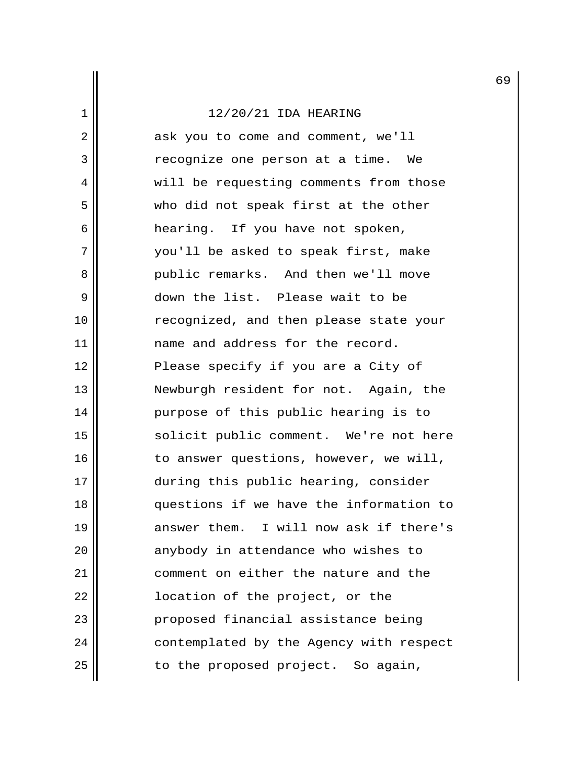12/20/21 IDA HEARING

ask you to come and comment, we'll recognize one person at a time. We will be requesting comments from those who did not speak first at the other hearing. If you have not spoken, you'll be asked to speak first, make public remarks. And then we'll move down the list. Please wait to be recognized, and then please state your name and address for the record. Please specify if you are a City of Newburgh resident for not. Again, the purpose of this public hearing is to solicit public comment. We're not here to answer questions, however, we will, during this public hearing, consider questions if we have the information to answer them. I will now ask if there's anybody in attendance who wishes to comment on either the nature and the location of the project, or the proposed financial assistance being contemplated by the Agency with respect to the proposed project. So again,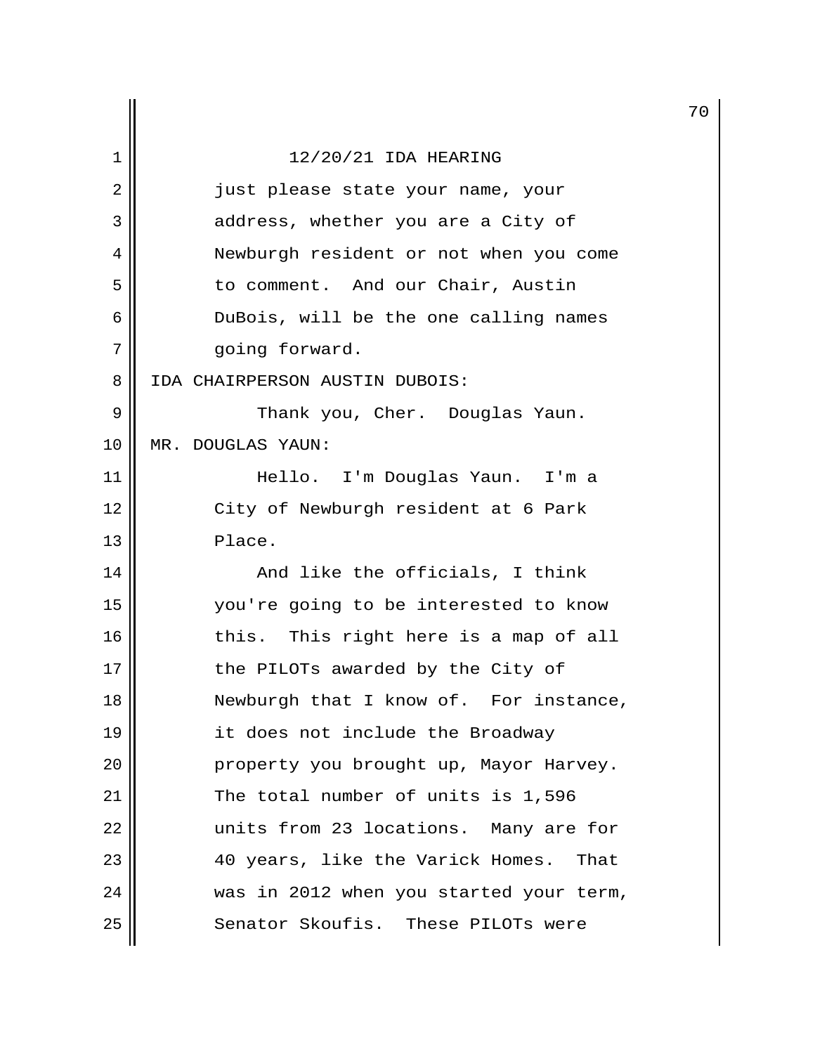just please state your name, your address, whether you are a City of Newburgh resident or not when you come to comment. And our Chair, Austin DuBois, will be the one calling names going forward.

IDA CHAIRPERSON AUSTIN DUBOIS:

Thank you, Cher. Douglas Yaun.

MR. DOUGLAS YAUN:

Hello. I'm Douglas Yaun. I'm a City of Newburgh resident at 6 Park Place.

And like the officials, I think you're going to be interested to know this. This right here is a map of all the PILOTs awarded by the City of Newburgh that I know of. For instance, it does not include the Broadway property you brought up, Mayor Harvey. The total number of units is 1,596 units from 23 locations. Many are for 40 years, like the Varick Homes. That was in 2012 when you started your term, Senator Skoufis. These PILOTs were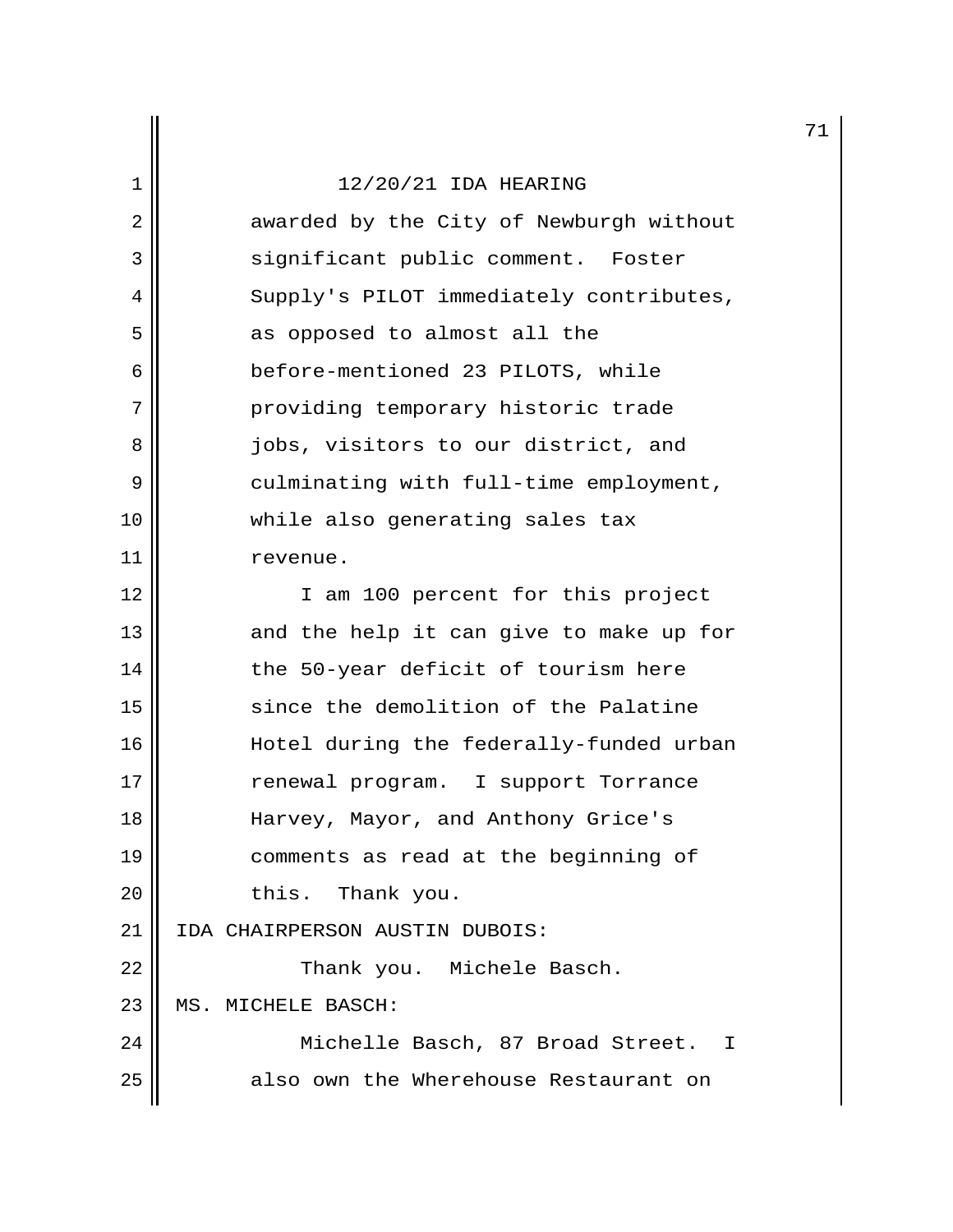awarded by the City of Newburgh without significant public comment. Foster Supply's PILOT immediately contributes, as opposed to almost all the before-mentioned 23 PILOTS, while providing temporary historic trade jobs, visitors to our district, and culminating with full-time employment, while also generating sales tax revenue.

I am 100 percent for this project and the help it can give to make up for the 50-year deficit of tourism here since the demolition of the Palatine Hotel during the federally-funded urban renewal program. I support Torrance Harvey, Mayor, and Anthony Grice's comments as read at the beginning of this. Thank you.

IDA CHAIRPERSON AUSTIN DUBOIS:

Thank you. Michele Basch.

MS. MICHELE BASCH:

Michelle Basch, 87 Broad Street. I also own the Wherehouse Restaurant on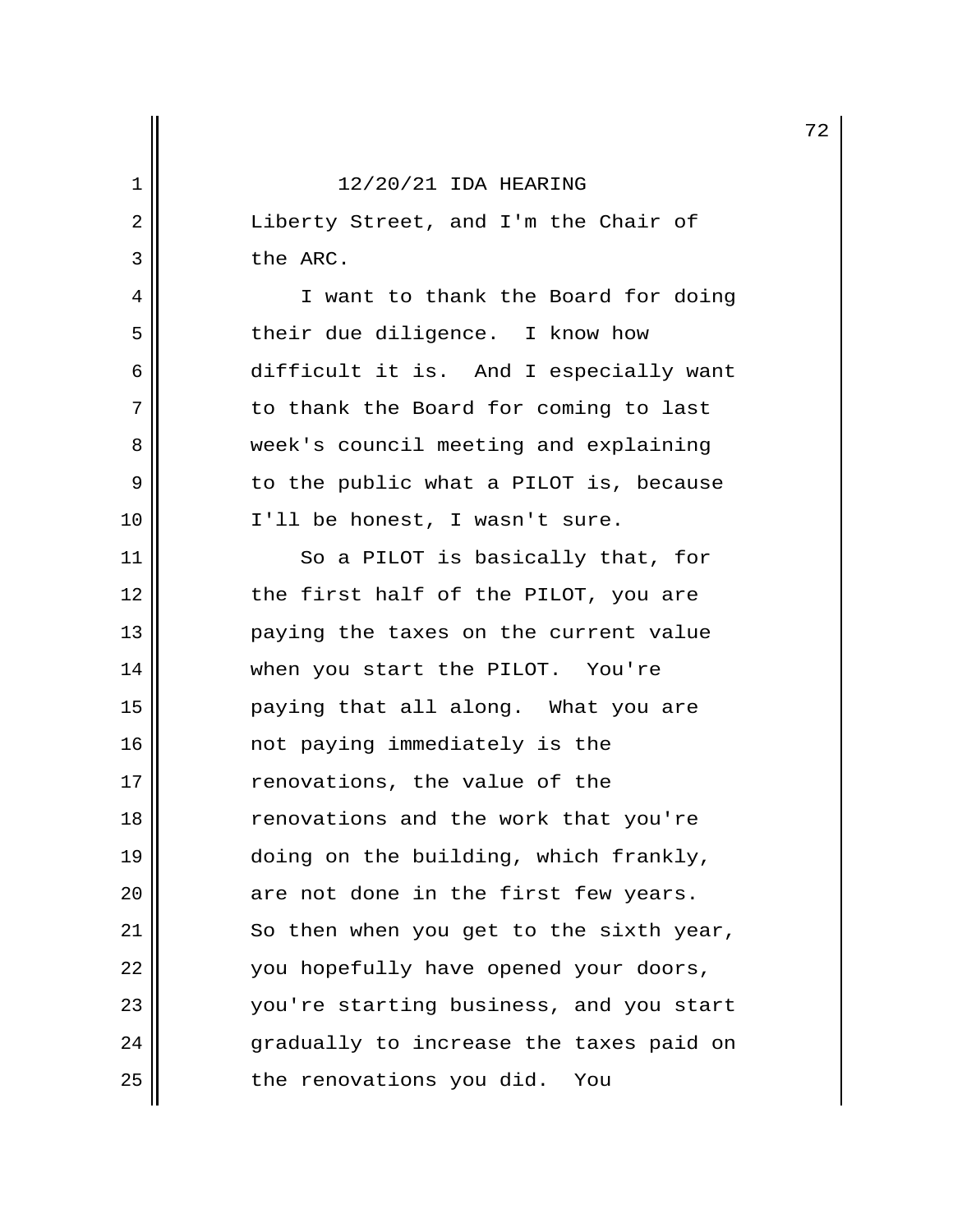Liberty Street, and I'm the Chair of the ARC.

I want to thank the Board for doing their due diligence. I know how difficult it is. And I especially want to thank the Board for coming to last week's council meeting and explaining to the public what a PILOT is, because I'll be honest, I wasn't sure.

So a PILOT is basically that, for the first half of the PILOT, you are paying the taxes on the current value when you start the PILOT. You're paying that all along. What you are not paying immediately is the renovations, the value of the renovations and the work that you're doing on the building, which frankly, are not done in the first few years. So then when you get to the sixth year, you hopefully have opened your doors, you're starting business, and you start gradually to increase the taxes paid on the renovations you did. You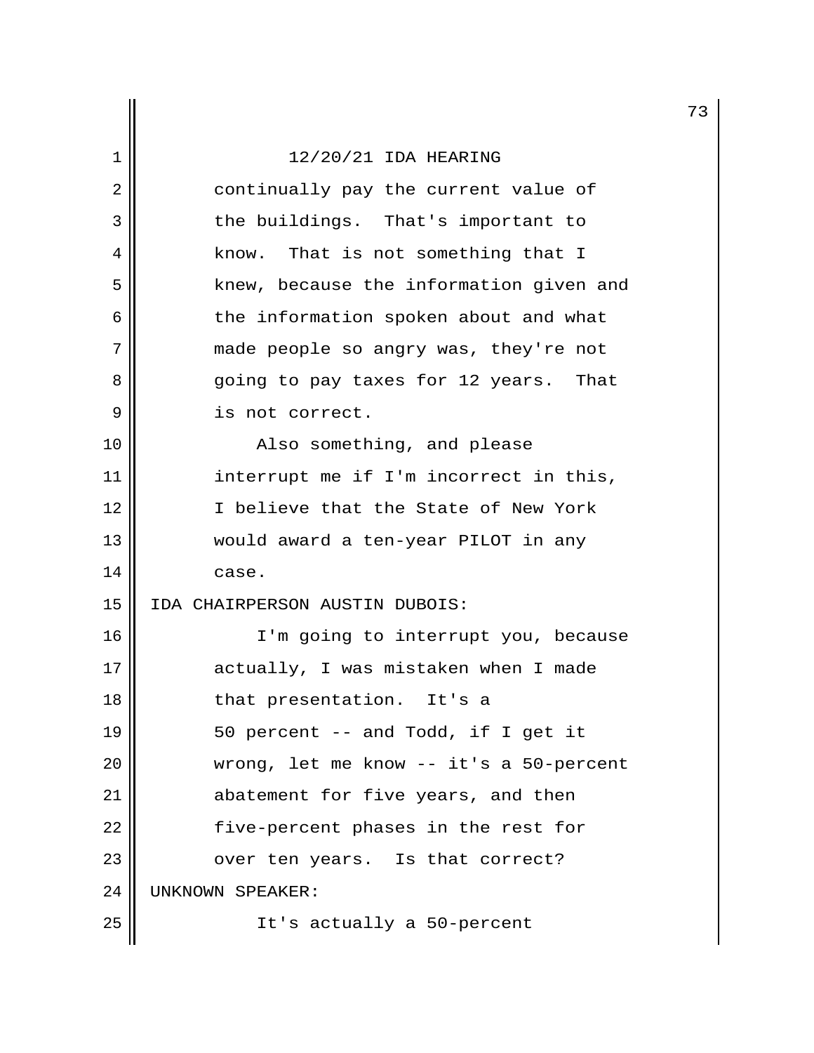12/20/21 IDA HEARING

continually pay the current value of the buildings. That's important to know. That is not something that I knew, because the information given and the information spoken about and what made people so angry was, they're not going to pay taxes for 12 years. That is not correct.

Also something, and please interrupt me if I'm incorrect in this, I believe that the State of New York would award a ten-year PILOT in any case.

IDA CHAIRPERSON AUSTIN DUBOIS:

I'm going to interrupt you, because actually, I was mistaken when I made that presentation. It's a 50 percent -- and Todd, if I get it wrong, let me know -- it's a 50-percent abatement for five years, and then five-percent phases in the rest for over ten years. Is that correct?

UNKNOWN SPEAKER:

It's actually a 50-percent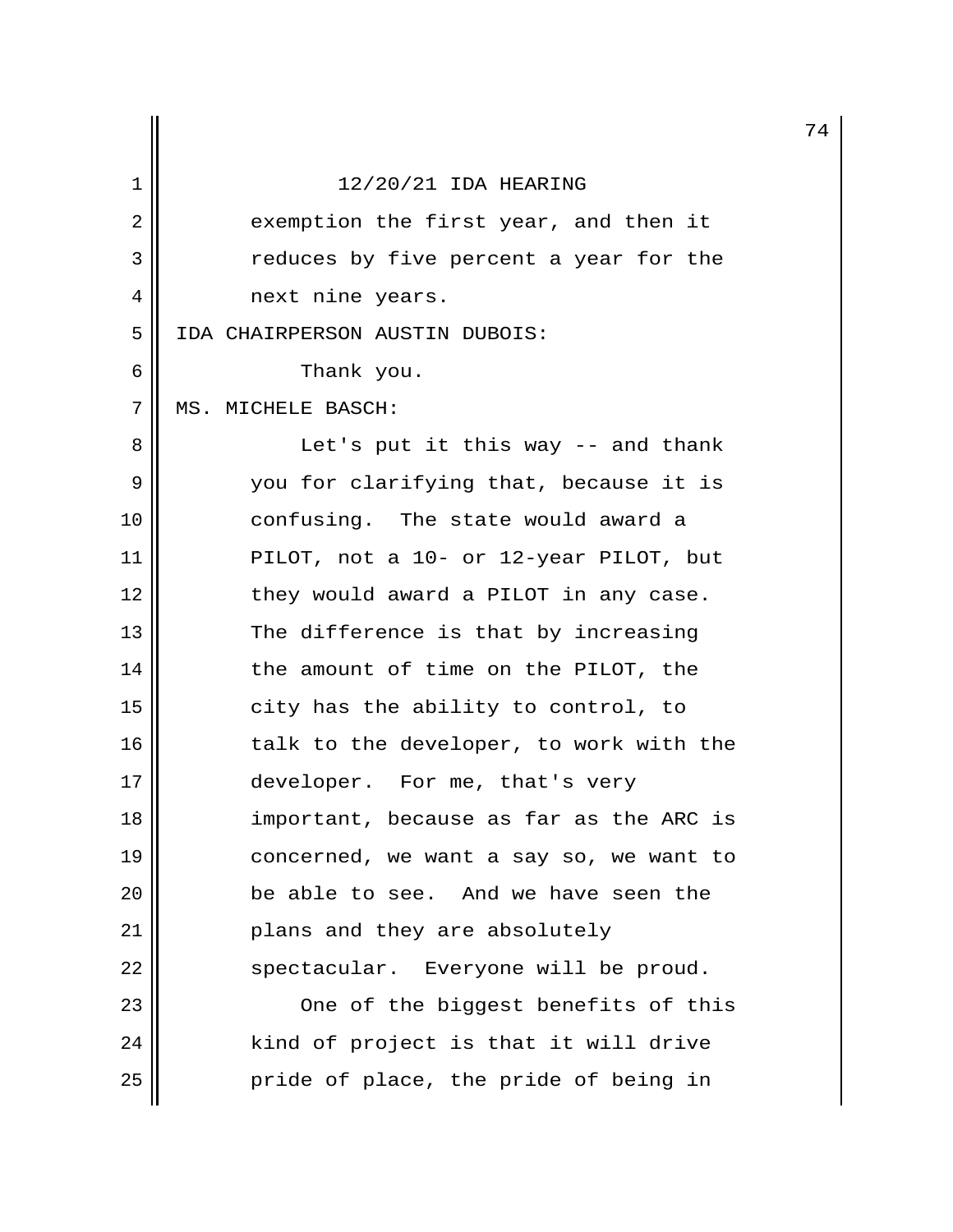12/20/21 IDA HEARING

exemption the first year, and then it reduces by five percent a year for the next nine years.

IDA CHAIRPERSON AUSTIN DUBOIS:

Thank you.

MS. MICHELE BASCH:

Let's put it this way -- and thank you for clarifying that, because it is confusing. The state would award a PILOT, not a 10- or 12-year PILOT, but they would award a PILOT in any case. The difference is that by increasing the amount of time on the PILOT, the city has the ability to control, to talk to the developer, to work with the developer. For me, that's very important, because as far as the ARC is concerned, we want a say so, we want to be able to see. And we have seen the plans and they are absolutely spectacular. Everyone will be proud.

One of the biggest benefits of this kind of project is that it will drive pride of place, the pride of being in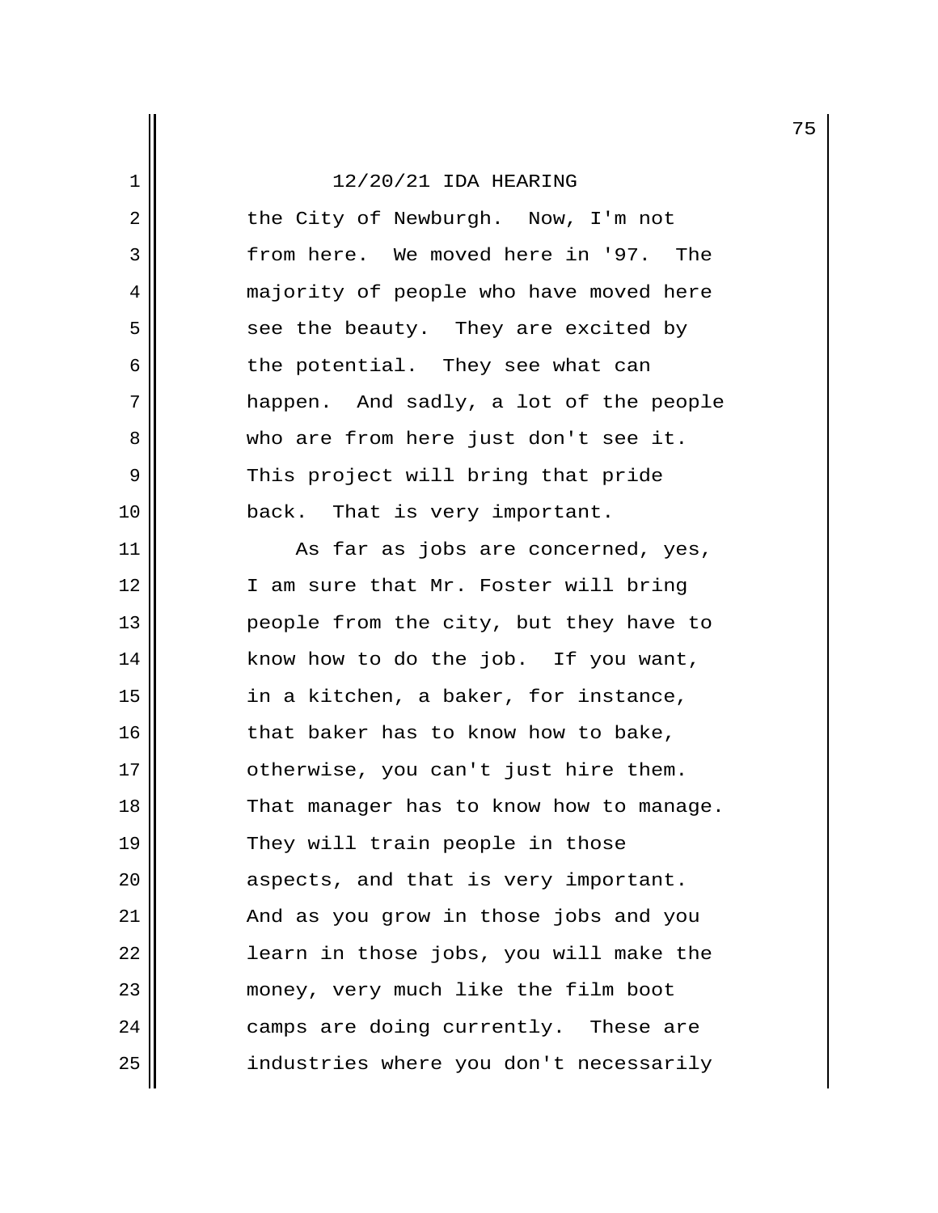the City of Newburgh. Now, I'm not from here. We moved here in '97. The majority of people who have moved here see the beauty. They are excited by the potential. They see what can happen. And sadly, a lot of the people who are from here just don't see it. This project will bring that pride back. That is very important.

As far as jobs are concerned, yes, I am sure that Mr. Foster will bring people from the city, but they have to know how to do the job. If you want, in a kitchen, a baker, for instance, that baker has to know how to bake, otherwise, you can't just hire them. That manager has to know how to manage. They will train people in those aspects, and that is very important. And as you grow in those jobs and you learn in those jobs, you will make the money, very much like the film boot camps are doing currently. These are industries where you don't necessarily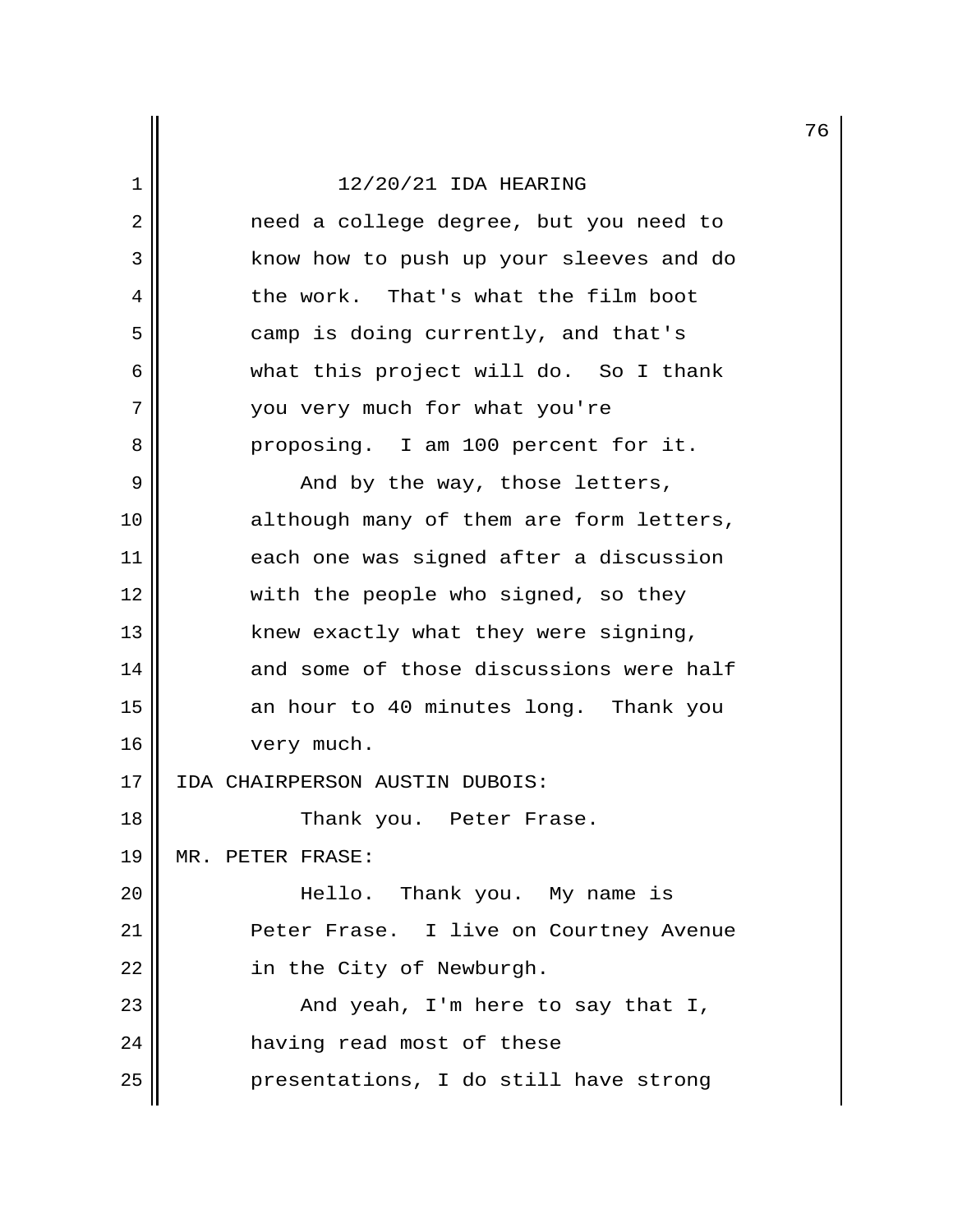need a college degree, but you need to know how to push up your sleeves and do the work. That's what the film boot camp is doing currently, and that's what this project will do. So I thank you very much for what you're proposing. I am 100 percent for it.

And by the way, those letters, although many of them are form letters, each one was signed after a discussion with the people who signed, so they knew exactly what they were signing, and some of those discussions were half an hour to 40 minutes long. Thank you very much.

IDA CHAIRPERSON AUSTIN DUBOIS:

Thank you. Peter Frase.

MR. PETER FRASE:

Hello. Thank you. My name is Peter Frase. I live on Courtney Avenue in the City of Newburgh.

And yeah, I'm here to say that I, having read most of these presentations, I do still have strong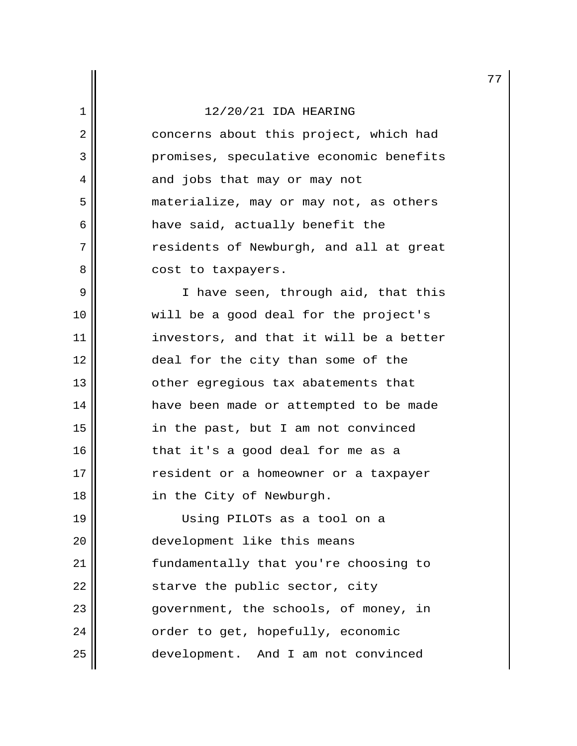concerns about this project, which had promises, speculative economic benefits and jobs that may or may not materialize, may or may not, as others have said, actually benefit the residents of Newburgh, and all at great cost to taxpayers.

I have seen, through aid, that this will be a good deal for the project's investors, and that it will be a better deal for the city than some of the other egregious tax abatements that have been made or attempted to be made in the past, but I am not convinced that it's a good deal for me as a resident or a homeowner or a taxpayer in the City of Newburgh.

Using PILOTs as a tool on a development like this means fundamentally that you're choosing to starve the public sector, city government, the schools, of money, in order to get, hopefully, economic development. And I am not convinced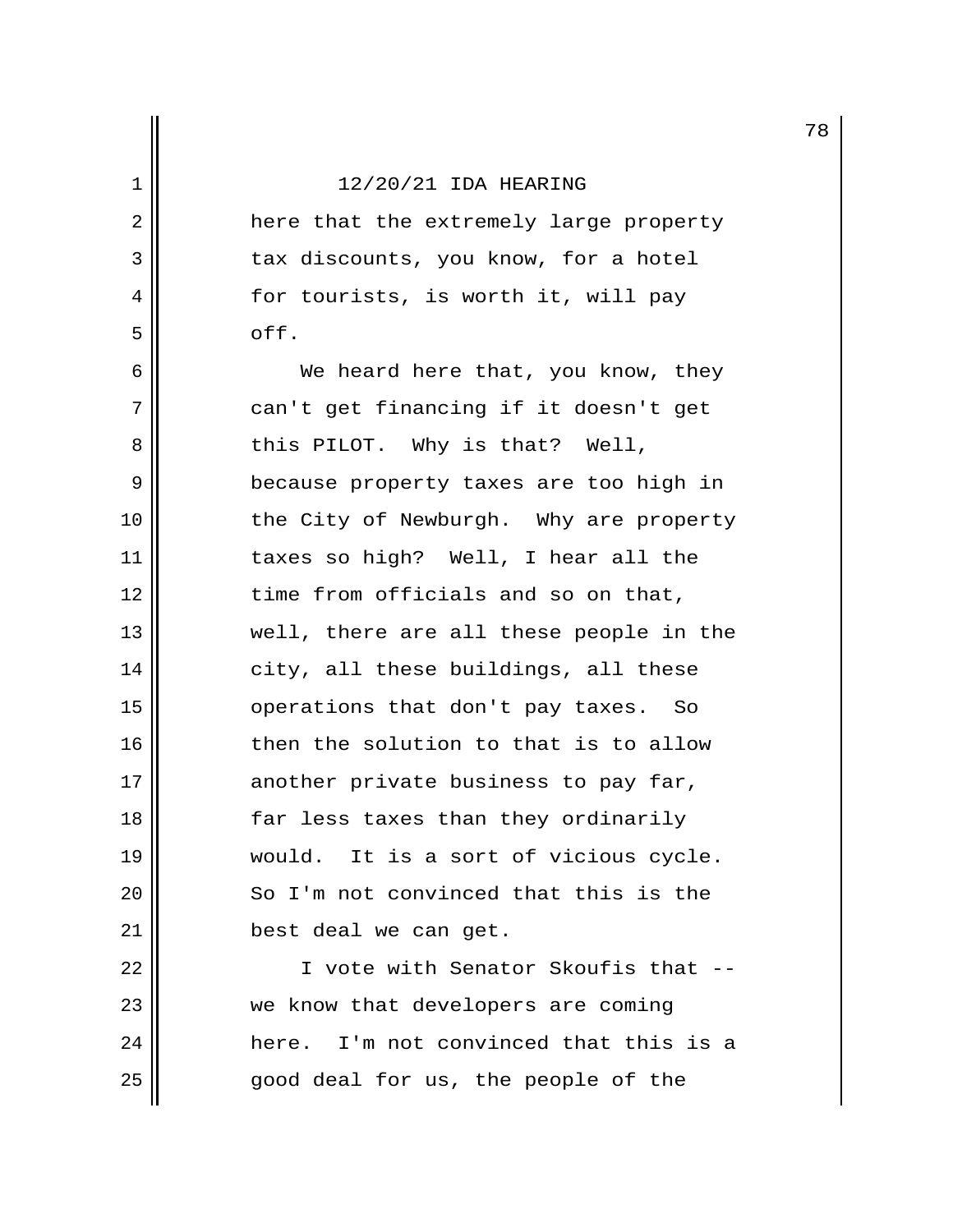12/20/21 IDA HEARING

here that the extremely large property tax discounts, you know, for a hotel for tourists, is worth it, will pay off.

We heard here that, you know, they can't get financing if it doesn't get this PILOT. Why is that? Well, because property taxes are too high in the City of Newburgh. Why are property taxes so high? Well, I hear all the time from officials and so on that, well, there are all these people in the city, all these buildings, all these operations that don't pay taxes. So then the solution to that is to allow another private business to pay far, far less taxes than they ordinarily would. It is a sort of vicious cycle. So I'm not convinced that this is the best deal we can get.

I vote with Senator Skoufis that -- we know that developers are coming here. I'm not convinced that this is a good deal for us, the people of the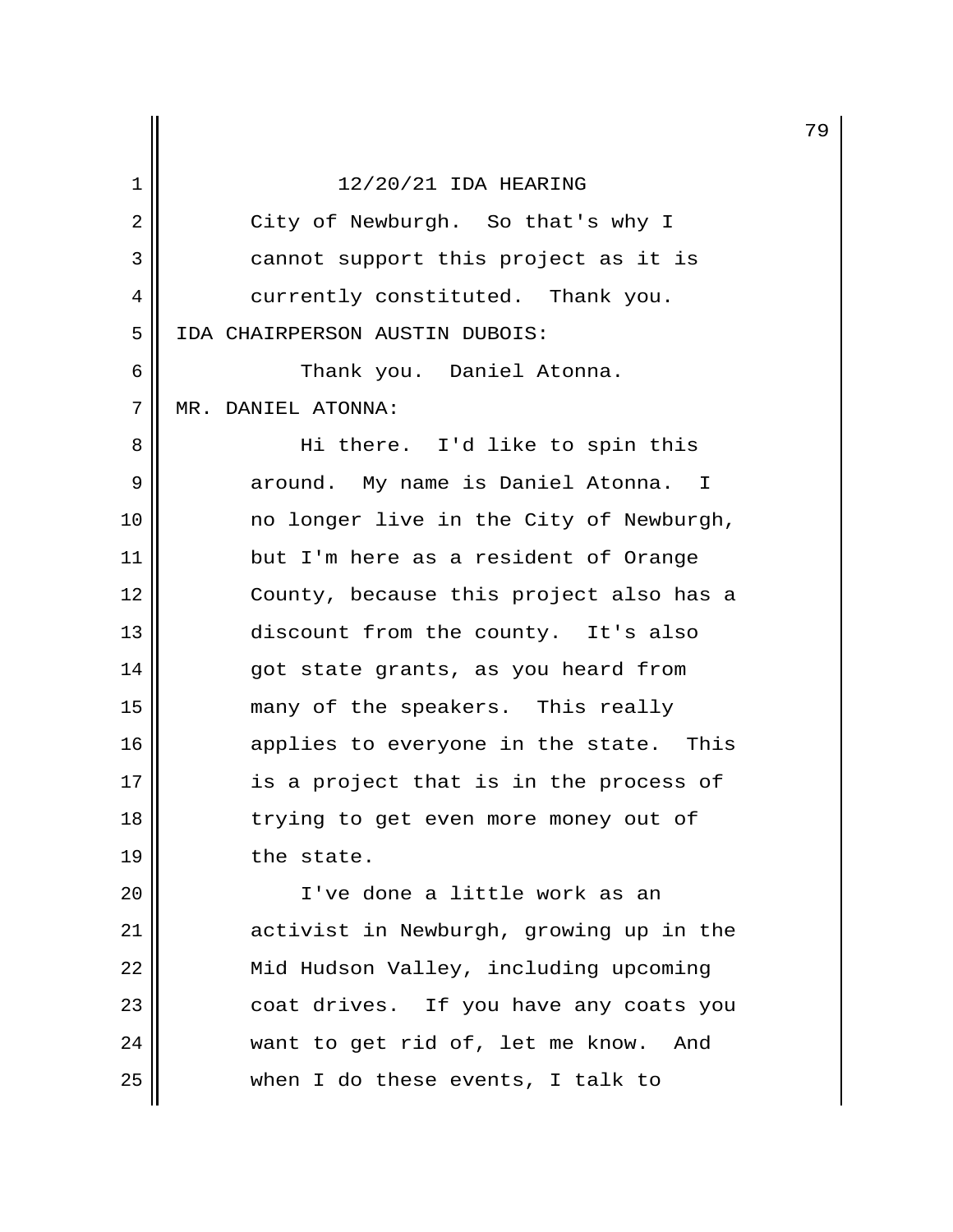12/20/21 IDA HEARING

City of Newburgh. So that's why I cannot support this project as it is currently constituted. Thank you.

IDA CHAIRPERSON AUSTIN DUBOIS:

Thank you. Daniel Atonna.

MR. DANIEL ATONNA:

Hi there. I'd like to spin this around. My name is Daniel Atonna. I no longer live in the City of Newburgh, but I'm here as a resident of Orange County, because this project also has a discount from the county. It's also got state grants, as you heard from many of the speakers. This really applies to everyone in the state. This is a project that is in the process of trying to get even more money out of the state.

I've done a little work as an activist in Newburgh, growing up in the Mid Hudson Valley, including upcoming coat drives. If you have any coats you want to get rid of, let me know. And when I do these events, I talk to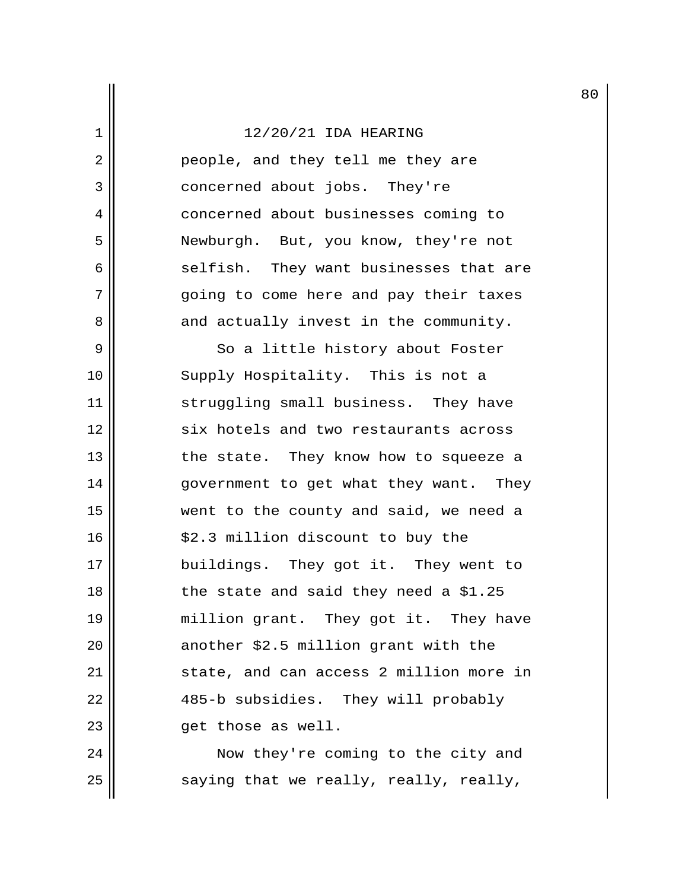people, and they tell me they are concerned about jobs. They're concerned about businesses coming to Newburgh. But, you know, they're not selfish. They want businesses that are going to come here and pay their taxes and actually invest in the community.

So a little history about Foster Supply Hospitality. This is not a struggling small business. They have six hotels and two restaurants across the state. They know how to squeeze a government to get what they want. They went to the county and said, we need a $2.3 million discount to buy the buildings. They got it. They went to the state and said they need a $1.25 million grant. They got it. They have another $2.5 million grant with the state, and can access 2 million more in 485-b subsidies. They will probably get those as well.

Now they're coming to the city and saying that we really, really, really,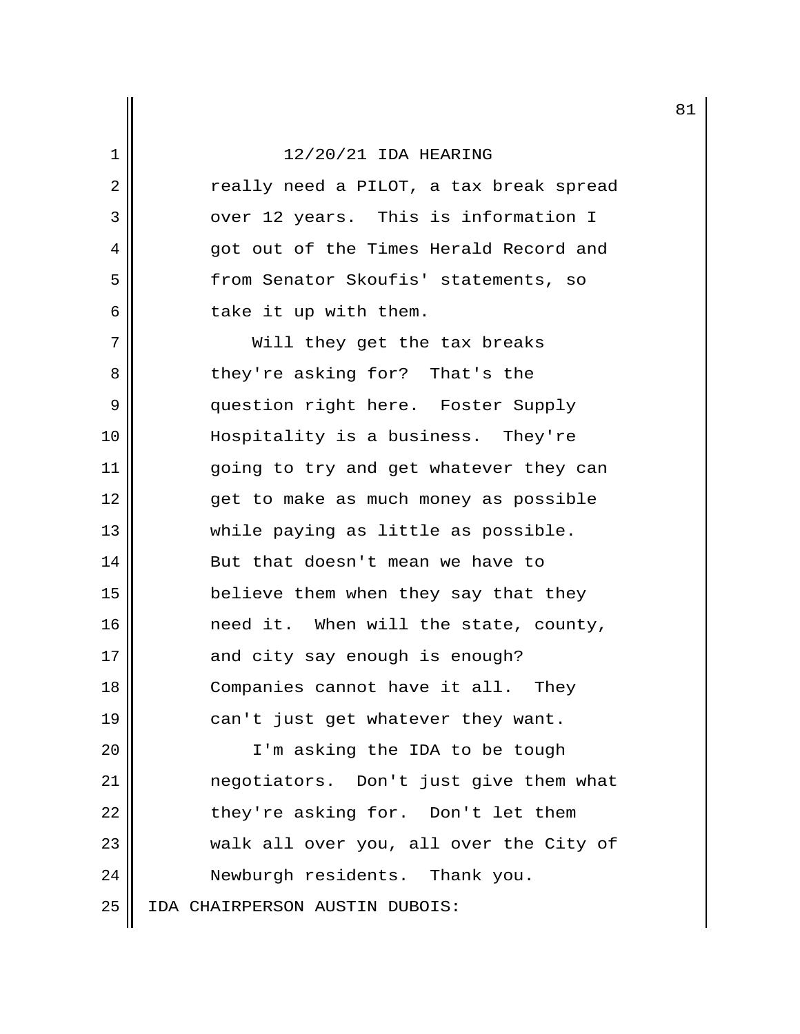12/20/21 IDA HEARING

really need a PILOT, a tax break spread over 12 years. This is information I got out of the Times Herald Record and from Senator Skoufis' statements, so take it up with them.

Will they get the tax breaks they're asking for? That's the question right here. Foster Supply Hospitality is a business. They're going to try and get whatever they can get to make as much money as possible while paying as little as possible. But that doesn't mean we have to believe them when they say that they need it. When will the state, county, and city say enough is enough? Companies cannot have it all. They can't just get whatever they want.

I'm asking the IDA to be tough negotiators. Don't just give them what they're asking for. Don't let them walk all over you, all over the City of Newburgh residents. Thank you.

IDA CHAIRPERSON AUSTIN DUBOIS: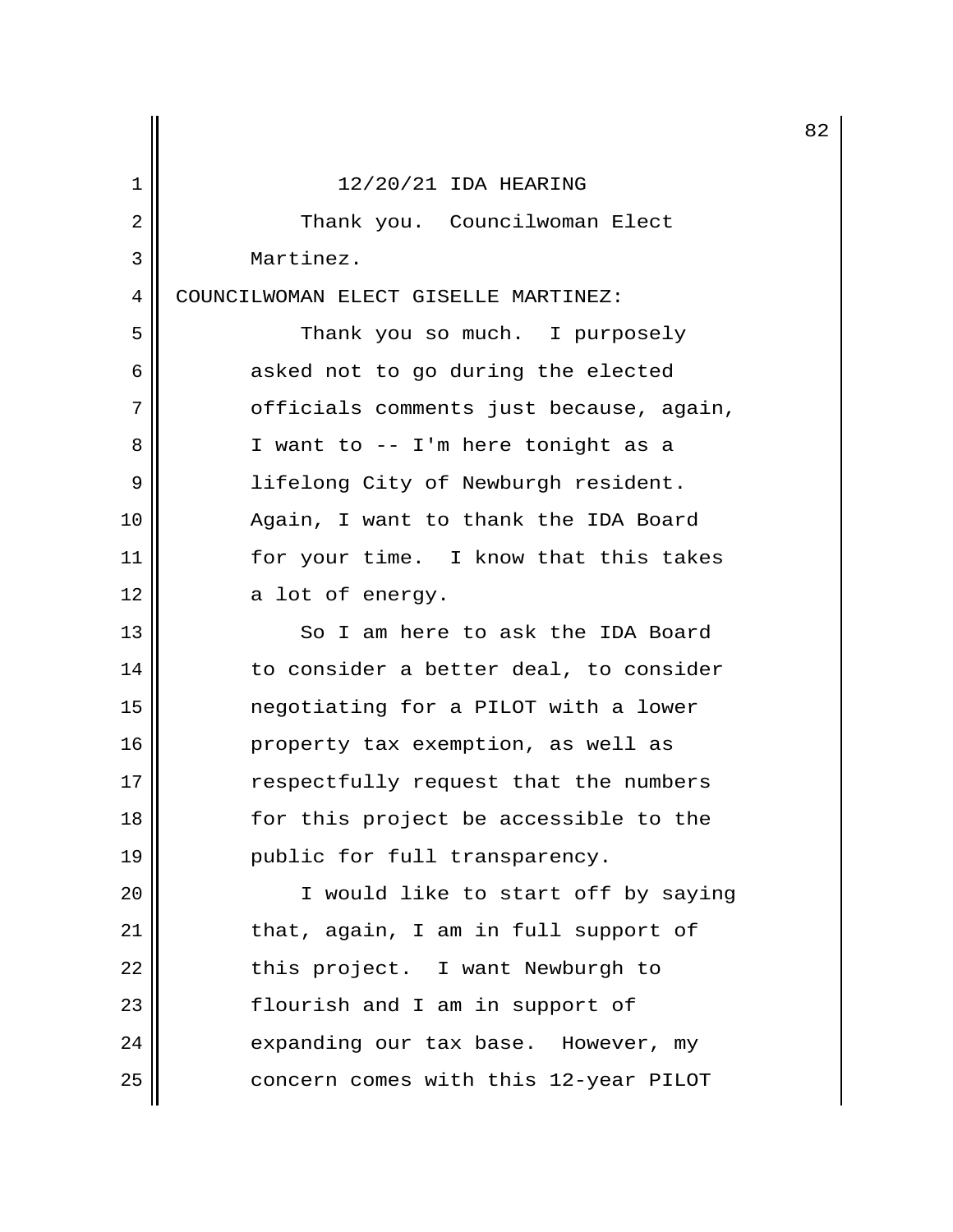12/20/21 IDA HEARING

Thank you. Councilwoman Elect Martinez.

COUNCILWOMAN ELECT GISELLE MARTINEZ:

Thank you so much. I purposely asked not to go during the elected officials comments just because, again, I want to -- I'm here tonight as a lifelong City of Newburgh resident. Again, I want to thank the IDA Board for your time. I know that this takes a lot of energy.

So I am here to ask the IDA Board to consider a better deal, to consider negotiating for a PILOT with a lower property tax exemption, as well as respectfully request that the numbers for this project be accessible to the public for full transparency.

I would like to start off by saying that, again, I am in full support of this project. I want Newburgh to flourish and I am in support of expanding our tax base. However, my concern comes with this 12-year PILOT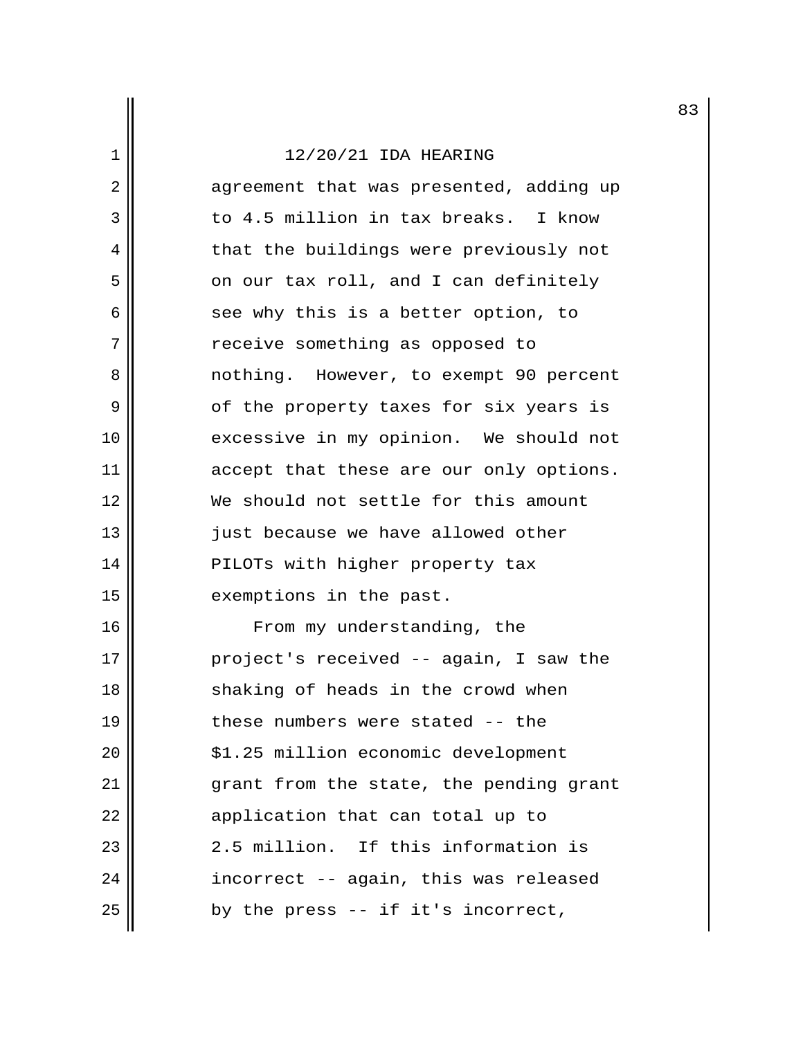12/20/21 IDA HEARING

agreement that was presented, adding up to 4.5 million in tax breaks. I know that the buildings were previously not on our tax roll, and I can definitely see why this is a better option, to receive something as opposed to nothing. However, to exempt 90 percent of the property taxes for six years is excessive in my opinion. We should not accept that these are our only options. We should not settle for this amount just because we have allowed other PILOTs with higher property tax exemptions in the past.

From my understanding, the project's received -- again, I saw the shaking of heads in the crowd when these numbers were stated -- the $1.25 million economic development grant from the state, the pending grant application that can total up to 2.5 million. If this information is incorrect -- again, this was released by the press -- if it's incorrect,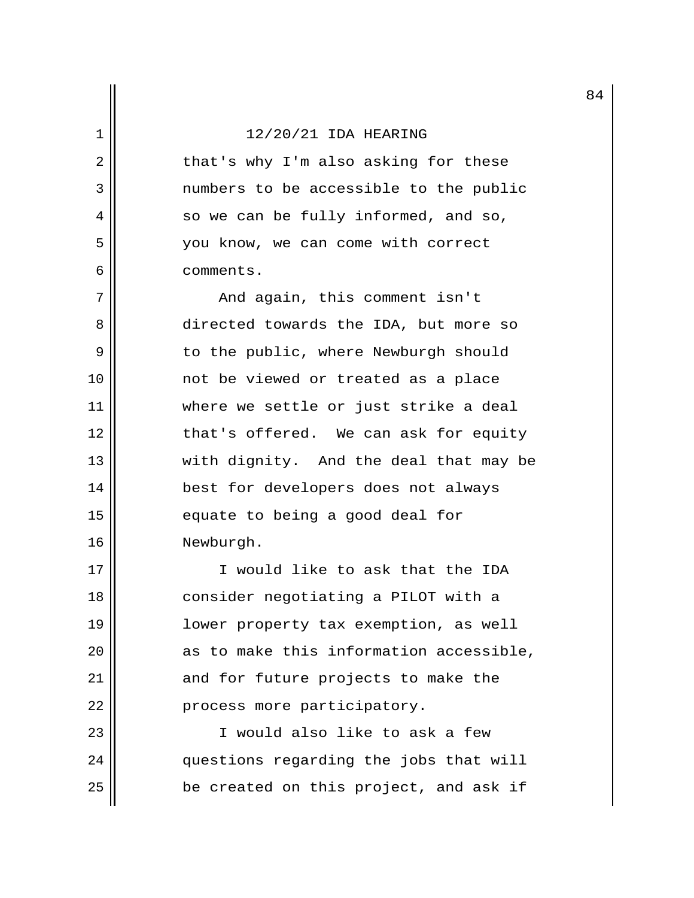that's why I'm also asking for these numbers to be accessible to the public so we can be fully informed, and so, you know, we can come with correct comments.

And again, this comment isn't directed towards the IDA, but more so to the public, where Newburgh should not be viewed or treated as a place where we settle or just strike a deal that's offered. We can ask for equity with dignity. And the deal that may be best for developers does not always equate to being a good deal for Newburgh.

I would like to ask that the IDA consider negotiating a PILOT with a lower property tax exemption, as well as to make this information accessible, and for future projects to make the process more participatory.

I would also like to ask a few questions regarding the jobs that will be created on this project, and ask if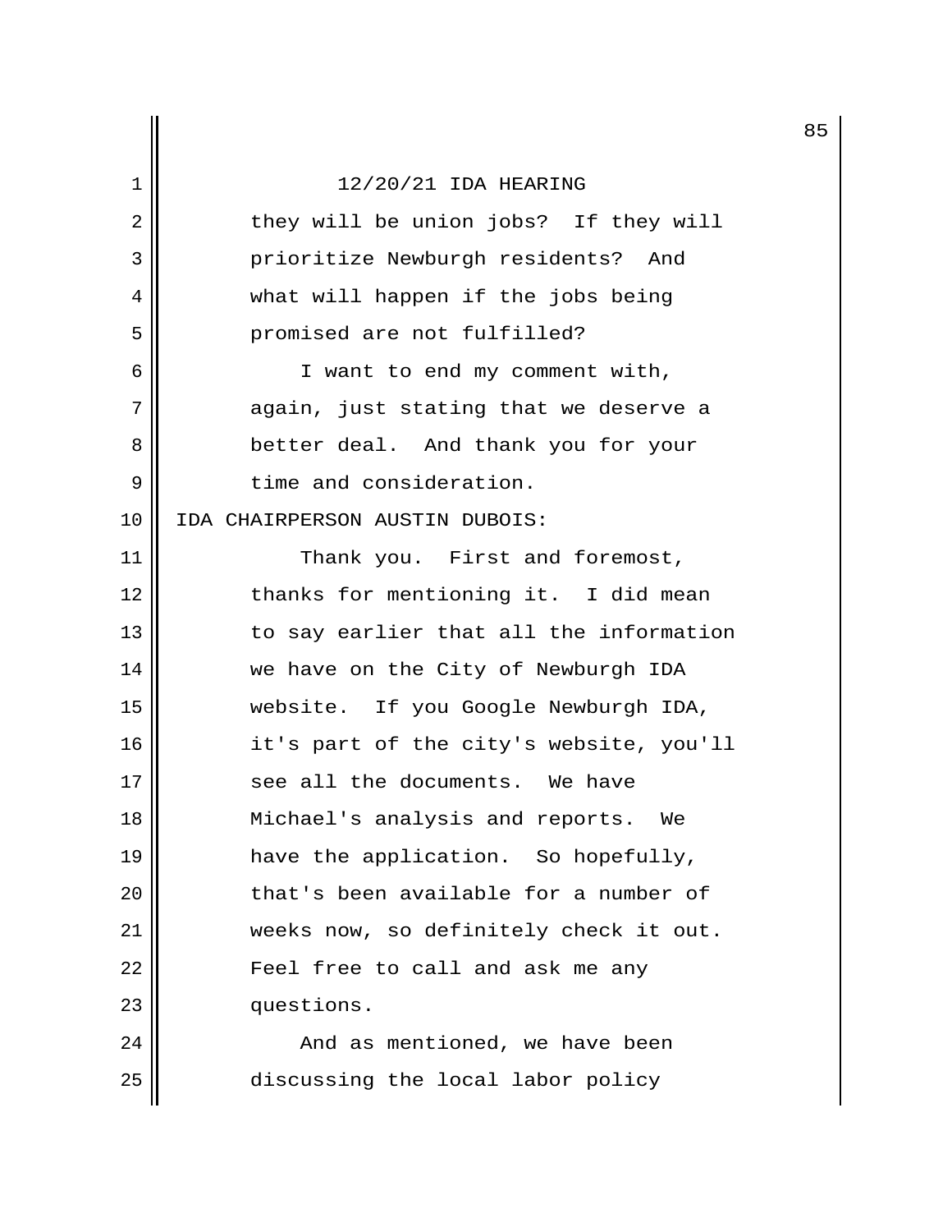they will be union jobs? If they will prioritize Newburgh residents? And what will happen if the jobs being promised are not fulfilled?

I want to end my comment with, again, just stating that we deserve a better deal. And thank you for your time and consideration.

IDA CHAIRPERSON AUSTIN DUBOIS:

Thank you. First and foremost, thanks for mentioning it. I did mean to say earlier that all the information we have on the City of Newburgh IDA website. If you Google Newburgh IDA, it's part of the city's website, you'll see all the documents. We have Michael's analysis and reports. We have the application. So hopefully, that's been available for a number of weeks now, so definitely check it out. Feel free to call and ask me any questions.

And as mentioned, we have been discussing the local labor policy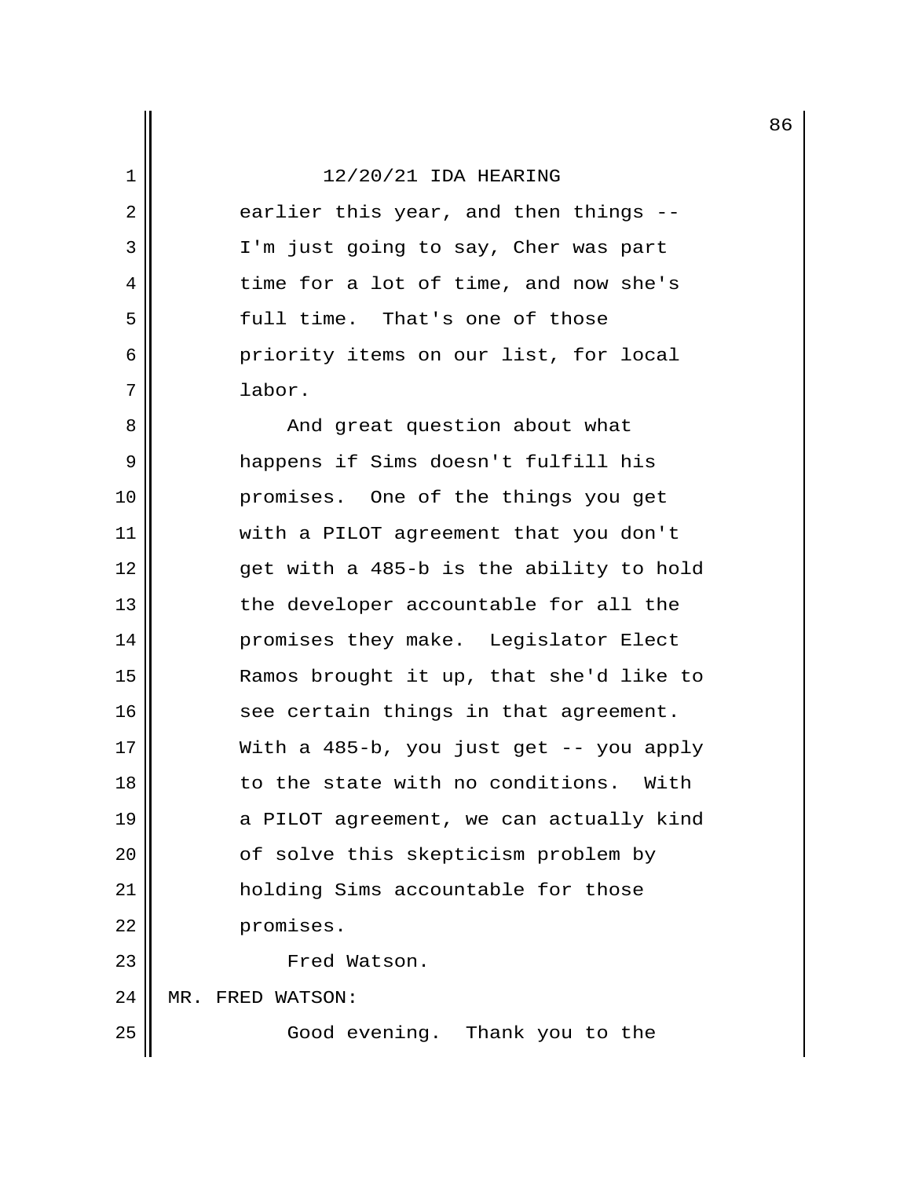earlier this year, and then things -- I'm just going to say, Cher was part time for a lot of time, and now she's full time. That's one of those priority items on our list, for local labor.

And great question about what happens if Sims doesn't fulfill his promises. One of the things you get with a PILOT agreement that you don't get with a 485-b is the ability to hold the developer accountable for all the promises they make. Legislator Elect Ramos brought it up, that she'd like to see certain things in that agreement. With a 485-b, you just get -- you apply to the state with no conditions. With a PILOT agreement, we can actually kind of solve this skepticism problem by holding Sims accountable for those promises.

Fred Watson.

MR. FRED WATSON:

Good evening. Thank you to the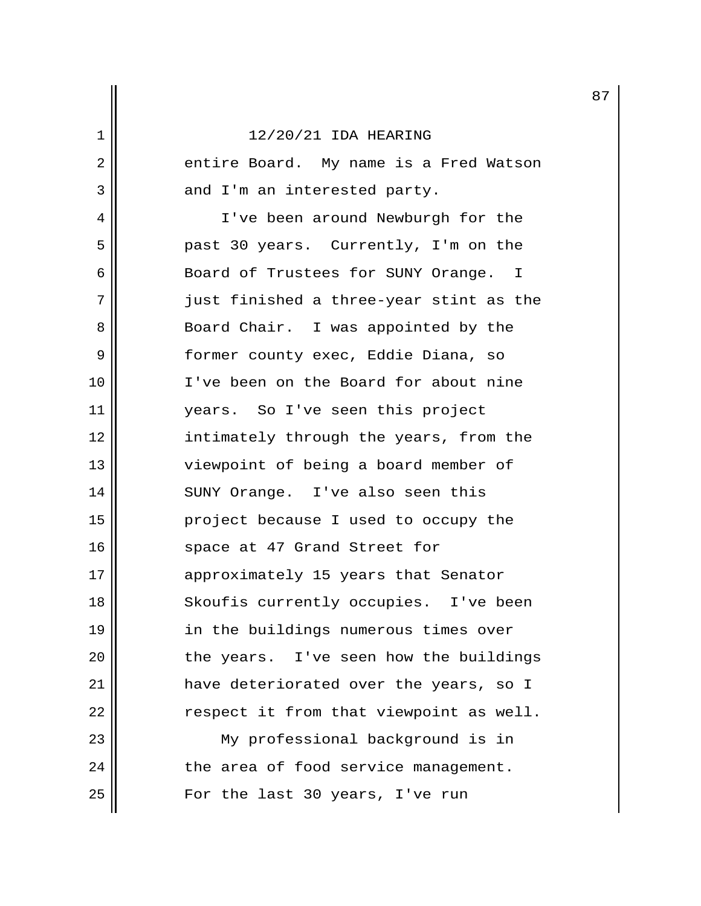12/20/21 IDA HEARING

entire Board. My name is a Fred Watson and I'm an interested party.

I've been around Newburgh for the past 30 years. Currently, I'm on the Board of Trustees for SUNY Orange. I just finished a three-year stint as the Board Chair. I was appointed by the former county exec, Eddie Diana, so I've been on the Board for about nine years. So I've seen this project intimately through the years, from the viewpoint of being a board member of SUNY Orange. I've also seen this project because I used to occupy the space at 47 Grand Street for approximately 15 years that Senator Skoufis currently occupies. I've been in the buildings numerous times over the years. I've seen how the buildings have deteriorated over the years, so I respect it from that viewpoint as well.

My professional background is in the area of food service management. For the last 30 years, I've run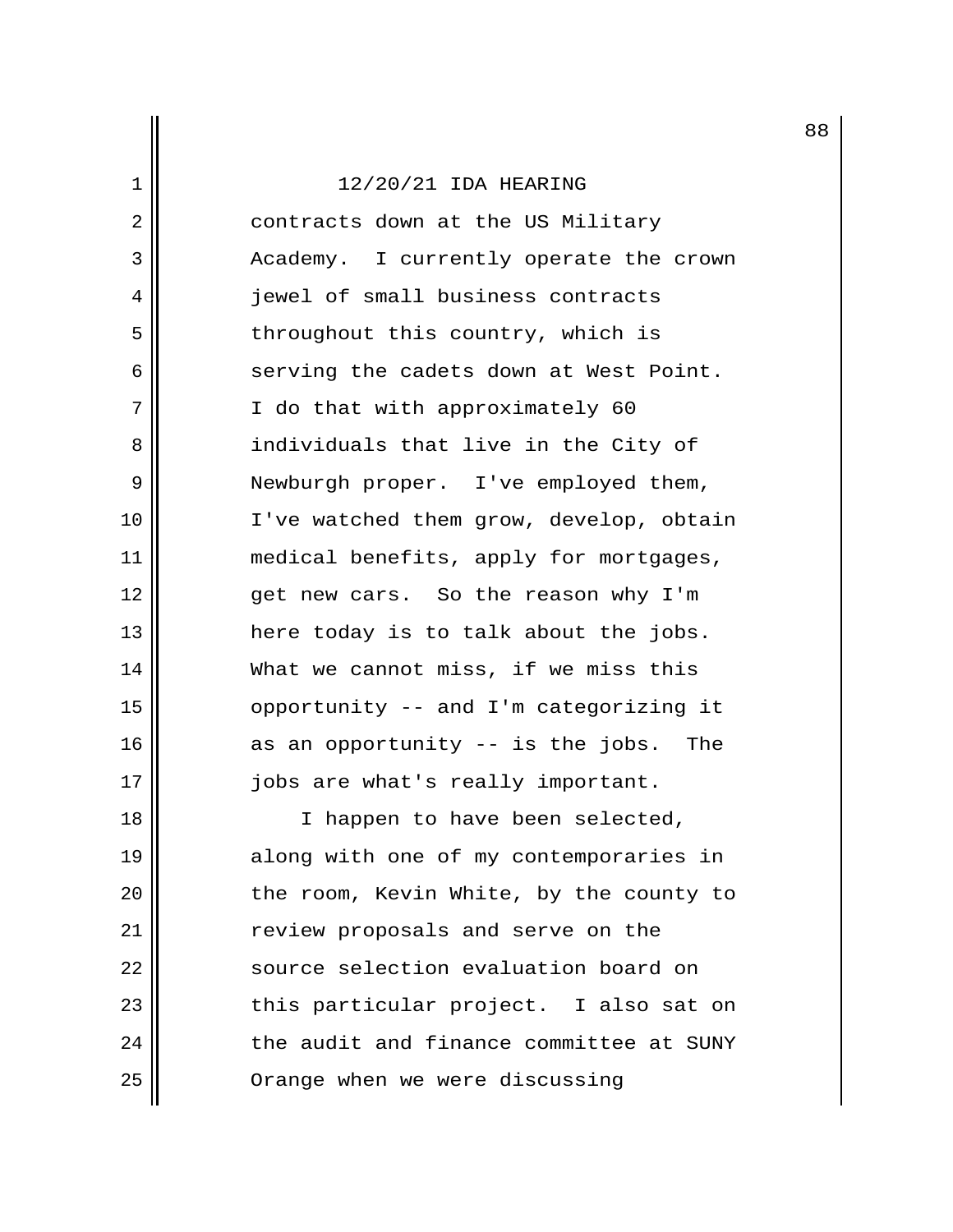contracts down at the US Military Academy. I currently operate the crown jewel of small business contracts throughout this country, which is serving the cadets down at West Point. I do that with approximately 60 individuals that live in the City of Newburgh proper. I've employed them, I've watched them grow, develop, obtain medical benefits, apply for mortgages, get new cars. So the reason why I'm here today is to talk about the jobs. What we cannot miss, if we miss this opportunity -- and I'm categorizing it as an opportunity -- is the jobs. The jobs are what's really important.

I happen to have been selected, along with one of my contemporaries in the room, Kevin White, by the county to review proposals and serve on the source selection evaluation board on this particular project. I also sat on the audit and finance committee at SUNY Orange when we were discussing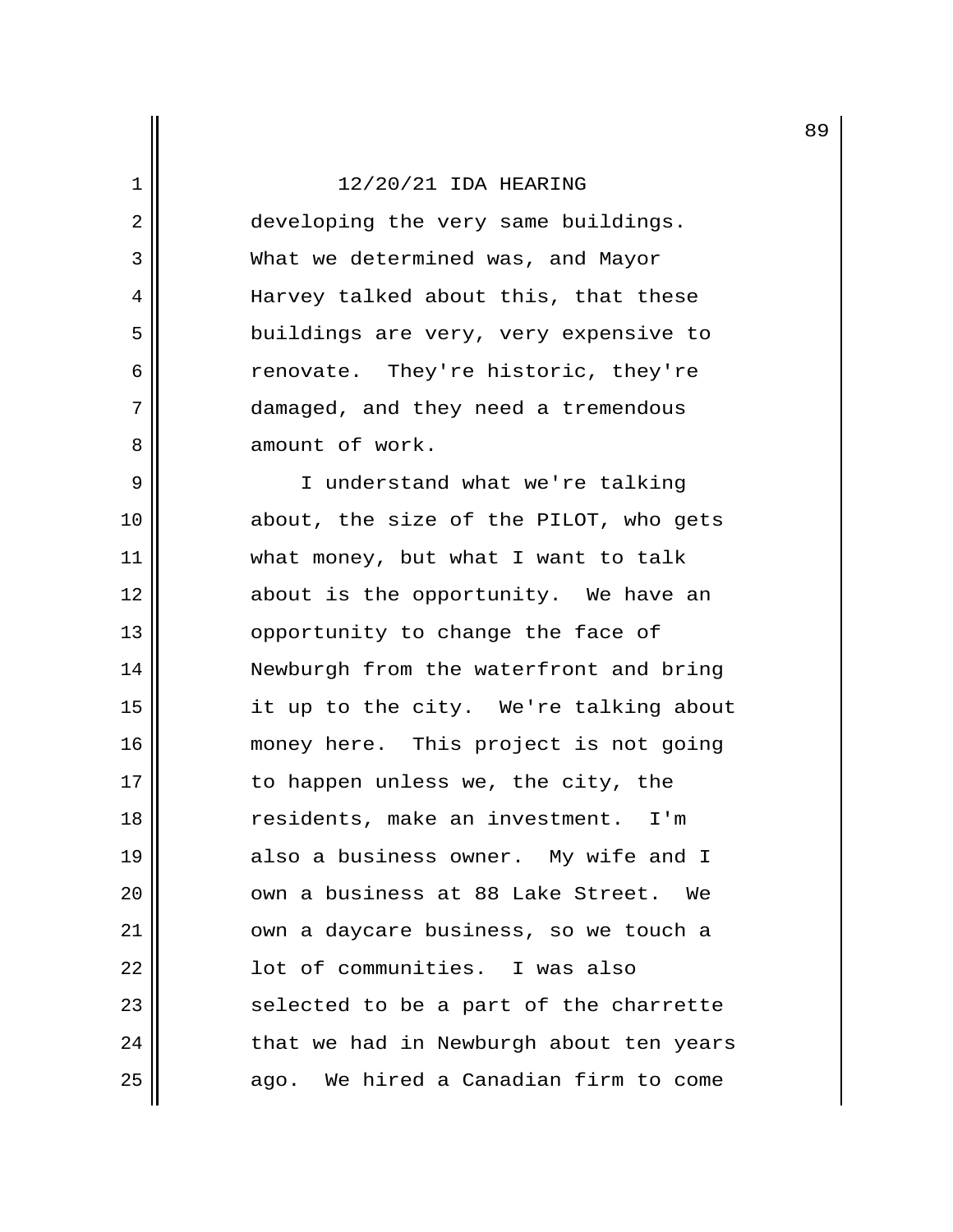developing the very same buildings. What we determined was, and Mayor Harvey talked about this, that these buildings are very, very expensive to renovate. They're historic, they're damaged, and they need a tremendous amount of work.

I understand what we're talking about, the size of the PILOT, who gets what money, but what I want to talk about is the opportunity. We have an opportunity to change the face of Newburgh from the waterfront and bring it up to the city. We're talking about money here. This project is not going to happen unless we, the city, the residents, make an investment. I'm also a business owner. My wife and I own a business at 88 Lake Street. We own a daycare business, so we touch a lot of communities. I was also selected to be a part of the charrette that we had in Newburgh about ten years ago. We hired a Canadian firm to come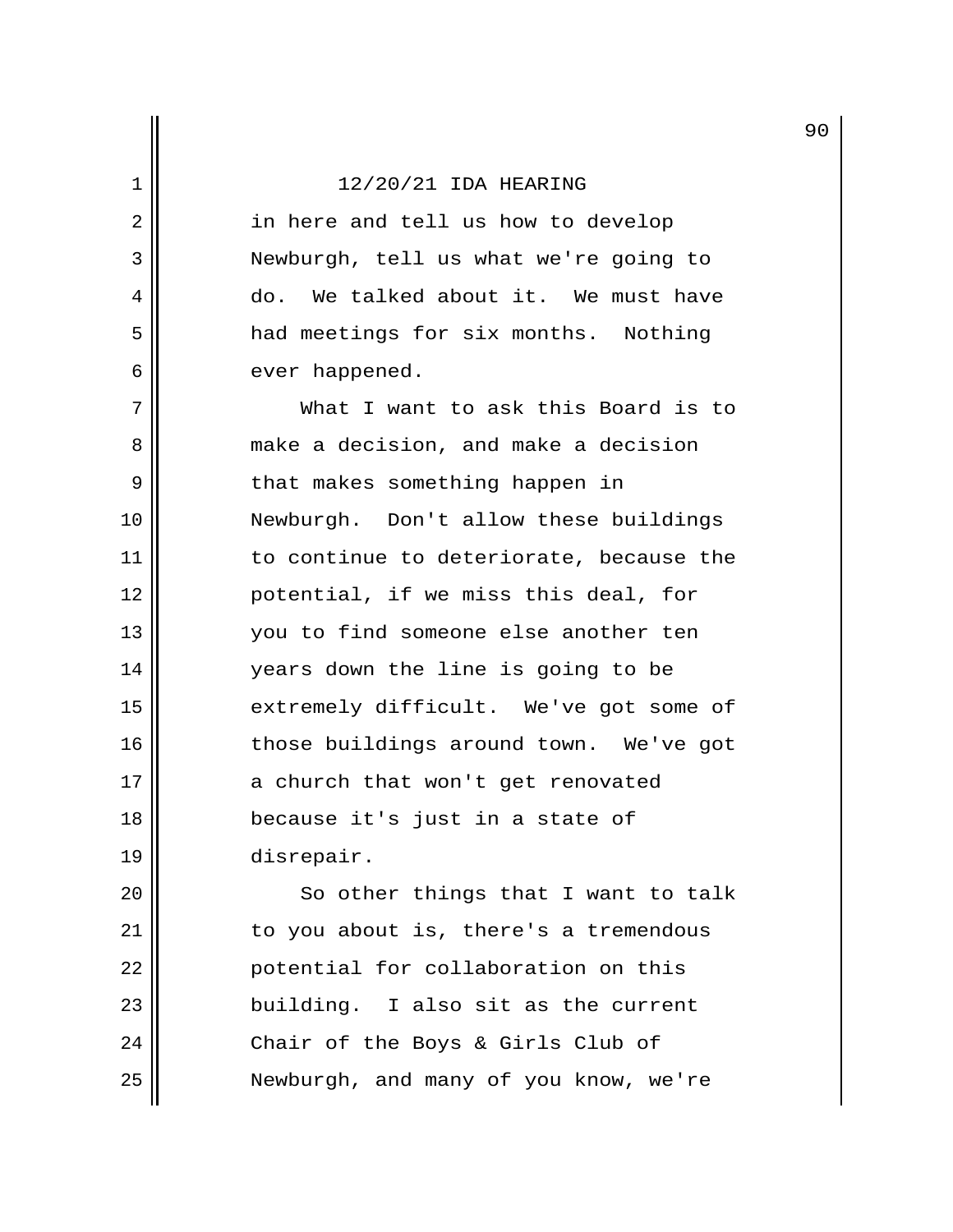in here and tell us how to develop Newburgh, tell us what we're going to do. We talked about it. We must have had meetings for six months. Nothing ever happened.

What I want to ask this Board is to make a decision, and make a decision that makes something happen in Newburgh. Don't allow these buildings to continue to deteriorate, because the potential, if we miss this deal, for you to find someone else another ten years down the line is going to be extremely difficult. We've got some of those buildings around town. We've got a church that won't get renovated because it's just in a state of disrepair.

So other things that I want to talk to you about is, there's a tremendous potential for collaboration on this building. I also sit as the current Chair of the Boys & Girls Club of Newburgh, and many of you know, we're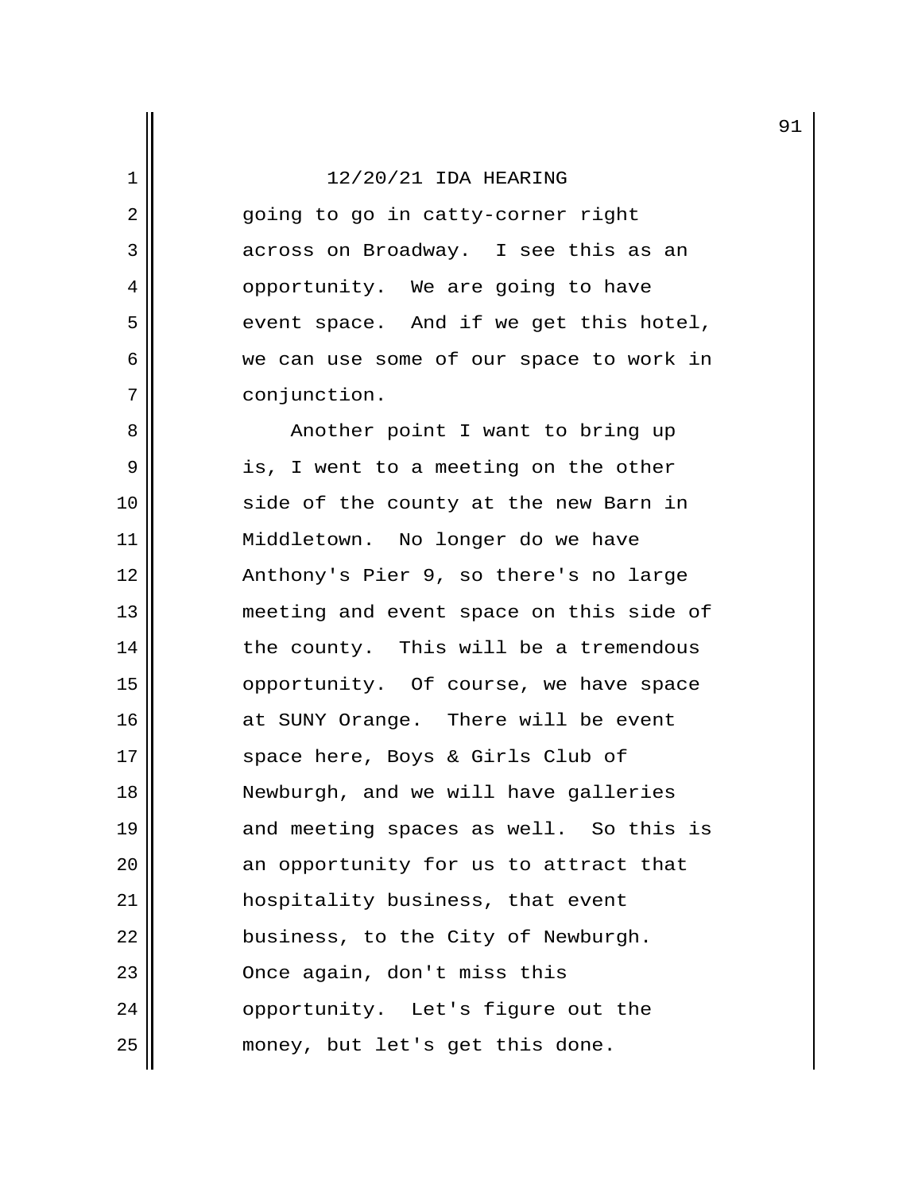going to go in catty-corner right across on Broadway. I see this as an opportunity. We are going to have event space. And if we get this hotel, we can use some of our space to work in conjunction.

Another point I want to bring up is, I went to a meeting on the other side of the county at the new Barn in Middletown. No longer do we have Anthony's Pier 9, so there's no large meeting and event space on this side of the county. This will be a tremendous opportunity. Of course, we have space at SUNY Orange. There will be event space here, Boys & Girls Club of Newburgh, and we will have galleries and meeting spaces as well. So this is an opportunity for us to attract that hospitality business, that event business, to the City of Newburgh. Once again, don't miss this opportunity. Let's figure out the money, but let's get this done.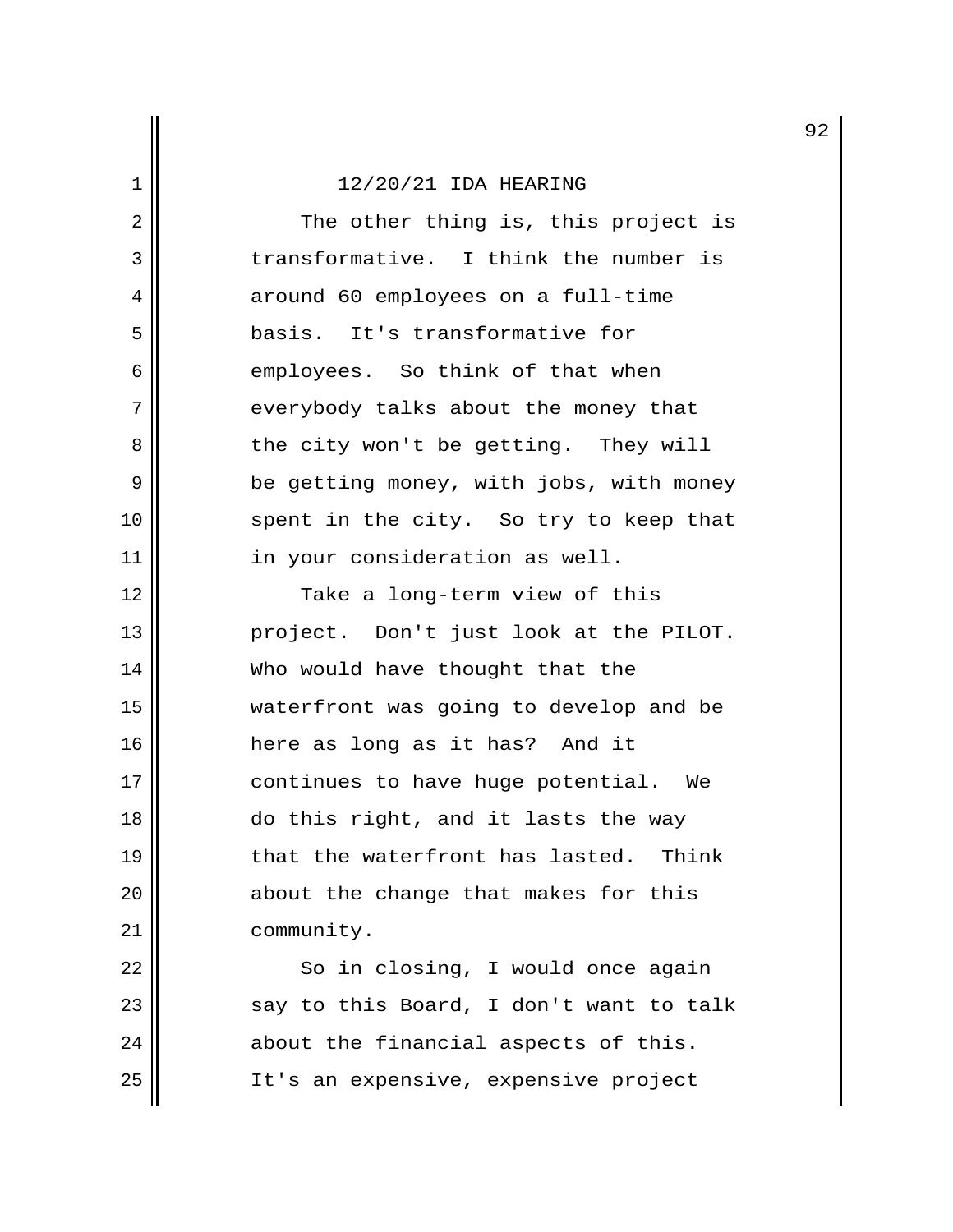The other thing is, this project is transformative. I think the number is around 60 employees on a full-time basis. It's transformative for employees. So think of that when everybody talks about the money that the city won't be getting. They will be getting money, with jobs, with money spent in the city. So try to keep that in your consideration as well.

Take a long-term view of this project. Don't just look at the PILOT. Who would have thought that the waterfront was going to develop and be here as long as it has? And it continues to have huge potential. We do this right, and it lasts the way that the waterfront has lasted. Think about the change that makes for this community.

So in closing, I would once again say to this Board, I don't want to talk about the financial aspects of this. It's an expensive, expensive project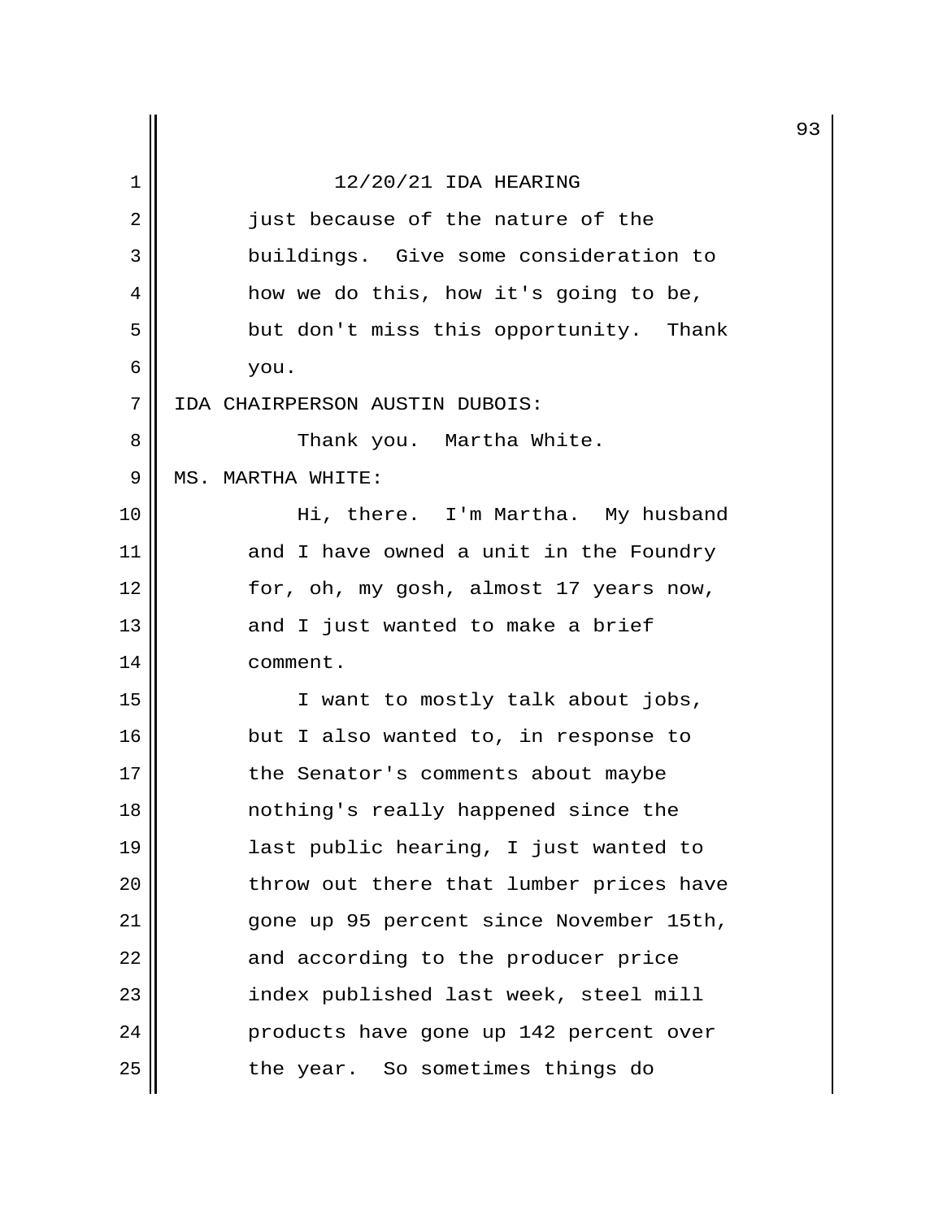12/20/21 IDA HEARING

just because of the nature of the buildings. Give some consideration to how we do this, how it's going to be, but don't miss this opportunity. Thank you.

IDA CHAIRPERSON AUSTIN DUBOIS:

Thank you. Martha White.

MS. MARTHA WHITE:

Hi, there. I'm Martha. My husband and I have owned a unit in the Foundry for, oh, my gosh, almost 17 years now, and I just wanted to make a brief comment.

I want to mostly talk about jobs, but I also wanted to, in response to the Senator's comments about maybe nothing's really happened since the last public hearing, I just wanted to throw out there that lumber prices have gone up 95 percent since November 15th, and according to the producer price index published last week, steel mill products have gone up 142 percent over the year. So sometimes things do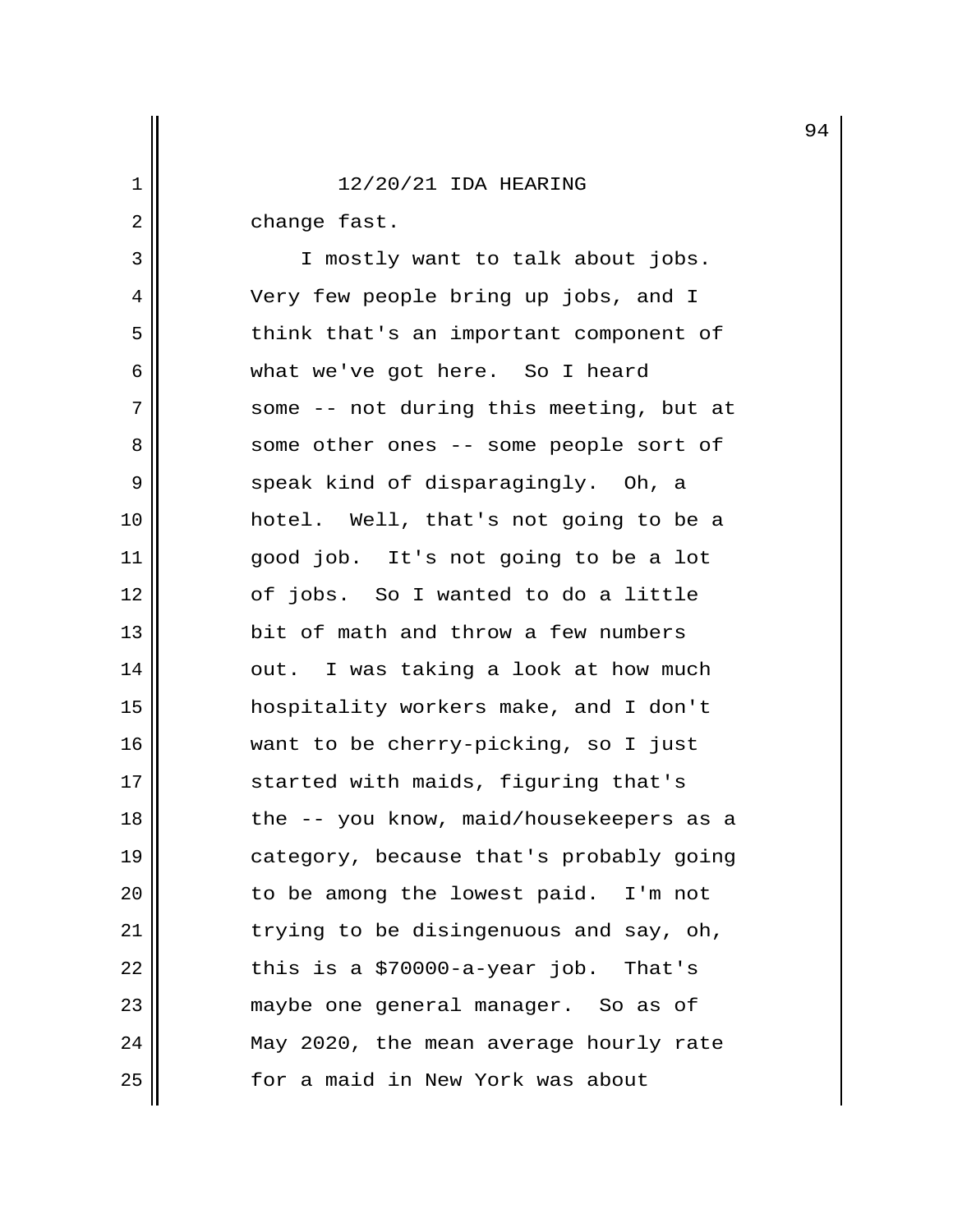change fast.

I mostly want to talk about jobs. Very few people bring up jobs, and I think that's an important component of what we've got here. So I heard some -- not during this meeting, but at some other ones -- some people sort of speak kind of disparagingly. Oh, a hotel. Well, that's not going to be a good job. It's not going to be a lot of jobs. So I wanted to do a little bit of math and throw a few numbers out. I was taking a look at how much hospitality workers make, and I don't want to be cherry-picking, so I just started with maids, figuring that's the -- you know, maid/housekeepers as a category, because that's probably going to be among the lowest paid. I'm not trying to be disingenuous and say, oh, this is a $70000-a-year job. That's maybe one general manager. So as of May 2020, the mean average hourly rate for a maid in New York was about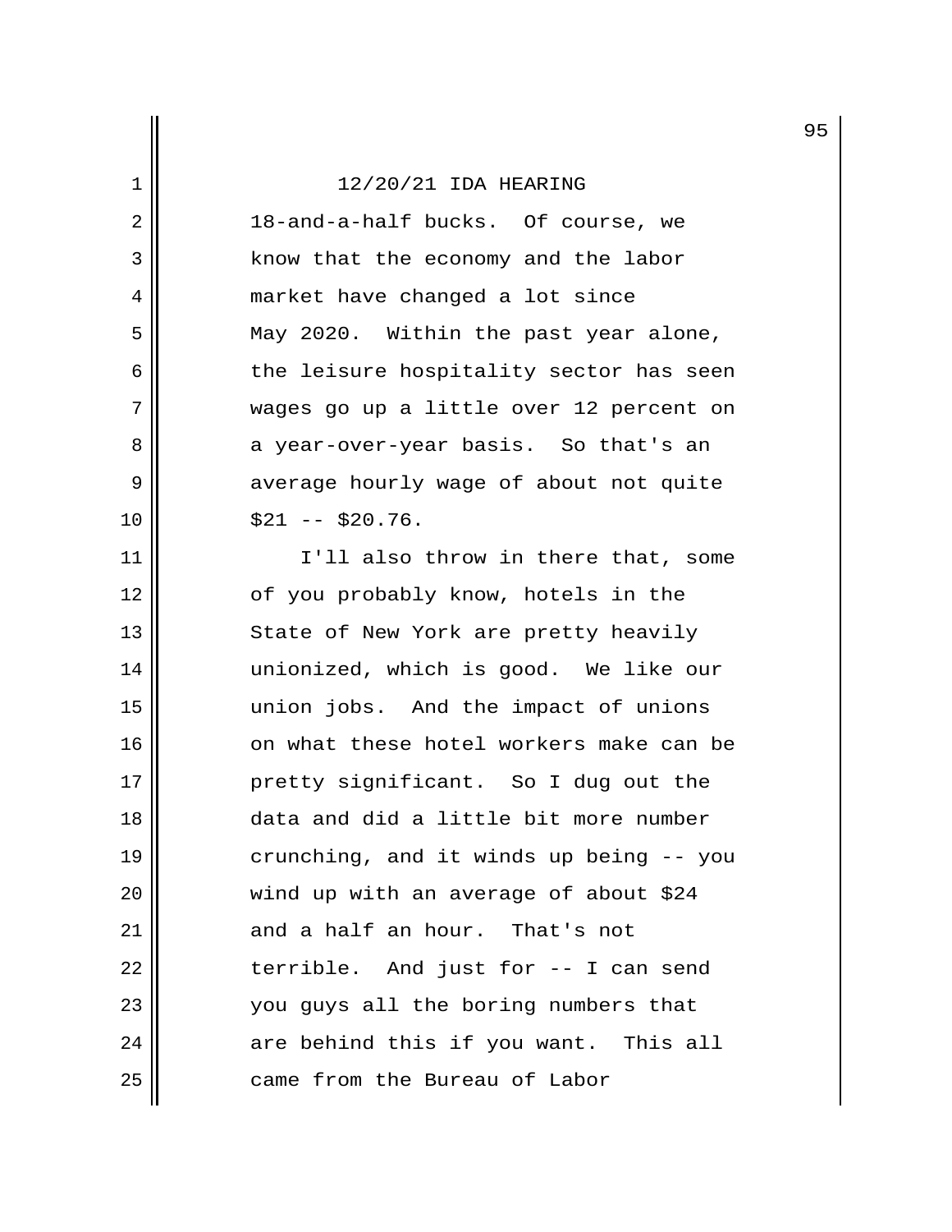18-and-a-half bucks. Of course, we know that the economy and the labor market have changed a lot since May 2020. Within the past year alone, the leisure hospitality sector has seen wages go up a little over 12 percent on a year-over-year basis. So that's an average hourly wage of about not quite $21 -- $20.76.

I'll also throw in there that, some of you probably know, hotels in the State of New York are pretty heavily unionized, which is good. We like our union jobs. And the impact of unions on what these hotel workers make can be pretty significant. So I dug out the data and did a little bit more number crunching, and it winds up being -- you wind up with an average of about $24 and a half an hour. That's not terrible. And just for -- I can send you guys all the boring numbers that are behind this if you want. This all came from the Bureau of Labor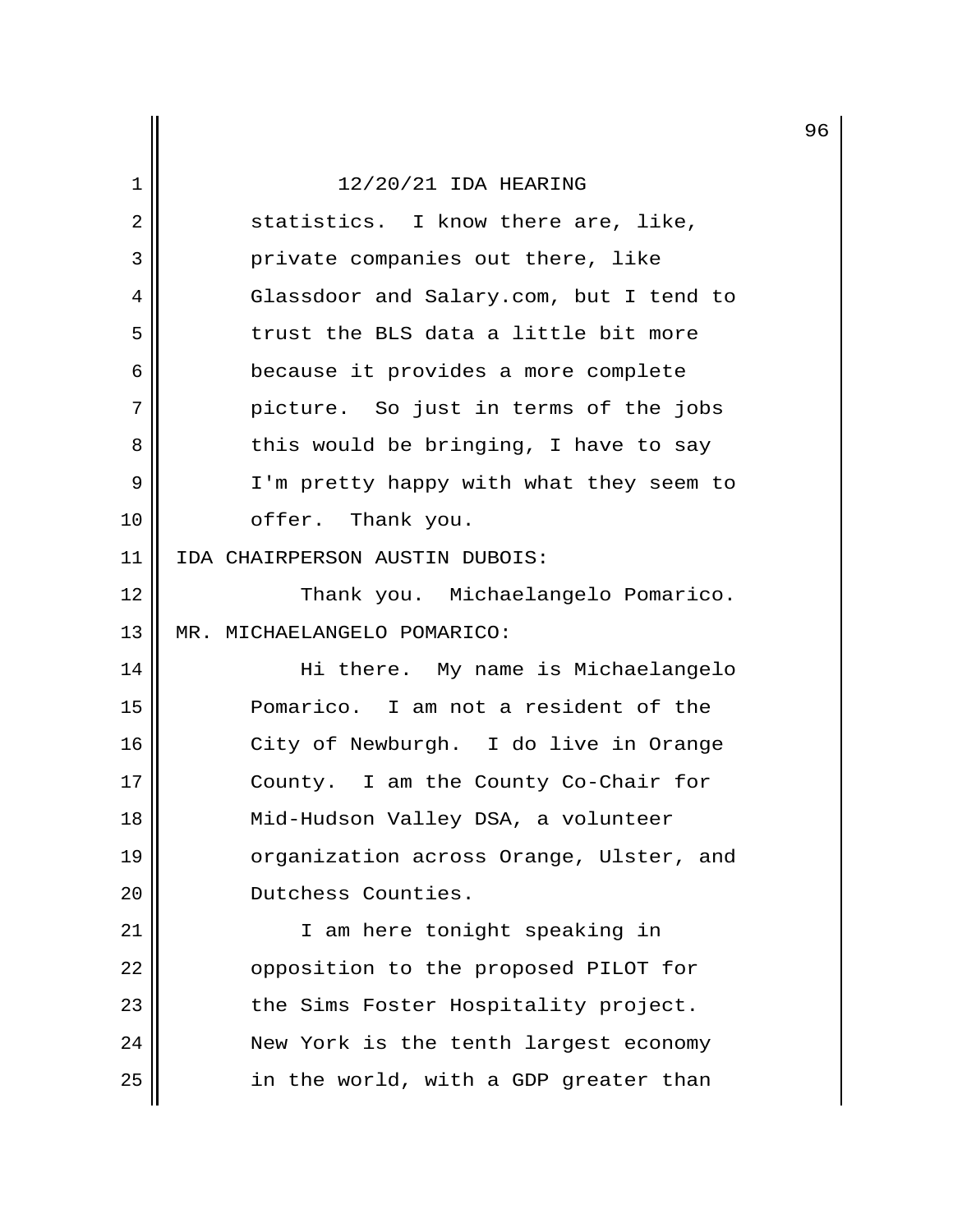statistics. I know there are, like, private companies out there, like Glassdoor and Salary.com, but I tend to trust the BLS data a little bit more because it provides a more complete picture. So just in terms of the jobs this would be bringing, I have to say I'm pretty happy with what they seem to offer. Thank you.

IDA CHAIRPERSON AUSTIN DUBOIS:

Thank you. Michaelangelo Pomarico.

MR. MICHAELANGELO POMARICO:

Hi there. My name is Michaelangelo Pomarico. I am not a resident of the City of Newburgh. I do live in Orange County. I am the County Co-Chair for Mid-Hudson Valley DSA, a volunteer organization across Orange, Ulster, and Dutchess Counties.

I am here tonight speaking in opposition to the proposed PILOT for the Sims Foster Hospitality project. New York is the tenth largest economy in the world, with a GDP greater than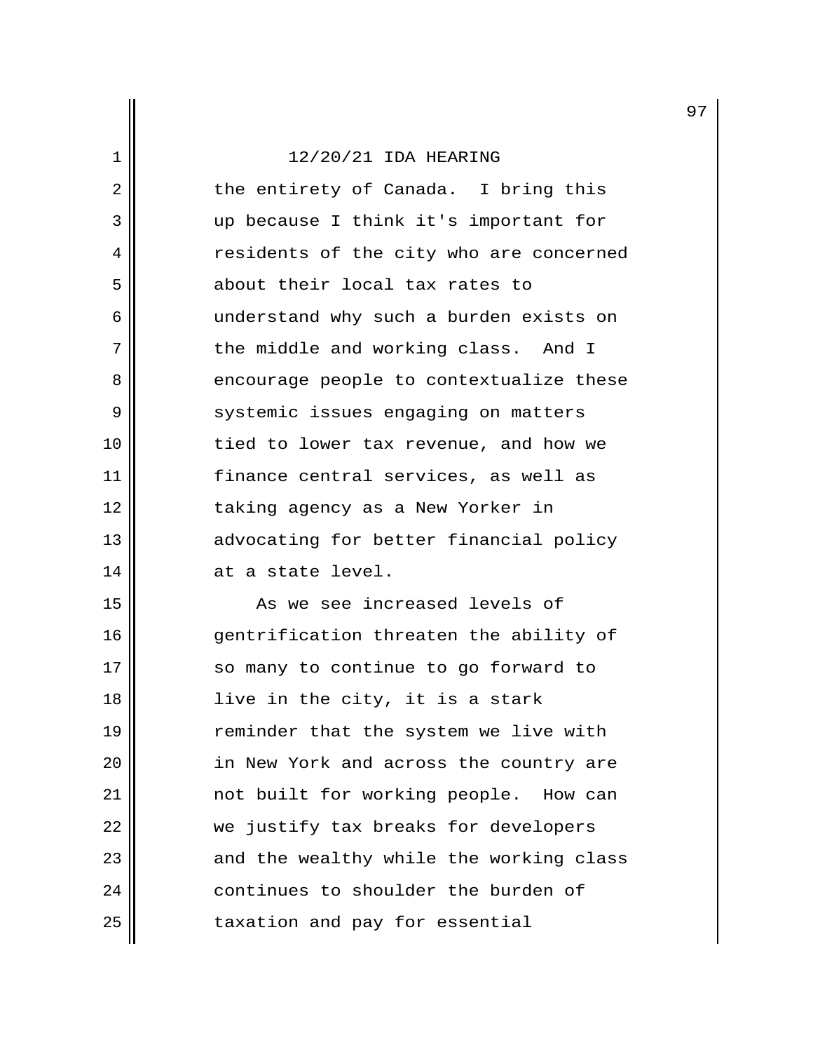the entirety of Canada. I bring this up because I think it's important for residents of the city who are concerned about their local tax rates to understand why such a burden exists on the middle and working class. And I encourage people to contextualize these systemic issues engaging on matters tied to lower tax revenue, and how we finance central services, as well as taking agency as a New Yorker in advocating for better financial policy at a state level.

As we see increased levels of gentrification threaten the ability of so many to continue to go forward to live in the city, it is a stark reminder that the system we live with in New York and across the country are not built for working people. How can we justify tax breaks for developers and the wealthy while the working class continues to shoulder the burden of taxation and pay for essential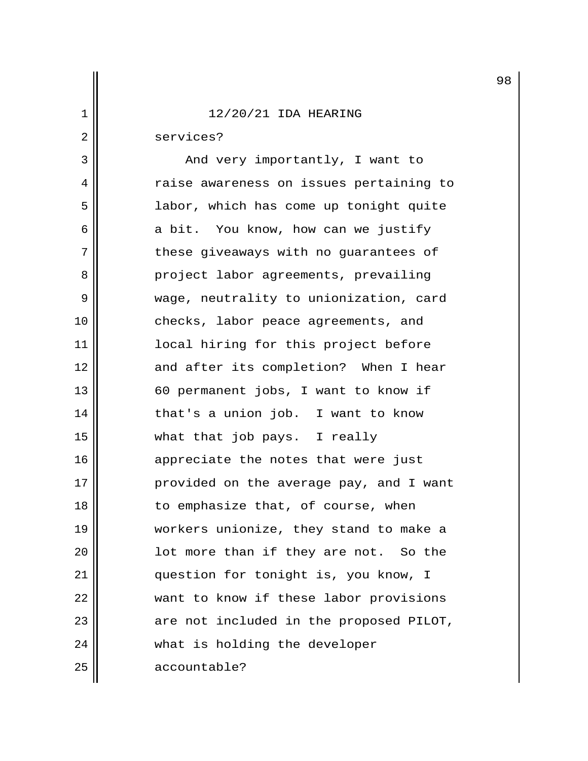12/20/21 IDA HEARING

services?

And very importantly, I want to raise awareness on issues pertaining to labor, which has come up tonight quite a bit. You know, how can we justify these giveaways with no guarantees of project labor agreements, prevailing wage, neutrality to unionization, card checks, labor peace agreements, and local hiring for this project before and after its completion? When I hear 60 permanent jobs, I want to know if that's a union job. I want to know what that job pays. I really appreciate the notes that were just provided on the average pay, and I want to emphasize that, of course, when workers unionize, they stand to make a lot more than if they are not. So the question for tonight is, you know, I want to know if these labor provisions are not included in the proposed PILOT, what is holding the developer accountable?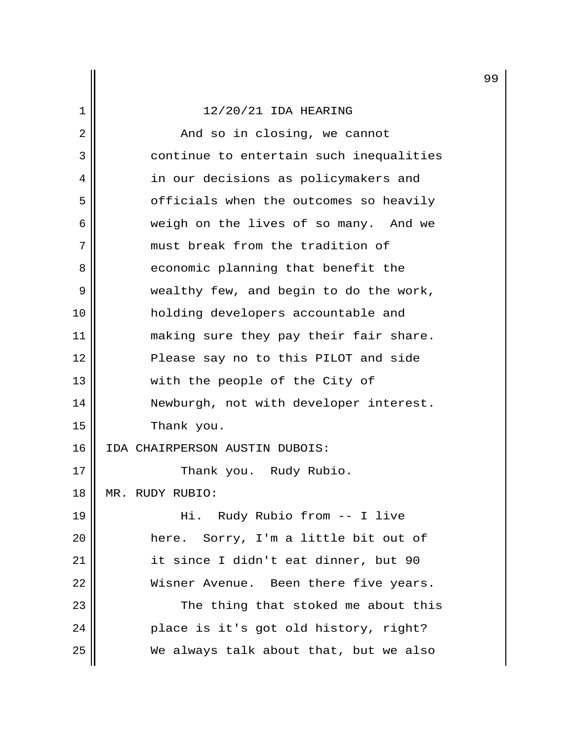And so in closing, we cannot continue to entertain such inequalities in our decisions as policymakers and officials when the outcomes so heavily weigh on the lives of so many. And we must break from the tradition of economic planning that benefit the wealthy few, and begin to do the work, holding developers accountable and making sure they pay their fair share. Please say no to this PILOT and side with the people of the City of Newburgh, not with developer interest. Thank you.

IDA CHAIRPERSON AUSTIN DUBOIS:

Thank you. Rudy Rubio.

MR. RUDY RUBIO:

Hi. Rudy Rubio from -- I live here. Sorry, I'm a little bit out of it since I didn't eat dinner, but 90 Wisner Avenue. Been there five years.

The thing that stoked me about this place is it's got old history, right? We always talk about that, but we also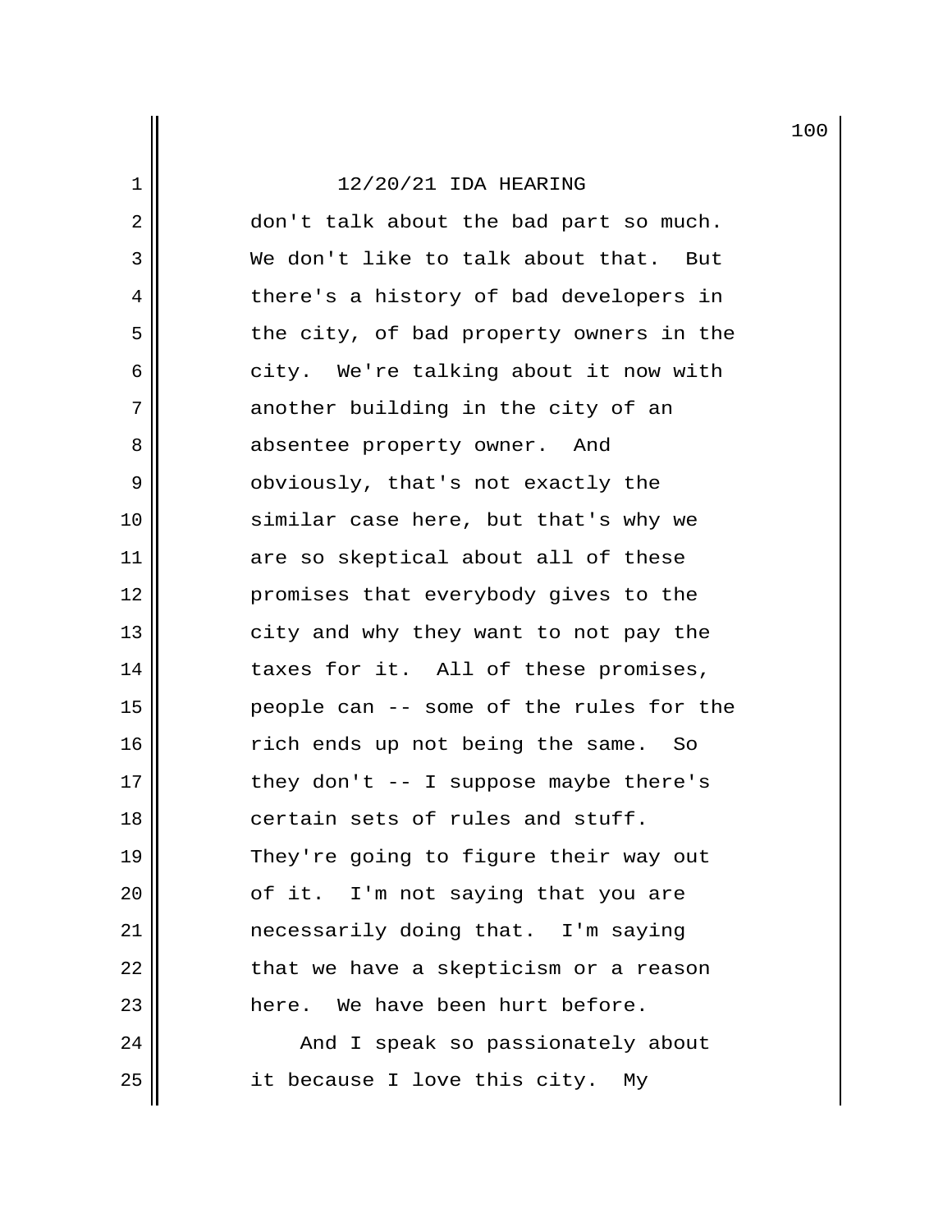don't talk about the bad part so much. We don't like to talk about that. But there's a history of bad developers in the city, of bad property owners in the city. We're talking about it now with another building in the city of an absentee property owner. And obviously, that's not exactly the similar case here, but that's why we are so skeptical about all of these promises that everybody gives to the city and why they want to not pay the taxes for it. All of these promises, people can -- some of the rules for the rich ends up not being the same. So they don't -- I suppose maybe there's certain sets of rules and stuff. They're going to figure their way out of it. I'm not saying that you are necessarily doing that. I'm saying that we have a skepticism or a reason here. We have been hurt before.

And I speak so passionately about it because I love this city. My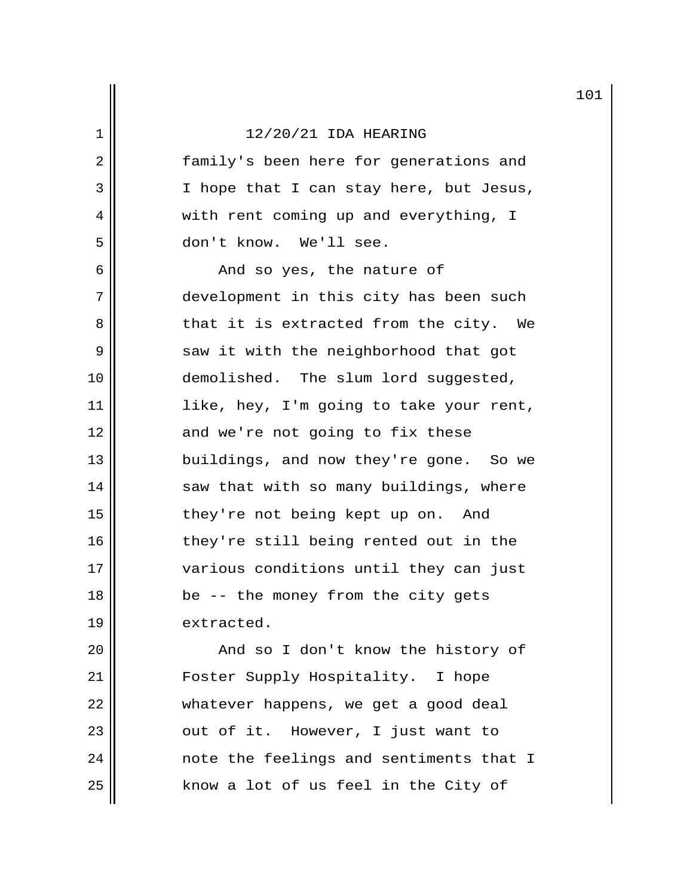family's been here for generations and I hope that I can stay here, but Jesus, with rent coming up and everything, I don't know. We'll see.

And so yes, the nature of development in this city has been such that it is extracted from the city. We saw it with the neighborhood that got demolished. The slum lord suggested, like, hey, I'm going to take your rent, and we're not going to fix these buildings, and now they're gone. So we saw that with so many buildings, where they're not being kept up on. And they're still being rented out in the various conditions until they can just be -- the money from the city gets extracted.

And so I don't know the history of Foster Supply Hospitality. I hope whatever happens, we get a good deal out of it. However, I just want to note the feelings and sentiments that I know a lot of us feel in the City of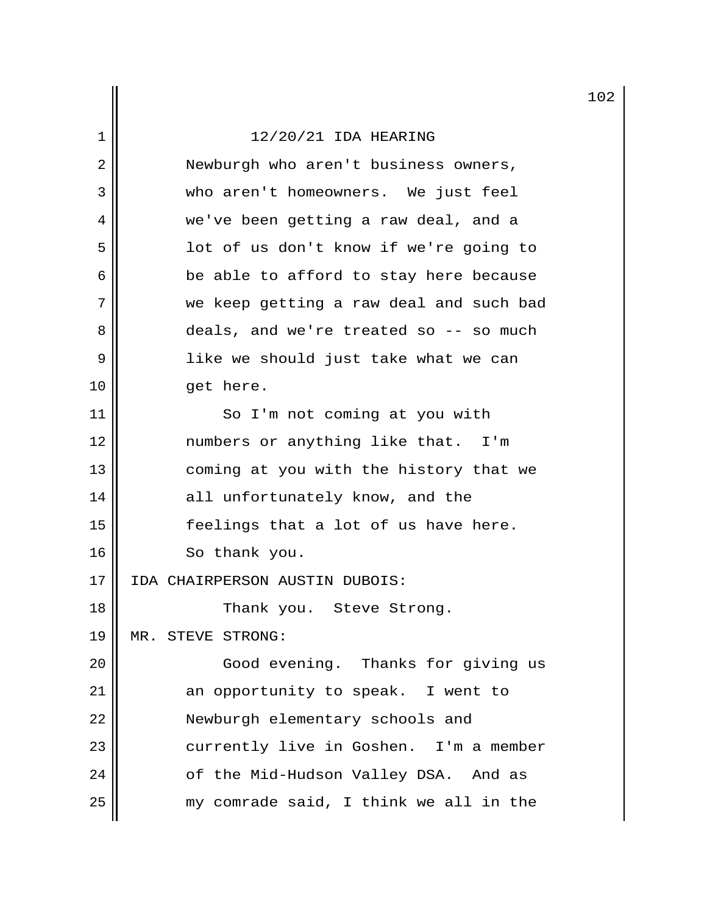12/20/21 IDA HEARING

Newburgh who aren't business owners, who aren't homeowners. We just feel we've been getting a raw deal, and a lot of us don't know if we're going to be able to afford to stay here because we keep getting a raw deal and such bad deals, and we're treated so -- so much like we should just take what we can get here.

So I'm not coming at you with numbers or anything like that. I'm coming at you with the history that we all unfortunately know, and the feelings that a lot of us have here. So thank you.

IDA CHAIRPERSON AUSTIN DUBOIS:

Thank you. Steve Strong.

MR. STEVE STRONG:

Good evening. Thanks for giving us an opportunity to speak. I went to Newburgh elementary schools and currently live in Goshen. I'm a member of the Mid-Hudson Valley DSA. And as my comrade said, I think we all in the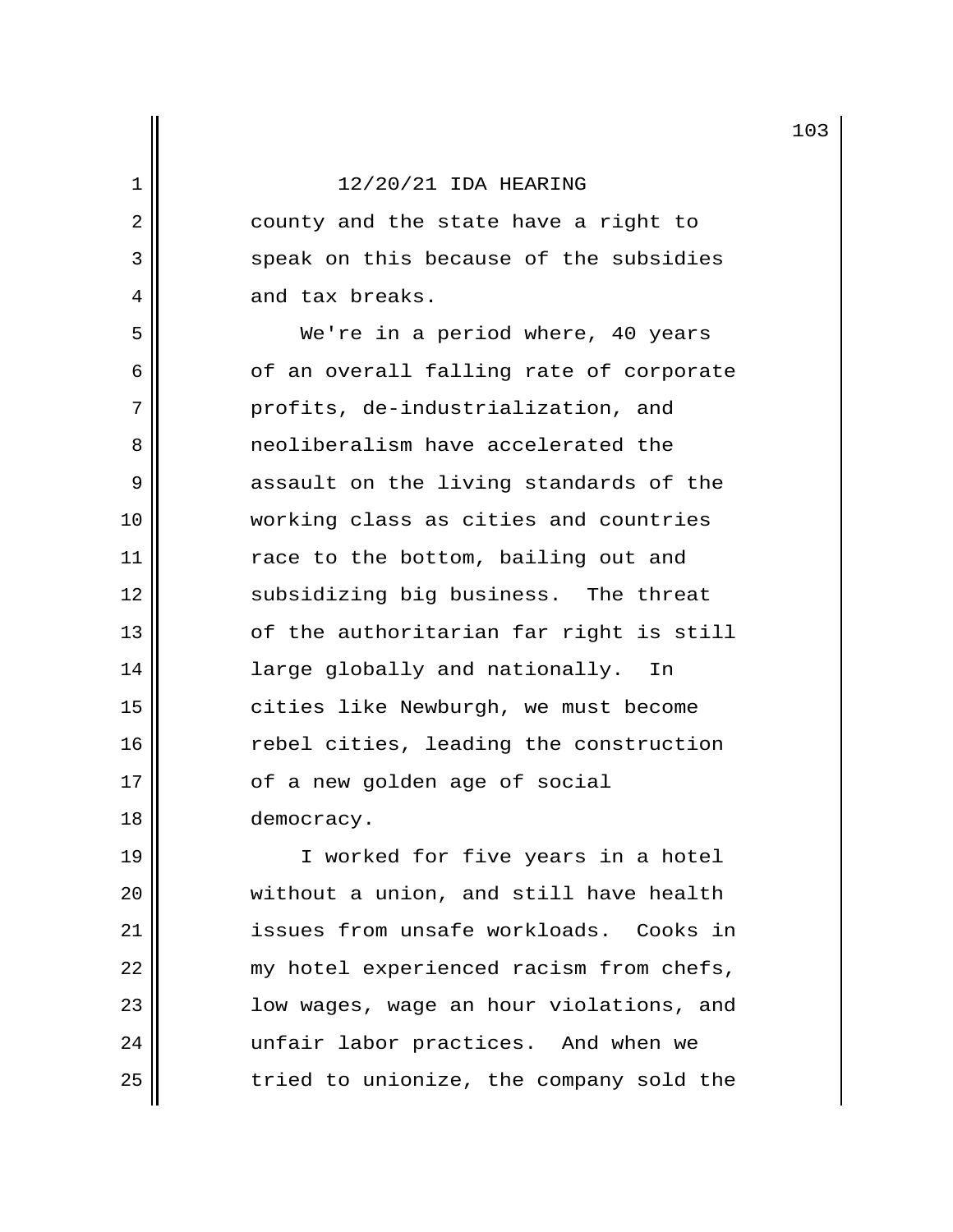12/20/21 IDA HEARING

county and the state have a right to speak on this because of the subsidies and tax breaks.

We're in a period where, 40 years of an overall falling rate of corporate profits, de-industrialization, and neoliberalism have accelerated the assault on the living standards of the working class as cities and countries race to the bottom, bailing out and subsidizing big business. The threat of the authoritarian far right is still large globally and nationally. In cities like Newburgh, we must become rebel cities, leading the construction of a new golden age of social democracy.

I worked for five years in a hotel without a union, and still have health issues from unsafe workloads. Cooks in my hotel experienced racism from chefs, low wages, wage an hour violations, and unfair labor practices. And when we tried to unionize, the company sold the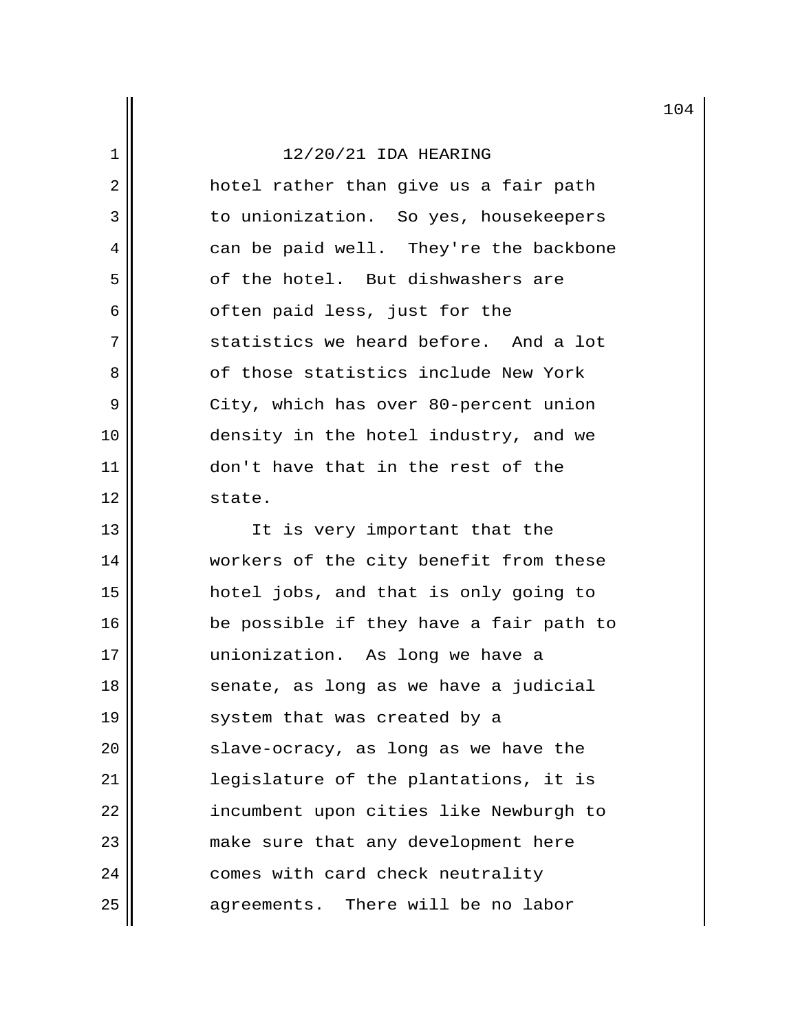hotel rather than give us a fair path to unionization. So yes, housekeepers can be paid well. They're the backbone of the hotel. But dishwashers are often paid less, just for the statistics we heard before. And a lot of those statistics include New York City, which has over 80-percent union density in the hotel industry, and we don't have that in the rest of the state.

It is very important that the workers of the city benefit from these hotel jobs, and that is only going to be possible if they have a fair path to unionization. As long we have a senate, as long as we have a judicial system that was created by a slave-ocracy, as long as we have the legislature of the plantations, it is incumbent upon cities like Newburgh to make sure that any development here comes with card check neutrality agreements. There will be no labor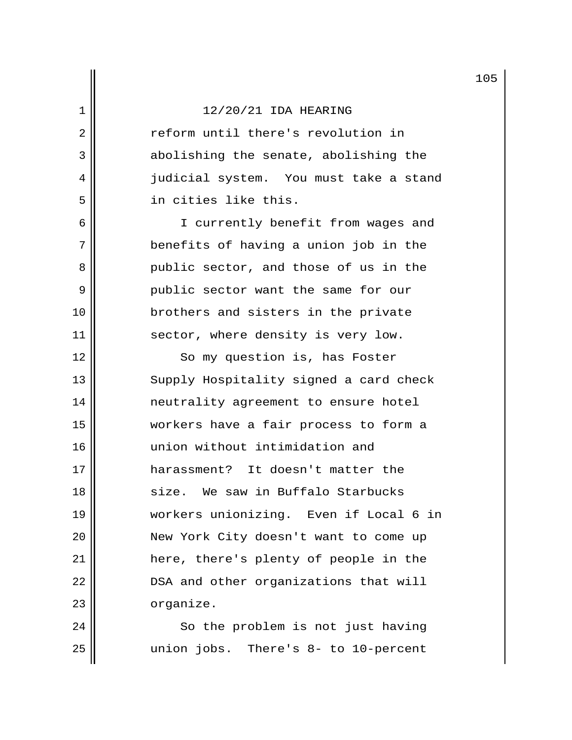reform until there's revolution in abolishing the senate, abolishing the judicial system. You must take a stand in cities like this.

I currently benefit from wages and benefits of having a union job in the public sector, and those of us in the public sector want the same for our brothers and sisters in the private sector, where density is very low.

So my question is, has Foster Supply Hospitality signed a card check neutrality agreement to ensure hotel workers have a fair process to form a union without intimidation and harassment? It doesn't matter the size. We saw in Buffalo Starbucks workers unionizing. Even if Local 6 in New York City doesn't want to come up here, there's plenty of people in the DSA and other organizations that will organize.

So the problem is not just having union jobs. There's 8- to 10-percent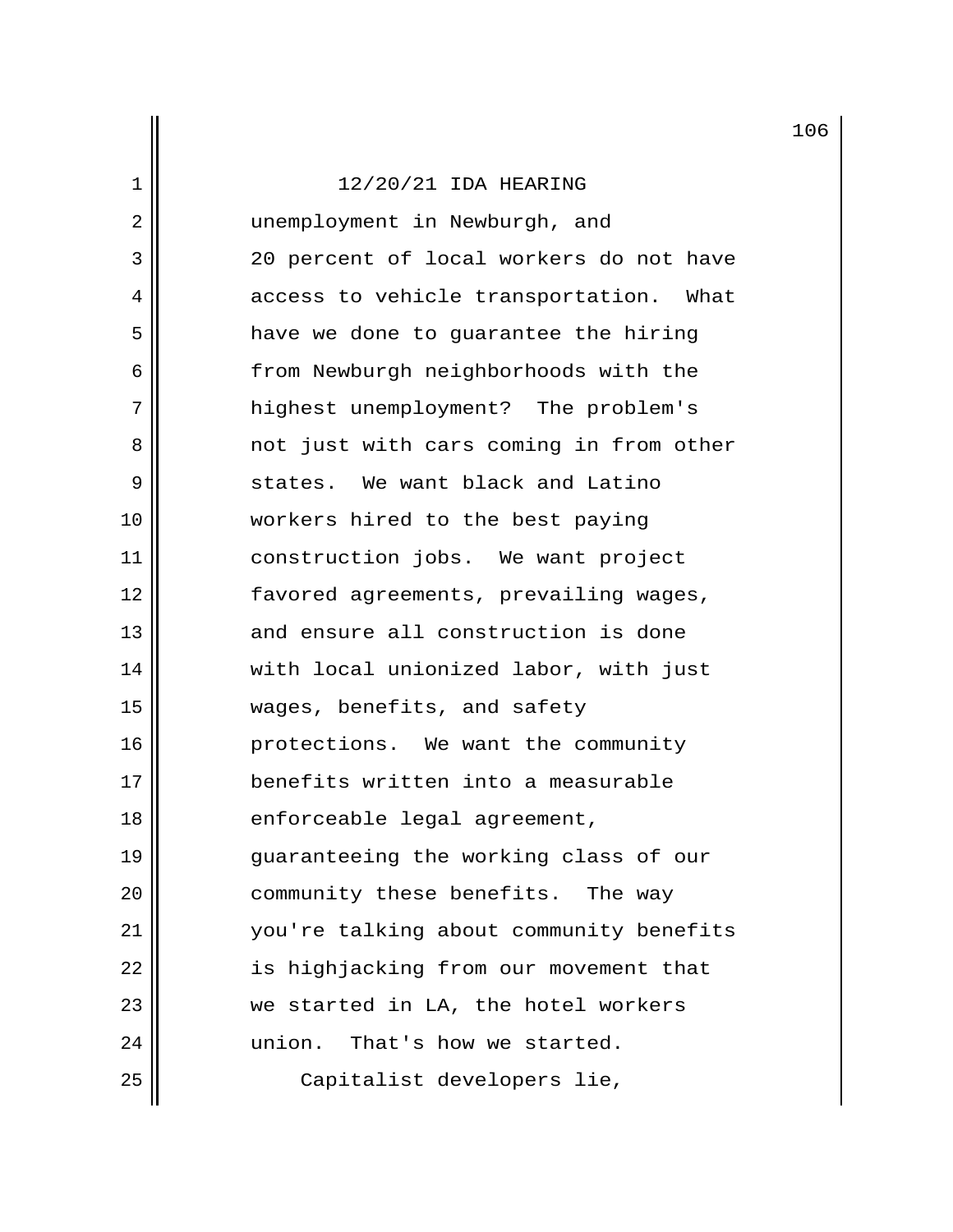12/20/21 IDA HEARING

unemployment in Newburgh, and 20 percent of local workers do not have access to vehicle transportation. What have we done to guarantee the hiring from Newburgh neighborhoods with the highest unemployment? The problem's not just with cars coming in from other states. We want black and Latino workers hired to the best paying construction jobs. We want project favored agreements, prevailing wages, and ensure all construction is done with local unionized labor, with just wages, benefits, and safety protections. We want the community benefits written into a measurable enforceable legal agreement, guaranteeing the working class of our community these benefits. The way you're talking about community benefits is highjacking from our movement that we started in LA, the hotel workers union. That's how we started.

Capitalist developers lie,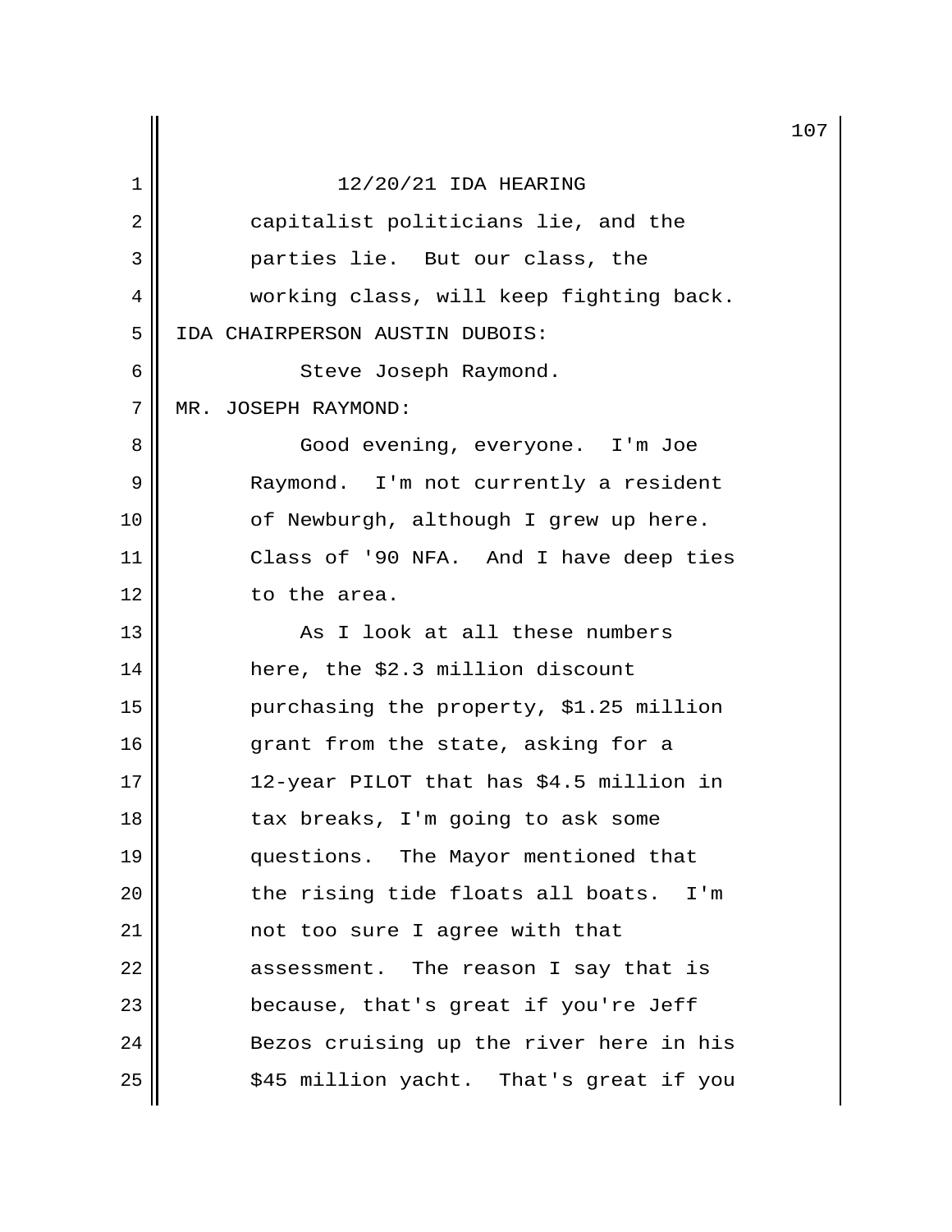12/20/21 IDA HEARING

capitalist politicians lie, and the parties lie. But our class, the working class, will keep fighting back.

IDA CHAIRPERSON AUSTIN DUBOIS:

Steve Joseph Raymond.

MR. JOSEPH RAYMOND:

Good evening, everyone. I'm Joe Raymond. I'm not currently a resident of Newburgh, although I grew up here. Class of '90 NFA. And I have deep ties to the area.

As I look at all these numbers here, the $2.3 million discount purchasing the property, $1.25 million grant from the state, asking for a 12-year PILOT that has $4.5 million in tax breaks, I'm going to ask some questions. The Mayor mentioned that the rising tide floats all boats. I'm not too sure I agree with that assessment. The reason I say that is because, that's great if you're Jeff Bezos cruising up the river here in his $45 million yacht. That's great if you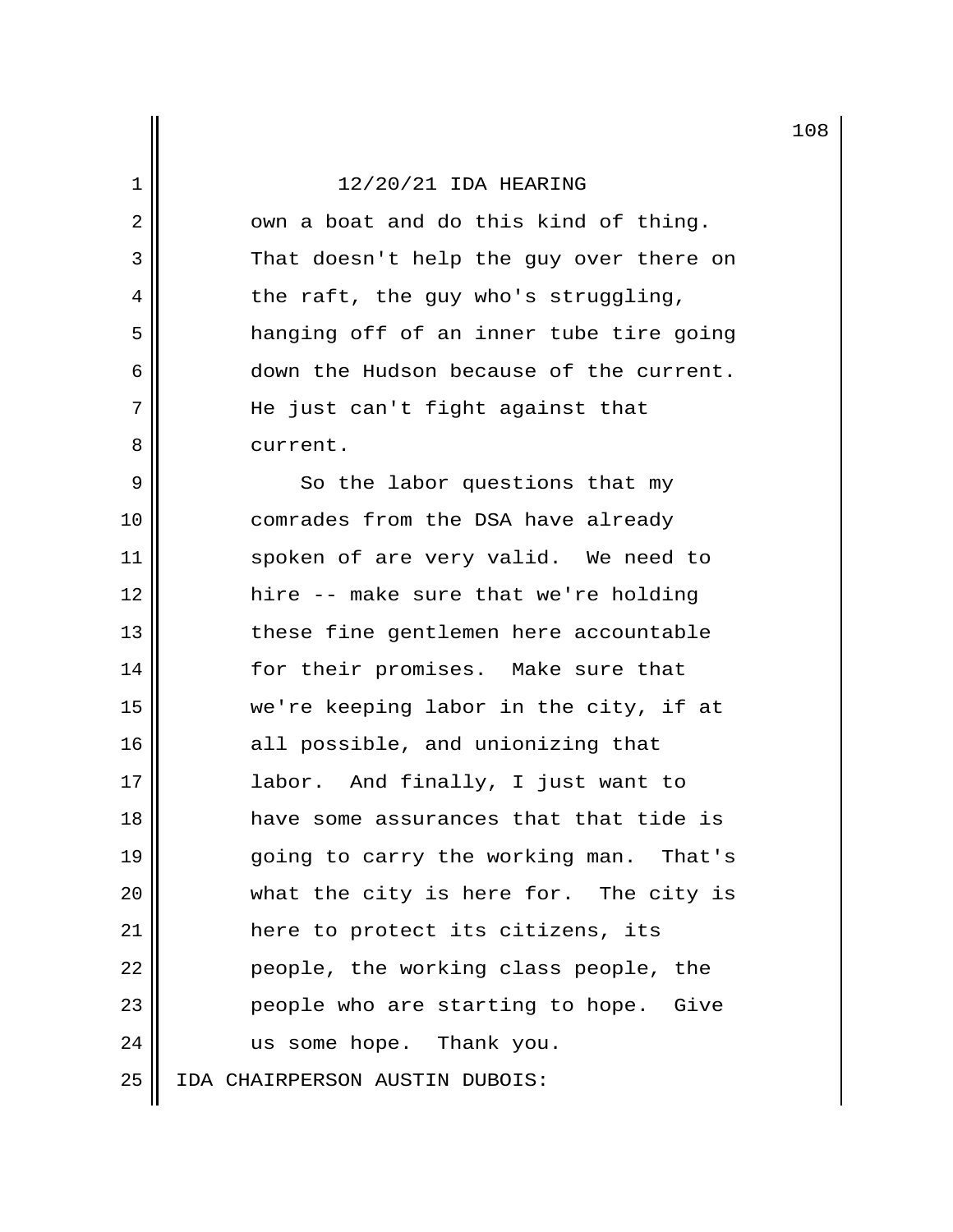own a boat and do this kind of thing. That doesn't help the guy over there on the raft, the guy who's struggling, hanging off of an inner tube tire going down the Hudson because of the current. He just can't fight against that current.

So the labor questions that my comrades from the DSA have already spoken of are very valid. We need to hire -- make sure that we're holding these fine gentlemen here accountable for their promises. Make sure that we're keeping labor in the city, if at all possible, and unionizing that labor. And finally, I just want to have some assurances that that tide is going to carry the working man. That's what the city is here for. The city is here to protect its citizens, its people, the working class people, the people who are starting to hope. Give us some hope. Thank you.

IDA CHAIRPERSON AUSTIN DUBOIS: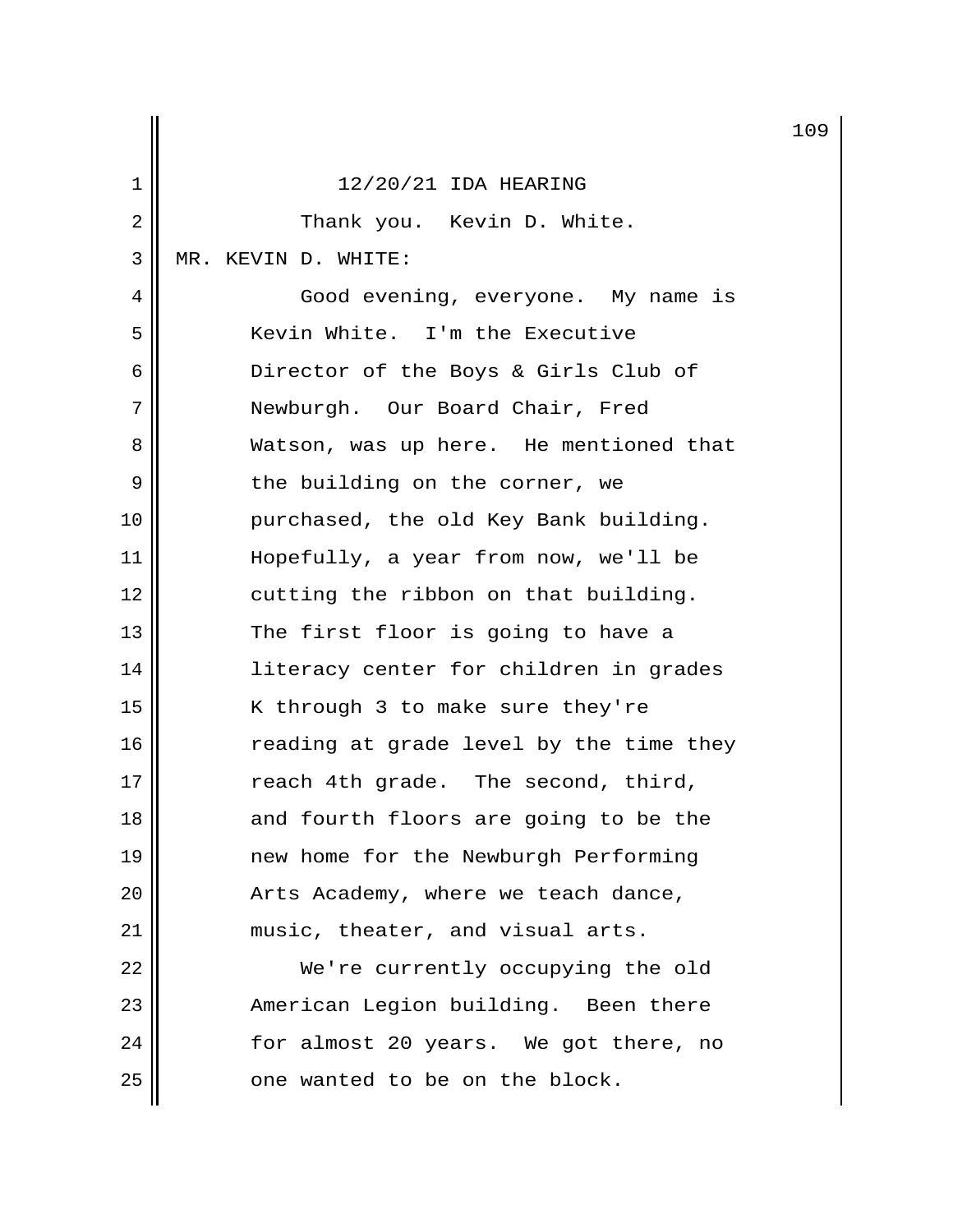12/20/21 IDA HEARING

Thank you. Kevin D. White.

MR. KEVIN D. WHITE:

Good evening, everyone. My name is Kevin White. I'm the Executive Director of the Boys & Girls Club of Newburgh. Our Board Chair, Fred Watson, was up here. He mentioned that the building on the corner, we purchased, the old Key Bank building. Hopefully, a year from now, we'll be cutting the ribbon on that building. The first floor is going to have a literacy center for children in grades K through 3 to make sure they're reading at grade level by the time they reach 4th grade. The second, third, and fourth floors are going to be the new home for the Newburgh Performing Arts Academy, where we teach dance, music, theater, and visual arts.

We're currently occupying the old American Legion building. Been there for almost 20 years. We got there, no one wanted to be on the block.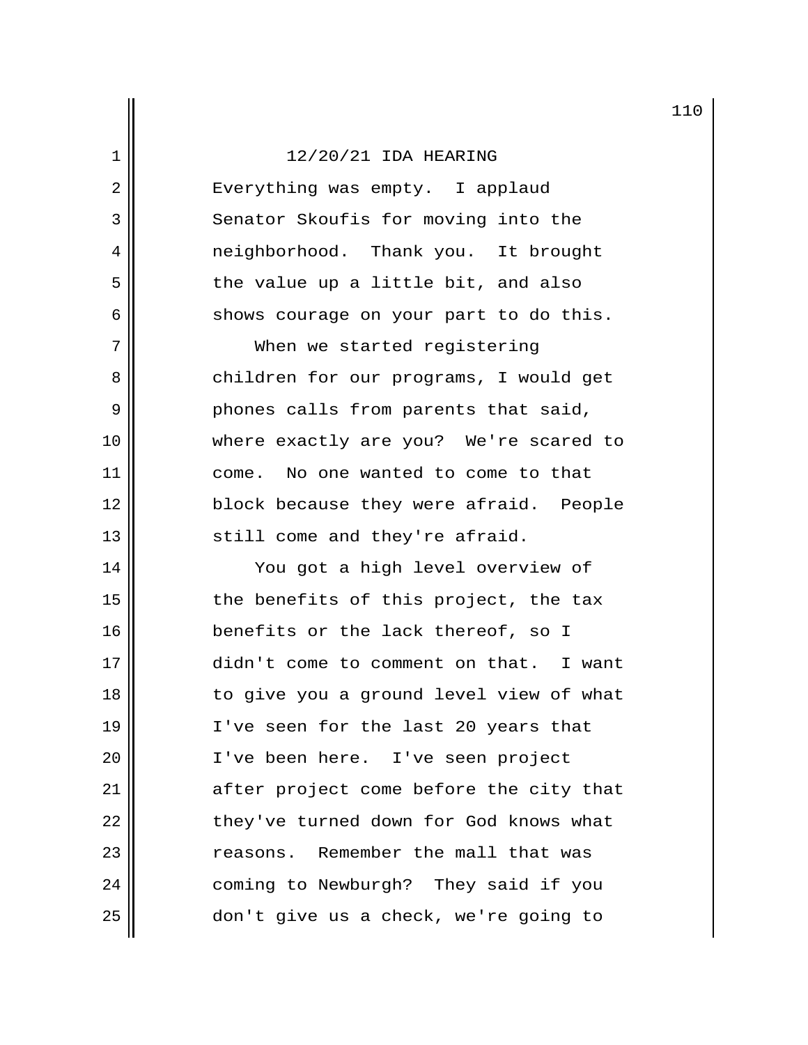12/20/21 IDA HEARING

Everything was empty. I applaud Senator Skoufis for moving into the neighborhood. Thank you. It brought the value up a little bit, and also shows courage on your part to do this.

When we started registering children for our programs, I would get phones calls from parents that said, where exactly are you? We're scared to come. No one wanted to come to that block because they were afraid. People still come and they're afraid.

You got a high level overview of the benefits of this project, the tax benefits or the lack thereof, so I didn't come to comment on that. I want to give you a ground level view of what I've seen for the last 20 years that I've been here. I've seen project after project come before the city that they've turned down for God knows what reasons. Remember the mall that was coming to Newburgh? They said if you don't give us a check, we're going to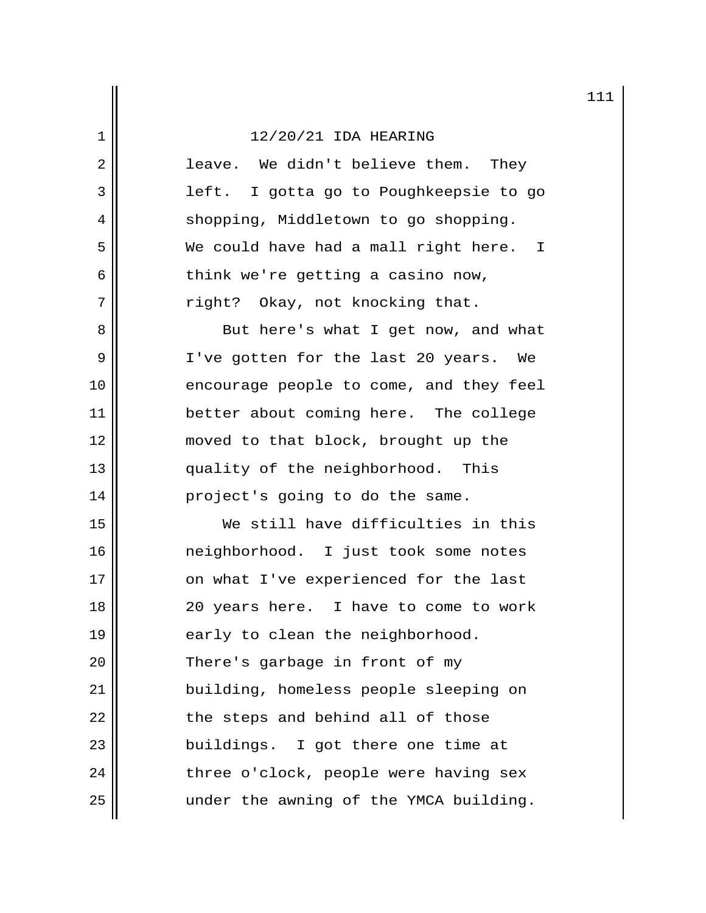12/20/21 IDA HEARING

leave. We didn't believe them. They left. I gotta go to Poughkeepsie to go shopping, Middletown to go shopping. We could have had a mall right here. I think we're getting a casino now, right? Okay, not knocking that.

But here's what I get now, and what I've gotten for the last 20 years. We encourage people to come, and they feel better about coming here. The college moved to that block, brought up the quality of the neighborhood. This project's going to do the same.

We still have difficulties in this neighborhood. I just took some notes on what I've experienced for the last 20 years here. I have to come to work early to clean the neighborhood. There's garbage in front of my building, homeless people sleeping on the steps and behind all of those buildings. I got there one time at three o'clock, people were having sex under the awning of the YMCA building.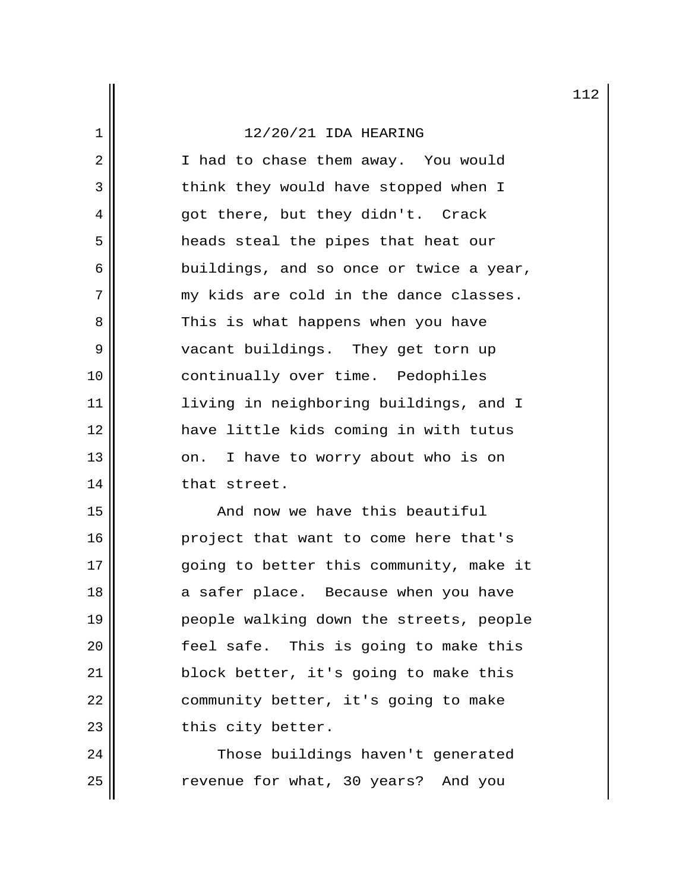I had to chase them away. You would think they would have stopped when I got there, but they didn't. Crack heads steal the pipes that heat our buildings, and so once or twice a year, my kids are cold in the dance classes. This is what happens when you have vacant buildings. They get torn up continually over time. Pedophiles living in neighboring buildings, and I have little kids coming in with tutus on. I have to worry about who is on that street.

And now we have this beautiful project that want to come here that's going to better this community, make it a safer place. Because when you have people walking down the streets, people feel safe. This is going to make this block better, it's going to make this community better, it's going to make this city better.

Those buildings haven't generated revenue for what, 30 years? And you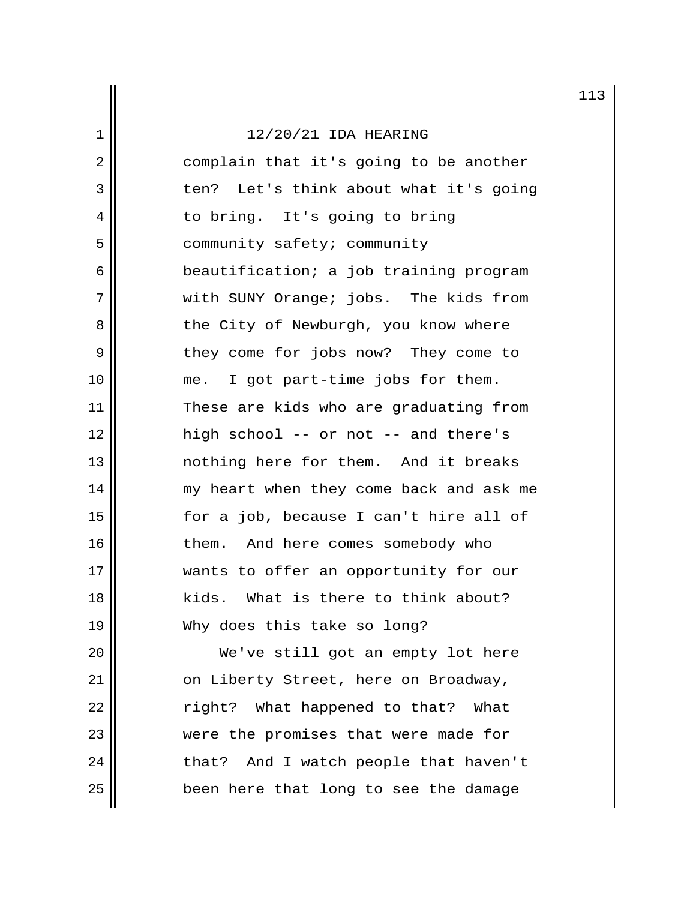12/20/21 IDA HEARING

complain that it's going to be another ten? Let's think about what it's going to bring. It's going to bring community safety; community beautification; a job training program with SUNY Orange; jobs. The kids from the City of Newburgh, you know where they come for jobs now? They come to me. I got part-time jobs for them. These are kids who are graduating from high school -- or not -- and there's nothing here for them. And it breaks my heart when they come back and ask me for a job, because I can't hire all of them. And here comes somebody who wants to offer an opportunity for our kids. What is there to think about? Why does this take so long?

We've still got an empty lot here on Liberty Street, here on Broadway, right? What happened to that? What were the promises that were made for that? And I watch people that haven't been here that long to see the damage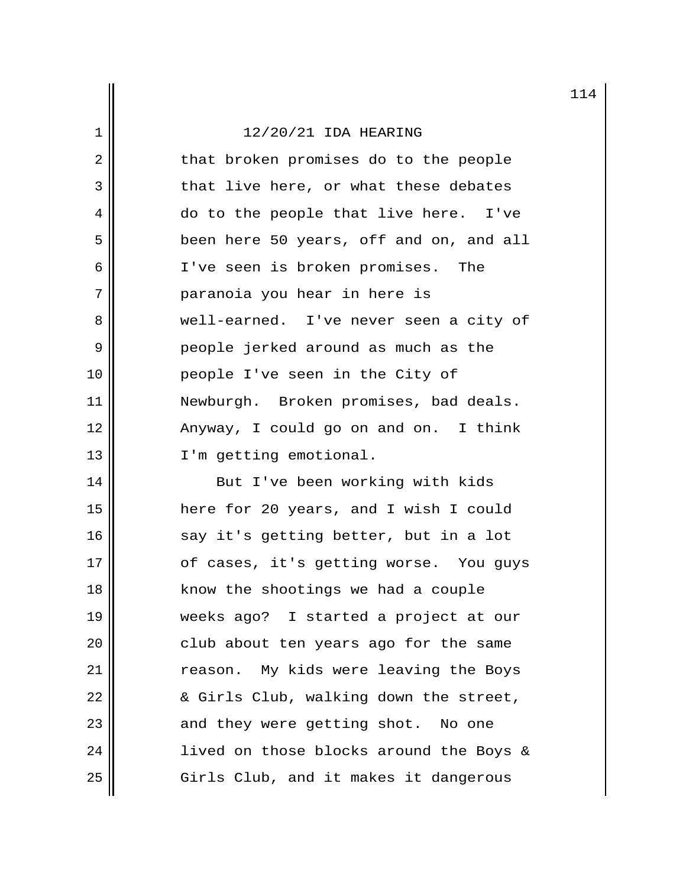that broken promises do to the people that live here, or what these debates do to the people that live here. I've been here 50 years, off and on, and all I've seen is broken promises. The paranoia you hear in here is well-earned. I've never seen a city of people jerked around as much as the people I've seen in the City of Newburgh. Broken promises, bad deals. Anyway, I could go on and on. I think I'm getting emotional.

But I've been working with kids here for 20 years, and I wish I could say it's getting better, but in a lot of cases, it's getting worse. You guys know the shootings we had a couple weeks ago? I started a project at our club about ten years ago for the same reason. My kids were leaving the Boys & Girls Club, walking down the street, and they were getting shot. No one lived on those blocks around the Boys & Girls Club, and it makes it dangerous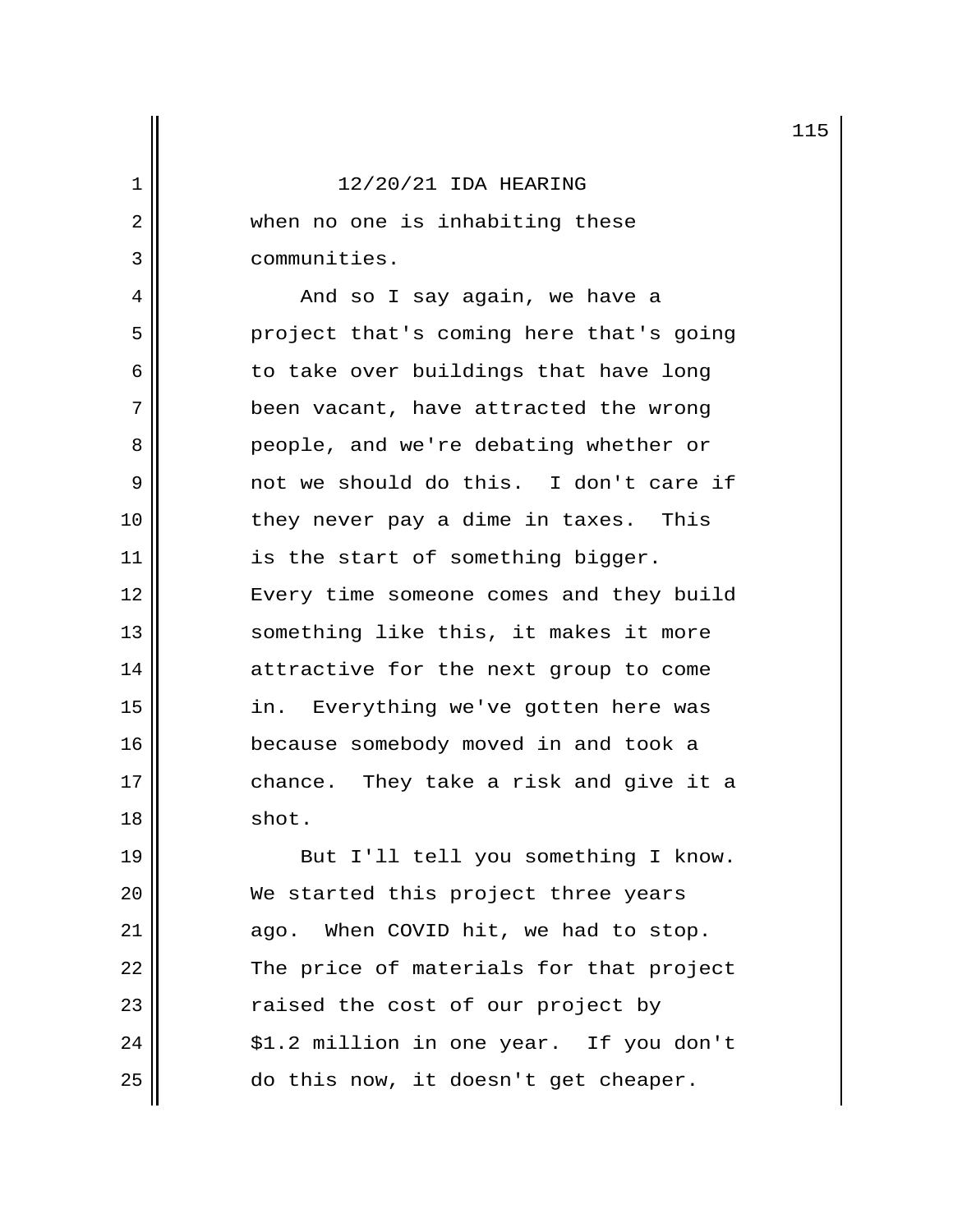12/20/21 IDA HEARING

when no one is inhabiting these communities.

And so I say again, we have a project that's coming here that's going to take over buildings that have long been vacant, have attracted the wrong people, and we're debating whether or not we should do this. I don't care if they never pay a dime in taxes. This is the start of something bigger. Every time someone comes and they build something like this, it makes it more attractive for the next group to come in. Everything we've gotten here was because somebody moved in and took a chance. They take a risk and give it a shot.

But I'll tell you something I know. We started this project three years ago. When COVID hit, we had to stop. The price of materials for that project raised the cost of our project by $1.2 million in one year. If you don't do this now, it doesn't get cheaper.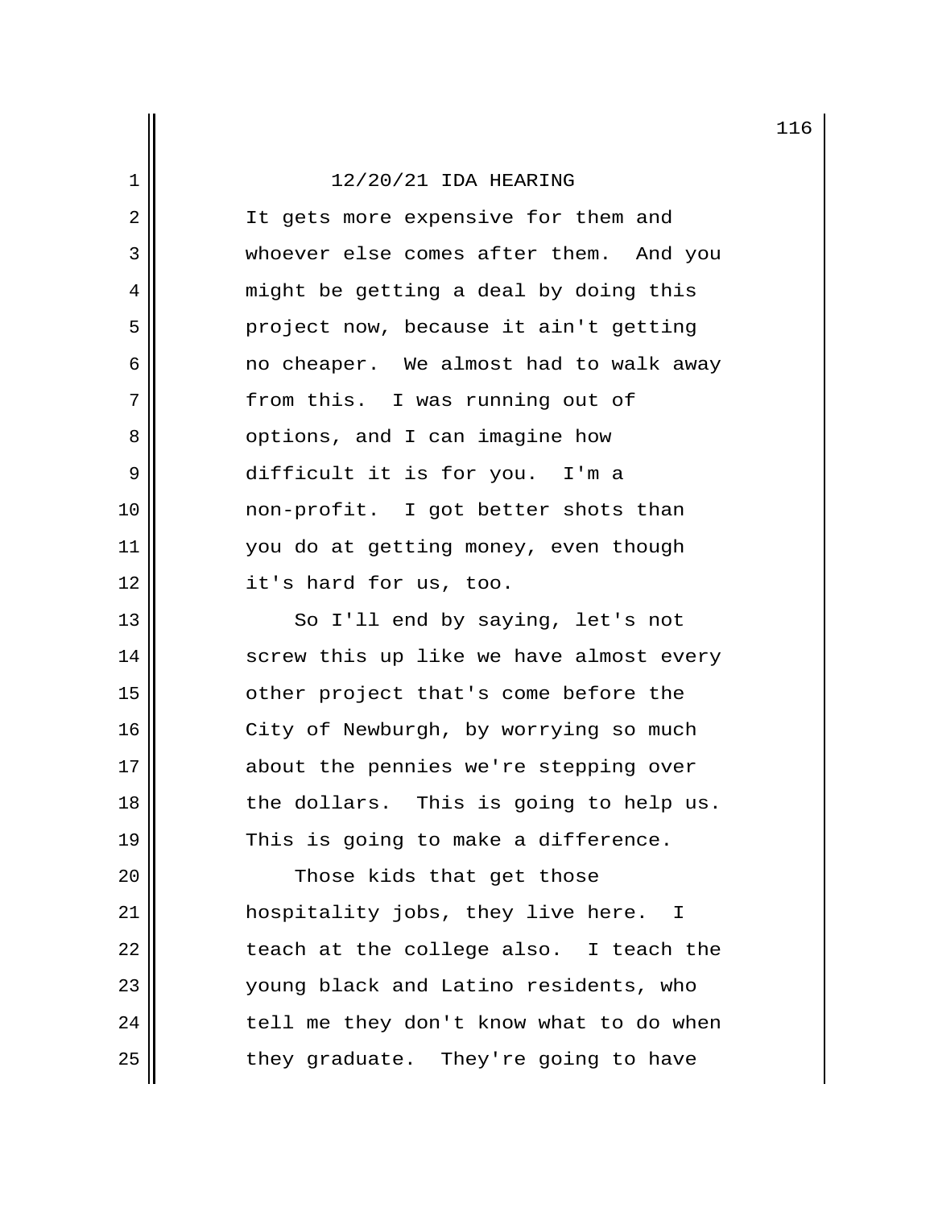It gets more expensive for them and whoever else comes after them. And you might be getting a deal by doing this project now, because it ain't getting no cheaper. We almost had to walk away from this. I was running out of options, and I can imagine how difficult it is for you. I'm a non-profit. I got better shots than you do at getting money, even though it's hard for us, too.

So I'll end by saying, let's not screw this up like we have almost every other project that's come before the City of Newburgh, by worrying so much about the pennies we're stepping over the dollars. This is going to help us. This is going to make a difference.

Those kids that get those hospitality jobs, they live here. I teach at the college also. I teach the young black and Latino residents, who tell me they don't know what to do when they graduate. They're going to have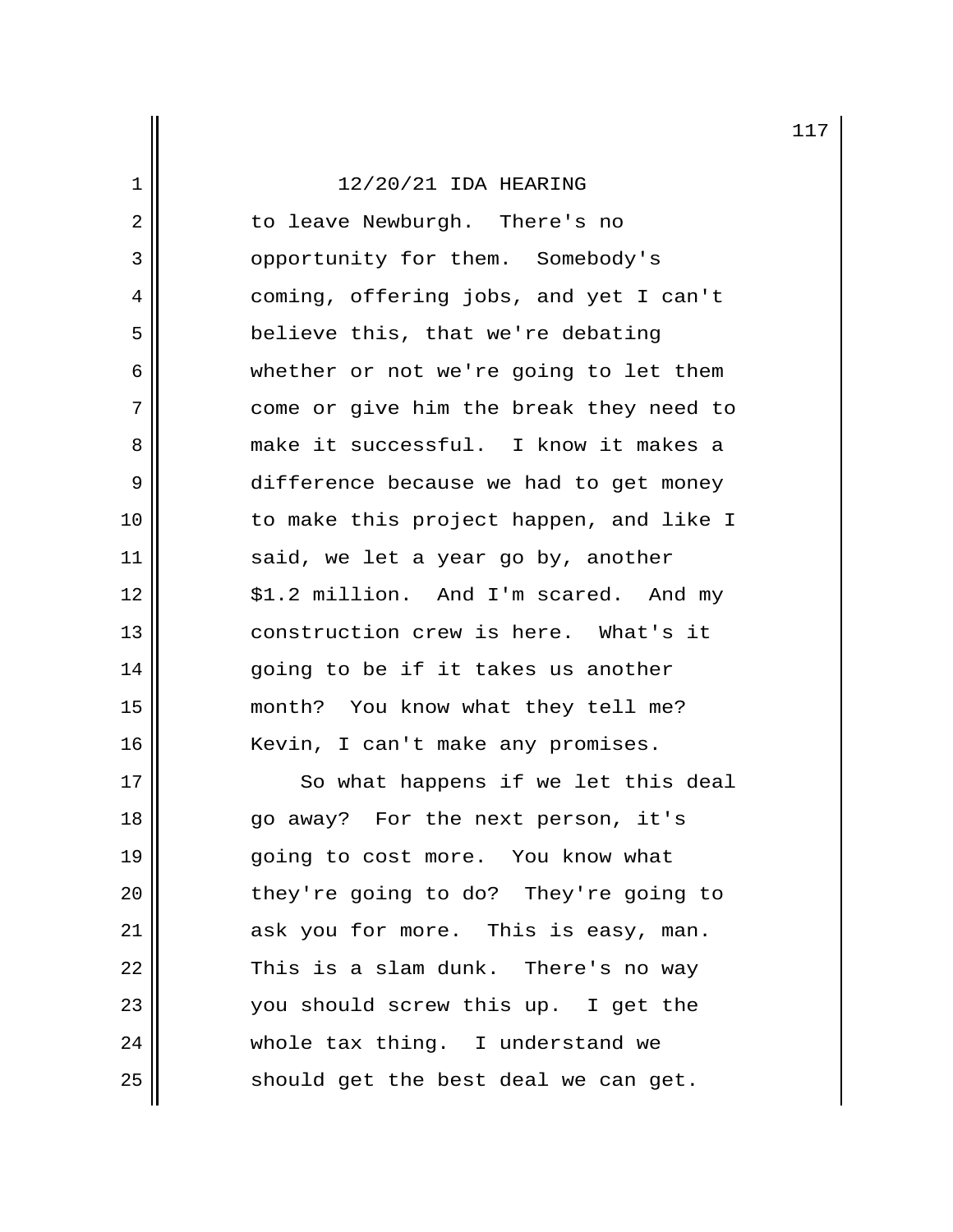12/20/21 IDA HEARING

to leave Newburgh. There's no opportunity for them. Somebody's coming, offering jobs, and yet I can't believe this, that we're debating whether or not we're going to let them come or give him the break they need to make it successful. I know it makes a difference because we had to get money to make this project happen, and like I said, we let a year go by, another $1.2 million. And I'm scared. And my construction crew is here. What's it going to be if it takes us another month? You know what they tell me? Kevin, I can't make any promises.

So what happens if we let this deal go away? For the next person, it's going to cost more. You know what they're going to do? They're going to ask you for more. This is easy, man. This is a slam dunk. There's no way you should screw this up. I get the whole tax thing. I understand we should get the best deal we can get.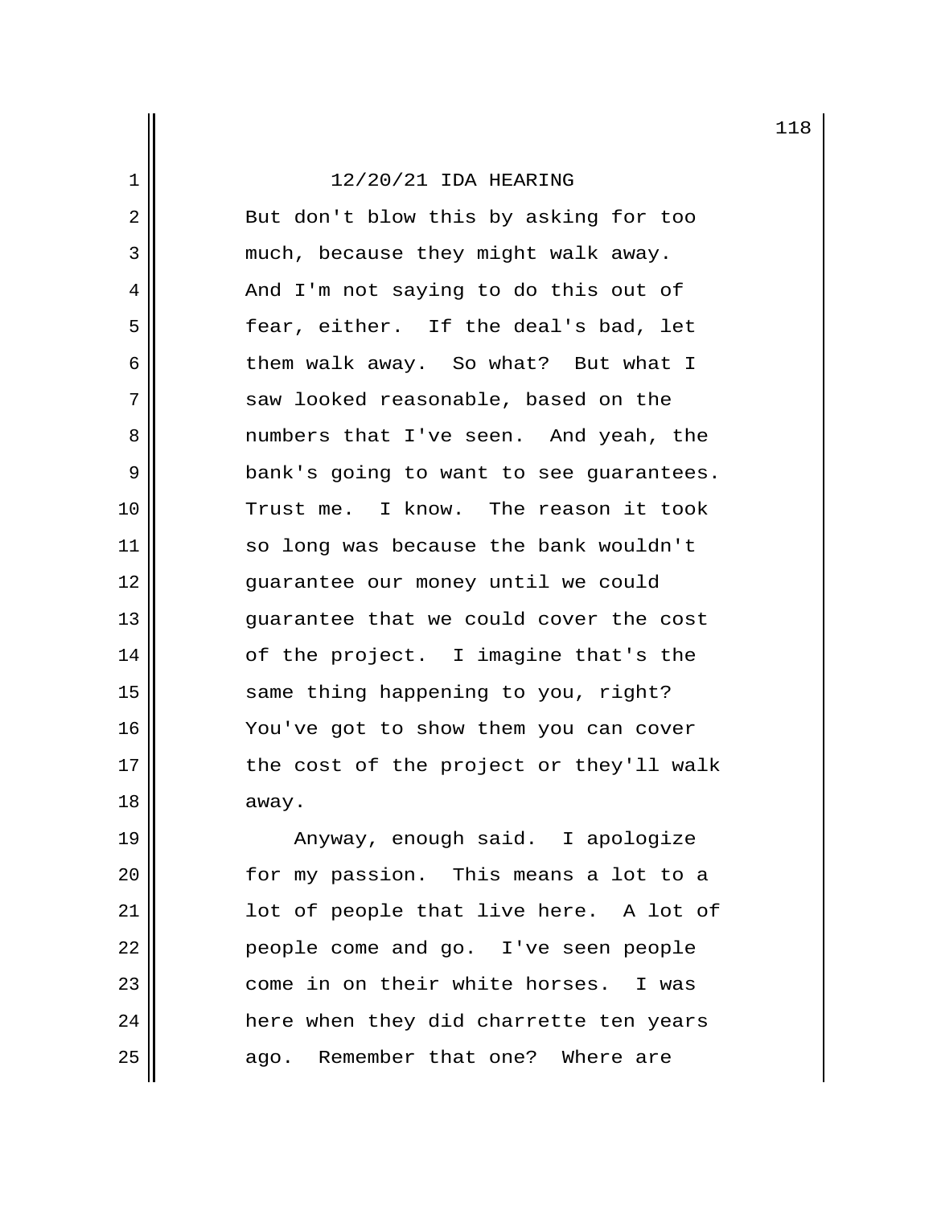12/20/21 IDA HEARING

But don't blow this by asking for too much, because they might walk away. And I'm not saying to do this out of fear, either. If the deal's bad, let them walk away. So what? But what I saw looked reasonable, based on the numbers that I've seen. And yeah, the bank's going to want to see guarantees. Trust me. I know. The reason it took so long was because the bank wouldn't guarantee our money until we could guarantee that we could cover the cost of the project. I imagine that's the same thing happening to you, right? You've got to show them you can cover the cost of the project or they'll walk away.

Anyway, enough said. I apologize for my passion. This means a lot to a lot of people that live here. A lot of people come and go. I've seen people come in on their white horses. I was here when they did charrette ten years ago. Remember that one? Where are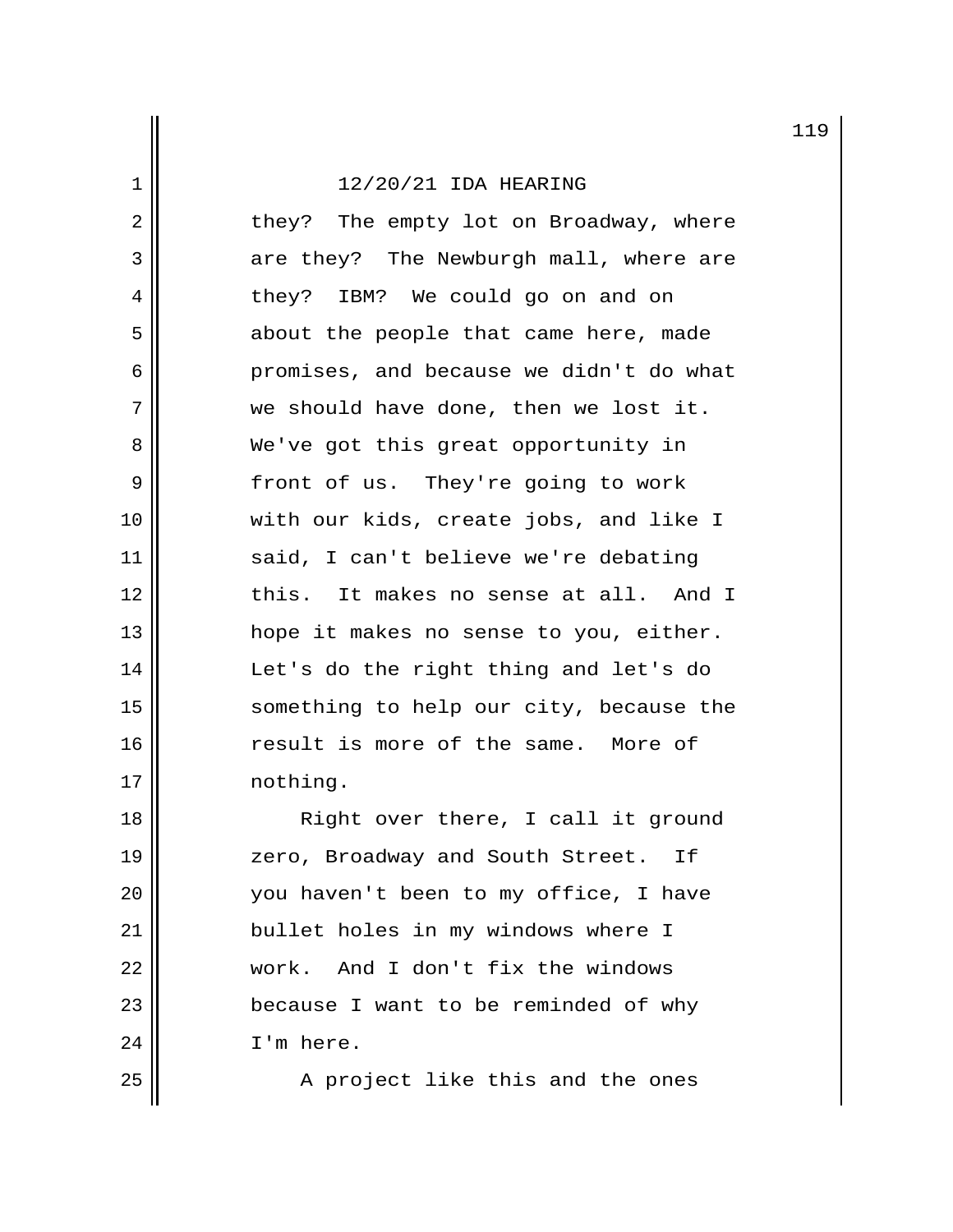they? The empty lot on Broadway, where are they? The Newburgh mall, where are they? IBM? We could go on and on about the people that came here, made promises, and because we didn't do what we should have done, then we lost it. We've got this great opportunity in front of us. They're going to work with our kids, create jobs, and like I said, I can't believe we're debating this. It makes no sense at all. And I hope it makes no sense to you, either. Let's do the right thing and let's do something to help our city, because the result is more of the same. More of nothing.

Right over there, I call it ground zero, Broadway and South Street. If you haven't been to my office, I have bullet holes in my windows where I work. And I don't fix the windows because I want to be reminded of why I'm here.

A project like this and the ones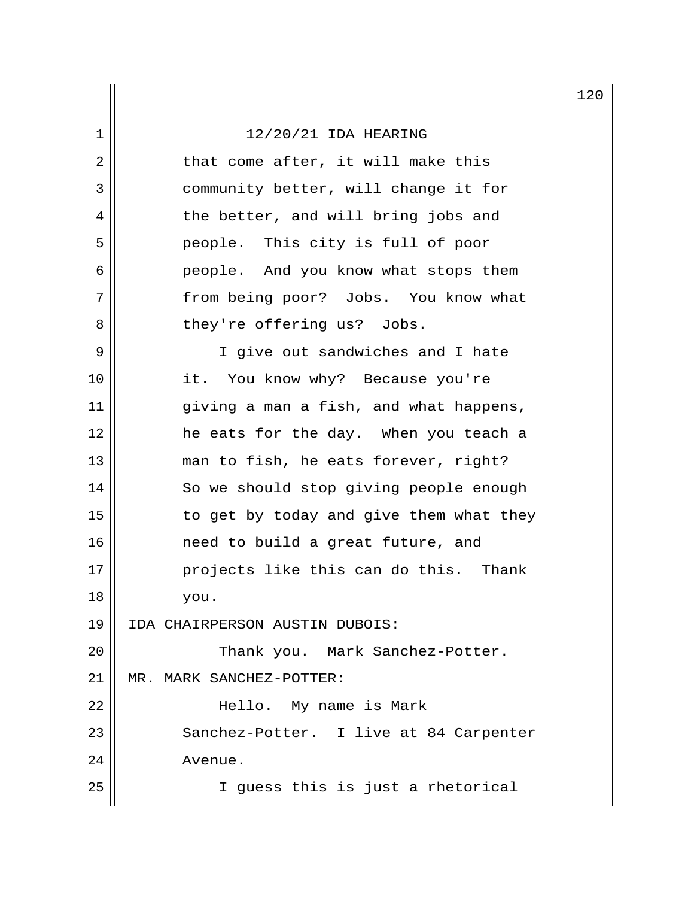that come after, it will make this community better, will change it for the better, and will bring jobs and people. This city is full of poor people. And you know what stops them from being poor? Jobs. You know what they're offering us? Jobs.

I give out sandwiches and I hate it. You know why? Because you're giving a man a fish, and what happens, he eats for the day. When you teach a man to fish, he eats forever, right? So we should stop giving people enough to get by today and give them what they need to build a great future, and projects like this can do this. Thank you.

IDA CHAIRPERSON AUSTIN DUBOIS:

Thank you. Mark Sanchez-Potter.

MR. MARK SANCHEZ-POTTER:

Hello. My name is Mark Sanchez-Potter. I live at 84 Carpenter Avenue.

I guess this is just a rhetorical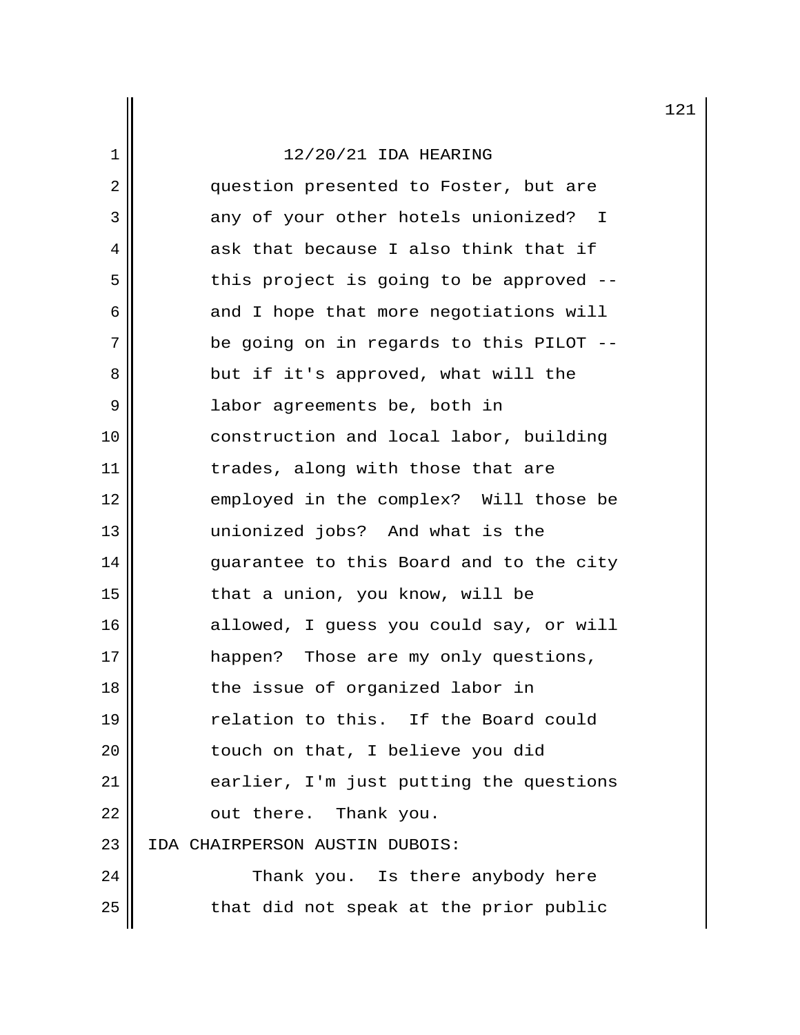12/20/21 IDA HEARING

question presented to Foster, but are any of your other hotels unionized? I ask that because I also think that if this project is going to be approved -- and I hope that more negotiations will be going on in regards to this PILOT -- but if it's approved, what will the labor agreements be, both in construction and local labor, building trades, along with those that are employed in the complex? Will those be unionized jobs? And what is the guarantee to this Board and to the city that a union, you know, will be allowed, I guess you could say, or will happen? Those are my only questions, the issue of organized labor in relation to this. If the Board could touch on that, I believe you did earlier, I'm just putting the questions out there. Thank you.

IDA CHAIRPERSON AUSTIN DUBOIS:

Thank you. Is there anybody here that did not speak at the prior public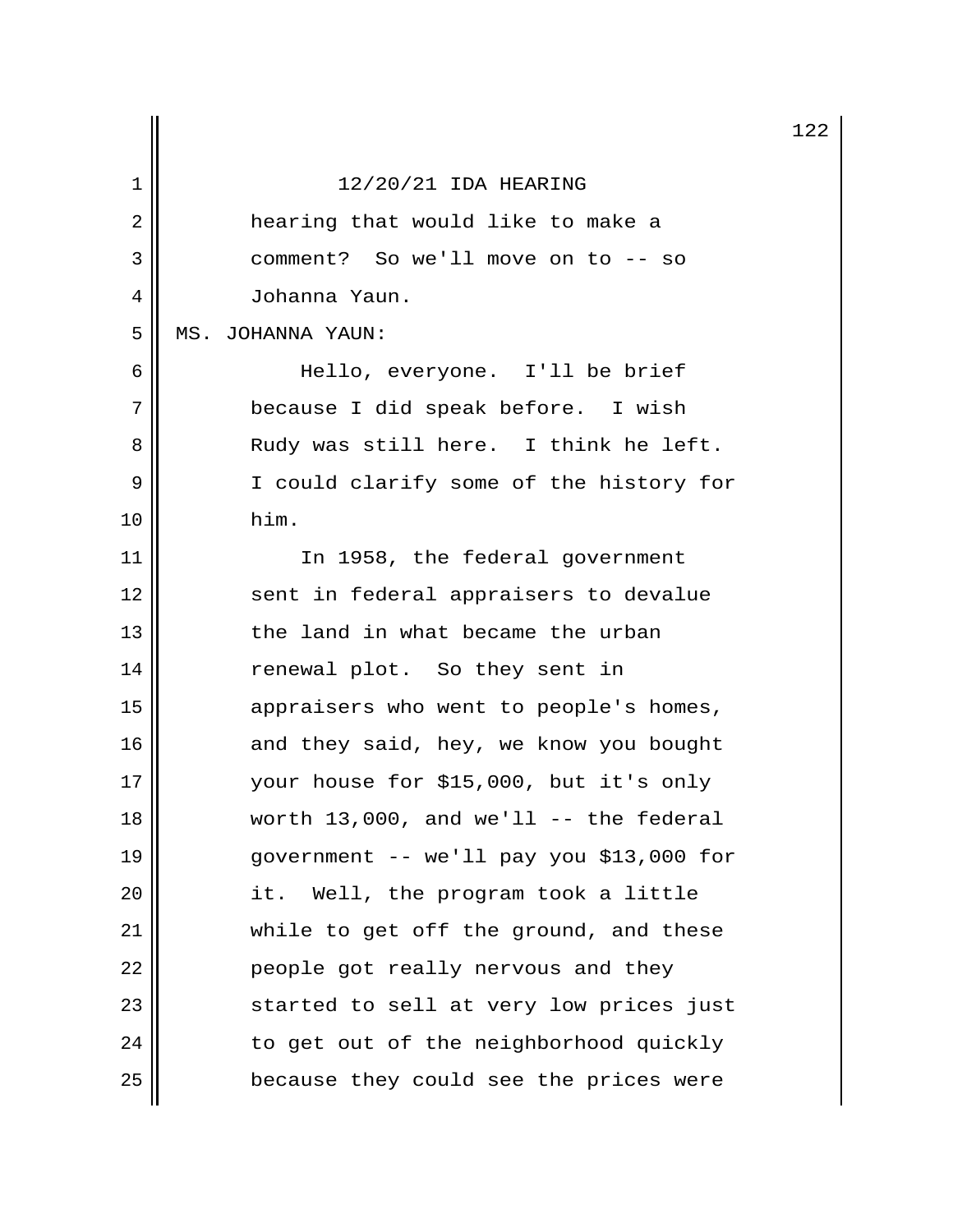12/20/21 IDA HEARING

hearing that would like to make a comment? So we'll move on to -- so Johanna Yaun.

MS. JOHANNA YAUN:

Hello, everyone. I'll be brief because I did speak before. I wish Rudy was still here. I think he left. I could clarify some of the history for him.

In 1958, the federal government sent in federal appraisers to devalue the land in what became the urban renewal plot. So they sent in appraisers who went to people's homes, and they said, hey, we know you bought your house for $15,000, but it's only worth 13,000, and we'll -- the federal government -- we'll pay you $13,000 for it. Well, the program took a little while to get off the ground, and these people got really nervous and they started to sell at very low prices just to get out of the neighborhood quickly because they could see the prices were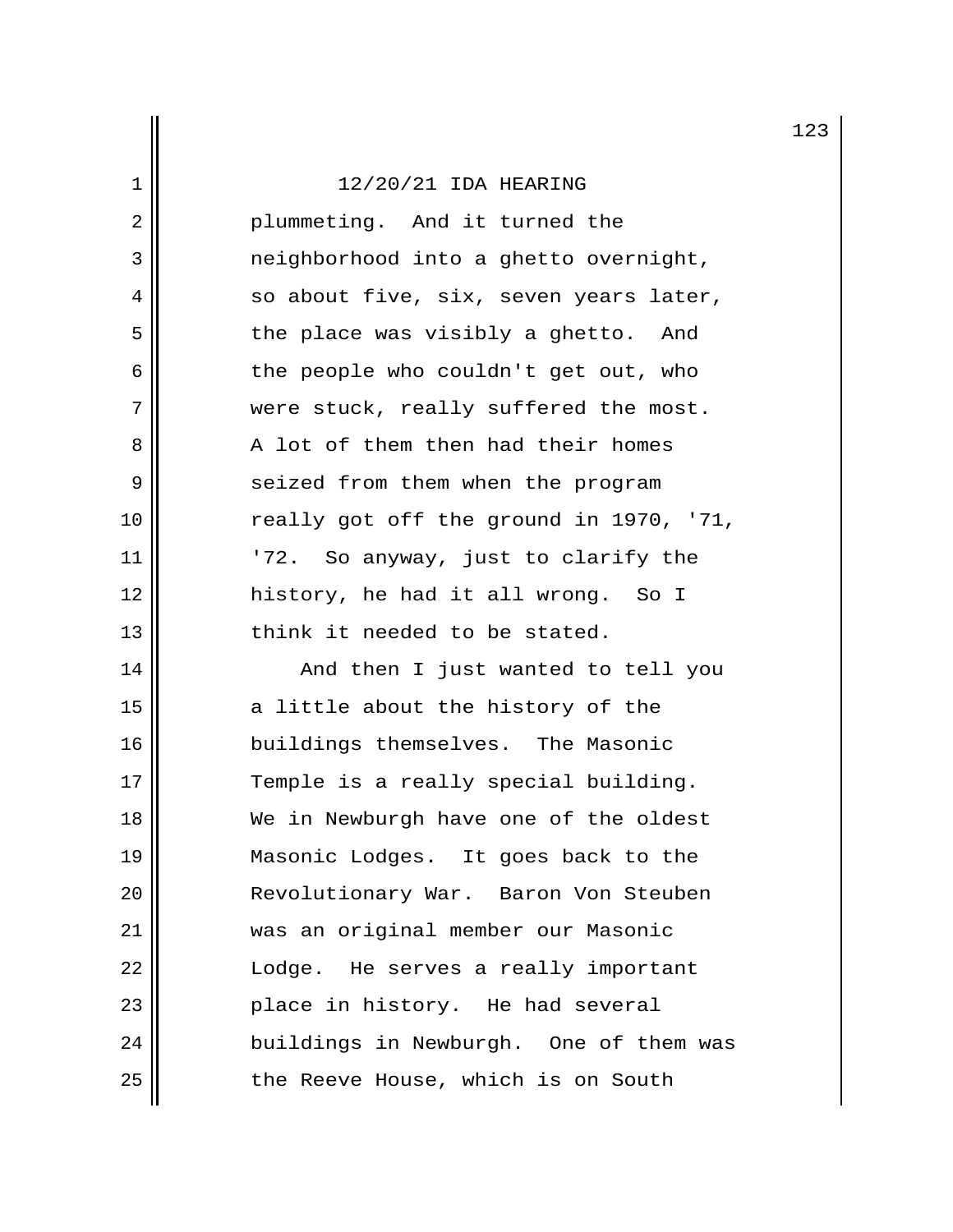12/20/21 IDA HEARING

plummeting. And it turned the neighborhood into a ghetto overnight, so about five, six, seven years later, the place was visibly a ghetto. And the people who couldn't get out, who were stuck, really suffered the most. A lot of them then had their homes seized from them when the program really got off the ground in 1970, '71, '72. So anyway, just to clarify the history, he had it all wrong. So I think it needed to be stated.

And then I just wanted to tell you a little about the history of the buildings themselves. The Masonic Temple is a really special building. We in Newburgh have one of the oldest Masonic Lodges. It goes back to the Revolutionary War. Baron Von Steuben was an original member our Masonic Lodge. He serves a really important place in history. He had several buildings in Newburgh. One of them was the Reeve House, which is on South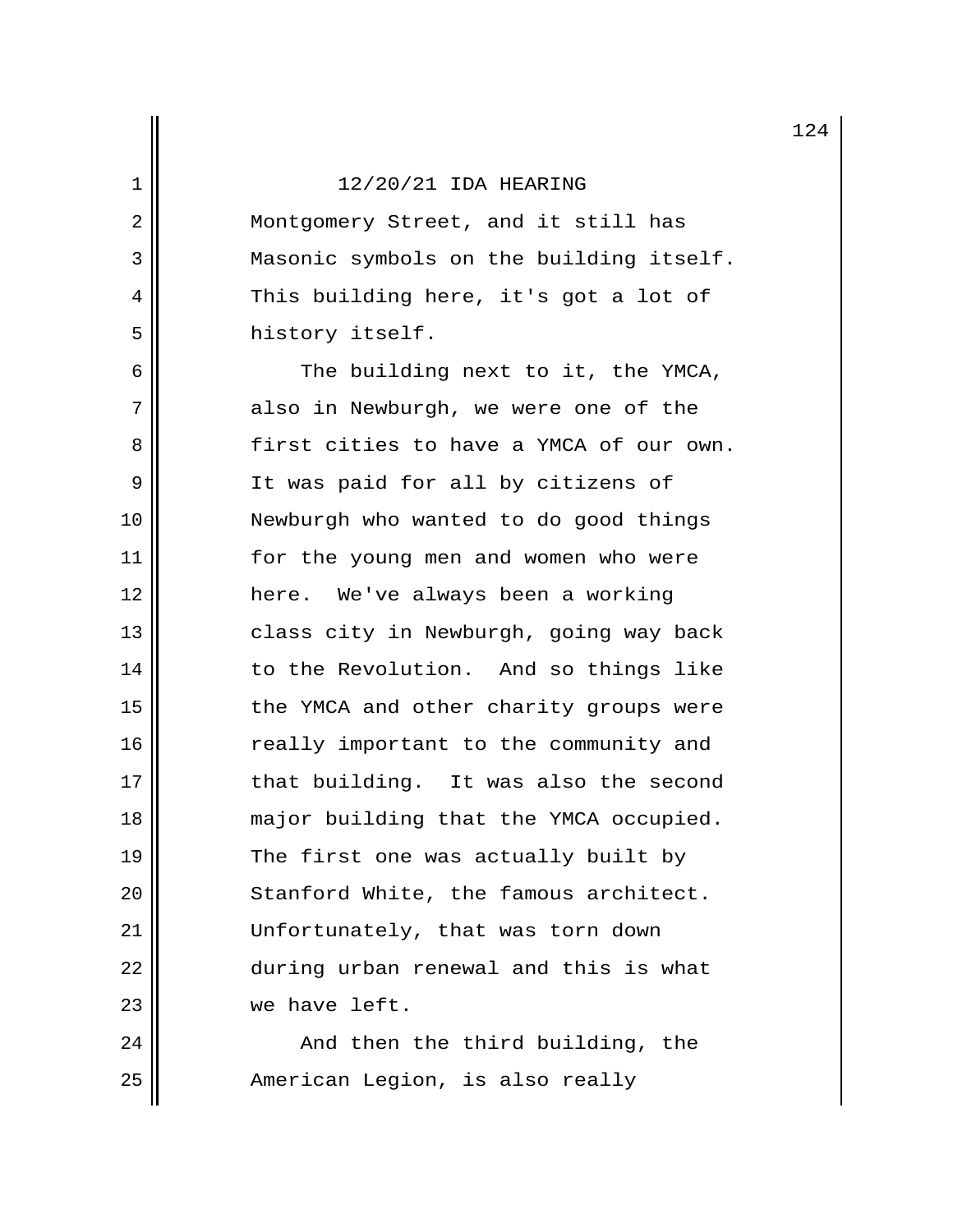Montgomery Street, and it still has Masonic symbols on the building itself. This building here, it's got a lot of history itself.

The building next to it, the YMCA, also in Newburgh, we were one of the first cities to have a YMCA of our own. It was paid for all by citizens of Newburgh who wanted to do good things for the young men and women who were here. We've always been a working class city in Newburgh, going way back to the Revolution. And so things like the YMCA and other charity groups were really important to the community and that building. It was also the second major building that the YMCA occupied. The first one was actually built by Stanford White, the famous architect. Unfortunately, that was torn down during urban renewal and this is what we have left.

And then the third building, the American Legion, is also really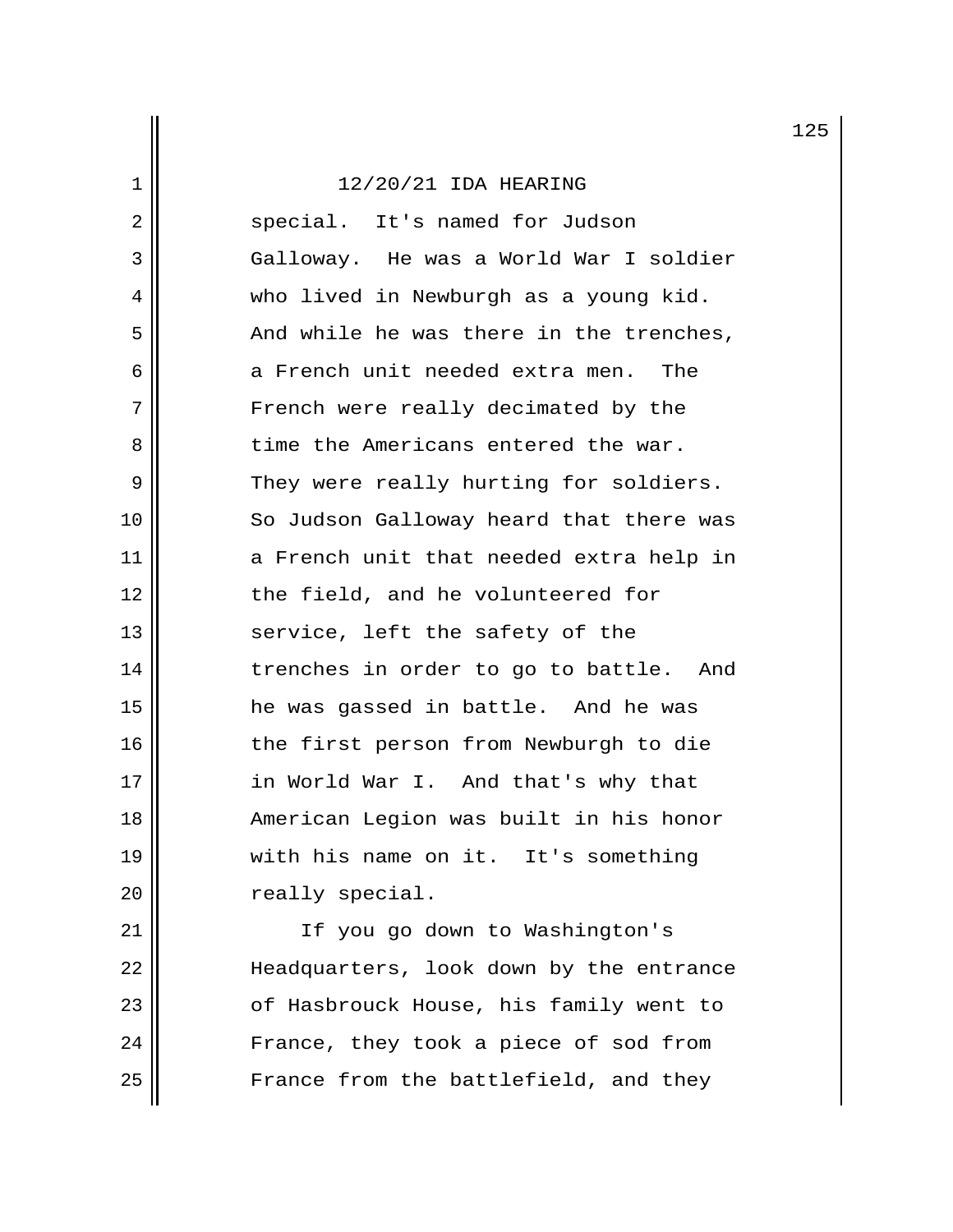special. It's named for Judson Galloway. He was a World War I soldier who lived in Newburgh as a young kid. And while he was there in the trenches, a French unit needed extra men. The French were really decimated by the time the Americans entered the war. They were really hurting for soldiers. So Judson Galloway heard that there was a French unit that needed extra help in the field, and he volunteered for service, left the safety of the trenches in order to go to battle. And he was gassed in battle. And he was the first person from Newburgh to die in World War I. And that's why that American Legion was built in his honor with his name on it. It's something really special.

If you go down to Washington's Headquarters, look down by the entrance of Hasbrouck House, his family went to France, they took a piece of sod from France from the battlefield, and they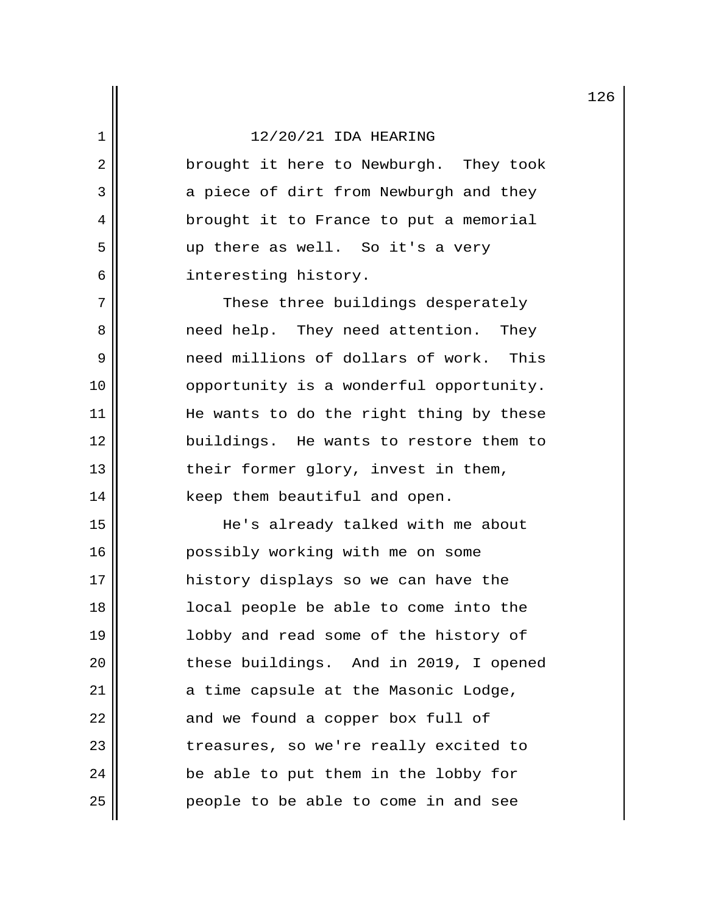brought it here to Newburgh. They took a piece of dirt from Newburgh and they brought it to France to put a memorial up there as well. So it's a very interesting history.

These three buildings desperately need help. They need attention. They need millions of dollars of work. This opportunity is a wonderful opportunity. He wants to do the right thing by these buildings. He wants to restore them to their former glory, invest in them, keep them beautiful and open.

He's already talked with me about possibly working with me on some history displays so we can have the local people be able to come into the lobby and read some of the history of these buildings. And in 2019, I opened a time capsule at the Masonic Lodge, and we found a copper box full of treasures, so we're really excited to be able to put them in the lobby for people to be able to come in and see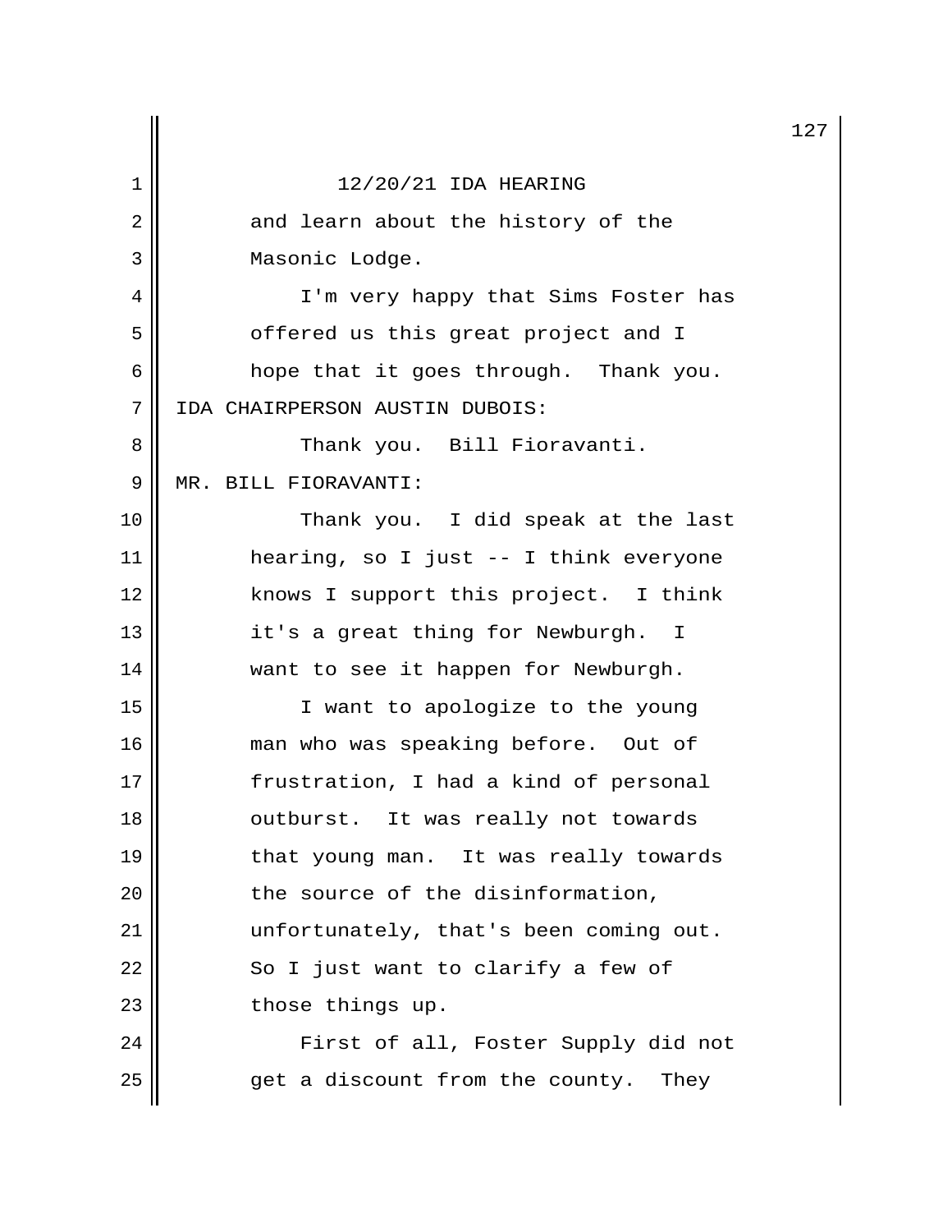and learn about the history of the Masonic Lodge.

I'm very happy that Sims Foster has offered us this great project and I hope that it goes through. Thank you.

IDA CHAIRPERSON AUSTIN DUBOIS:

Thank you. Bill Fioravanti.

MR. BILL FIORAVANTI:

Thank you. I did speak at the last hearing, so I just -- I think everyone knows I support this project. I think it's a great thing for Newburgh. I want to see it happen for Newburgh.

I want to apologize to the young man who was speaking before. Out of frustration, I had a kind of personal outburst. It was really not towards that young man. It was really towards the source of the disinformation, unfortunately, that's been coming out. So I just want to clarify a few of those things up.

First of all, Foster Supply did not get a discount from the county. They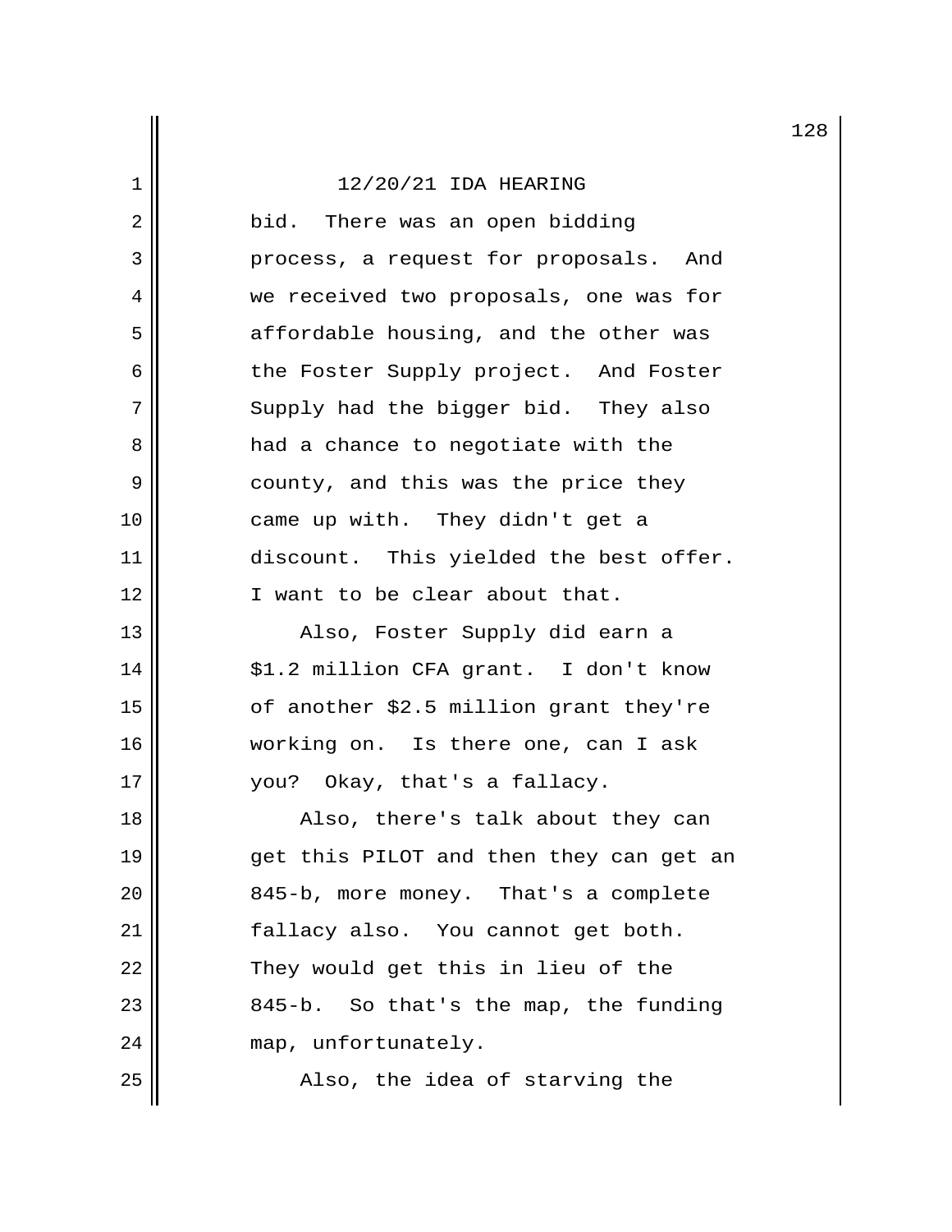12/20/21 IDA HEARING

bid. There was an open bidding process, a request for proposals. And we received two proposals, one was for affordable housing, and the other was the Foster Supply project. And Foster Supply had the bigger bid. They also had a chance to negotiate with the county, and this was the price they came up with. They didn't get a discount. This yielded the best offer. I want to be clear about that.

Also, Foster Supply did earn a $1.2 million CFA grant. I don't know of another $2.5 million grant they're working on. Is there one, can I ask you? Okay, that's a fallacy.

Also, there's talk about they can get this PILOT and then they can get an 845-b, more money. That's a complete fallacy also. You cannot get both. They would get this in lieu of the 845-b. So that's the map, the funding map, unfortunately.

Also, the idea of starving the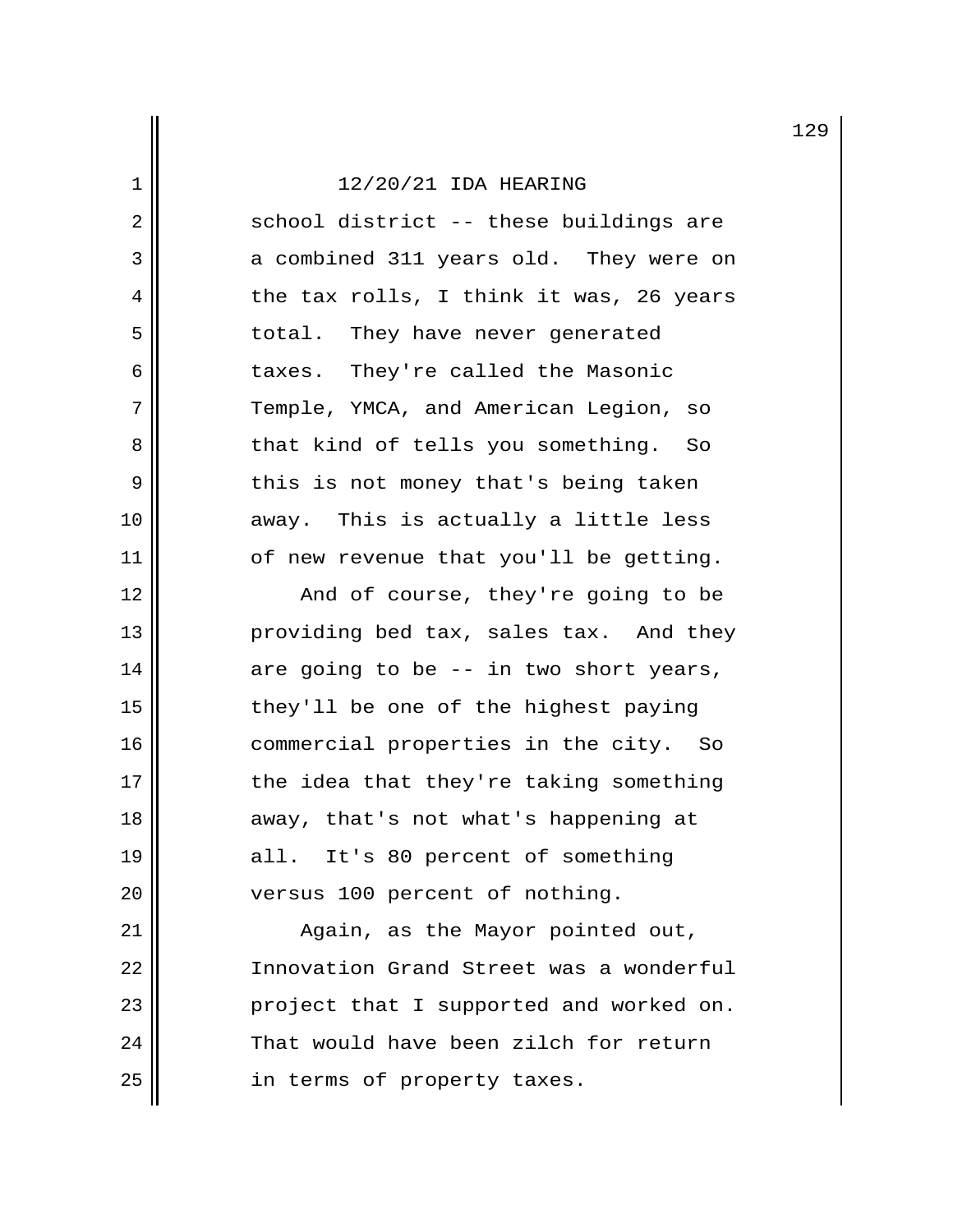school district -- these buildings are a combined 311 years old. They were on the tax rolls, I think it was, 26 years total. They have never generated taxes. They're called the Masonic Temple, YMCA, and American Legion, so that kind of tells you something. So this is not money that's being taken away. This is actually a little less of new revenue that you'll be getting.

And of course, they're going to be providing bed tax, sales tax. And they are going to be -- in two short years, they'll be one of the highest paying commercial properties in the city. So the idea that they're taking something away, that's not what's happening at all. It's 80 percent of something versus 100 percent of nothing.

Again, as the Mayor pointed out, Innovation Grand Street was a wonderful project that I supported and worked on. That would have been zilch for return in terms of property taxes.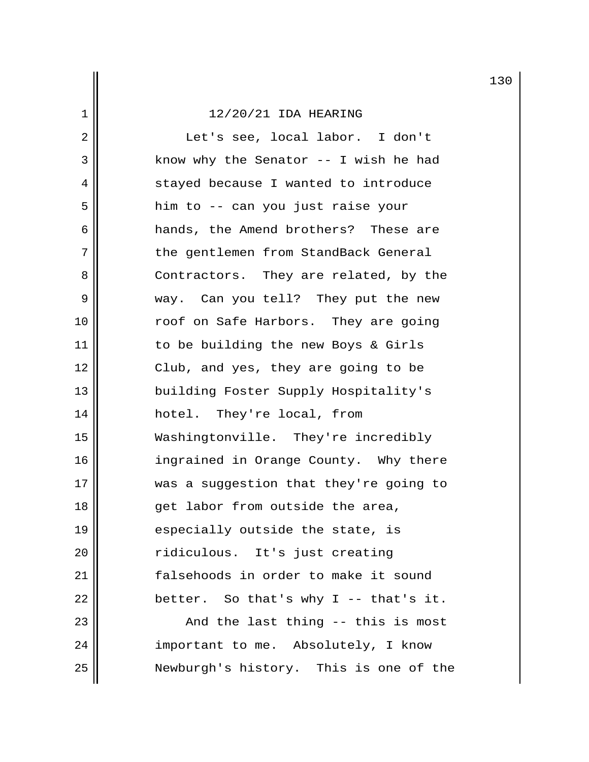12/20/21 IDA HEARING

Let's see, local labor. I don't know why the Senator -- I wish he had stayed because I wanted to introduce him to -- can you just raise your hands, the Amend brothers? These are the gentlemen from StandBack General Contractors. They are related, by the way. Can you tell? They put the new roof on Safe Harbors. They are going to be building the new Boys & Girls Club, and yes, they are going to be building Foster Supply Hospitality's hotel. They're local, from Washingtonville. They're incredibly ingrained in Orange County. Why there was a suggestion that they're going to get labor from outside the area, especially outside the state, is ridiculous. It's just creating falsehoods in order to make it sound better. So that's why I -- that's it.

And the last thing -- this is most important to me. Absolutely, I know Newburgh's history. This is one of the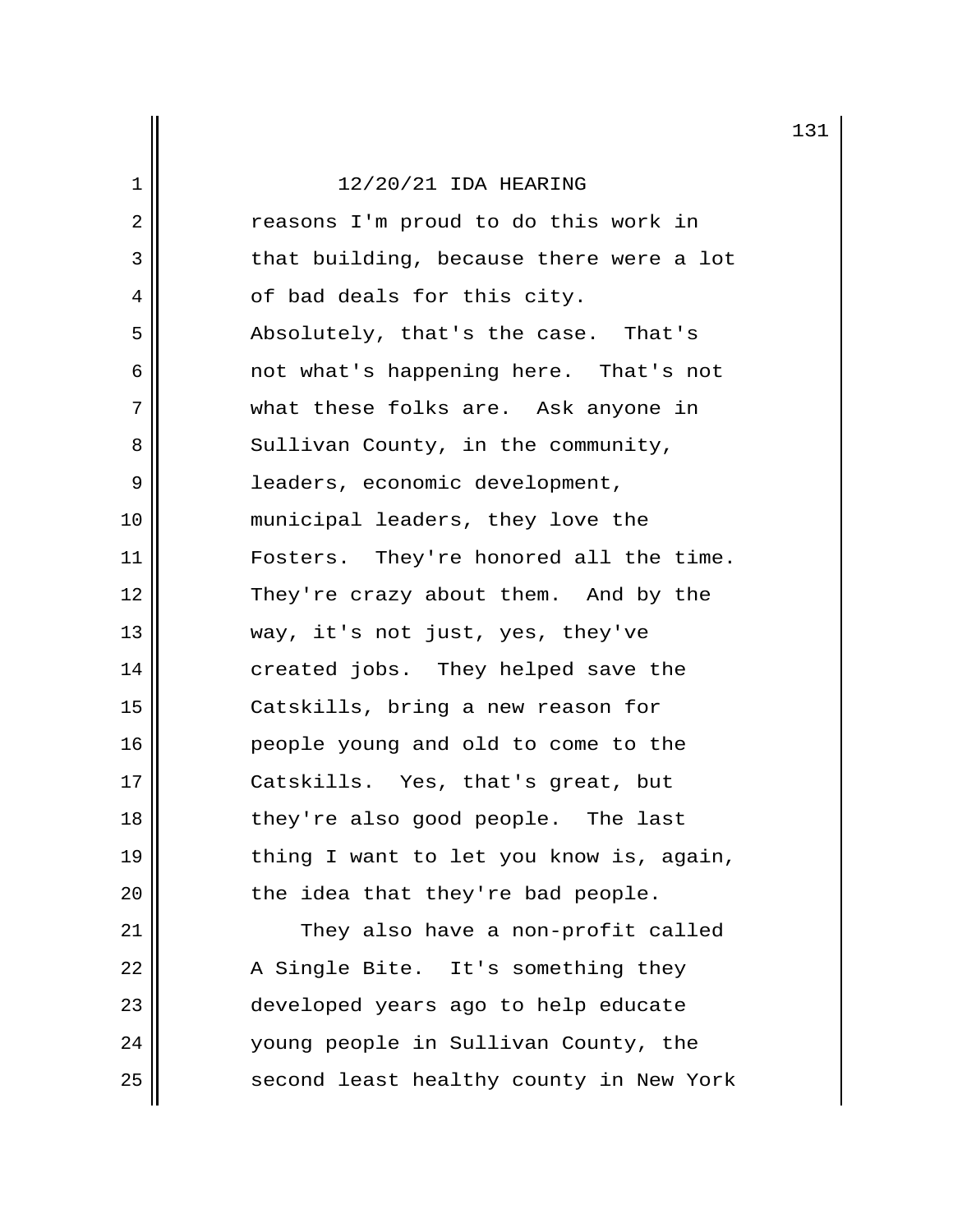reasons I'm proud to do this work in that building, because there were a lot of bad deals for this city. Absolutely, that's the case. That's not what's happening here. That's not what these folks are. Ask anyone in Sullivan County, in the community, leaders, economic development, municipal leaders, they love the Fosters. They're honored all the time. They're crazy about them. And by the way, it's not just, yes, they've created jobs. They helped save the Catskills, bring a new reason for people young and old to come to the Catskills. Yes, that's great, but they're also good people. The last thing I want to let you know is, again, the idea that they're bad people.

They also have a non-profit called A Single Bite. It's something they developed years ago to help educate young people in Sullivan County, the second least healthy county in New York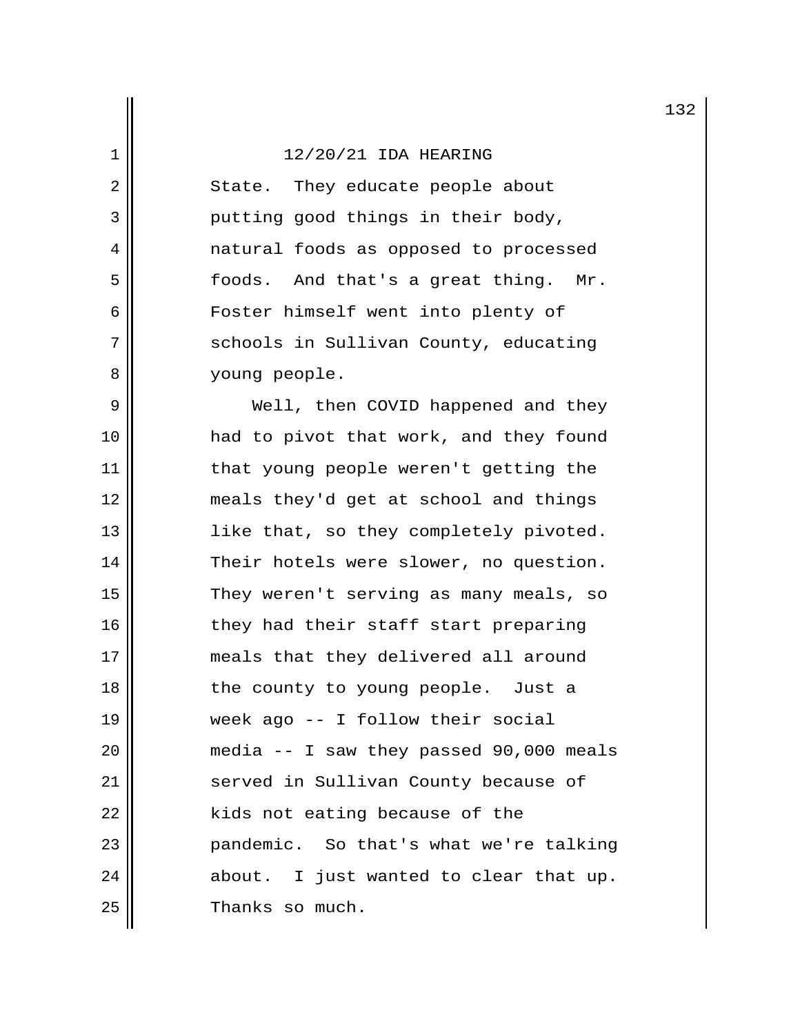12/20/21 IDA HEARING

State. They educate people about putting good things in their body, natural foods as opposed to processed foods. And that's a great thing. Mr. Foster himself went into plenty of schools in Sullivan County, educating young people.

Well, then COVID happened and they had to pivot that work, and they found that young people weren't getting the meals they'd get at school and things like that, so they completely pivoted. Their hotels were slower, no question. They weren't serving as many meals, so they had their staff start preparing meals that they delivered all around the county to young people. Just a week ago -- I follow their social media -- I saw they passed 90,000 meals served in Sullivan County because of kids not eating because of the pandemic. So that's what we're talking about. I just wanted to clear that up. Thanks so much.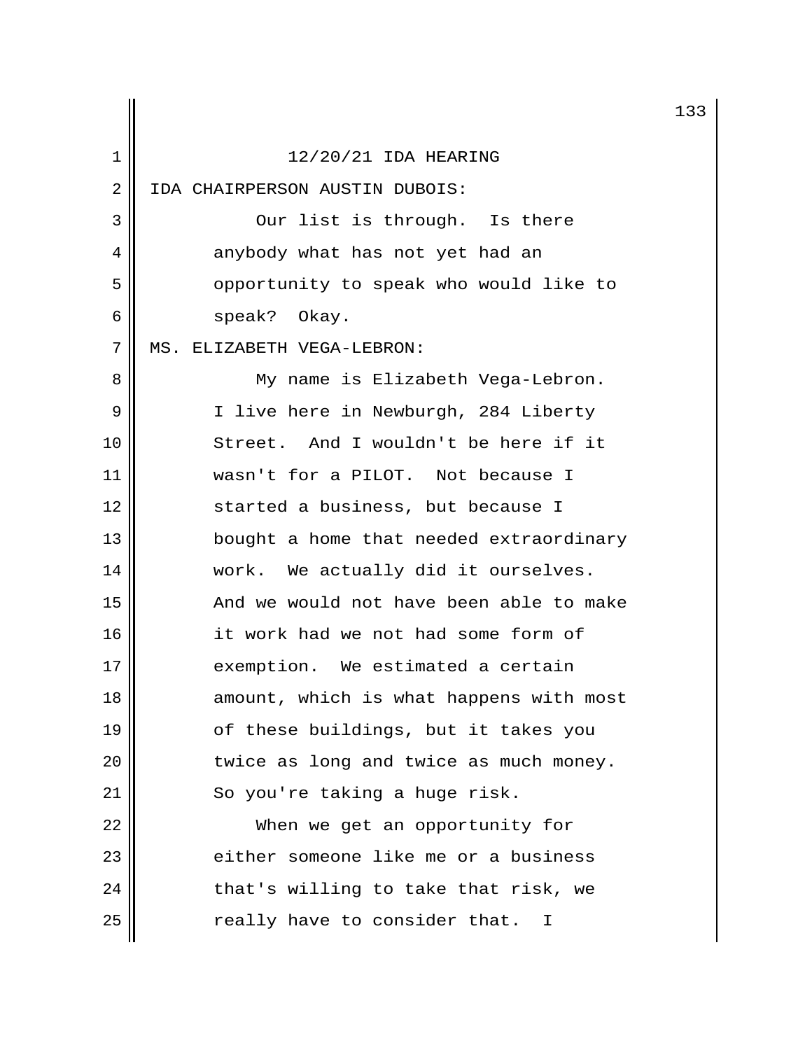12/20/21 IDA HEARING

IDA CHAIRPERSON AUSTIN DUBOIS:

Our list is through. Is there anybody what has not yet had an opportunity to speak who would like to speak? Okay.

MS. ELIZABETH VEGA-LEBRON:

My name is Elizabeth Vega-Lebron. I live here in Newburgh, 284 Liberty Street. And I wouldn't be here if it wasn't for a PILOT. Not because I started a business, but because I bought a home that needed extraordinary work. We actually did it ourselves. And we would not have been able to make it work had we not had some form of exemption. We estimated a certain amount, which is what happens with most of these buildings, but it takes you twice as long and twice as much money. So you're taking a huge risk.

When we get an opportunity for either someone like me or a business that's willing to take that risk, we really have to consider that. I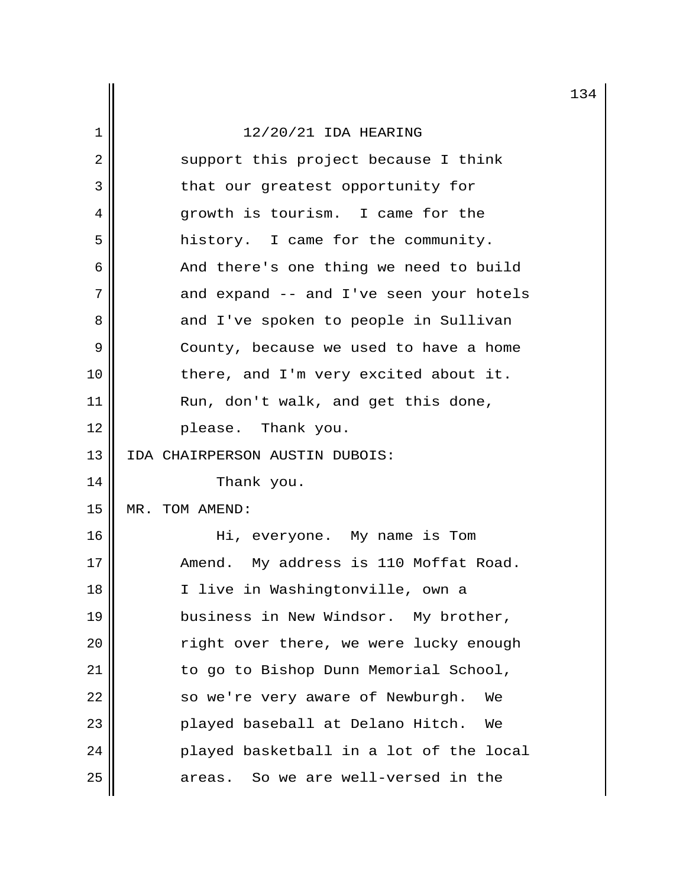12/20/21 IDA HEARING

support this project because I think that our greatest opportunity for growth is tourism. I came for the history. I came for the community. And there's one thing we need to build and expand -- and I've seen your hotels and I've spoken to people in Sullivan County, because we used to have a home there, and I'm very excited about it. Run, don't walk, and get this done, please. Thank you.

IDA CHAIRPERSON AUSTIN DUBOIS:

Thank you.

MR. TOM AMEND:

Hi, everyone. My name is Tom Amend. My address is 110 Moffat Road. I live in Washingtonville, own a business in New Windsor. My brother, right over there, we were lucky enough to go to Bishop Dunn Memorial School, so we're very aware of Newburgh. We played baseball at Delano Hitch. We played basketball in a lot of the local areas. So we are well-versed in the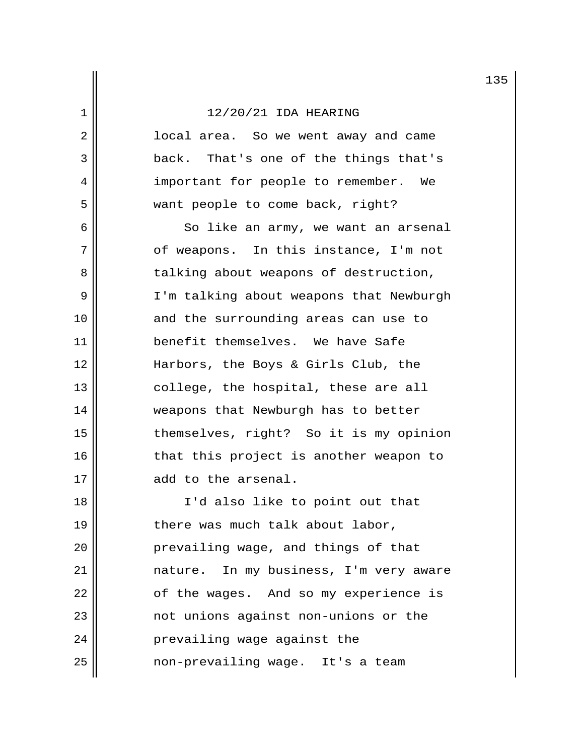12/20/21 IDA HEARING

local area. So we went away and came back. That's one of the things that's important for people to remember. We want people to come back, right?

So like an army, we want an arsenal of weapons. In this instance, I'm not talking about weapons of destruction, I'm talking about weapons that Newburgh and the surrounding areas can use to benefit themselves. We have Safe Harbors, the Boys & Girls Club, the college, the hospital, these are all weapons that Newburgh has to better themselves, right? So it is my opinion that this project is another weapon to add to the arsenal.

I'd also like to point out that there was much talk about labor, prevailing wage, and things of that nature. In my business, I'm very aware of the wages. And so my experience is not unions against non-unions or the prevailing wage against the non-prevailing wage. It's a team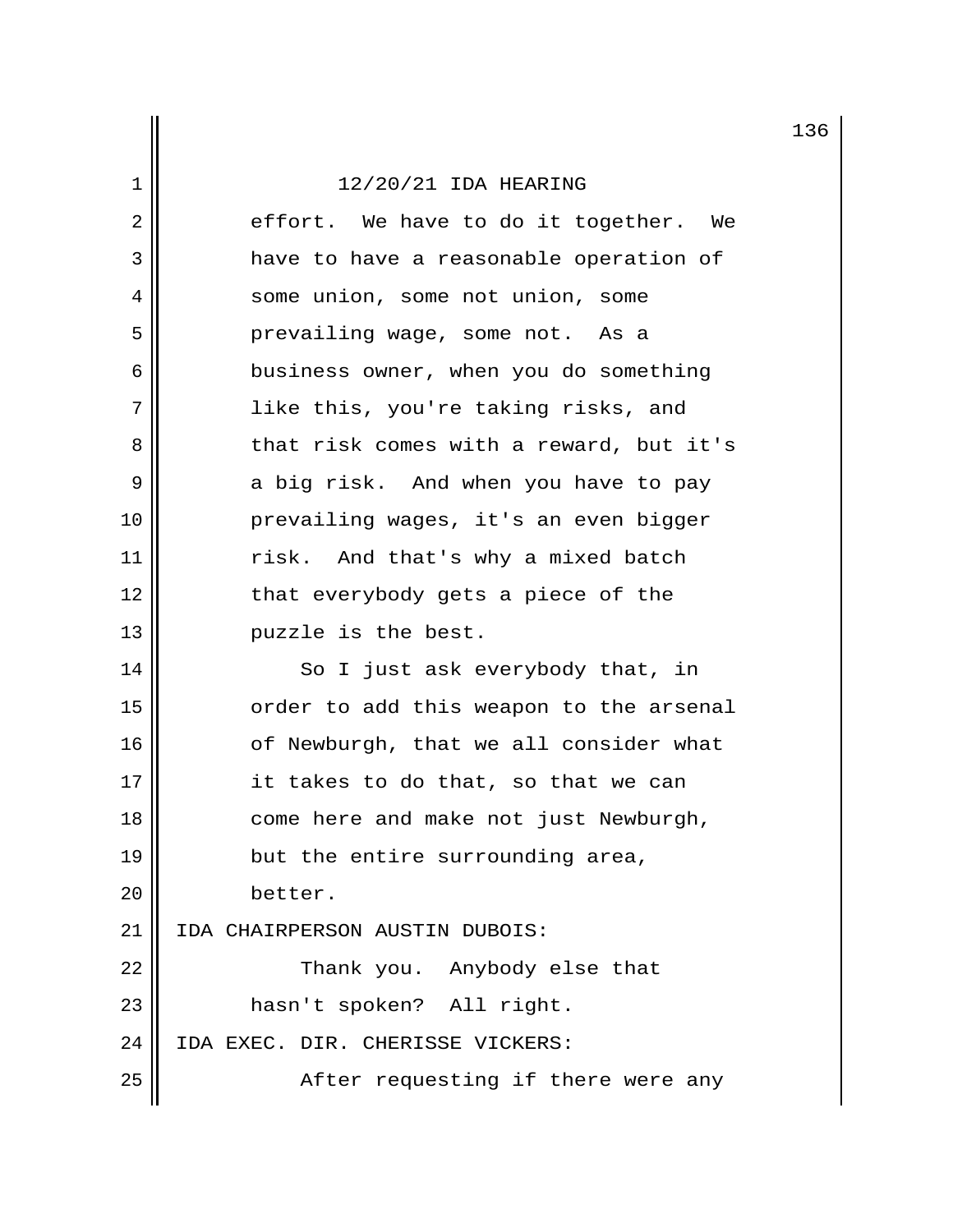effort. We have to do it together. We have to have a reasonable operation of some union, some not union, some prevailing wage, some not. As a business owner, when you do something like this, you're taking risks, and that risk comes with a reward, but it's a big risk. And when you have to pay prevailing wages, it's an even bigger risk. And that's why a mixed batch that everybody gets a piece of the puzzle is the best.

So I just ask everybody that, in order to add this weapon to the arsenal of Newburgh, that we all consider what it takes to do that, so that we can come here and make not just Newburgh, but the entire surrounding area, better.

IDA CHAIRPERSON AUSTIN DUBOIS:

Thank you. Anybody else that hasn't spoken? All right.

IDA EXEC. DIR. CHERISSE VICKERS:

After requesting if there were any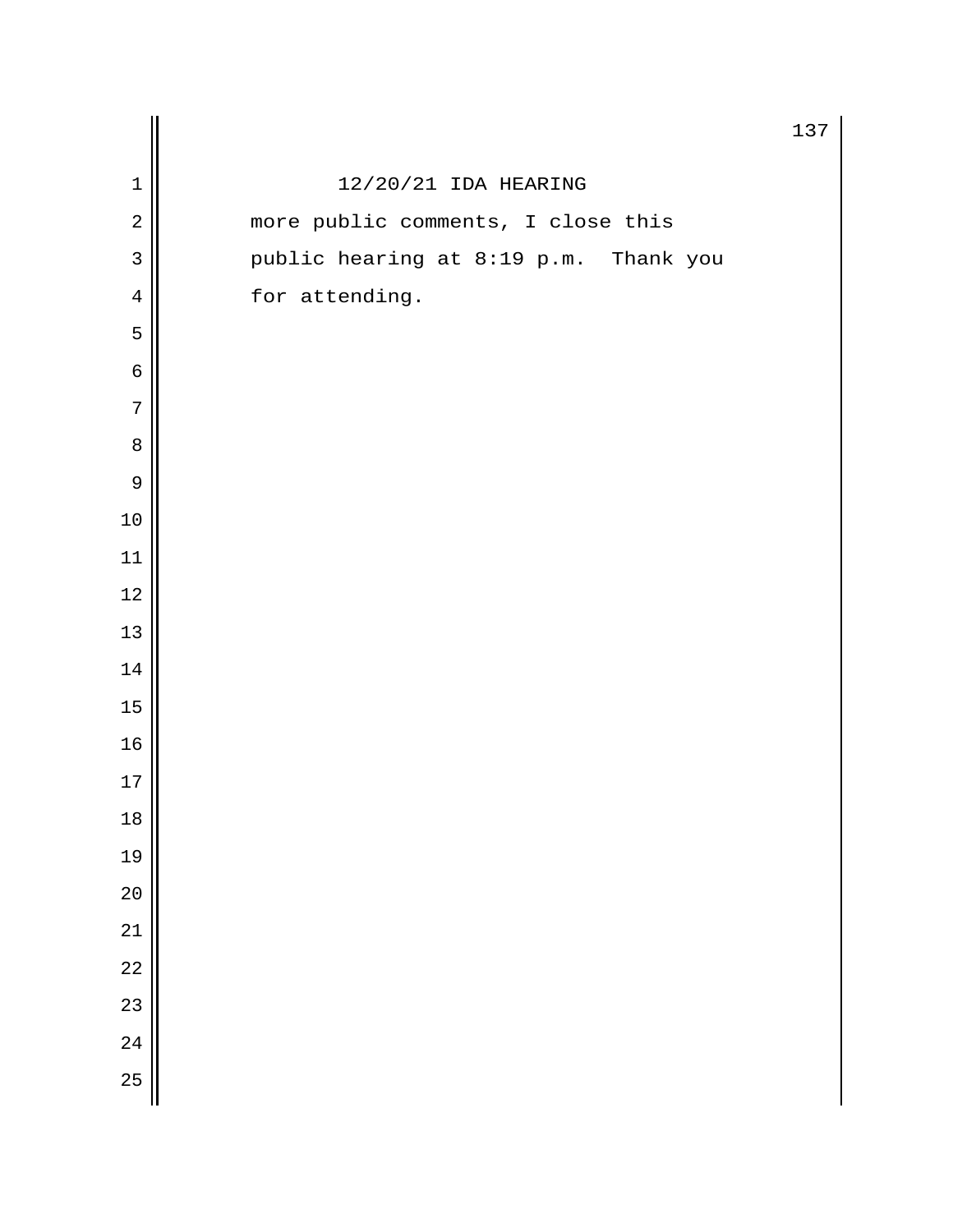more public comments, I close this public hearing at 8:19 p.m. Thank you for attending.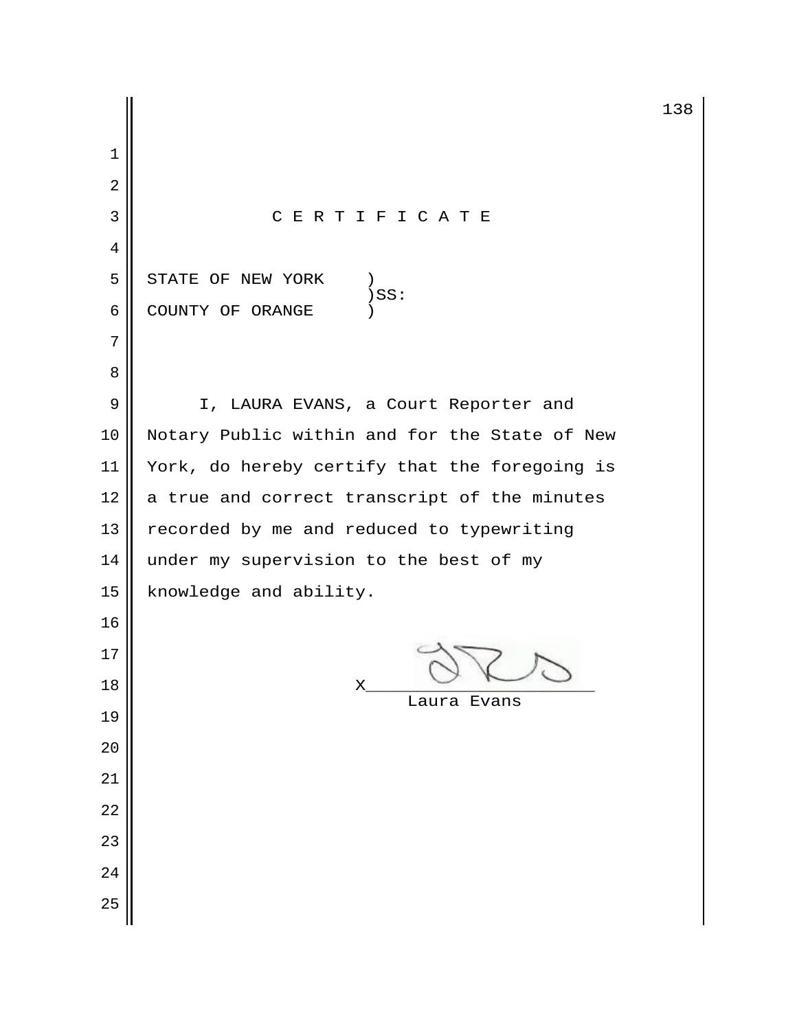# C E R T I F I C A T E

STATE OF NEW YORK )
)SS:
COUNTY OF ORANGE )

I, LAURA EVANS, a Court Reporter and Notary Public within and for the State of New York, do hereby certify that the foregoing is a true and correct transcript of the minutes recorded by me and reduced to typewriting under my supervision to the best of my knowledge and ability.

X________________________
Laura Evans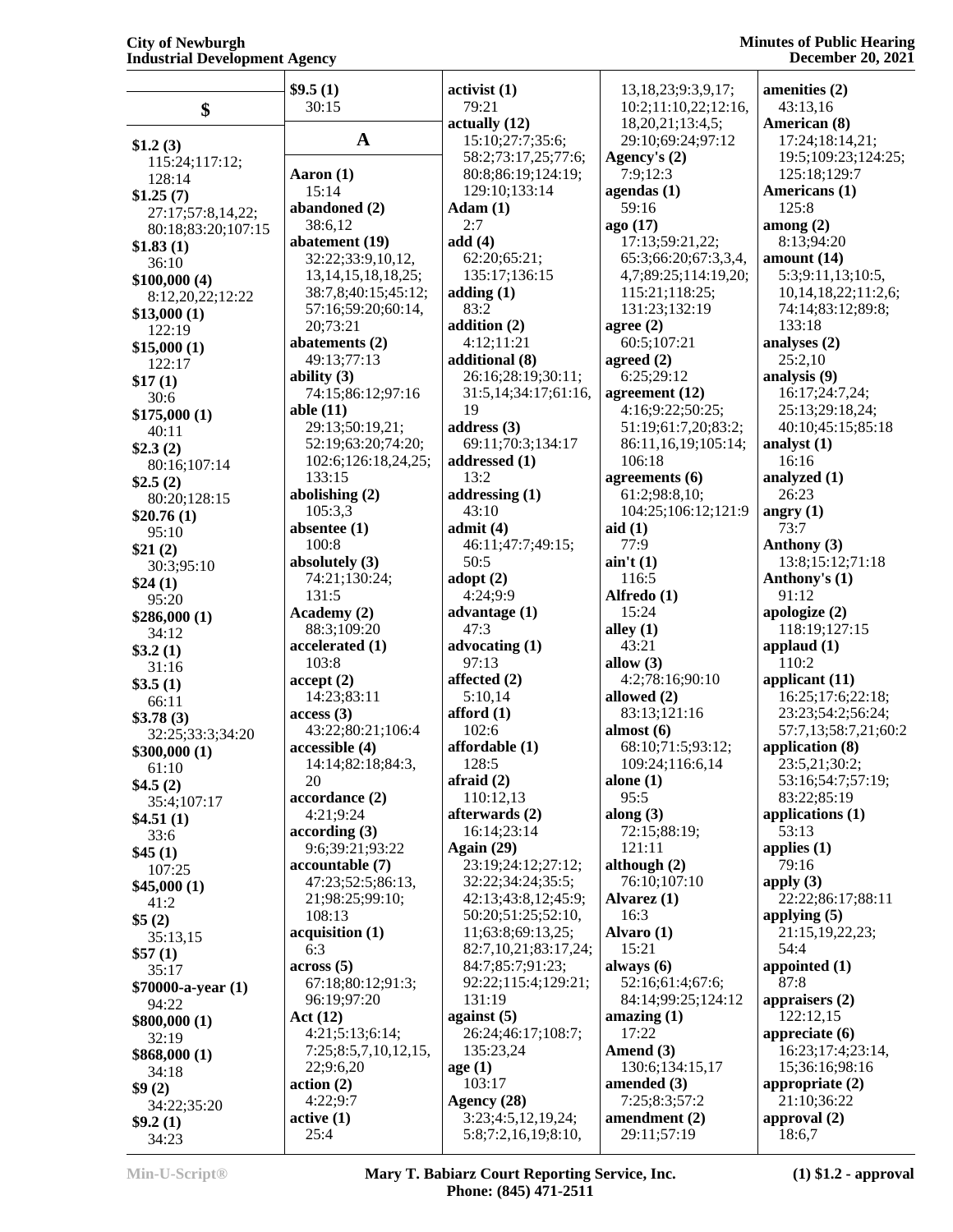## $

**$1.2 (3)**
115:24;117:12;
128:14

**$1.25 (7)**
27:17;57:8,14,22;
80:18;83:20;107:15

**$1.83 (1)**
36:10

**$100,000 (4)**
8:12,20,22;12:22

**$13,000 (1)**
122:19

**$15,000 (1)**
122:17

**$17 (1)**
30:6

**$175,000 (1)**
40:11

**$2.3 (2)**
80:16;107:14

**$2.5 (2)**
80:20;128:15

**$20.76 (1)**
95:10

**$21 (2)**
30:3;95:10

**$24 (1)**
95:20

**$286,000 (1)**
34:12

**$3.2 (1)**
31:16

**$3.5 (1)**
66:11

**$3.78 (3)**
32:25;33:3;34:20

**$300,000 (1)**
61:10

**$4.5 (2)**
35:4;107:17

**$4.51 (1)**
33:6

**$45 (1)**
107:25

**$45,000 (1)**
41:2

**$5 (2)**
35:13,15

**$57 (1)**
35:17

**$70000-a-year (1)**
94:22

**$800,000 (1)**
32:19

**$868,000 (1)**
34:18

**$9 (2)**
34:22;35:20

**$9.2 (1)**
34:23

**$9.5 (1)**
30:15

## A

**Aaron (1)**
15:14

**abandoned (2)**
38:6,12

**abatement (19)**
32:22;33:9,10,12,
13,14,15,18,18,25;
38:7,8;40:15;45:12;
57:16;59:20;60:14,
20;73:21

**abatements (2)**
49:13;77:13

**ability (3)**
74:15;86:12;97:16

**able (11)**
29:13;50:19,21;
52:19;63:20;74:20;
102:6;126:18,24,25;
133:15

**abolishing (2)**
105:3,3

**absentee (1)**
100:8

**absolutely (3)**
74:21;130:24;
131:5

**Academy (2)**
88:3;109:20

**accelerated (1)**
103:8

**accept (2)**
14:23;83:11

**access (3)**
43:22;80:21;106:4

**accessible (4)**
14:14;82:18;84:3,
20

**accordance (2)**
4:21;9:24

**according (3)**
9:6;39:21;93:22

**accountable (7)**
47:23;52:5;86:13,
21;98:25;99:10;
108:13

**acquisition (1)**
6:3

**across (5)**
67:18;80:12;91:3;
96:19;97:20

**Act (12)**
4:21;5:13;6:14;
7:25;8:5,7,10,12,15,
22;9:6,20

**action (2)**
4:22;9:7

**active (1)**
25:4

**activist (1)**
79:21

**actually (12)**
15:10;27:7;35:6;
58:2;73:17,25;77:6;
80:8;86:19;124:19;
129:10;133:14

**Adam (1)**
2:7

**add (4)**
62:20;65:21;
135:17;136:15

**adding (1)**
83:2

**addition (2)**
4:12;11:21

**additional (8)**
26:16;28:19;30:11;
31:5,14;34:17;61:16,
19

**address (3)**
69:11;70:3;134:17

**addressed (1)**
13:2

**addressing (1)**
43:10

**admit (4)**
46:11;47:7;49:15;
50:5

**adopt (2)**
4:24;9:9

**advantage (1)**
47:3

**advocating (1)**
97:13

**affected (2)**
5:10,14

**afford (1)**
102:6

**affordable (1)**
128:5

**afraid (2)**
110:12,13

**afterwards (2)**
16:14;23:14

**Again (29)**
23:19;24:12;27:12;
32:22;34:24;35:5;
42:13;43:8,12;45:9;
50:20;51:25;52:10,
11;63:8;69:13,25;
82:7,10,21;83:17,24;
84:7;85:7;91:23;
92:22;115:4;129:21;
131:19

**against (5)**
26:24;46:17;108:7;
135:23,24

**age (1)**
103:17

**Agency (28)**
3:23;4:5,12,19,24;
5:8;7:2,16,19;8:10,
13,18,23;9:3,9,17;
10:2;11:10,22;12:16,
18,20,21;13:4,5;
29:10;69:24;97:12

**Agency's (2)**
7:9;12:3

**agendas (1)**
59:16

**ago (17)**
17:13;59:21,22;
65:3;66:20;67:3,3,4,
4,7;89:25;114:19,20;
115:21;118:25;
131:23;132:19

**agree (2)**
60:5;107:21

**agreed (2)**
6:25;29:12

**agreement (12)**
4:16;9:22;50:25;
51:19;61:7,20;83:2;
86:11,16,19;105:14;
106:18

**agreements (6)**
61:2;98:8,10;
104:25;106:12;121:9

**aid (1)**
77:9

**ain't (1)**
116:5

**Alfredo (1)**
15:24

**alley (1)**
43:21

**allow (3)**
4:2;78:16;90:10

**allowed (2)**
83:13;121:16

**almost (6)**
68:10;71:5;93:12;
109:24;116:6,14

**alone (1)**
95:5

**along (3)**
72:15;88:19;
121:11

**although (2)**
76:10;107:10

**Alvarez (1)**
16:3

**Alvaro (1)**
15:21

**always (6)**
52:16;61:4;67:6;
84:14;99:25;124:12

**amazing (1)**
17:22

**Amend (3)**
130:6;134:15,17

**amended (3)**
7:25;8:3;57:2

**amendment (2)**
29:11;57:19

**amenities (2)**
43:13,16

**American (8)**
17:24;18:14,21;
19:5;109:23;124:25;
125:18;129:7

**Americans (1)**
125:8

**among (2)**
8:13;94:20

**amount (14)**
5:3;9:11,13;10:5,
10,14,18,22;11:2,6;
74:14;83:12;89:8;
133:18

**analyses (2)**
25:2,10

**analysis (9)**
16:17;24:7,24;
25:13;29:18,24;
40:10;45:15;85:18

**analyst (1)**
16:16

**analyzed (1)**
26:23

**angry (1)**
73:7

**Anthony (3)**
13:8;15:12;71:18

**Anthony's (1)**
91:12

**apologize (2)**
118:19;127:15

**applaud (1)**
110:2

**applicant (11)**
16:25;17:6;22:18;
23:23;54:2;56:24;
57:7,13;58:7,21;60:2

**application (8)**
23:5,21;30:2;
53:16;54:7;57:19;
83:22;85:19

**applications (1)**
53:13

**applies (1)**
79:16

**apply (3)**
22:22;86:17;88:11

**applying (5)**
21:15,19,22,23;
54:4

**appointed (1)**
87:8

**appraisers (2)**
122:12,15

**appreciate (6)**
16:23;17:4;23:14,
15;36:16;98:16

**appropriate (2)**
21:10;36:22

**approval (2)**
18:6,7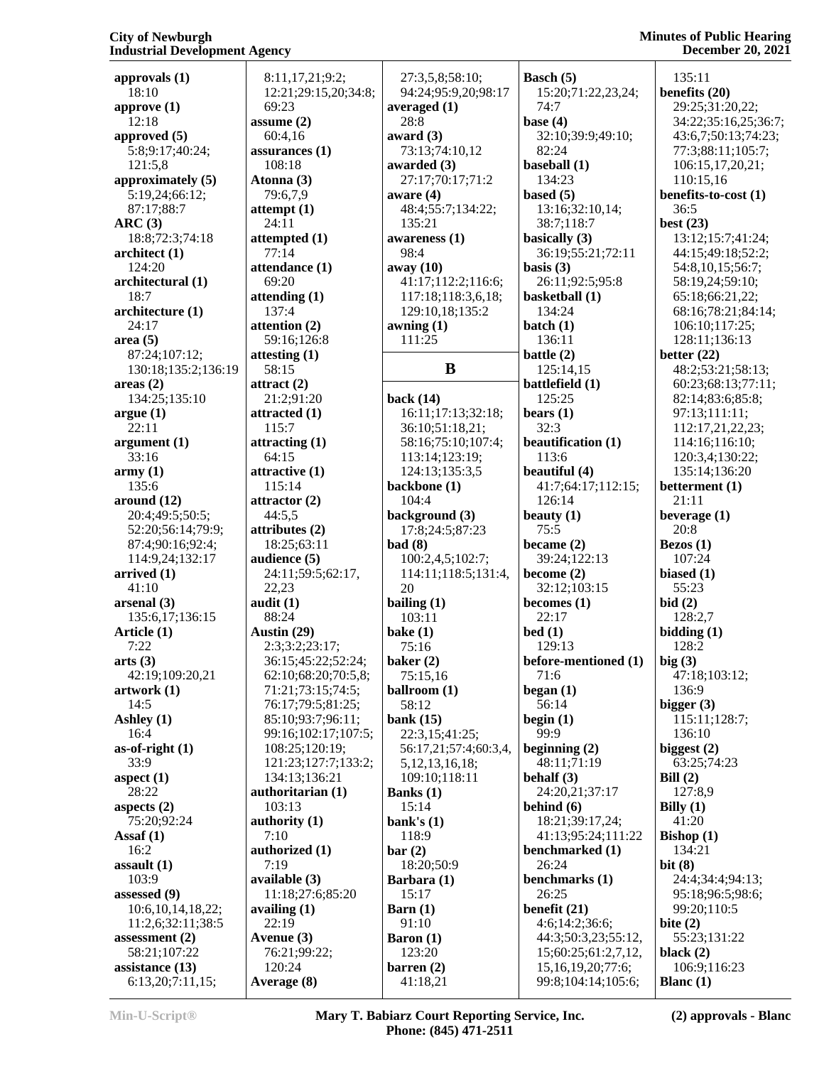**approvals (1)**
18:10
**approve (1)**
12:18
**approved (5)**
5:8;9:17;40:24;
121:5,8
**approximately (5)**
5:19,24;66:12;
87:17;88:7
**ARC (3)**
18:8;72:3;74:18
**architect (1)**
124:20
**architectural (1)**
18:7
**architecture (1)**
24:17
**area (5)**
87:24;107:12;
130:18;135:2;136:19
**areas (2)**
134:25;135:10
**argue (1)**
22:11
**argument (1)**
33:16
**army (1)**
135:6
**around (12)**
20:4;49:5;50:5;
52:20;56:14;79:9;
87:4;90:16;92:4;
114:9,24;132:17
**arrived (1)**
41:10
**arsenal (3)**
135:6,17;136:15
**Article (1)**
7:22
**arts (3)**
42:19;109:20,21
**artwork (1)**
14:5
**Ashley (1)**
16:4
**as-of-right (1)**
33:9
**aspect (1)**
28:22
**aspects (2)**
75:20;92:24
**Assaf (1)**
16:2
**assault (1)**
103:9
**assessed (9)**
10:6,10,14,18,22;
11:2,6;32:11;38:5
**assessment (2)**
58:21;107:22
**assistance (13)**
6:13,20;7:11,15;
8:11,17,21;9:2;
12:21;29:15,20;34:8;
69:23
**assume (2)**
60:4,16
**assurances (1)**
108:18
**Atonna (3)**
79:6,7,9
**attempt (1)**
24:11
**attempted (1)**
77:14
**attendance (1)**
69:20
**attending (1)**
137:4
**attention (2)**
59:16;126:8
**attesting (1)**
58:15
**attract (2)**
21:2;91:20
**attracted (1)**
115:7
**attracting (1)**
64:15
**attractive (1)**
115:14
**attractor (2)**
44:5,5
**attributes (2)**
18:25;63:11
**audience (5)**
24:11;59:5;62:17,
22,23
**audit (1)**
88:24
**Austin (29)**
2:3;3:2;23:17;
36:15;45:22;52:24;
62:10;68:20;70:5,8;
71:21;73:15;74:5;
76:17;79:5;81:25;
85:10;93:7;96:11;
99:16;102:17;107:5;
108:25;120:19;
121:23;127:7;133:2;
134:13;136:21
**authoritarian (1)**
103:13
**authority (1)**
7:10
**authorized (1)**
7:19
**available (3)**
11:18;27:6;85:20
**availing (1)**
22:19
**Avenue (3)**
76:21;99:22;
120:24
**Average (8)**
27:3,5,8;58:10;
94:24;95:9,20;98:17
**averaged (1)**
28:8
**award (3)**
73:13;74:10,12
**awarded (3)**
27:17;70:17;71:2
**aware (4)**
48:4;55:7;134:22;
135:21
**awareness (1)**
98:4
**away (10)**
41:17;112:2;116:6;
117:18;118:3,6,18;
129:10,18;135:2
**awning (1)**
111:25

## B

**back (14)**
16:11;17:13;32:18;
36:10;51:18,21;
58:16;75:10;107:4;
113:14;123:19;
124:13;135:3,5
**backbone (1)**
104:4
**background (3)**
17:8;24:5;87:23
**bad (8)**
100:2,4,5;102:7;
114:11;118:5;131:4,
20
**bailing (1)**
103:11
**bake (1)**
75:16
**baker (2)**
75:15,16
**ballroom (1)**
58:12
**bank (15)**
22:3,15;41:25;
56:17,21;57:4;60:3,4,
5,12,13,16,18;
109:10;118:11
**Banks (1)**
15:14
**bank's (1)**
118:9
**bar (2)**
18:20;50:9
**Barbara (1)**
15:17
**Barn (1)**
91:10
**Baron (1)**
123:20
**barren (2)**
41:18,21
**Basch (5)**
15:20;71:22,23,24;
74:7
**base (4)**
32:10;39:9;49:10;
82:24
**baseball (1)**
134:23
**based (5)**
13:16;32:10,14;
38:7;118:7
**basically (3)**
36:19;55:21;72:11
**basis (3)**
26:11;92:5;95:8
**basketball (1)**
134:24
**batch (1)**
136:11
**battle (2)**
125:14,15
**battlefield (1)**
125:25
**bears (1)**
32:3
**beautification (1)**
113:6
**beautiful (4)**
41:7;64:17;112:15;
126:14
**beauty (1)**
75:5
**became (2)**
39:24;122:13
**become (2)**
32:12;103:15
**becomes (1)**
22:17
**bed (1)**
129:13
**before-mentioned (1)**
71:6
**began (1)**
56:14
**begin (1)**
99:9
**beginning (2)**
48:11;71:19
**behalf (3)**
24:20,21;37:17
**behind (6)**
18:21;39:17,24;
41:13;95:24;111:22
**benchmarked (1)**
26:24
**benchmarks (1)**
26:25
**benefit (21)**
4:6;14:2;36:6;
44:3;50:3,23;55:12,
15;60:25;61:2,7,12,
15,16,19,20;77:6;
99:8;104:14;105:6;
135:11
**benefits (20)**
29:25;31:20,22;
34:22;35:16,25;36:7;
43:6,7;50:13;74:23;
77:3;88:11;105:7;
106:15,17,20,21;
110:15,16
**benefits-to-cost (1)**
36:5
**best (23)**
13:12;15:7;41:24;
44:15;49:18;52:2;
54:8,10,15;56:7;
58:19,24;59:10;
65:18;66:21,22;
68:16;78:21;84:14;
106:10;117:25;
128:11;136:13
**better (22)**
48:2;53:21;58:13;
60:23;68:13;77:11;
82:14;83:6;85:8;
97:13;111:11;
112:17,21,22,23;
114:16;116:10;
120:3,4;130:22;
135:14;136:20
**betterment (1)**
21:11
**beverage (1)**
20:8
**Bezos (1)**
107:24
**biased (1)**
55:23
**bid (2)**
128:2,7
**bidding (1)**
128:2
**big (3)**
47:18;103:12;
136:9
**bigger (3)**
115:11;128:7;
136:10
**biggest (2)**
63:25;74:23
**Bill (2)**
127:8,9
**Billy (1)**
41:20
**Bishop (1)**
134:21
**bit (8)**
24:4;34:4;94:13;
95:18;96:5;98:6;
99:20;110:5
**bite (2)**
55:23;131:22
**black (2)**
106:9;116:23
**Blanc (1)**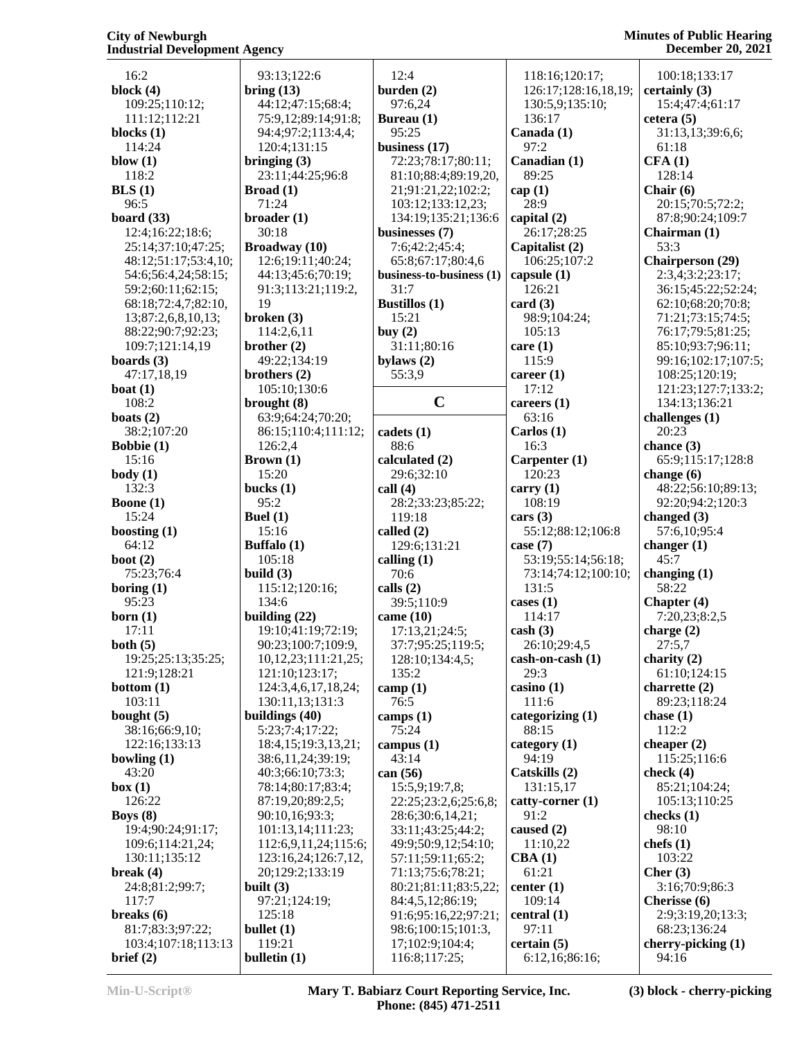16:2
**block (4)**
109:25;110:12;
111:12;112:21
**blocks (1)**
114:24
**blow (1)**
118:2
**BLS (1)**
96:5
**board (33)**
12:4;16:22;18:6;
25:14;37:10;47:25;
48:12;51:17;53:4,10;
54:6;56:4,24;58:15;
59:2;60:11;62:15;
68:18;72:4,7;82:10,
13;87:2,6,8,10,13;
88:22;90:7;92:23;
109:7;121:14,19
**boards (3)**
47:17,18,19
**boat (1)**
108:2
**boats (2)**
38:2;107:20
**Bobbie (1)**
15:16
**body (1)**
132:3
**Boone (1)**
15:24
**boosting (1)**
64:12
**boot (2)**
75:23;76:4
**boring (1)**
95:23
**born (1)**
17:11
**both (5)**
19:25;25:13;35:25;
121:9;128:21
**bottom (1)**
103:11
**bought (5)**
38:16;66:9,10;
122:16;133:13
**bowling (1)**
43:20
**box (1)**
126:22
**Boys (8)**
19:4;90:24;91:17;
109:6;114:21,24;
130:11;135:12
**break (4)**
24:8;81:2;99:7;
117:7
**breaks (6)**
81:7;83:3;97:22;
103:4;107:18;113:13
**brief (2)**
93:13;122:6
**bring (13)**
44:12;47:15;68:4;
75:9,12;89:14;91:8;
94:4;97:2;113:4,4;
120:4;131:15
**bringing (3)**
23:11;44:25;96:8
**Broad (1)**
71:24
**broader (1)**
30:18
**Broadway (10)**
12:6;19:11;40:24;
44:13;45:6;70:19;
91:3;113:21;119:2,
19
**broken (3)**
114:2,6,11
**brother (2)**
49:22;134:19
**brothers (2)**
105:10;130:6
**brought (8)**
63:9;64:24;70:20;
86:15;110:4;111:12;
126:2,4
**Brown (1)**
15:20
**bucks (1)**
95:2
**Buel (1)**
15:16
**Buffalo (1)**
105:18
**build (3)**
115:12;120:16;
134:6
**building (22)**
19:10;41:19;72:19;
90:23;100:7;109:9,
10,12,23;111:21,25;
121:10;123:17;
124:3,4,6,17,18,24;
130:11,13;131:3
**buildings (40)**
5:23;7:4;17:22;
18:4,15;19:3,13,21;
38:6,11,24;39:19;
40:3;66:10;73:3;
78:14;80:17;83:4;
87:19,20;89:2,5;
90:10,16;93:3;
101:13,14;111:23;
112:6,9,11,24;115:6;
123:16,24;126:7,12,
20;129:2;133:19
**built (3)**
97:21;124:19;
125:18
**bullet (1)**
119:21
**bulletin (1)**
12:4
**burden (2)**
97:6,24
**Bureau (1)**
95:25
**business (17)**
72:23;78:17;80:11;
81:10;88:4;89:19,20,
21;91:21,22;102:2;
103:12;133:12,23;
134:19;135:21;136:6
**businesses (7)**
7:6;42:2;45:4;
65:8;67:17;80:4,6
**business-to-business (1)**
31:7
**Bustillos (1)**
15:21
**buy (2)**
31:11;80:16
**bylaws (2)**
55:3,9

## C

**cadets (1)**
88:6
**calculated (2)**
29:6;32:10
**call (4)**
28:2;33:23;85:22;
119:18
**called (2)**
129:6;131:21
**calling (1)**
70:6
**calls (2)**
39:5;110:9
**came (10)**
17:13,21;24:5;
37:7;95:25;119:5;
128:10;134:4,5;
135:2
**camp (1)**
76:5
**camps (1)**
75:24
**campus (1)**
43:14
**can (56)**
15:5,9;19:7,8;
22:25;23:2,6;25:6,8;
28:6;30:6,14,21;
33:11;43:25;44:2;
49:9;50:9,12;54:10;
57:11;59:11;65:2;
71:13;75:6;78:21;
80:21;81:11;83:5,22;
84:4,5,12;86:19;
91:6;95:16,22;97:21;
98:6;100:15;101:3,
17;102:9;104:4;
116:8;117:25;
118:16;120:17;
126:17;128:16,18,19;
130:5,9;135:10;
136:17
**Canada (1)**
97:2
**Canadian (1)**
89:25
**cap (1)**
28:9
**capital (2)**
26:17;28:25
**Capitalist (2)**
106:25;107:2
**capsule (1)**
126:21
**card (3)**
98:9;104:24;
105:13
**care (1)**
115:9
**career (1)**
17:12
**careers (1)**
63:16
**Carlos (1)**
16:3
**Carpenter (1)**
120:23
**carry (1)**
108:19
**cars (3)**
55:12;88:12;106:8
**case (7)**
53:19;55:14;56:18;
73:14;74:12;100:10;
131:5
**cases (1)**
114:17
**cash (3)**
26:10;29:4,5
**cash-on-cash (1)**
29:3
**casino (1)**
111:6
**categorizing (1)**
88:15
**category (1)**
94:19
**Catskills (2)**
131:15,17
**catty-corner (1)**
91:2
**caused (2)**
11:10,22
**CBA (1)**
61:21
**center (1)**
109:14
**central (1)**
97:11
**certain (5)**
6:12,16;86:16;
100:18;133:17
**certainly (3)**
15:4;47:4;61:17
**cetera (5)**
31:13,13;39:6,6;
61:18
**CFA (1)**
128:14
**Chair (6)**
20:15;70:5;72:2;
87:8;90:24;109:7
**Chairman (1)**
53:3
**Chairperson (29)**
2:3,4;3:2;23:17;
36:15;45:22;52:24;
62:10;68:20;70:8;
71:21;73:15;74:5;
76:17;79:5;81:25;
85:10;93:7;96:11;
99:16;102:17;107:5;
108:25;120:19;
121:23;127:7;133:2;
134:13;136:21
**challenges (1)**
20:23
**chance (3)**
65:9;115:17;128:8
**change (6)**
48:22;56:10;89:13;
92:20;94:2;120:3
**changed (3)**
57:6,10;95:4
**changer (1)**
45:7
**changing (1)**
58:22
**Chapter (4)**
7:20,23;8:2,5
**charge (2)**
27:5,7
**charity (2)**
61:10;124:15
**charrette (2)**
89:23;118:24
**chase (1)**
112:2
**cheaper (2)**
115:25;116:6
**check (4)**
85:21;104:24;
105:13;110:25
**checks (1)**
98:10
**chefs (1)**
103:22
**Cher (3)**
3:16;70:9;86:3
**Cherisse (6)**
2:9;3:19,20;13:3;
68:23;136:24
**cherry-picking (1)**
94:16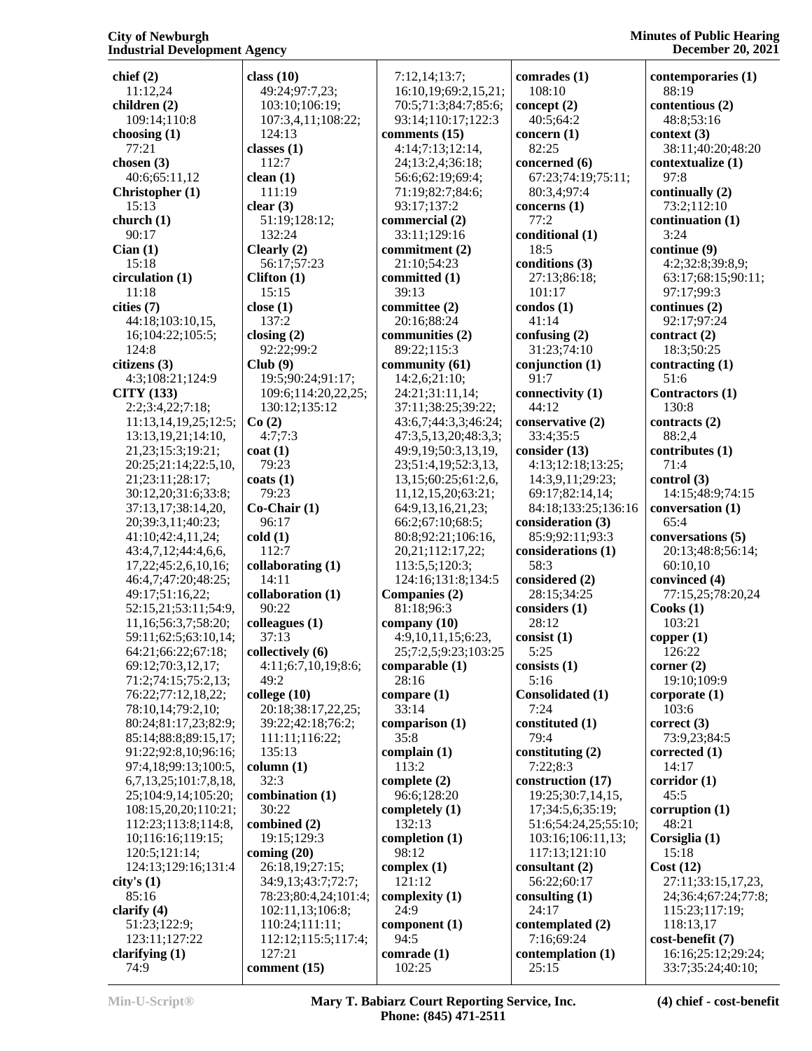**chief (2)**
11:12,24
**children (2)**
109:14;110:8
**choosing (1)**
77:21
**chosen (3)**
40:6;65:11,12
**Christopher (1)**
15:13
**church (1)**
90:17
**Cian (1)**
15:18
**circulation (1)**
11:18
**cities (7)**
44:18;103:10,15,16;104:22;105:5;124:8
**citizens (3)**
4:3;108:21;124:9
**CITY (133)**
2:2;3:4,22;7:18;11:13,14,19,25;12:5;13:13,19,21;14:10,21,23;15:3;19:21;20:25;21:14;22:5,10,21;23:11;28:17;30:12,20;31:6;33:8;37:13,17;38:14,20,20;39:3,11;40:23;41:10;42:4,11,24;43:4,7,12;44:4,6,6,17,22;45:2,6,10,16;46:4,7;47:20;48:25;49:17;51:16,22;52:15,21;53:11;54:9,11,16;56:3,7;58:20;59:11;62:5;63:10,14;64:21;66:22;67:18;69:12;70:3,12,17;71:2;74:15;75:2,13;76:22;77:12,18,22;78:10,14;79:2,10;80:24;81:17,23;82:9;85:14;88:8;89:15,17;91:22;92:8,10;96:16;97:4,18;99:13;100:5,6,7,13,25;101:7,8,18,25;104:9,14;105:20;108:15,20,20;110:21;112:23;113:8;114:8,10;116:16;119:15;120:5;121:14;124:13;129:16;131:4
**city's (1)**
85:16
**clarify (4)**
51:23;122:9;123:11;127:22
**clarifying (1)**
74:9
**class (10)**
49:24;97:7,23;103:10;106:19;107:3,4,11;108:22;124:13
**classes (1)**
112:7
**clean (1)**
111:19
**clear (3)**
51:19;128:12;132:24
**Clearly (2)**
56:17;57:23
**Clifton (1)**
15:15
**close (1)**
137:2
**closing (2)**
92:22;99:2
**Club (9)**
19:5;90:24;91:17;109:6;114:20,22,25;130:12;135:12
**Co (2)**
4:7;7:3
**coat (1)**
79:23
**coats (1)**
79:23
**Co-Chair (1)**
96:17
**cold (1)**
112:7
**collaborating (1)**
14:11
**collaboration (1)**
90:22
**colleagues (1)**
37:13
**collectively (6)**
4:11;6:7,10,19;8:6;49:2
**college (10)**
20:18;38:17,22,25;39:22;42:18;76:2;111:11;116:22;135:13
**column (1)**
32:3
**combination (1)**
30:22
**combined (2)**
19:15;129:3
**coming (20)**
26:18,19;27:15;34:9,13;43:7;72:7;78:23;80:4,24;101:4;102:11,13;106:8;110:24;111:11;112:12;115:5;117:4;127:21
**comment (15)**
7:12,14;13:7;16:10,19;69:2,15,21;70:5;71:3;84:7;85:6;93:14;110:17;122:3
**comments (15)**
4:14;7:13;12:14,24;13:2,4;36:18;56:6;62:19;69:4;71:19;82:7;84:6;93:17;137:2
**commercial (2)**
33:11;129:16
**commitment (2)**
21:10;54:23
**committed (1)**
39:13
**committee (2)**
20:16;88:24
**communities (2)**
89:22;115:3
**community (61)**
14:2,6;21:10;24:21;31:11,14;37:11;38:25;39:22;43:6,7;44:3,3;46:24;47:3,5,13,20;48:3,3;49:9,19;50:3,13,19,23;51:4,19;52:3,13,13,15;60:25;61:2,6,11,12,15,20;63:21;64:9,13,16,21,23;66:2;67:10;68:5;80:8;92:21;106:16,20,21;112:17,22;113:5,5;120:3;124:16;131:8;134:5
**Companies (2)**
81:18;96:3
**company (10)**
4:9,10,11,15;6:23,25;7:2,5;9:23;103:25
**comparable (1)**
28:16
**compare (1)**
33:14
**comparison (1)**
35:8
**complain (1)**
113:2
**complete (2)**
96:6;128:20
**completely (1)**
132:13
**completion (1)**
98:12
**complex (1)**
121:12
**complexity (1)**
24:9
**component (1)**
94:5
**comrade (1)**
102:25
**comrades (1)**
108:10
**concept (2)**
40:5;64:2
**concern (1)**
82:25
**concerned (6)**
67:23;74:19;75:11;80:3,4;97:4
**concerns (1)**
77:2
**conditional (1)**
18:5
**conditions (3)**
27:13;86:18;101:17
**condos (1)**
41:14
**confusing (2)**
31:23;74:10
**conjunction (1)**
91:7
**connectivity (1)**
44:12
**conservative (2)**
33:4;35:5
**consider (13)**
4:13;12:18;13:25;14:3,9,11;29:23;69:17;82:14,14;84:18;133:25;136:16
**consideration (3)**
85:9;92:11;93:3
**considerations (1)**
58:3
**considered (2)**
28:15;34:25
**considers (1)**
28:12
**consist (1)**
5:25
**consists (1)**
5:16
**Consolidated (1)**
7:24
**constituted (1)**
79:4
**constituting (2)**
7:22;8:3
**construction (17)**
19:25;30:7,14,15,17;34:5,6;35:19;51:6;54:24,25;55:10;103:16;106:11,13;117:13;121:10
**consultant (2)**
56:22;60:17
**consulting (1)**
24:17
**contemplated (2)**
7:16;69:24
**contemplation (1)**
25:15
**contemporaries (1)**
88:19
**contentious (2)**
48:8;53:16
**context (3)**
38:11;40:20;48:20
**contextualize (1)**
97:8
**continually (2)**
73:2;112:10
**continuation (1)**
3:24
**continue (9)**
4:2;32:8;39:8,9;63:17;68:15;90:11;97:17;99:3
**continues (2)**
92:17;97:24
**contract (2)**
18:3;50:25
**contracting (1)**
51:6
**Contractors (1)**
130:8
**contracts (2)**
88:2,4
**contributes (1)**
71:4
**control (3)**
14:15;48:9;74:15
**conversation (1)**
65:4
**conversations (5)**
20:13;48:8;56:14;60:10,10
**convinced (4)**
77:15,25;78:20,24
**Cooks (1)**
103:21
**copper (1)**
126:22
**corner (2)**
19:10;109:9
**corporate (1)**
103:6
**correct (3)**
73:9,23;84:5
**corrected (1)**
14:17
**corridor (1)**
45:5
**corruption (1)**
48:21
**Corsiglia (1)**
15:18
**Cost (12)**
27:11;33:15,17,23,24;36:4;67:24;77:8;115:23;117:19;118:13,17
**cost-benefit (7)**
16:16;25:12;29:24;33:7;35:24;40:10;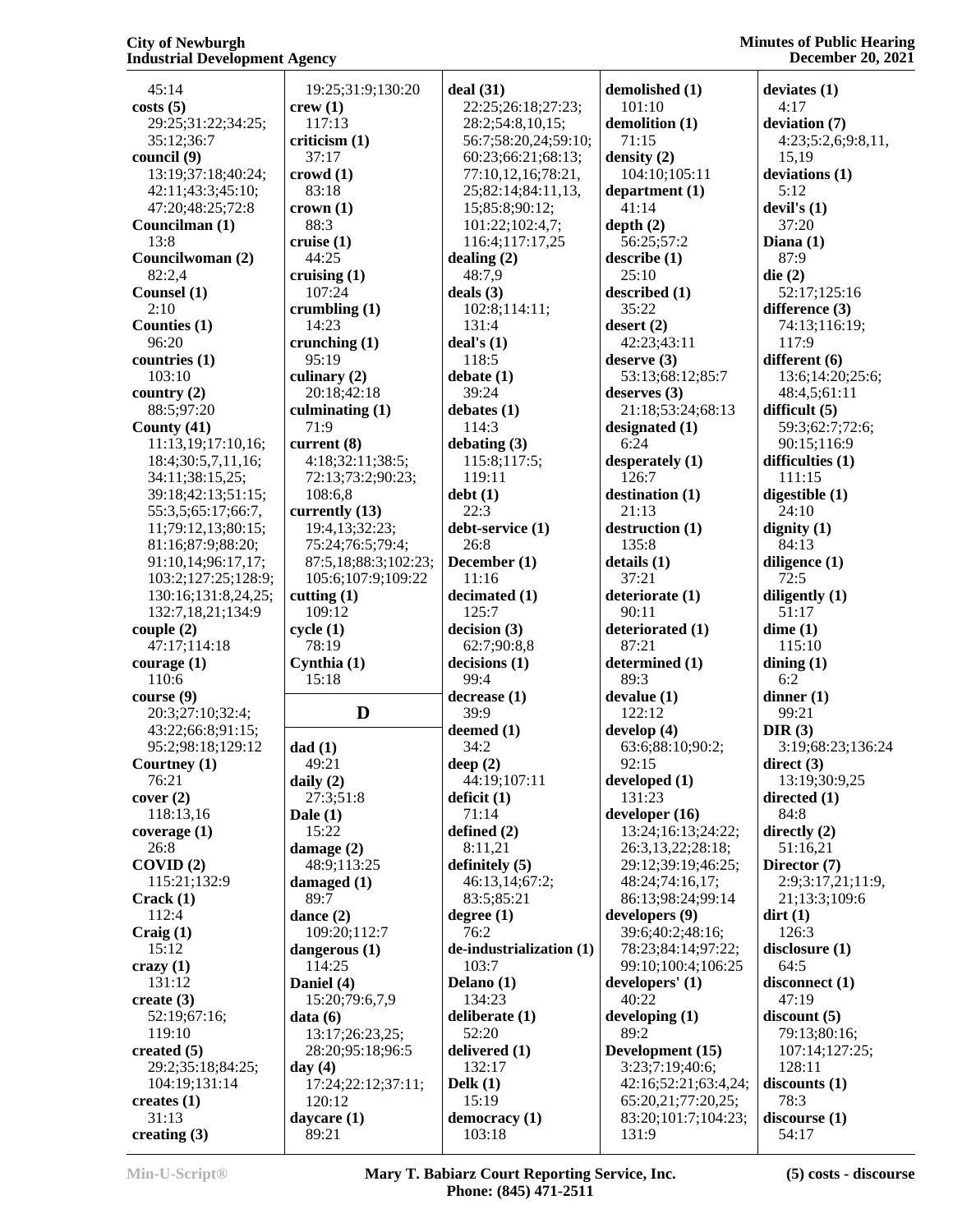45:14
**costs (5)**
29:25;31:22;34:25;
35:12;36:7
**council (9)**
13:19;37:18;40:24;
42:11;43:3;45:10;
47:20;48:25;72:8
**Councilman (1)**
13:8
**Councilwoman (2)**
82:2,4
**Counsel (1)**
2:10
**Counties (1)**
96:20
**countries (1)**
103:10
**country (2)**
88:5;97:20
**County (41)**
11:13,19;17:10,16;
18:4;30:5,7,11,16;
34:11;38:15,25;
39:18;42:13;51:15;
55:3,5;65:17;66:7,
11;79:12,13;80:15;
81:16;87:9;88:20;
91:10,14;96:17,17;
103:2;127:25;128:9;
130:16;131:8,24,25;
132:7,18,21;134:9
**couple (2)**
47:17;114:18
**courage (1)**
110:6
**course (9)**
20:3;27:10;32:4;
43:22;66:8;91:15;
95:2;98:18;129:12
**Courtney (1)**
76:21
**cover (2)**
118:13,16
**coverage (1)**
26:8
**COVID (2)**
115:21;132:9
**Crack (1)**
112:4
**Craig (1)**
15:12
**crazy (1)**
131:12
**create (3)**
52:19;67:16;
119:10
**created (5)**
29:2;35:18;84:25;
104:19;131:14
**creates (1)**
31:13
**creating (3)**
19:25;31:9;130:20
**crew (1)**
117:13
**criticism (1)**
37:17
**crowd (1)**
83:18
**crown (1)**
88:3
**cruise (1)**
44:25
**cruising (1)**
107:24
**crumbling (1)**
14:23
**crunching (1)**
95:19
**culinary (2)**
20:18;42:18
**culminating (1)**
71:9
**current (8)**
4:18;32:11;38:5;
72:13;73:2;90:23;
108:6,8
**currently (13)**
19:4,13;32:23;
75:24;76:5;79:4;
87:5,18;88:3;102:23;
105:6;107:9;109:22
**cutting (1)**
109:12
**cycle (1)**
78:19
**Cynthia (1)**
15:18

## D

**dad (1)**
49:21
**daily (2)**
27:3;51:8
**Dale (1)**
15:22
**damage (2)**
48:9;113:25
**damaged (1)**
89:7
**dance (2)**
109:20;112:7
**dangerous (1)**
114:25
**Daniel (4)**
15:20;79:6,7,9
**data (6)**
13:17;26:23,25;
28:20;95:18;96:5
**day (4)**
17:24;22:12;37:11;
120:12
**daycare (1)**
89:21
**deal (31)**
22:25;26:18;27:23;
28:2;54:8,10,15;
56:7;58:20,24;59:10;
60:23;66:21;68:13;
77:10,12,16;78:21,
25;82:14;84:11,13,
15;85:8;90:12;
101:22;102:4,7;
116:4;117:17,25
**dealing (2)**
48:7,9
**deals (3)**
102:8;114:11;
131:4
**deal's (1)**
118:5
**debate (1)**
39:24
**debates (1)**
114:3
**debating (3)**
115:8;117:5;
119:11
**debt (1)**
22:3
**debt-service (1)**
26:8
**December (1)**
11:16
**decimated (1)**
125:7
**decision (3)**
62:7;90:8,8
**decisions (1)**
99:4
**decrease (1)**
39:9
**deemed (1)**
34:2
**deep (2)**
44:19;107:11
**deficit (1)**
71:14
**defined (2)**
8:11,21
**definitely (5)**
46:13,14;67:2;
83:5;85:21
**degree (1)**
76:2
**de-industrialization (1)**
103:7
**Delano (1)**
134:23
**deliberate (1)**
52:20
**delivered (1)**
132:17
**Delk (1)**
15:19
**democracy (1)**
103:18
**demolished (1)**
101:10
**demolition (1)**
71:15
**density (2)**
104:10;105:11
**department (1)**
41:14
**depth (2)**
56:25;57:2
**describe (1)**
25:10
**described (1)**
35:22
**desert (2)**
42:23;43:11
**deserve (3)**
53:13;68:12;85:7
**deserves (3)**
21:18;53:24;68:13
**designated (1)**
6:24
**desperately (1)**
126:7
**destination (1)**
21:13
**destruction (1)**
135:8
**details (1)**
37:21
**deteriorate (1)**
90:11
**deteriorated (1)**
87:21
**determined (1)**
89:3
**devalue (1)**
122:12
**develop (4)**
63:6;88:10;90:2;
92:15
**developed (1)**
131:23
**developer (16)**
13:24;16:13;24:22;
26:3,13,22;28:18;
29:12;39:19;46:25;
48:24;74:16,17;
86:13;98:24;99:14
**developers (9)**
39:6;40:2;48:16;
78:23;84:14;97:22;
99:10;100:4;106:25
**developers' (1)**
40:22
**developing (1)**
89:2
**Development (15)**
3:23;7:19;40:6;
42:16;52:21;63:4,24;
65:20,21;77:20,25;
83:20;101:7;104:23;
131:9
**deviates (1)**
4:17
**deviation (7)**
4:23;5:2,6;9:8,11,
15,19
**deviations (1)**
5:12
**devil's (1)**
37:20
**Diana (1)**
87:9
**die (2)**
52:17;125:16
**difference (3)**
74:13;116:19;
117:9
**different (6)**
13:6;14:20;25:6;
48:4,5;61:11
**difficult (5)**
59:3;62:7;72:6;
90:15;116:9
**difficulties (1)**
111:15
**digestible (1)**
24:10
**dignity (1)**
84:13
**diligence (1)**
72:5
**diligently (1)**
51:17
**dime (1)**
115:10
**dining (1)**
6:2
**dinner (1)**
99:21
**DIR (3)**
3:19;68:23;136:24
**direct (3)**
13:19;30:9,25
**directed (1)**
84:8
**directly (2)**
51:16,21
**Director (7)**
2:9;3:17,21;11:9,
21;13:3;109:6
**dirt (1)**
126:3
**disclosure (1)**
64:5
**disconnect (1)**
47:19
**discount (5)**
79:13;80:16;
107:14;127:25;
128:11
**discounts (1)**
78:3
**discourse (1)**
54:17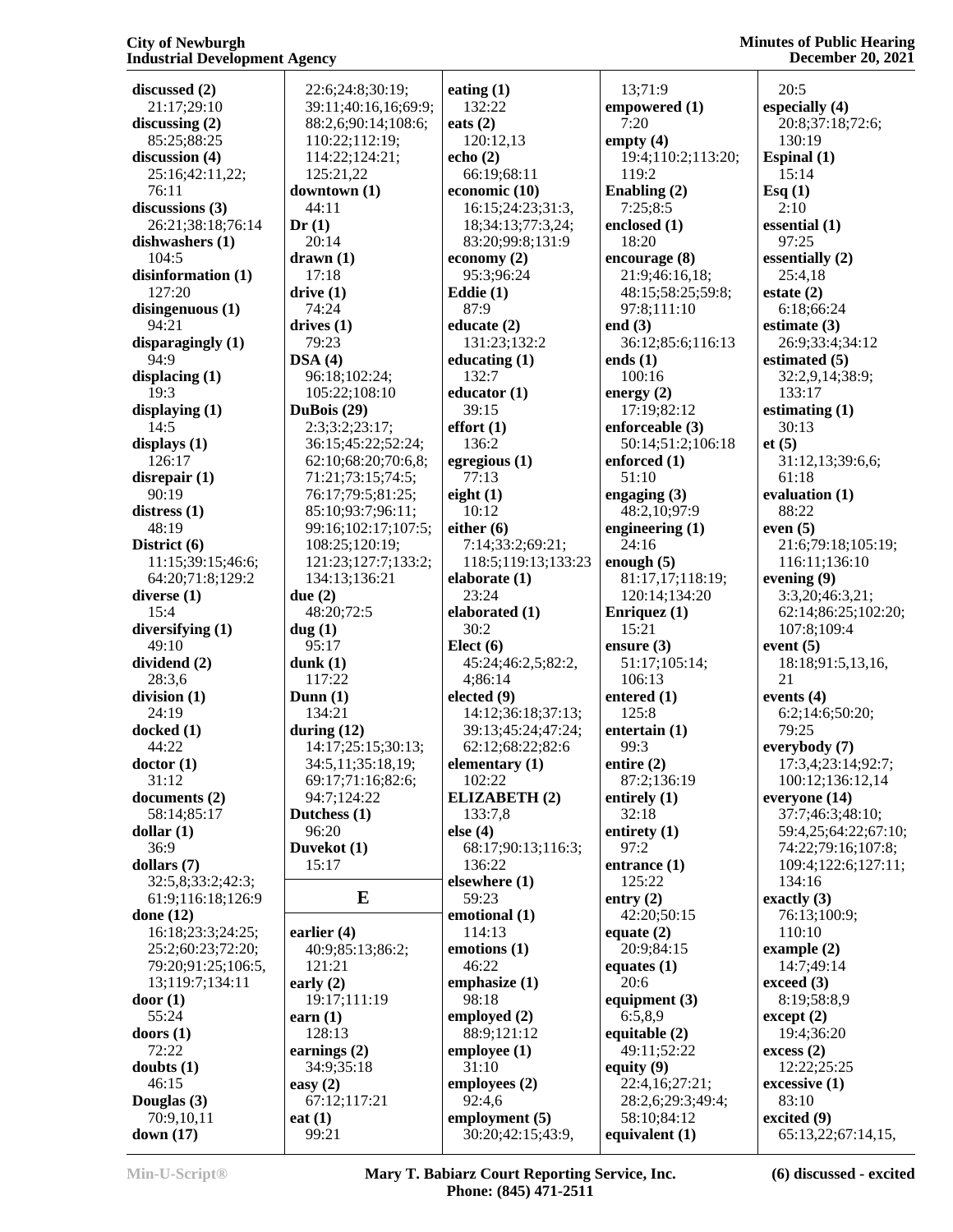**discussed (2)**
21:17;29:10
**discussing (2)**
85:25;88:25
**discussion (4)**
25:16;42:11,22;
76:11
**discussions (3)**
26:21;38:18;76:14
**dishwashers (1)**
104:5
**disinformation (1)**
127:20
**disingenuous (1)**
94:21
**disparagingly (1)**
94:9
**displacing (1)**
19:3
**displaying (1)**
14:5
**displays (1)**
126:17
**disrepair (1)**
90:19
**distress (1)**
48:19
**District (6)**
11:15;39:15;46:6;
64:20;71:8;129:2
**diverse (1)**
15:4
**diversifying (1)**
49:10
**dividend (2)**
28:3,6
**division (1)**
24:19
**docked (1)**
44:22
**doctor (1)**
31:12
**documents (2)**
58:14;85:17
**dollar (1)**
36:9
**dollars (7)**
32:5,8;33:2;42:3;
61:9;116:18;126:9
**done (12)**
16:18;23:3;24:25;
25:2;60:23;72:20;
79:20;91:25;106:5,
13;119:7;134:11
**door (1)**
55:24
**doors (1)**
72:22
**doubts (1)**
46:15
**Douglas (3)**
70:9,10,11
**down (17)**
22:6;24:8;30:19;
39:11;40:16,16;69:9;
88:2,6;90:14;108:6;
110:22;112:19;
114:22;124:21;
125:21,22
**downtown (1)**
44:11
**Dr (1)**
20:14
**drawn (1)**
17:18
**drive (1)**
74:24
**drives (1)**
79:23
**DSA (4)**
96:18;102:24;
105:22;108:10
**DuBois (29)**
2:3;3:2;23:17;
36:15;45:22;52:24;
62:10;68:20;70:6,8;
71:21;73:15;74:5;
76:17;79:5;81:25;
85:10;93:7;96:11;
99:16;102:17;107:5;
108:25;120:19;
121:23;127:7;133:2;
134:13;136:21
**due (2)**
48:20;72:5
**dug (1)**
95:17
**dunk (1)**
117:22
**Dunn (1)**
134:21
**during (12)**
14:17;25:15;30:13;
34:5,11;35:18,19;
69:17;71:16;82:6;
94:7;124:22
**Dutchess (1)**
96:20
**Duvekot (1)**
15:17

## E

**earlier (4)**
40:9;85:13;86:2;
121:21
**early (2)**
19:17;111:19
**earn (1)**
128:13
**earnings (2)**
34:9;35:18
**easy (2)**
67:12;117:21
**eat (1)**
99:21
**eating (1)**
132:22
**eats (2)**
120:12,13
**echo (2)**
66:19;68:11
**economic (10)**
16:15;24:23;31:3,
18;34:13;77:3,24;
83:20;99:8;131:9
**economy (2)**
95:3;96:24
**Eddie (1)**
87:9
**educate (2)**
131:23;132:2
**educating (1)**
132:7
**educator (1)**
39:15
**effort (1)**
136:2
**egregious (1)**
77:13
**eight (1)**
10:12
**either (6)**
7:14;33:2;69:21;
118:5;119:13;133:23
**elaborate (1)**
23:24
**elaborated (1)**
30:2
**Elect (6)**
45:24;46:2,5;82:2,
4;86:14
**elected (9)**
14:12;36:18;37:13;
39:13;45:24;47:24;
62:12;68:22;82:6
**elementary (1)**
102:22
**ELIZABETH (2)**
133:7,8
**else (4)**
68:17;90:13;116:3;
136:22
**elsewhere (1)**
59:23
**emotional (1)**
114:13
**emotions (1)**
46:22
**emphasize (1)**
98:18
**employed (2)**
88:9;121:12
**employee (1)**
31:10
**employees (2)**
92:4,6
**employment (5)**
30:20;42:15;43:9,
13;71:9
**empowered (1)**
7:20
**empty (4)**
19:4;110:2;113:20;
119:2
**Enabling (2)**
7:25;8:5
**enclosed (1)**
18:20
**encourage (8)**
21:9;46:16,18;
48:15;58:25;59:8;
97:8;111:10
**end (3)**
36:12;85:6;116:13
**ends (1)**
100:16
**energy (2)**
17:19;82:12
**enforceable (3)**
50:14;51:2;106:18
**enforced (1)**
51:10
**engaging (3)**
48:2,10;97:9
**engineering (1)**
24:16
**enough (5)**
81:17,17;118:19;
120:14;134:20
**Enriquez (1)**
15:21
**ensure (3)**
51:17;105:14;
106:13
**entered (1)**
125:8
**entertain (1)**
99:3
**entire (2)**
87:2;136:19
**entirely (1)**
32:18
**entirety (1)**
97:2
**entrance (1)**
125:22
**entry (2)**
42:20;50:15
**equate (2)**
20:9;84:15
**equates (1)**
20:6
**equipment (3)**
6:5,8,9
**equitable (2)**
49:11;52:22
**equity (9)**
22:4,16;27:21;
28:2,6;29:3;49:4;
58:10;84:12
**equivalent (1)**
20:5
**especially (4)**
20:8;37:18;72:6;
130:19
**Espinal (1)**
15:14
**Esq (1)**
2:10
**essential (1)**
97:25
**essentially (2)**
25:4,18
**estate (2)**
6:18;66:24
**estimate (3)**
26:9;33:4;34:12
**estimated (5)**
32:2,9,14;38:9;
133:17
**estimating (1)**
30:13
**et (5)**
31:12,13;39:6,6;
61:18
**evaluation (1)**
88:22
**even (5)**
21:6;79:18;105:19;
116:11;136:10
**evening (9)**
3:3,20;46:3,21;
62:14;86:25;102:20;
107:8;109:4
**event (5)**
18:18;91:5,13,16,
21
**events (4)**
6:2;14:6;50:20;
79:25
**everybody (7)**
17:3,4;23:14;92:7;
100:12;136:12,14
**everyone (14)**
37:7;46:3;48:10;
59:4,25;64:22;67:10;
74:22;79:16;107:8;
109:4;122:6;127:11;
134:16
**exactly (3)**
76:13;100:9;
110:10
**example (2)**
14:7;49:14
**exceed (3)**
8:19;58:8,9
**except (2)**
19:4;36:20
**excess (2)**
12:22;25:25
**excessive (1)**
83:10
**excited (9)**
65:13,22;67:14,15,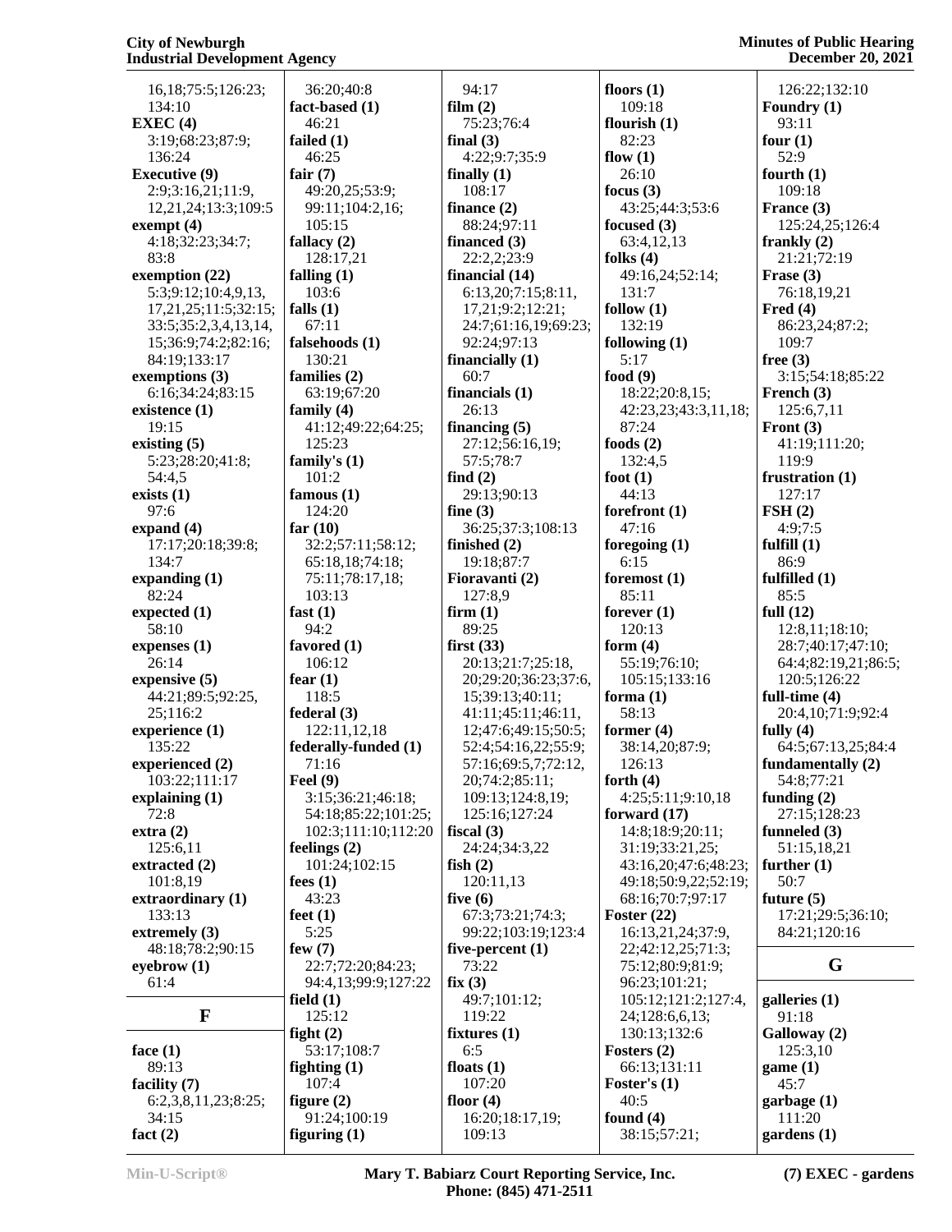16,18;75:5;126:23;
134:10
**EXEC (4)**
3:19;68:23;87:9;
136:24
**Executive (9)**
2:9;3:16,21;11:9,
12,21,24;13:3;109:5
**exempt (4)**
4:18;32:23;34:7;
83:8
**exemption (22)**
5:3;9:12;10:4,9,13,
17,21,25;11:5;32:15;
33:5;35:2,3,4,13,14,
15;36:9;74:2;82:16;
84:19;133:17
**exemptions (3)**
6:16;34:24;83:15
**existence (1)**
19:15
**existing (5)**
5:23;28:20;41:8;
54:4,5
**exists (1)**
97:6
**expand (4)**
17:17;20:18;39:8;
134:7
**expanding (1)**
82:24
**expected (1)**
58:10
**expenses (1)**
26:14
**expensive (5)**
44:21;89:5;92:25,
25;116:2
**experience (1)**
135:22
**experienced (2)**
103:22;111:17
**explaining (1)**
72:8
**extra (2)**
125:6,11
**extracted (2)**
101:8,19
**extraordinary (1)**
133:13
**extremely (3)**
48:18;78:2;90:15
**eyebrow (1)**
61:4

## F

**face (1)**
89:13
**facility (7)**
6:2,3,8,11,23;8:25;
34:15
**fact (2)**
36:20;40:8
**fact-based (1)**
46:21
**failed (1)**
46:25
**fair (7)**
49:20,25;53:9;
99:11;104:2,16;
105:15
**fallacy (2)**
128:17,21
**falling (1)**
103:6
**falls (1)**
67:11
**falsehoods (1)**
130:21
**families (2)**
63:19;67:20
**family (4)**
41:12;49:22;64:25;
125:23
**family's (1)**
101:2
**famous (1)**
124:20
**far (10)**
32:2;57:11;58:12;
65:18,18;74:18;
75:11;78:17,18;
103:13
**fast (1)**
94:2
**favored (1)**
106:12
**fear (1)**
118:5
**federal (3)**
122:11,12,18
**federally-funded (1)**
71:16
**Feel (9)**
3:15;36:21;46:18;
54:18;85:22;101:25;
102:3;111:10;112:20
**feelings (2)**
101:24;102:15
**fees (1)**
43:23
**feet (1)**
5:25
**few (7)**
22:7;72:20;84:23;
94:4,13;99:9;127:22
**field (1)**
125:12
**fight (2)**
53:17;108:7
**fighting (1)**
107:4
**figure (2)**
91:24;100:19
**figuring (1)**
94:17
**film (2)**
75:23;76:4
**final (3)**
4:22;9:7;35:9
**finally (1)**
108:17
**finance (2)**
88:24;97:11
**financed (3)**
22:2,2;23:9
**financial (14)**
6:13,20;7:15;8:11,
17,21;9:2;12:21;
24:7;61:16,19;69:23;
92:24;97:13
**financially (1)**
60:7
**financials (1)**
26:13
**financing (5)**
27:12;56:16,19;
57:5;78:7
**find (2)**
29:13;90:13
**fine (3)**
36:25;37:3;108:13
**finished (2)**
19:18;87:7
**Fioravanti (2)**
127:8,9
**firm (1)**
89:25
**first (33)**
20:13;21:7;25:18,
20;29:20;36:23;37:6,
15;39:13;40:11;
41:11;45:11;46:11,
12;47:6;49:15;50:5;
52:4;54:16,22;55:9;
57:16;69:5,7;72:12,
20;74:2;85:11;
109:13;124:8,19;
125:16;127:24
**fiscal (3)**
24:24;34:3,22
**fish (2)**
120:11,13
**five (6)**
67:3;73:21;74:3;
99:22;103:19;123:4
**five-percent (1)**
73:22
**fix (3)**
49:7;101:12;
119:22
**fixtures (1)**
6:5
**floats (1)**
107:20
**floor (4)**
16:20;18:17,19;
109:13
**floors (1)**
109:18
**flourish (1)**
82:23
**flow (1)**
26:10
**focus (3)**
43:25;44:3;53:6
**focused (3)**
63:4,12,13
**folks (4)**
49:16,24;52:14;
131:7
**follow (1)**
132:19
**following (1)**
5:17
**food (9)**
18:22;20:8,15;
42:23,23;43:3,11,18;
87:24
**foods (2)**
132:4,5
**foot (1)**
44:13
**forefront (1)**
47:16
**foregoing (1)**
6:15
**foremost (1)**
85:11
**forever (1)**
120:13
**form (4)**
55:19;76:10;
105:15;133:16
**forma (1)**
58:13
**former (4)**
38:14,20;87:9;
126:13
**forth (4)**
4:25;5:11;9:10,18
**forward (17)**
14:8;18:9;20:11;
31:19;33:21,25;
43:16,20;47:6;48:23;
49:18;50:9,22;52:19;
68:16;70:7;97:17
**Foster (22)**
16:13,21,24;37:9,
22;42:12,25;71:3;
75:12;80:9;81:9;
96:23;101:21;
105:12;121:2;127:4,
24;128:6,6,13;
130:13;132:6
**Fosters (2)**
66:13;131:11
**Foster's (1)**
40:5
**found (4)**
38:15;57:21;
126:22;132:10
**Foundry (1)**
93:11
**four (1)**
52:9
**fourth (1)**
109:18
**France (3)**
125:24,25;126:4
**frankly (2)**
21:21;72:19
**Frase (3)**
76:18,19,21
**Fred (4)**
86:23,24;87:2;
109:7
**free (3)**
3:15;54:18;85:22
**French (3)**
125:6,7,11
**Front (3)**
41:19;111:20;
119:9
**frustration (1)**
127:17
**FSH (2)**
4:9;7:5
**fulfill (1)**
86:9
**fulfilled (1)**
85:5
**full (12)**
12:8,11;18:10;
28:7;40:17;47:10;
64:4;82:19,21;86:5;
120:5;126:22
**full-time (4)**
20:4,10;71:9;92:4
**fully (4)**
64:5;67:13,25;84:4
**fundamentally (2)**
54:8;77:21
**funding (2)**
27:15;128:23
**funneled (3)**
51:15,18,21
**further (1)**
50:7
**future (5)**
17:21;29:5;36:10;
84:21;120:16

## G

**galleries (1)**
91:18
**Galloway (2)**
125:3,10
**game (1)**
45:7
**garbage (1)**
111:20
**gardens (1)**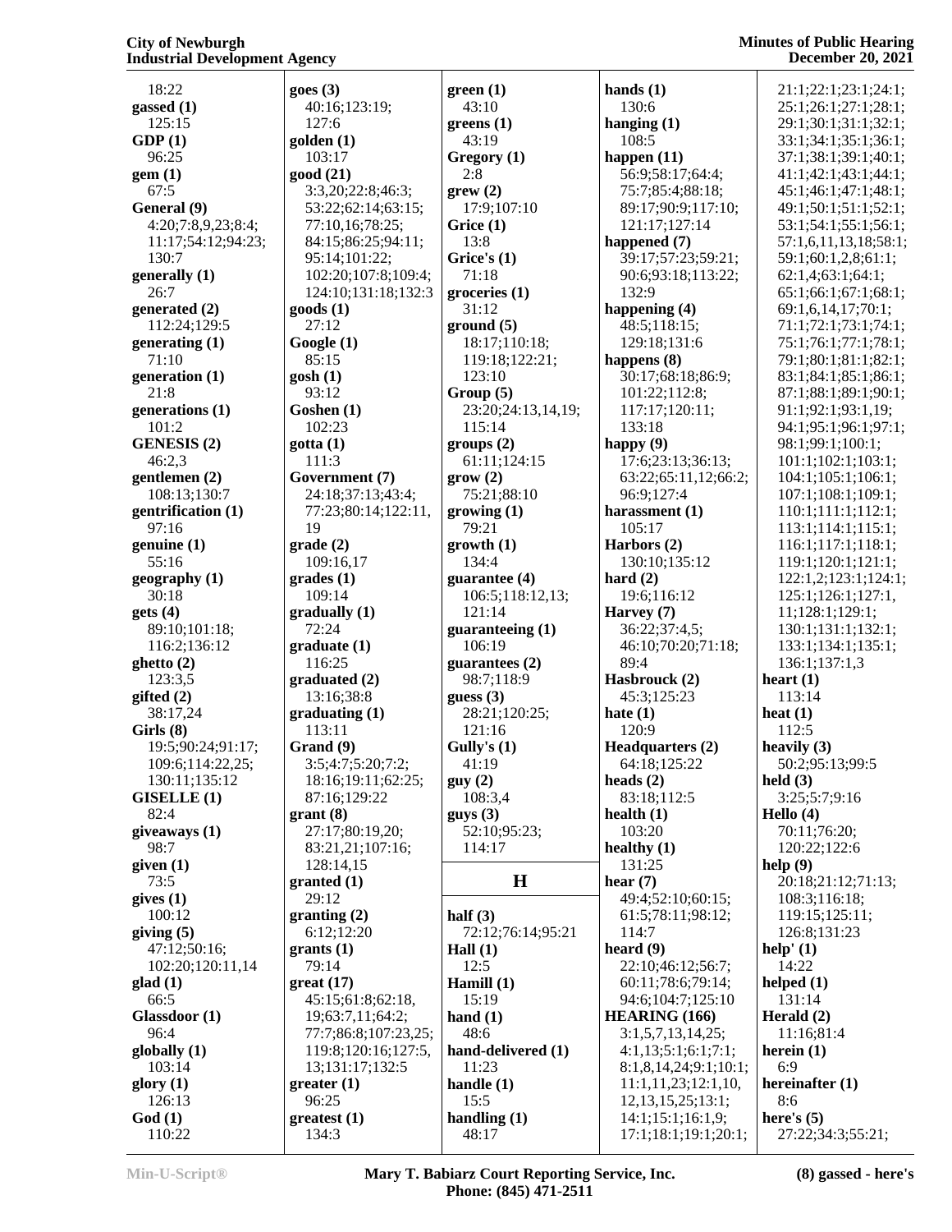18:22
**gassed (1)**
125:15
**GDP (1)**
96:25
**gem (1)**
67:5
**General (9)**
4:20;7:8,9,23;8:4;
11:17;54:12;94:23;
130:7
**generally (1)**
26:7
**generated (2)**
112:24;129:5
**generating (1)**
71:10
**generation (1)**
21:8
**generations (1)**
101:2
**GENESIS (2)**
46:2,3
**gentlemen (2)**
108:13;130:7
**gentrification (1)**
97:16
**genuine (1)**
55:16
**geography (1)**
30:18
**gets (4)**
89:10;101:18;
116:2;136:12
**ghetto (2)**
123:3,5
**gifted (2)**
38:17,24
**Girls (8)**
19:5;90:24;91:17;
109:6;114:22,25;
130:11;135:12
**GISELLE (1)**
82:4
**giveaways (1)**
98:7
**given (1)**
73:5
**gives (1)**
100:12
**giving (5)**
47:12;50:16;
102:20;120:11,14
**glad (1)**
66:5
**Glassdoor (1)**
96:4
**globally (1)**
103:14
**glory (1)**
126:13
**God (1)**
110:22
**goes (3)**
40:16;123:19;
127:6
**golden (1)**
103:17
**good (21)**
3:3,20;22:8;46:3;
53:22;62:14;63:15;
77:10,16;78:25;
84:15;86:25;94:11;
95:14;101:22;
102:20;107:8;109:4;
124:10;131:18;132:3
**goods (1)**
27:12
**Google (1)**
85:15
**gosh (1)**
93:12
**Goshen (1)**
102:23
**gotta (1)**
111:3
**Government (7)**
24:18;37:13;43:4;
77:23;80:14;122:11,
19
**grade (2)**
109:16,17
**grades (1)**
109:14
**gradually (1)**
72:24
**graduate (1)**
116:25
**graduated (2)**
13:16;38:8
**graduating (1)**
113:11
**Grand (9)**
3:5;4:7;5:20;7:2;
18:16;19:11;62:25;
87:16;129:22
**grant (8)**
27:17;80:19,20;
83:21,21;107:16;
128:14,15
**granted (1)**
29:12
**granting (2)**
6:12;12:20
**grants (1)**
79:14
**great (17)**
45:15;61:8;62:18,
19;63:7,11;64:2;
77:7;86:8;107:23,25;
119:8;120:16;127:5,
13;131:17;132:5
**greater (1)**
96:25
**greatest (1)**
134:3
**green (1)**
43:10
**greens (1)**
43:19
**Gregory (1)**
2:8
**grew (2)**
17:9;107:10
**Grice (1)**
13:8
**Grice's (1)**
71:18
**groceries (1)**
31:12
**ground (5)**
18:17;110:18;
119:18;122:21;
123:10
**Group (5)**
23:20;24:13,14,19;
115:14
**groups (2)**
61:11;124:15
**grow (2)**
75:21;88:10
**growing (1)**
79:21
**growth (1)**
134:4
**guarantee (4)**
106:5;118:12,13;
121:14
**guaranteeing (1)**
106:19
**guarantees (2)**
98:7;118:9
**guess (3)**
28:21;120:25;
121:16
**Gully's (1)**
41:19
**guy (2)**
108:3,4
**guys (3)**
52:10;95:23;
114:17

## H

**half (3)**
72:12;76:14;95:21
**Hall (1)**
12:5
**Hamill (1)**
15:19
**hand (1)**
48:6
**hand-delivered (1)**
11:23
**handle (1)**
15:5
**handling (1)**
48:17
**hands (1)**
130:6
**hanging (1)**
108:5
**happen (11)**
56:9;58:17;64:4;
75:7;85:4;88:18;
89:17;90:9;117:10;
121:17;127:14
**happened (7)**
39:17;57:23;59:21;
90:6;93:18;113:22;
132:9
**happening (4)**
48:5;118:15;
129:18;131:6
**happens (8)**
30:17;68:18;86:9;
101:22;112:8;
117:17;120:11;
133:18
**happy (9)**
17:6;23:13;36:13;
63:22;65:11,12;66:2;
96:9;127:4
**harassment (1)**
105:17
**Harbors (2)**
130:10;135:12
**hard (2)**
19:6;116:12
**Harvey (7)**
36:22;37:4,5;
46:10;70:20;71:18;
89:4
**Hasbrouck (2)**
45:3;125:23
**hate (1)**
120:9
**Headquarters (2)**
64:18;125:22
**heads (2)**
83:18;112:5
**health (1)**
103:20
**healthy (1)**
131:25
**hear (7)**
49:4;52:10;60:15;
61:5;78:11;98:12;
114:7
**heard (9)**
22:10;46:12;56:7;
60:11;78:6;79:14;
94:6;104:7;125:10
**HEARING (166)**
3:1,5,7,13,14,25;
4:1,13;5:1;6:1;7:1;
8:1,8,14,24;9:1;10:1;
11:1,11,23;12:1,10,
12,13,15,25;13:1;
14:1;15:1;16:1,9;
17:1;18:1;19:1;20:1;
21:1;22:1;23:1;24:1;
25:1;26:1;27:1;28:1;
29:1;30:1;31:1;32:1;
33:1;34:1;35:1;36:1;
37:1;38:1;39:1;40:1;
41:1;42:1;43:1;44:1;
45:1;46:1;47:1;48:1;
49:1;50:1;51:1;52:1;
53:1;54:1;55:1;56:1;
57:1,6,11,13,18;58:1;
59:1;60:1,2,8;61:1;
62:1,4;63:1;64:1;
65:1;66:1;67:1;68:1;
69:1,6,14,17;70:1;
71:1;72:1;73:1;74:1;
75:1;76:1;77:1;78:1;
79:1;80:1;81:1;82:1;
83:1;84:1;85:1;86:1;
87:1;88:1;89:1;90:1;
91:1;92:1;93:1,19;
94:1;95:1;96:1;97:1;
98:1;99:1;100:1;
101:1;102:1;103:1;
104:1;105:1;106:1;
107:1;108:1;109:1;
110:1;111:1;112:1;
113:1;114:1;115:1;
116:1;117:1;118:1;
119:1;120:1;121:1;
122:1,2;123:1;124:1;
125:1;126:1;127:1,
11;128:1;129:1;
130:1;131:1;132:1;
133:1;134:1;135:1;
136:1;137:1,3
**heart (1)**
113:14
**heat (1)**
112:5
**heavily (3)**
50:2;95:13;99:5
**held (3)**
3:25;5:7;9:16
**Hello (4)**
70:11;76:20;
120:22;122:6
**help (9)**
20:18;21:12;71:13;
108:3;116:18;
119:15;125:11;
126:8;131:23
**help' (1)**
14:22
**helped (1)**
131:14
**Herald (2)**
11:16;81:4
**herein (1)**
6:9
**hereinafter (1)**
8:6
**here's (5)**
27:22;34:3;55:21;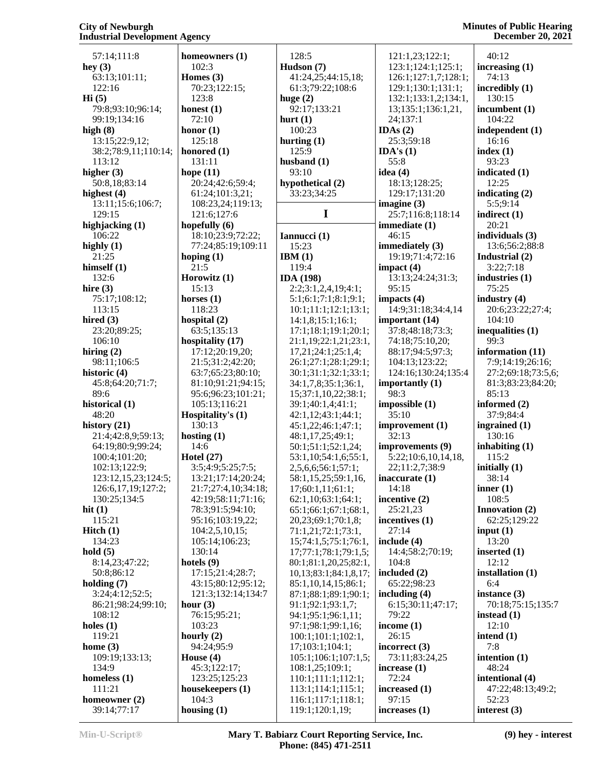57:14;111:8
**hey (3)**
63:13;101:11;
122:16
**Hi (5)**
79:8;93:10;96:14;
99:19;134:16
**high (8)**
13:15;22:9,12;
38:2;78:9,11;110:14;
113:12
**higher (3)**
50:8,18;83:14
**highest (4)**
13:11;15:6;106:7;
129:15
**highjacking (1)**
106:22
**highly (1)**
21:25
**himself (1)**
132:6
**hire (3)**
75:17;108:12;
113:15
**hired (3)**
23:20;89:25;
106:10
**hiring (2)**
98:11;106:5
**historic (4)**
45:8;64:20;71:7;
89:6
**historical (1)**
48:20
**history (21)**
21:4;42:8,9;59:13;
64:19;80:9;99:24;
100:4;101:20;
102:13;122:9;
123:12,15,23;124:5;
126:6,17,19;127:2;
130:25;134:5
**hit (1)**
115:21
**Hitch (1)**
134:23
**hold (5)**
8:14,23;47:22;
50:8;86:12
**holding (7)**
3:24;4:12;52:5;
86:21;98:24;99:10;
108:12
**holes (1)**
119:21
**home (3)**
109:19;133:13;
134:9
**homeless (1)**
111:21
**homeowner (2)**
39:14;77:17
**homeowners (1)**
102:3
**Homes (3)**
70:23;122:15;
123:8
**honest (1)**
72:10
**honor (1)**
125:18
**honored (1)**
131:11
**hope (11)**
20:24;42:6;59:4;
61:24;101:3,21;
108:23,24;119:13;
121:6;127:6
**hopefully (6)**
18:10;23:9;72:22;
77:24;85:19;109:11
**hoping (1)**
21:5
**Horowitz (1)**
15:13
**horses (1)**
118:23
**hospital (2)**
63:5;135:13
**hospitality (17)**
17:12;20:19,20;
21:5;31:2;42:20;
63:7;65:23;80:10;
81:10;91:21;94:15;
95:6;96:23;101:21;
105:13;116:21
**Hospitality's (1)**
130:13
**hosting (1)**
14:6
**Hotel (27)**
3:5;4:9;5:25;7:5;
13:21;17:14;20:24;
21:7;27:4,10;34:18;
42:19;58:11;71:16;
78:3;91:5;94:10;
95:16;103:19,22;
104:2,5,10,15;
105:14;106:23;
130:14
**hotels (9)**
17:15;21:4;28:7;
43:15;80:12;95:12;
121:3;132:14;134:7
**hour (3)**
76:15;95:21;
103:23
**hourly (2)**
94:24;95:9
**House (4)**
45:3;122:17;
123:25;125:23
**housekeepers (1)**
104:3
**housing (1)**
128:5
**Hudson (7)**
41:24,25;44:15,18;
61:3;79:22;108:6
**huge (2)**
92:17;133:21
**hurt (1)**
100:23
**hurting (1)**
125:9
**husband (1)**
93:10
**hypothetical (2)**
33:23;34:25

**I**

**Iannucci (1)**
15:23
**IBM (1)**
119:4
**IDA (198)**
2:2;3:1,2,4,19;4:1;
5:1;6:1;7:1;8:1;9:1;
10:1;11:1;12:1;13:1;
14:1,8;15:1;16:1;
17:1;18:1;19:1;20:1;
21:1,19;22:1,21;23:1,
17,21;24:1;25:1,4;
26:1;27:1;28:1;29:1;
30:1;31:1;32:1;33:1;
34:1,7,8;35:1;36:1,
15;37:1,10,22;38:1;
39:1;40:1,4;41:1;
42:1,12;43:1;44:1;
45:1,22;46:1;47:1;
48:1,17,25;49:1;
50:1;51:1;52:1,24;
53:1,10;54:1,6;55:1,
2,5,6,6;56:1;57:1;
58:1,15,25;59:1,16,
17;60:1,11;61:1;
62:1,10;63:1;64:1;
65:1;66:1;67:1;68:1,
20,23;69:1;70:1,8;
71:1,21;72:1;73:1,
15;74:1,5;75:1;76:1,
17;77:1;78:1;79:1,5;
80:1;81:1,20,25;82:1,
10,13;83:1;84:1,8,17;
85:1,10,14,15;86:1;
87:1;88:1;89:1;90:1;
91:1;92:1;93:1,7;
94:1;95:1;96:1,11;
97:1;98:1;99:1,16;
100:1;101:1;102:1,
17;103:1;104:1;
105:1;106:1;107:1,5;
108:1,25;109:1;
110:1;111:1;112:1;
113:1;114:1;115:1;
116:1;117:1;118:1;
119:1;120:1,19;
121:1,23;122:1;
123:1;124:1;125:1;
126:1;127:1,7;128:1;
129:1;130:1;131:1;
132:1;133:1,2;134:1,
13;135:1;136:1,21,
24;137:1
**IDAs (2)**
25:3;59:18
**IDA's (1)**
55:8
**idea (4)**
18:13;128:25;
129:17;131:20
**imagine (3)**
25:7;116:8;118:14
**immediate (1)**
46:15
**immediately (3)**
19:19;71:4;72:16
**impact (4)**
13:13;24:24;31:3;
95:15
**impacts (4)**
14:9;31:18;34:4,14
**important (14)**
37:8;48:18;73:3;
74:18;75:10,20;
88:17;94:5;97:3;
104:13;123:22;
124:16;130:24;135:4
**importantly (1)**
98:3
**impossible (1)**
35:10
**improvement (1)**
32:13
**improvements (9)**
5:22;10:6,10,14,18,
22;11:2,7;38:9
**inaccurate (1)**
14:18
**incentive (2)**
25:21,23
**incentives (1)**
27:14
**include (4)**
14:4;58:2;70:19;
104:8
**included (2)**
65:22;98:23
**including (4)**
6:15;30:11;47:17;
79:22
**income (1)**
26:15
**incorrect (3)**
73:11;83:24,25
**increase (1)**
72:24
**increased (1)**
97:15
**increases (1)**
40:12
**increasing (1)**
74:13
**incredibly (1)**
130:15
**incumbent (1)**
104:22
**independent (1)**
16:16
**index (1)**
93:23
**indicated (1)**
12:25
**indicating (2)**
5:5;9:14
**indirect (1)**
20:21
**individuals (3)**
13:6;56:2;88:8
**Industrial (2)**
3:22;7:18
**industries (1)**
75:25
**industry (4)**
20:6;23:22;27:4;
104:10
**inequalities (1)**
99:3
**information (11)**
7:9;14:19;26:16;
27:2;69:18;73:5,6;
81:3;83:23;84:20;
85:13
**informed (2)**
37:9;84:4
**ingrained (1)**
130:16
**inhabiting (1)**
115:2
**initially (1)**
38:14
**inner (1)**
108:5
**Innovation (2)**
62:25;129:22
**input (1)**
13:20
**inserted (1)**
12:12
**installation (1)**
6:4
**instance (3)**
70:18;75:15;135:7
**instead (1)**
12:10
**intend (1)**
7:8
**intention (1)**
48:24
**intentional (4)**
47:22;48:13;49:2;
52:23
**interest (3)**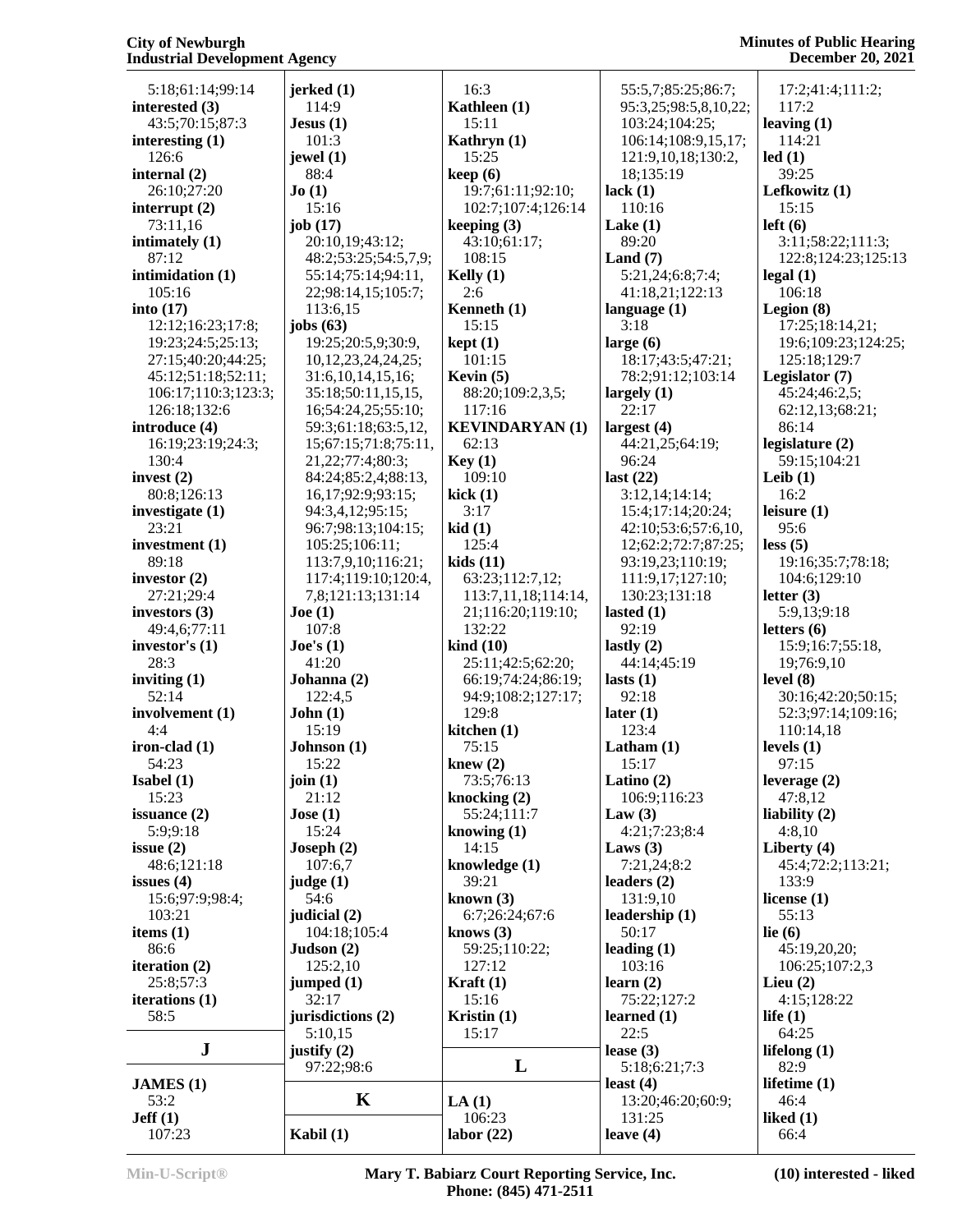5:18;61:14;99:14
**interested (3)**
43:5;70:15;87:3
**interesting (1)**
126:6
**internal (2)**
26:10;27:20
**interrupt (2)**
73:11,16
**intimately (1)**
87:12
**intimidation (1)**
105:16
**into (17)**
12:12;16:23;17:8;
19:23;24:5;25:13;
27:15;40:20;44:25;
45:12;51:18;52:11;
106:17;110:3;123:3;
126:18;132:6
**introduce (4)**
16:19;23:19;24:3;
130:4
**invest (2)**
80:8;126:13
**investigate (1)**
23:21
**investment (1)**
89:18
**investor (2)**
27:21;29:4
**investors (3)**
49:4,6;77:11
**investor's (1)**
28:3
**inviting (1)**
52:14
**involvement (1)**
4:4
**iron-clad (1)**
54:23
**Isabel (1)**
15:23
**issuance (2)**
5:9;9:18
**issue (2)**
48:6;121:18
**issues (4)**
15:6;97:9;98:4;
103:21
**items (1)**
86:6
**iteration (2)**
25:8;57:3
**iterations (1)**
58:5

## J

**JAMES (1)**
53:2
**Jeff (1)**
107:23
**jerked (1)**
114:9
**Jesus (1)**
101:3
**jewel (1)**
88:4
**Jo (1)**
15:16
**job (17)**
20:10,19;43:12;
48:2;53:25;54:5,7,9;
55:14;75:14;94:11,
22;98:14,15;105:7;
113:6,15
**jobs (63)**
19:25;20:5,9;30:9,
10,12,23,24,24,25;
31:6,10,14,15,16;
35:18;50:11,15,15,
16;54:24,25;55:10;
59:3;61:18;63:5,12,
15;67:15;71:8;75:11,
21,22;77:4;80:3;
84:24;85:2,4;88:13,
16,17;92:9;93:15;
94:3,4,12;95:15;
96:7;98:13;104:15;
105:25;106:11;
113:7,9,10;116:21;
117:4;119:10;120:4,
7,8;121:13;131:14
**Joe (1)**
107:8
**Joe's (1)**
41:20
**Johanna (2)**
122:4,5
**John (1)**
15:19
**Johnson (1)**
15:22
**join (1)**
21:12
**Jose (1)**
15:24
**Joseph (2)**
107:6,7
**judge (1)**
54:6
**judicial (2)**
104:18;105:4
**Judson (2)**
125:2,10
**jumped (1)**
32:17
**jurisdictions (2)**
5:10,15
**justify (2)**
97:22;98:6

## K

**Kabil (1)**
16:3
**Kathleen (1)**
15:11
**Kathryn (1)**
15:25
**keep (6)**
19:7;61:11;92:10;
102:7;107:4;126:14
**keeping (3)**
43:10;61:17;
108:15
**Kelly (1)**
2:6
**Kenneth (1)**
15:15
**kept (1)**
101:15
**Kevin (5)**
88:20;109:2,3,5;
117:16
**KEVINDARYAN (1)**
62:13
**Key (1)**
109:10
**kick (1)**
3:17
**kid (1)**
125:4
**kids (11)**
63:23;112:7,12;
113:7,11,18;114:14,
21;116:20;119:10;
132:22
**kind (10)**
25:11;42:5;62:20;
66:19;74:24;86:19;
94:9;108:2;127:17;
129:8
**kitchen (1)**
75:15
**knew (2)**
73:5;76:13
**knocking (2)**
55:24;111:7
**knowing (1)**
14:15
**knowledge (1)**
39:21
**known (3)**
6:7;26:24;67:6
**knows (3)**
59:25;110:22;
127:12
**Kraft (1)**
15:16
**Kristin (1)**
15:17

## L

**LA (1)**
106:23
**labor (22)**
55:5,7;85:25;86:7;
95:3,25;98:5,8,10,22;
103:24;104:25;
106:14;108:9,15,17;
121:9,10,18;130:2,
18;135:19
**lack (1)**
110:16
**Lake (1)**
89:20
**Land (7)**
5:21,24;6:8;7:4;
41:18,21;122:13
**language (1)**
3:18
**large (6)**
18:17;43:5;47:21;
78:2;91:12;103:14
**largely (1)**
22:17
**largest (4)**
44:21,25;64:19;
96:24
**last (22)**
3:12,14;14:14;
15:4;17:14;20:24;
42:10;53:6;57:6,10,
12;62:2;72:7;87:25;
93:19,23;110:19;
111:9,17;127:10;
130:23;131:18
**lasted (1)**
92:19
**lastly (2)**
44:14;45:19
**lasts (1)**
92:18
**later (1)**
123:4
**Latham (1)**
15:17
**Latino (2)**
106:9;116:23
**Law (3)**
4:21;7:23;8:4
**Laws (3)**
7:21,24;8:2
**leaders (2)**
131:9,10
**leadership (1)**
50:17
**leading (1)**
103:16
**learn (2)**
75:22;127:2
**learned (1)**
22:5
**lease (3)**
5:18;6:21;7:3
**least (4)**
13:20;46:20;60:9;
131:25
**leave (4)**
17:2;41:4;111:2;
117:2
**leaving (1)**
114:21
**led (1)**
39:25
**Lefkowitz (1)**
15:15
**left (6)**
3:11;58:22;111:3;
122:8;124:23;125:13
**legal (1)**
106:18
**Legion (8)**
17:25;18:14,21;
19:6;109:23;124:25;
125:18;129:7
**Legislator (7)**
45:24;46:2,5;
62:12,13;68:21;
86:14
**legislature (2)**
59:15;104:21
**Leib (1)**
16:2
**leisure (1)**
95:6
**less (5)**
19:16;35:7;78:18;
104:6;129:10
**letter (3)**
5:9,13;9:18
**letters (6)**
15:9;16:7;55:18,
19;76:9,10
**level (8)**
30:16;42:20;50:15;
52:3;97:14;109:16;
110:14,18
**levels (1)**
97:15
**leverage (2)**
47:8,12
**liability (2)**
4:8,10
**Liberty (4)**
45:4;72:2;113:21;
133:9
**license (1)**
55:13
**lie (6)**
45:19,20,20;
106:25;107:2,3
**Lieu (2)**
4:15;128:22
**life (1)**
64:25
**lifelong (1)**
82:9
**lifetime (1)**
46:4
**liked (1)**
66:4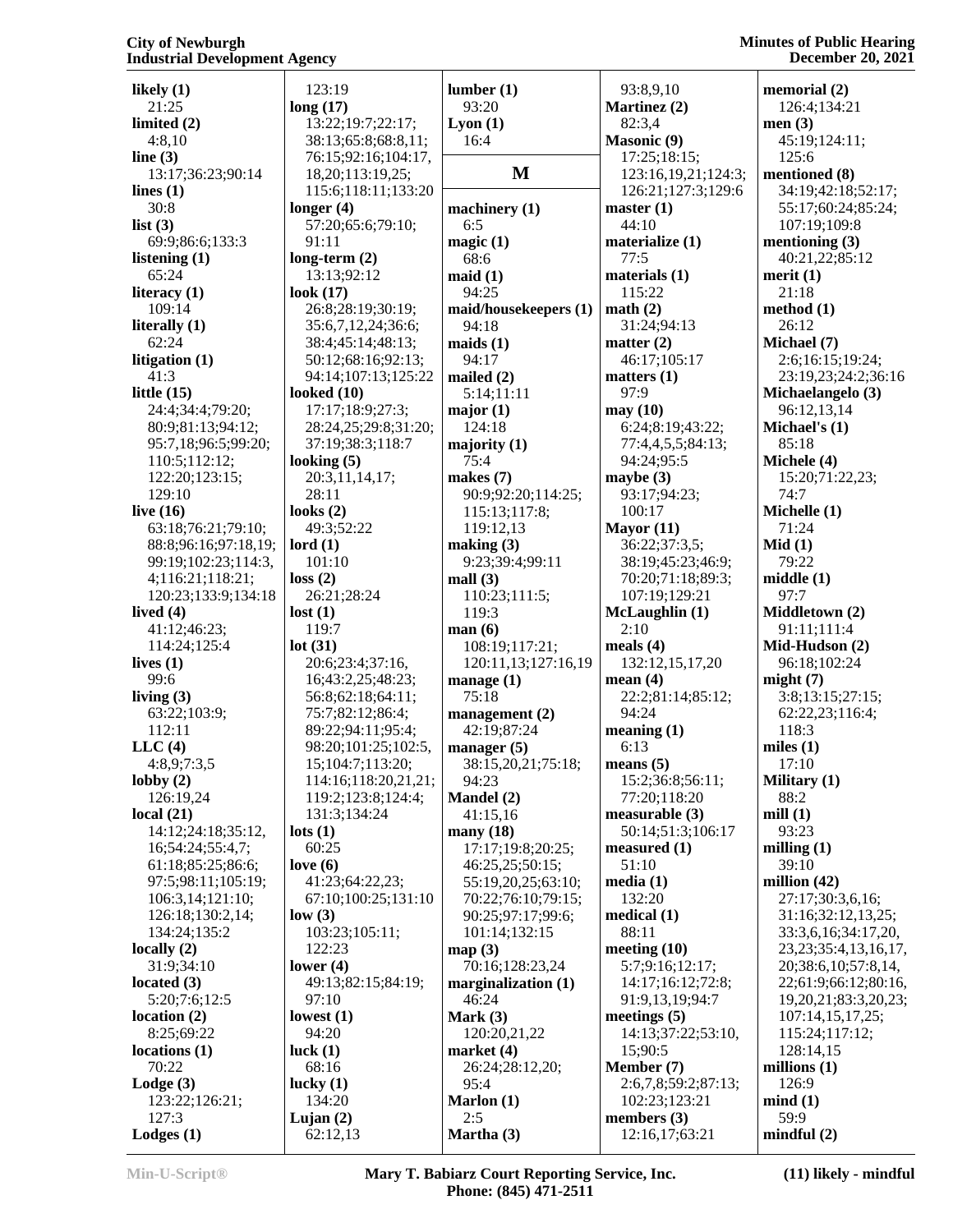**likely (1)**
21:25
**limited (2)**
4:8,10
**line (3)**
13:17;36:23;90:14
**lines (1)**
30:8
**list (3)**
69:9;86:6;133:3
**listening (1)**
65:24
**literacy (1)**
109:14
**literally (1)**
62:24
**litigation (1)**
41:3
**little (15)**
24:4;34:4;79:20;
80:9;81:13;94:12;
95:7,18;96:5;99:20;
110:5;112:12;
122:20;123:15;
129:10
**live (16)**
63:18;76:21;79:10;
88:8;96:16;97:18,19;
99:19;102:23;114:3,
4;116:21;118:21;
120:23;133:9;134:18
**lived (4)**
41:12;46:23;
114:24;125:4
**lives (1)**
99:6
**living (3)**
63:22;103:9;
112:11
**LLC (4)**
4:8,9;7:3,5
**lobby (2)**
126:19,24
**local (21)**
14:12;24:18;35:12,
16;54:24;55:4,7;
61:18;85:25;86:6;
97:5;98:11;105:19;
106:3,14;121:10;
126:18;130:2,14;
134:24;135:2
**locally (2)**
31:9;34:10
**located (3)**
5:20;7:6;12:5
**location (2)**
8:25;69:22
**locations (1)**
70:22
**Lodge (3)**
123:22;126:21;
127:3
**Lodges (1)**
123:19
**long (17)**
13:22;19:7;22:17;
38:13;65:8;68:8,11;
76:15;92:16;104:17,
18,20;113:19,25;
115:6;118:11;133:20
**longer (4)**
57:20;65:6;79:10;
91:11
**long-term (2)**
13:13;92:12
**look (17)**
26:8;28:19;30:19;
35:6,7,12,24;36:6;
38:4;45:14;48:13;
50:12;68:16;92:13;
94:14;107:13;125:22
**looked (10)**
17:17;18:9;27:3;
28:24,25;29:8;31:20;
37:19;38:3;118:7
**looking (5)**
20:3,11,14,17;
28:11
**looks (2)**
49:3;52:22
**lord (1)**
101:10
**loss (2)**
26:21;28:24
**lost (1)**
119:7
**lot (31)**
20:6;23:4;37:16,
16;43:2,25;48:23;
56:8;62:18;64:11;
75:7;82:12;86:4;
89:22;94:11;95:4;
98:20;101:25;102:5,
15;104:7;113:20;
114:16;118:20,21,21;
119:2;123:8;124:4;
131:3;134:24
**lots (1)**
60:25
**love (6)**
41:23;64:22,23;
67:10;100:25;131:10
**low (3)**
103:23;105:11;
122:23
**lower (4)**
49:13;82:15;84:19;
97:10
**lowest (1)**
94:20
**luck (1)**
68:16
**lucky (1)**
134:20
**Lujan (2)**
62:12,13
**lumber (1)**
93:20
**Lyon (1)**
16:4

**M**

**machinery (1)**
6:5
**magic (1)**
68:6
**maid (1)**
94:25
**maid/housekeepers (1)**
94:18
**maids (1)**
94:17
**mailed (2)**
5:14;11:11
**major (1)**
124:18
**majority (1)**
75:4
**makes (7)**
90:9;92:20;114:25;
115:13;117:8;
119:12,13
**making (3)**
9:23;39:4;99:11
**mall (3)**
110:23;111:5;
119:3
**man (6)**
108:19;117:21;
120:11,13;127:16,19
**manage (1)**
75:18
**management (2)**
42:19;87:24
**manager (5)**
38:15,20,21;75:18;
94:23
**Mandel (2)**
41:15,16
**many (18)**
17:17;19:8;20:25;
46:25,25;50:15;
55:19,20,25;63:10;
70:22;76:10;79:15;
90:25;97:17;99:6;
101:14;132:15
**map (3)**
70:16;128:23,24
**marginalization (1)**
46:24
**Mark (3)**
120:20,21,22
**market (4)**
26:24;28:12,20;
95:4
**Marlon (1)**
2:5
**Martha (3)**
93:8,9,10
**Martinez (2)**
82:3,4
**Masonic (9)**
17:25;18:15;
123:16,19,21;124:3;
126:21;127:3;129:6
**master (1)**
44:10
**materialize (1)**
77:5
**materials (1)**
115:22
**math (2)**
31:24;94:13
**matter (2)**
46:17;105:17
**matters (1)**
97:9
**may (10)**
6:24;8:19;43:22;
77:4,4,5,5;84:13;
94:24;95:5
**maybe (3)**
93:17;94:23;
100:17
**Mayor (11)**
36:22;37:3,5;
38:19;45:23;46:9;
70:20;71:18;89:3;
107:19;129:21
**McLaughlin (1)**
2:10
**meals (4)**
132:12,15,17,20
**mean (4)**
22:2;81:14;85:12;
94:24
**meaning (1)**
6:13
**means (5)**
15:2;36:8;56:11;
77:20;118:20
**measurable (3)**
50:14;51:3;106:17
**measured (1)**
51:10
**media (1)**
132:20
**medical (1)**
88:11
**meeting (10)**
5:7;9:16;12:17;
14:17;16:12;72:8;
91:9,13,19;94:7
**meetings (5)**
14:13;37:22;53:10,
15;90:5
**Member (7)**
2:6,7,8;59:2;87:13;
102:23;123:21
**members (3)**
12:16,17;63:21
**memorial (2)**
126:4;134:21
**men (3)**
45:19;124:11;
125:6
**mentioned (8)**
34:19;42:18;52:17;
55:17;60:24;85:24;
107:19;109:8
**mentioning (3)**
40:21,22;85:12
**merit (1)**
21:18
**method (1)**
26:12
**Michael (7)**
2:6;16:15;19:24;
23:19,23;24:2;36:16
**Michaelangelo (3)**
96:12,13,14
**Michael's (1)**
85:18
**Michele (4)**
15:20;71:22,23;
74:7
**Michelle (1)**
71:24
**Mid (1)**
79:22
**middle (1)**
97:7
**Middletown (2)**
91:11;111:4
**Mid-Hudson (2)**
96:18;102:24
**might (7)**
3:8;13:15;27:15;
62:22,23;116:4;
118:3
**miles (1)**
17:10
**Military (1)**
88:2
**mill (1)**
93:23
**milling (1)**
39:10
**million (42)**
27:17;30:3,6,16;
31:16;32:12,13,25;
33:3,6,16;34:17,20,
23,23;35:4,13,16,17,
20;38:6,10;57:8,14,
22;61:9;66:12;80:16,
19,20,21;83:3,20,23;
107:14,15,17,25;
115:24;117:12;
128:14,15
**millions (1)**
126:9
**mind (1)**
59:9
**mindful (2)**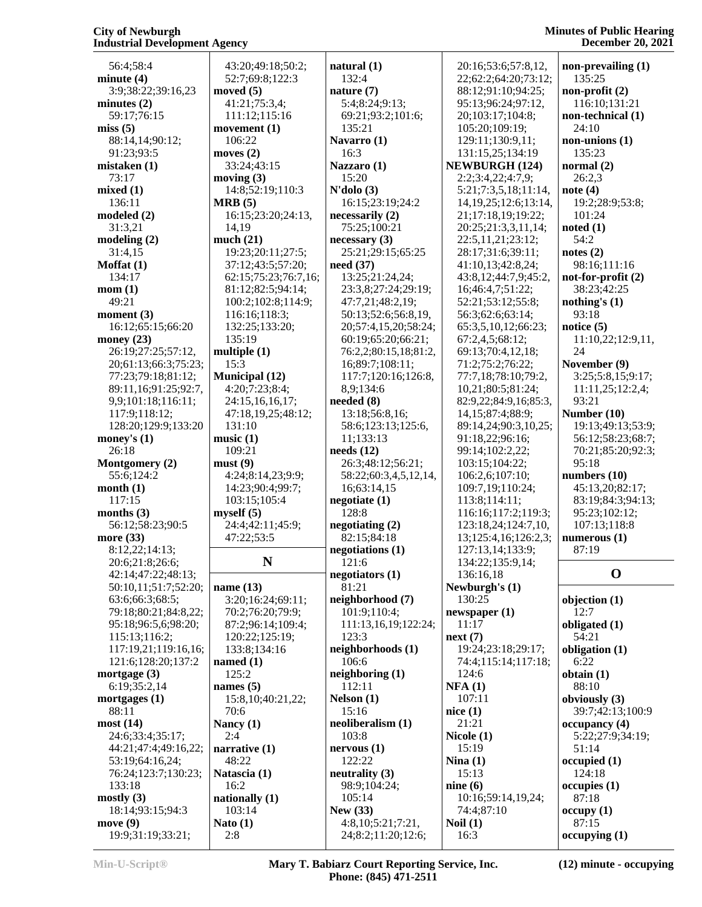56:4;58:4
**minute (4)**
3:9;38:22;39:16,23
**minutes (2)**
59:17;76:15
**miss (5)**
88:14,14;90:12;
91:23;93:5
**mistaken (1)**
73:17
**mixed (1)**
136:11
**modeled (2)**
31:3,21
**modeling (2)**
31:4,15
**Moffat (1)**
134:17
**mom (1)**
49:21
**moment (3)**
16:12;65:15;66:20
**money (23)**
26:19;27:25;57:12,
20;61:13;66:3;75:23;
77:23;79:18;81:12;
89:11,16;91:25;92:7,
9,9;101:18;116:11;
117:9;118:12;
128:20;129:9;133:20
**money's (1)**
26:18
**Montgomery (2)**
55:6;124:2
**month (1)**
117:15
**months (3)**
56:12;58:23;90:5
**more (33)**
8:12,22;14:13;
20:6;21:8;26:6;
42:14;47:22;48:13;
50:10,11;51:7;52:20;
63:6;66:3;68:5;
79:18;80:21;84:8,22;
95:18;96:5,6;98:20;
115:13;116:2;
117:19,21;119:16,16;
121:6;128:20;137:2
**mortgage (3)**
6:19;35:2,14
**mortgages (1)**
88:11
**most (14)**
24:6;33:4;35:17;
44:21;47:4;49:16,22;
53:19;64:16,24;
76:24;123:7;130:23;
133:18
**mostly (3)**
18:14;93:15;94:3
**move (9)**
19:9;31:19;33:21;
43:20;49:18;50:2;
52:7;69:8;122:3
**moved (5)**
41:21;75:3,4;
111:12;115:16
**movement (1)**
106:22
**moves (2)**
33:24;43:15
**moving (3)**
14:8;52:19;110:3
**MRB (5)**
16:15;23:20;24:13,
14,19
**much (21)**
19:23;20:11;27:5;
37:12;43:5;57:20;
62:15;75:23;76:7,16;
81:12;82:5;94:14;
100:2;102:8;114:9;
116:16;118:3;
132:25;133:20;
135:19
**multiple (1)**
15:3
**Municipal (12)**
4:20;7:23;8:4;
24:15,16,16,17;
47:18,19,25;48:12;
131:10
**music (1)**
109:21
**must (9)**
4:24;8:14,23;9:9;
14:23;90:4;99:7;
103:15;105:4
**myself (5)**
24:4;42:11;45:9;
47:22;53:5

## N

**name (13)**
3:20;16:24;69:11;
70:2;76:20;79:9;
87:2;96:14;109:4;
120:22;125:19;
133:8;134:16
**named (1)**
125:2
**names (5)**
15:8,10;40:21,22;
70:6
**Nancy (1)**
2:4
**narrative (1)**
48:22
**Natascia (1)**
16:2
**nationally (1)**
103:14
**Nato (1)**
2:8
**natural (1)**
132:4
**nature (7)**
5:4;8:24;9:13;
69:21;93:2;101:6;
135:21
**Navarro (1)**
16:3
**Nazzaro (1)**
15:20
**N'dolo (3)**
16:15;23:19;24:2
**necessarily (2)**
75:25;100:21
**necessary (3)**
25:21;29:15;65:25
**need (37)**
13:25;21:24,24;
23:3,8;27:24;29:19;
47:7,21;48:2,19;
50:13;52:6;56:8,19,
20;57:4,15,20;58:24;
60:19;65:20;66:21;
76:2,2;80:15,18;81:2,
16;89:7;108:11;
117:7;120:16;126:8,
8,9;134:6
**needed (8)**
13:18;56:8,16;
58:6;123:13;125:6,
11;133:13
**needs (12)**
26:3;48:12;56:21;
58:22;60:3,4,5,12,14,
16;63:14,15
**negotiate (1)**
128:8
**negotiating (2)**
82:15;84:18
**negotiations (1)**
121:6
**negotiators (1)**
81:21
**neighborhood (7)**
101:9;110:4;
111:13,16,19;122:24;
123:3
**neighborhoods (1)**
106:6
**neighboring (1)**
112:11
**Nelson (1)**
15:16
**neoliberalism (1)**
103:8
**nervous (1)**
122:22
**neutrality (3)**
98:9;104:24;
105:14
**New (33)**
4:8,10;5:21;7:21,
24;8:2;11:20;12:6;
20:16;53:6;57:8,12,
22;62:2;64:20;73:12;
88:12;91:10;94:25;
95:13;96:24;97:12,
20;103:17;104:8;
105:20;109:19;
129:11;130:9,11;
131:15,25;134:19
**NEWBURGH (124)**
2:2;3:4,22;4:7,9;
5:21;7:3,5,18;11:14,
14,19,25;12:6;13:14,
21;17:18,19;19:22;
20:25;21:3,3,11,14;
22:5,11,21;23:12;
28:17;31:6;39:11;
41:10,13;42:8,24;
43:8,12;44:7,9;45:2,
16;46:4,7;51:22;
52:21;53:12;55:8;
56:3;62:6;63:14;
65:3,5,10,12;66:23;
67:2,4,5;68:12;
69:13;70:4,12,18;
71:2;75:2;76:22;
77:7,18;78:10;79:2,
10,21;80:5;81:24;
82:9,22;84:9,16;85:3,
14,15;87:4;88:9;
89:14,24;90:3,10,25;
91:18,22;96:16;
99:14;102:2,22;
103:15;104:22;
106:2,6;107:10;
109:7,19;110:24;
113:8;114:11;
116:16;117:2;119:3;
123:18,24;124:7,10,
13;125:4,16;126:2,3;
127:13,14;133:9;
134:22;135:9,14;
136:16,18
**Newburgh's (1)**
130:25
**newspaper (1)**
11:17
**next (7)**
19:24;23:18;29:17;
74:4;115:14;117:18;
124:6
**NFA (1)**
107:11
**nice (1)**
21:21
**Nicole (1)**
15:19
**Nina (1)**
15:13
**nine (6)**
10:16;59:14,19,24;
74:4;87:10
**Noil (1)**
16:3
**non-prevailing (1)**
135:25
**non-profit (2)**
116:10;131:21
**non-technical (1)**
24:10
**non-unions (1)**
135:23
**normal (2)**
26:2,3
**note (4)**
19:2;28:9;53:8;
101:24
**noted (1)**
54:2
**notes (2)**
98:16;111:16
**not-for-profit (2)**
38:23;42:25
**nothing's (1)**
93:18
**notice (5)**
11:10,22;12:9,11,
24
**November (9)**
3:25;5:8,15;9:17;
11:11,25;12:2,4;
93:21
**Number (10)**
19:13;49:13;53:9;
56:12;58:23;68:7;
70:21;85:20;92:3;
95:18
**numbers (10)**
45:13,20;82:17;
83:19;84:3;94:13;
95:23;102:12;
107:13;118:8
**numerous (1)**
87:19

## O

**objection (1)**
12:7
**obligated (1)**
54:21
**obligation (1)**
6:22
**obtain (1)**
88:10
**obviously (3)**
39:7;42:13;100:9
**occupancy (4)**
5:22;27:9;34:19;
51:14
**occupied (1)**
124:18
**occupies (1)**
87:18
**occupy (1)**
87:15
**occupying (1)**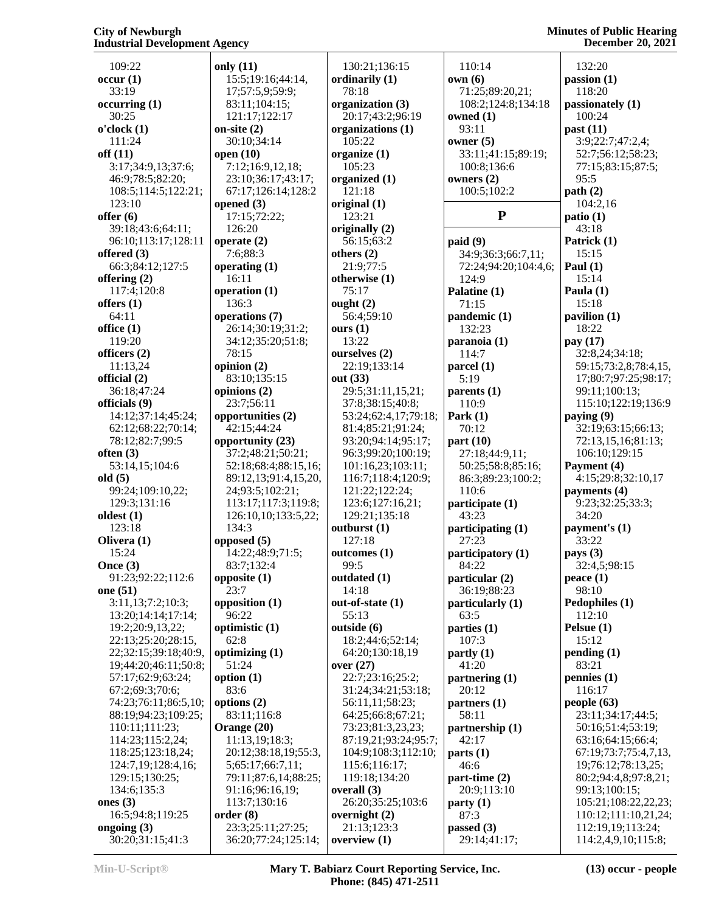109:22
**occur (1)**
33:19
**occurring (1)**
30:25
**o'clock (1)**
111:24
**off (11)**
3:17;34:9,13;37:6;
46:9;78:5;82:20;
108:5;114:5;122:21;
123:10
**offer (6)**
39:18;43:6;64:11;
96:10;113:17;128:11
**offered (3)**
66:3;84:12;127:5
**offering (2)**
117:4;120:8
**offers (1)**
64:11
**office (1)**
119:20
**officers (2)**
11:13,24
**official (2)**
36:18;47:24
**officials (9)**
14:12;37:14;45:24;
62:12;68:22;70:14;
78:12;82:7;99:5
**often (3)**
53:14,15;104:6
**old (5)**
99:24;109:10,22;
129:3;131:16
**oldest (1)**
123:18
**Olivera (1)**
15:24
**Once (3)**
91:23;92:22;112:6
**one (51)**
3:11,13;7:2;10:3;
13:20;14:14;17:14;
19:2;20:9,13,22;
22:13;25:20;28:15,
22;32:15;39:18;40:9,
19;44:20;46:11;50:8;
57:17;62:9;63:24;
67:2;69:3;70:6;
74:23;76:11;86:5,10;
88:19;94:23;109:25;
110:11;111:23;
114:23;115:2,24;
118:25;123:18,24;
124:7,19;128:4,16;
129:15;130:25;
134:6;135:3
**ones (3)**
16:5;94:8;119:25
**ongoing (3)**
30:20;31:15;41:3

**only (11)**
15:5;19:16;44:14,
17;57:5,9;59:9;
83:11;104:15;
121:17;122:17
**on-site (2)**
30:10;34:14
**open (10)**
7:12;16:9,12,18;
23:10;36:17;43:17;
67:17;126:14;128:2
**opened (3)**
17:15;72:22;
126:20
**operate (2)**
7:6;88:3
**operating (1)**
16:11
**operation (1)**
136:3
**operations (7)**
26:14;30:19;31:2;
34:12;35:20;51:8;
78:15
**opinion (2)**
83:10;135:15
**opinions (2)**
23:7;56:11
**opportunities (2)**
42:15;44:24
**opportunity (23)**
37:2;48:21;50:21;
52:18;68:4;88:15,16;
89:12,13;91:4,15,20,
24;93:5;102:21;
113:17;117:3;119:8;
126:10,10;133:5,22;
134:3
**opposed (5)**
14:22;48:9;71:5;
83:7;132:4
**opposite (1)**
23:7
**opposition (1)**
96:22
**optimistic (1)**
62:8
**optimizing (1)**
51:24
**option (1)**
83:6
**options (2)**
83:11;116:8
**Orange (20)**
11:13,19;18:3;
20:12;38:18,19;55:3,
5;65:17;66:7,11;
79:11;87:6,14;88:25;
91:16;96:16,19;
113:7;130:16
**order (8)**
23:3;25:11;27:25;
36:20;77:24;125:14;

130:21;136:15
**ordinarily (1)**
78:18
**organization (3)**
20:17;43:2;96:19
**organizations (1)**
105:22
**organize (1)**
105:23
**organized (1)**
121:18
**original (1)**
123:21
**originally (2)**
56:15;63:2
**others (2)**
21:9;77:5
**otherwise (1)**
75:17
**ought (2)**
56:4;59:10
**ours (1)**
13:22
**ourselves (2)**
22:19;133:14
**out (33)**
29:5;31:11,15,21;
37:8;38:15;40:8;
53:24;62:4,17;79:18;
81:4;85:21;91:24;
93:20;94:14;95:17;
96:3;99:20;100:19;
101:16,23;103:11;
116:7;118:4;120:9;
121:22;122:24;
123:6;127:16,21;
129:21;135:18
**outburst (1)**
127:18
**outcomes (1)**
99:5
**outdated (1)**
14:18
**out-of-state (1)**
55:13
**outside (6)**
18:2;44:6;52:14;
64:20;130:18,19
**over (27)**
22:7;23:16;25:2;
31:24;34:21;53:18;
56:11,11;58:23;
64:25;66:8;67:21;
73:23;81:3,23,23;
87:19,21;93:24;95:7;
104:9;108:3;112:10;
115:6;116:17;
119:18;134:20
**overall (3)**
26:20;35:25;103:6
**overnight (2)**
21:13;123:3
**overview (1)**

110:14
**own (6)**
71:25;89:20,21;
108:2;124:8;134:18
**owned (1)**
93:11
**owner (5)**
33:11;41:15;89:19;
100:8;136:6
**owners (2)**
100:5;102:2

## P

**paid (9)**
34:9;36:3;66:7,11;
72:24;94:20;104:4,6;
124:9
**Palatine (1)**
71:15
**pandemic (1)**
132:23
**paranoia (1)**
114:7
**parcel (1)**
5:19
**parents (1)**
110:9
**Park (1)**
70:12
**part (10)**
27:18;44:9,11;
50:25;58:8;85:16;
86:3;89:23;100:2;
110:6
**participate (1)**
43:23
**participating (1)**
27:23
**participatory (1)**
84:22
**particular (2)**
36:19;88:23
**particularly (1)**
63:5
**parties (1)**
107:3
**partly (1)**
41:20
**partnering (1)**
20:12
**partners (1)**
58:11
**partnership (1)**
42:17
**parts (1)**
46:6
**part-time (2)**
20:9;113:10
**party (1)**
87:3
**passed (3)**
29:14;41:17;

132:20
**passion (1)**
118:20
**passionately (1)**
100:24
**past (11)**
3:9;22:7;47:2,4;
52:7;56:12;58:23;
77:15;83:15;87:5;
95:5
**path (2)**
104:2,16
**patio (1)**
43:18
**Patrick (1)**
15:15
**Paul (1)**
15:14
**Paula (1)**
15:18
**pavilion (1)**
18:22
**pay (17)**
32:8,24;34:18;
59:15;73:2,8;78:4,15,
17;80:7;97:25;98:17;
99:11;100:13;
115:10;122:19;136:9
**paying (9)**
32:19;63:15;66:13;
72:13,15,16;81:13;
106:10;129:15
**Payment (4)**
4:15;29:8;32:10,17
**payments (4)**
9:23;32:25;33:3;
34:20
**payment's (1)**
33:22
**pays (3)**
32:4,5;98:15
**peace (1)**
98:10
**Pedophiles (1)**
112:10
**Pelsue (1)**
15:12
**pending (1)**
83:21
**pennies (1)**
116:17
**people (63)**
23:11;34:17;44:5;
50:16;51:4;53:19;
63:16;64:15;66:4;
67:19;73:7;75:4,7,13,
19;76:12;78:13,25;
80:2;94:4,8;97:8,21;
99:13;100:15;
105:21;108:22,22,23;
110:12;111:10,21,24;
112:19,19;113:24;
114:2,4,9,10;115:8;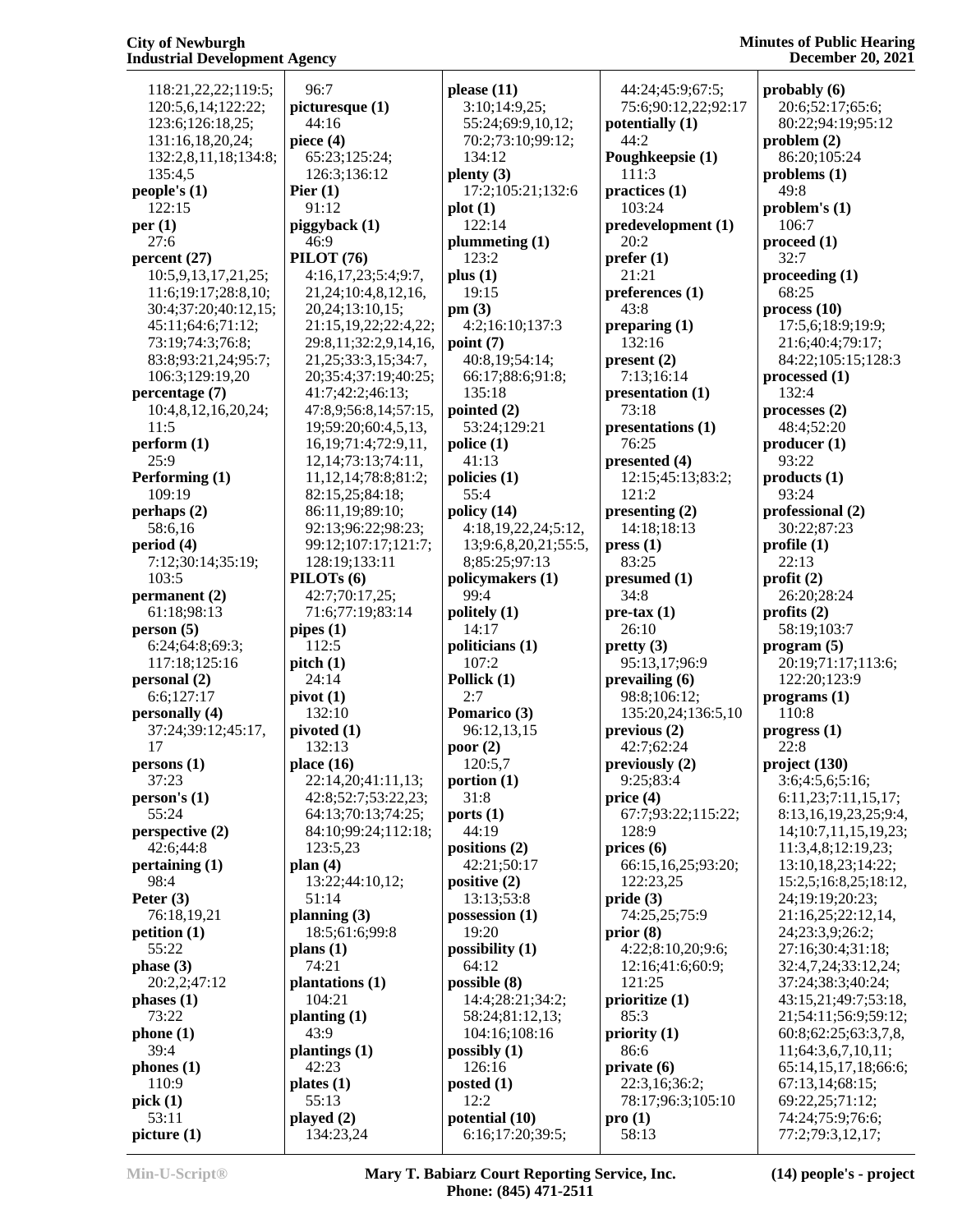118:21,22,22;119:5;
120:5,6,14;122:22;
123:6;126:18,25;
131:16,18,20,24;
132:2,8,11,18;134:8;
135:4,5

**people's (1)**
122:15

**per (1)**
27:6

**percent (27)**
10:5,9,13,17,21,25;
11:6;19:17;28:8,10;
30:4;37:20;40:12,15;
45:11;64:6;71:12;
73:19;74:3;76:8;
83:8;93:21,24;95:7;
106:3;129:19,20

**percentage (7)**
10:4,8,12,16,20,24;
11:5

**perform (1)**
25:9

**Performing (1)**
109:19

**perhaps (2)**
58:6,16

**period (4)**
7:12;30:14;35:19;
103:5

**permanent (2)**
61:18;98:13

**person (5)**
6:24;64:8;69:3;
117:18;125:16

**personal (2)**
6:6;127:17

**personally (4)**
37:24;39:12;45:17,
17

**persons (1)**
37:23

**person's (1)**
55:24

**perspective (2)**
42:6;44:8

**pertaining (1)**
98:4

**Peter (3)**
76:18,19,21

**petition (1)**
55:22

**phase (3)**
20:2,2;47:12

**phases (1)**
73:22

**phone (1)**
39:4

**phones (1)**
110:9

**pick (1)**
53:11

**picture (1)**
96:7

**picturesque (1)**
44:16

**piece (4)**
65:23;125:24;
126:3;136:12

**Pier (1)**
91:12

**piggyback (1)**
46:9

**PILOT (76)**
4:16,17,23;5:4;9:7,
21,24;10:4,8,12,16,
20,24;13:10,15;
21:15,19,22;22:4,22;
29:8,11;32:2,9,14,16,
21,25;33:3,15;34:7,
20;35:4;37:19;40:25;
41:7;42:2;46:13;
47:8,9;56:8,14;57:15,
19;59:20;60:4,5,13,
16,19;71:4;72:9,11,
12,14;73:13;74:11,
11,12,14;78:8;81:2;
82:15,25;84:18;
86:11,19;89:10;
92:13;96:22;98:23;
99:12;107:17;121:7;
128:19;133:11

**PILOTs (6)**
42:7;70:17,25;
71:6;77:19;83:14

**pipes (1)**
112:5

**pitch (1)**
24:14

**pivot (1)**
132:10

**pivoted (1)**
132:13

**place (16)**
22:14,20;41:11,13;
42:8;52:7;53:22,23;
64:13;70:13;74:25;
84:10;99:24;112:18;
123:5,23

**plan (4)**
13:22;44:10,12;
51:14

**planning (3)**
18:5;61:6;99:8

**plans (1)**
74:21

**plantations (1)**
104:21

**planting (1)**
43:9

**plantings (1)**
42:23

**plates (1)**
55:13

**played (2)**
134:23,24

**please (11)**
3:10;14:9,25;
55:24;69:9,10,12;
70:2;73:10;99:12;
134:12

**plenty (3)**
17:2;105:21;132:6

**plot (1)**
122:14

**plummeting (1)**
123:2

**plus (1)**
19:15

**pm (3)**
4:2;16:10;137:3

**point (7)**
40:8,19;54:14;
66:17;88:6;91:8;
135:18

**pointed (2)**
53:24;129:21

**police (1)**
41:13

**policies (1)**
55:4

**policy (14)**
4:18,19,22,24;5:12,
13;9:6,8,20,21;55:5,
8;85:25;97:13

**policymakers (1)**
99:4

**politely (1)**
14:17

**politicians (1)**
107:2

**Pollick (1)**
2:7

**Pomarico (3)**
96:12,13,15

**poor (2)**
120:5,7

**portion (1)**
31:8

**ports (1)**
44:19

**positions (2)**
42:21;50:17

**positive (2)**
13:13;53:8

**possession (1)**
19:20

**possibility (1)**
64:12

**possible (8)**
14:4;28:21;34:2;
58:24;81:12,13;
104:16;108:16

**possibly (1)**
126:16

**posted (1)**
12:2

**potential (10)**
6:16;17:20;39:5;
44:24;45:9;67:5;
75:6;90:12,22;92:17

**potentially (1)**
44:2

**Poughkeepsie (1)**
111:3

**practices (1)**
103:24

**predevelopment (1)**
20:2

**prefer (1)**
21:21

**preferences (1)**
43:8

**preparing (1)**
132:16

**present (2)**
7:13;16:14

**presentation (1)**
73:18

**presentations (1)**
76:25

**presented (4)**
12:15;45:13;83:2;
121:2

**presenting (2)**
14:18;18:13

**press (1)**
83:25

**presumed (1)**
34:8

**pre-tax (1)**
26:10

**pretty (3)**
95:13,17;96:9

**prevailing (6)**
98:8;106:12;
135:20,24;136:5,10

**previous (2)**
42:7;62:24

**previously (2)**
9:25;83:4

**price (4)**
67:7;93:22;115:22;
128:9

**prices (6)**
66:15,16,25;93:20;
122:23,25

**pride (3)**
74:25,25;75:9

**prior (8)**
4:22;8:10,20;9:6;
12:16;41:6;60:9;
121:25

**prioritize (1)**
85:3

**priority (1)**
86:6

**private (6)**
22:3,16;36:2;
78:17;96:3;105:10

**pro (1)**
58:13

**probably (6)**
20:6;52:17;65:6;
80:22;94:19;95:12

**problem (2)**
86:20;105:24

**problems (1)**
49:8

**problem's (1)**
106:7

**proceed (1)**
32:7

**proceeding (1)**
68:25

**process (10)**
17:5,6;18:9;19:9;
21:6;40:4;79:17;
84:22;105:15;128:3

**processed (1)**
132:4

**processes (2)**
48:4;52:20

**producer (1)**
93:22

**products (1)**
93:24

**professional (2)**
30:22;87:23

**profile (1)**
22:13

**profit (2)**
26:20;28:24

**profits (2)**
58:19;103:7

**program (5)**
20:19;71:17;113:6;
122:20;123:9

**programs (1)**
110:8

**progress (1)**
22:8

**project (130)**
3:6;4:5,6;5:16;
6:11,23;7:11,15,17;
8:13,16,19,23,25;9:4,
14;10:7,11,15,19,23;
11:3,4,8;12:19,23;
13:10,18,23;14:22;
15:2,5;16:8,25;18:12,
24;19:19;20:23;
21:16,25;22:12,14,
24;23:3,9;26:2;
27:16;30:4;31:18;
32:4,7,24;33:12,24;
37:24;38:3;40:24;
43:15,21;49:7;53:18,
21;54:11;56:9;59:12;
60:8;62:25;63:3,7,8,
11;64:3,6,7,10,11;
65:14,15,17,18;66:6;
67:13,14;68:15;
69:22,25;71:12;
74:24;75:9;76:6;
77:2;79:3,12,17;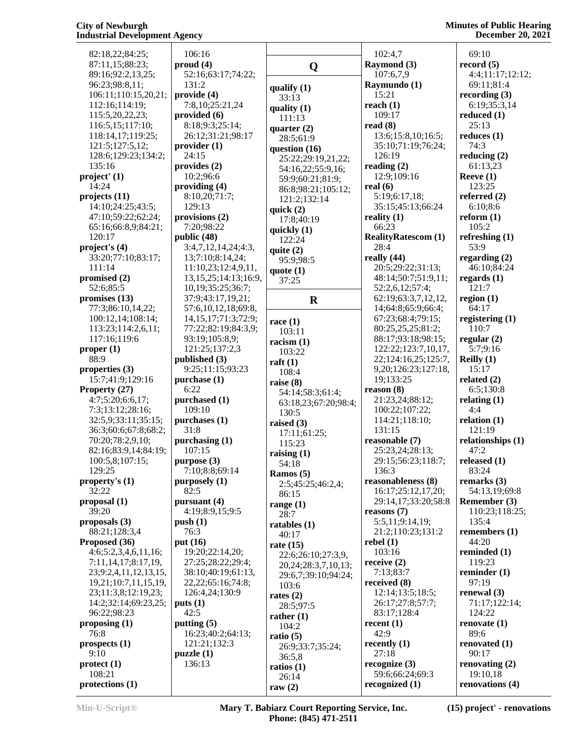82:18,22;84:25;
87:11,15;88:23;
89:16;92:2,13,25;
96:23;98:8,11;
106:11;110:15,20,21;
112:16;114:19;
115:5,20,22,23;
116:5,15;117:10;
118:14,17;119:25;
121:5;127:5,12;
128:6;129:23;134:2;
135:16

**project' (1)**
14:24

**projects (11)**
14:10;24:25;43:5;
47:10;59:22;62:24;
65:16;66:8,9;84:21;
120:17

**project's (4)**
33:20;77:10;83:17;
111:14

**promised (2)**
52:6;85:5

**promises (13)**
77:3;86:10,14,22;
100:12,14;108:14;
113:23;114:2,6,11;
117:16;119:6

**proper (1)**
88:9

**properties (3)**
15:7;41:9;129:16

**Property (27)**
4:7;5:20;6:6,17;
7:3;13:12;28:16;
32:5,9;33:11;35:15;
36:3;60:6;67:8;68:2;
70:20;78:2,9,10;
82:16;83:9,14;84:19;
100:5,8;107:15;
129:25

**property's (1)**
32:22

**proposal (1)**
39:20

**proposals (3)**
88:21;128:3,4

**Proposed (36)**
4:6;5:2,3,4,6,11,16;
7:11,14,17;8:17,19,
23;9:2,4,11,12,13,15,
19,21;10:7,11,15,19,
23;11:3,8;12:19,23;
14:2;32:14;69:23,25;
96:22;98:23

**proposing (1)**
76:8

**prospects (1)**
9:10

**protect (1)**
108:21

**protections (1)**
106:16

**proud (4)**
52:16;63:17;74:22;
131:2

**provide (4)**
7:8,10;25:21,24

**provided (6)**
8:18;9:3;25:14;
26:12;31:21;98:17

**provider (1)**
24:15

**provides (2)**
10:2;96:6

**providing (4)**
8:10,20;71:7;
129:13

**provisions (2)**
7:20;98:22

**public (48)**
3:4,7,12,14,24;4:3,
13;7:10;8:14,24;
11:10,23;12:4,9,11,
13,15,25;14:13;16:9,
10,19;35:25;36:7;
37:9;43:17,19,21;
57:6,10,12,18;69:8,
14,15,17;71:3;72:9;
77:22;82:19;84:3,9;
93:19;105:8,9;
121:25;137:2,3

**published (3)**
9:25;11:15;93:23

**purchase (1)**
6:22

**purchased (1)**
109:10

**purchases (1)**
31:8

**purchasing (1)**
107:15

**purpose (3)**
7:10;8:8;69:14

**purposely (1)**
82:5

**pursuant (4)**
4:19;8:9,15;9:5

**push (1)**
76:3

**put (16)**
19:20;22:14,20;
27:25;28:22;29:4;
38:10;40:19;61:13,
22,22;65:16;74:8;
126:4,24;130:9

**puts (1)**
42:5

**putting (5)**
16:23;40:2;64:13;
121:21;132:3

**puzzle (1)**
136:13

## Q

**qualify (1)**
33:13

**quality (1)**
111:13

**quarter (2)**
28:5;61:9

**question (16)**
25:22;29:19,21,22;
54:16,22;55:9,16;
59:9;60:21;81:9;
86:8;98:21;105:12;
121:2;132:14

**quick (2)**
17:8;40:19

**quickly (1)**
122:24

**quite (2)**
95:9;98:5

**quote (1)**
37:25

## R

**race (1)**
103:11

**racism (1)**
103:22

**raft (1)**
108:4

**raise (8)**
54:14;58:3;61:4;
63:18,23;67:20;98:4;
130:5

**raised (3)**
17:11;61:25;
115:23

**raising (1)**
54:18

**Ramos (5)**
2:5;45:25;46:2,4;
86:15

**range (1)**
28:7

**ratables (1)**
40:17

**rate (15)**
22:6;26:10;27:3,9,
20,24;28:3,7,10,13;
29:6,7;39:10;94:24;
103:6

**rates (2)**
28:5;97:5

**rather (1)**
104:2

**ratio (5)**
26:9;33:7;35:24;
36:5,8

**ratios (1)**
26:14

**raw (2)**
102:4,7

**Raymond (3)**
107:6,7,9

**Raymundo (1)**
15:21

**reach (1)**
109:17

**read (8)**
13:6;15:8,10;16:5;
35:10;71:19;76:24;
126:19

**reading (2)**
12:9;109:16

**real (6)**
5:19;6:17,18;
35:15;45:13;66:24

**reality (1)**
66:23

**RealityRatescom (1)**
28:4

**really (44)**
20:5;29:22;31:13;
48:14;50:7;51:9,11;
52:2,6,12;57:4;
62:19;63:3,7,12,12,
14;64:8;65:9;66:4;
67:23;68:4;79:15;
80:25,25,25;81:2;
88:17;93:18;98:15;
122:22;123:7,10,17,
22;124:16,25;125:7,
9,20;126:23;127:18,
19;133:25

**reason (8)**
21:23,24;88:12;
100:22;107:22;
114:21;118:10;
131:15

**reasonable (7)**
25:23,24;28:13;
29:15;56:23;118:7;
136:3

**reasonableness (8)**
16:17;25:12,17,20;
29:14,17;33:20;58:8

**reasons (7)**
5:5,11;9:14,19;
21:2;110:23;131:2

**rebel (1)**
103:16

**receive (2)**
7:13;83:7

**received (8)**
12:14;13:5;18:5;
26:17;27:8;57:7;
83:17;128:4

**recent (1)**
42:9

**recently (1)**
27:18

**recognize (3)**
59:6;66:24;69:3

**recognized (1)**
69:10

**record (5)**
4:4;11:17;12:12;
69:11;81:4

**recording (3)**
6:19;35:3,14

**reduced (1)**
25:13

**reduces (1)**
74:3

**reducing (2)**
61:13,23

**Reeve (1)**
123:25

**referred (2)**
6:10;8:6

**reform (1)**
105:2

**refreshing (1)**
53:9

**regarding (2)**
46:10;84:24

**regards (1)**
121:7

**region (1)**
64:17

**registering (1)**
110:7

**regular (2)**
5:7;9:16

**Reilly (1)**
15:17

**related (2)**
6:5;130:8

**relating (1)**
4:4

**relation (1)**
121:19

**relationships (1)**
47:2

**released (1)**
83:24

**remarks (3)**
54:13,19;69:8

**Remember (3)**
110:23;118:25;
135:4

**remembers (1)**
44:20

**reminded (1)**
119:23

**reminder (1)**
97:19

**renewal (3)**
71:17;122:14;
124:22

**renovate (1)**
89:6

**renovated (1)**
90:17

**renovating (2)**
19:10,18

**renovations (4)**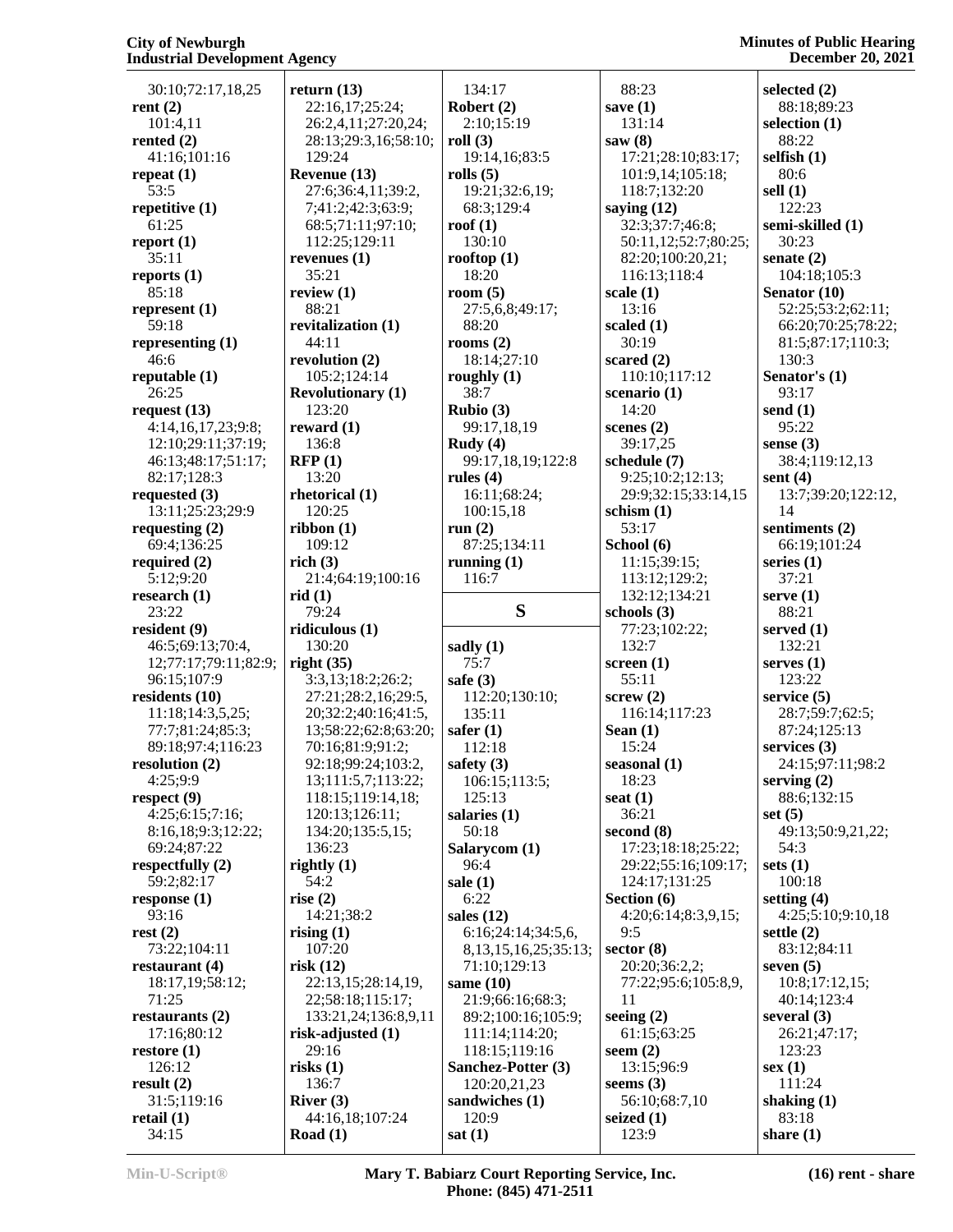30:10;72:17,18,25
**rent (2)**
101:4,11
**rented (2)**
41:16;101:16
**repeat (1)**
53:5
**repetitive (1)**
61:25
**report (1)**
35:11
**reports (1)**
85:18
**represent (1)**
59:18
**representing (1)**
46:6
**reputable (1)**
26:25
**request (13)**
4:14,16,17,23;9:8;
12:10;29:11;37:19;
46:13;48:17;51:17;
82:17;128:3
**requested (3)**
13:11;25:23;29:9
**requesting (2)**
69:4;136:25
**required (2)**
5:12;9:20
**research (1)**
23:22
**resident (9)**
46:5;69:13;70:4,
12;77:17;79:11;82:9;
96:15;107:9
**residents (10)**
11:18;14:3,5,25;
77:7;81:24;85:3;
89:18;97:4;116:23
**resolution (2)**
4:25;9:9
**respect (9)**
4:25;6:15;7:16;
8:16,18;9:3;12:22;
69:24;87:22
**respectfully (2)**
59:2;82:17
**response (1)**
93:16
**rest (2)**
73:22;104:11
**restaurant (4)**
18:17,19;58:12;
71:25
**restaurants (2)**
17:16;80:12
**restore (1)**
126:12
**result (2)**
31:5;119:16
**retail (1)**
34:15
**return (13)**
22:16,17;25:24;
26:2,4,11;27:20,24;
28:13;29:3,16;58:10;
129:24
**Revenue (13)**
27:6;36:4,11;39:2,
7;41:2;42:3;63:9;
68:5;71:11;97:10;
112:25;129:11
**revenues (1)**
35:21
**review (1)**
88:21
**revitalization (1)**
44:11
**revolution (2)**
105:2;124:14
**Revolutionary (1)**
123:20
**reward (1)**
136:8
**RFP (1)**
13:20
**rhetorical (1)**
120:25
**ribbon (1)**
109:12
**rich (3)**
21:4;64:19;100:16
**rid (1)**
79:24
**ridiculous (1)**
130:20
**right (35)**
3:3,13;18:2;26:2;
27:21;28:2,16;29:5,
20;32:2;40:16;41:5,
13;58:22;62:8;63:20;
70:16;81:9;91:2;
92:18;99:24;103:2,
13;111:5,7;113:22;
118:15;119:14,18;
120:13;126:11;
134:20;135:5,15;
136:23
**rightly (1)**
54:2
**rise (2)**
14:21;38:2
**rising (1)**
107:20
**risk (12)**
22:13,15;28:14,19,
22;58:18;115:17;
133:21,24;136:8,9,11
**risk-adjusted (1)**
29:16
**risks (1)**
136:7
**River (3)**
44:16,18;107:24
**Road (1)**
134:17
**Robert (2)**
2:10;15:19
**roll (3)**
19:14,16;83:5
**rolls (5)**
19:21;32:6,19;
68:3;129:4
**roof (1)**
130:10
**rooftop (1)**
18:20
**room (5)**
27:5,6,8;49:17;
88:20
**rooms (2)**
18:14;27:10
**roughly (1)**
38:7
**Rubio (3)**
99:17,18,19
**Rudy (4)**
99:17,18,19;122:8
**rules (4)**
16:11;68:24;
100:15,18
**run (2)**
87:25;134:11
**running (1)**
116:7

## S

**sadly (1)**
75:7
**safe (3)**
112:20;130:10;
135:11
**safer (1)**
112:18
**safety (3)**
106:15;113:5;
125:13
**salaries (1)**
50:18
**Salarycom (1)**
96:4
**sale (1)**
6:22
**sales (12)**
6:16;24:14;34:5,6,
8,13,15,16,25;35:13;
71:10;129:13
**same (10)**
21:9;66:16;68:3;
89:2;100:16;105:9;
111:14;114:20;
118:15;119:16
**Sanchez-Potter (3)**
120:20,21,23
**sandwiches (1)**
120:9
**sat (1)**
88:23
**save (1)**
131:14
**saw (8)**
17:21;28:10;83:17;
101:9,14;105:18;
118:7;132:20
**saying (12)**
32:3;37:7;46:8;
50:11,12;52:7;80:25;
82:20;100:20,21;
116:13;118:4
**scale (1)**
13:16
**scaled (1)**
30:19
**scared (2)**
110:10;117:12
**scenario (1)**
14:20
**scenes (2)**
39:17,25
**schedule (7)**
9:25;10:2;12:13;
29:9;32:15;33:14,15
**schism (1)**
53:17
**School (6)**
11:15;39:15;
113:12;129:2;
132:12;134:21
**schools (3)**
77:23;102:22;
132:7
**screen (1)**
55:11
**screw (2)**
116:14;117:23
**Sean (1)**
15:24
**seasonal (1)**
18:23
**seat (1)**
36:21
**second (8)**
17:23;18:18;25:22;
29:22;55:16;109:17;
124:17;131:25
**Section (6)**
4:20;6:14;8:3,9,15;
9:5
**sector (8)**
20:20;36:2,2;
77:22;95:6;105:8,9,
11
**seeing (2)**
61:15;63:25
**seem (2)**
13:15;96:9
**seems (3)**
56:10;68:7,10
**seized (1)**
123:9
**selected (2)**
88:18;89:23
**selection (1)**
88:22
**selfish (1)**
80:6
**sell (1)**
122:23
**semi-skilled (1)**
30:23
**senate (2)**
104:18;105:3
**Senator (10)**
52:25;53:2;62:11;
66:20;70:25;78:22;
81:5;87:17;110:3;
130:3
**Senator's (1)**
93:17
**send (1)**
95:22
**sense (3)**
38:4;119:12,13
**sent (4)**
13:7;39:20;122:12,
14
**sentiments (2)**
66:19;101:24
**series (1)**
37:21
**serve (1)**
88:21
**served (1)**
132:21
**serves (1)**
123:22
**service (5)**
28:7;59:7;62:5;
87:24;125:13
**services (3)**
24:15;97:11;98:2
**serving (2)**
88:6;132:15
**set (5)**
49:13;50:9,21,22;
54:3
**sets (1)**
100:18
**setting (4)**
4:25;5:10;9:10,18
**settle (2)**
83:12;84:11
**seven (5)**
10:8;17:12,15;
40:14;123:4
**several (3)**
26:21;47:17;
123:23
**sex (1)**
111:24
**shaking (1)**
83:18
**share (1)**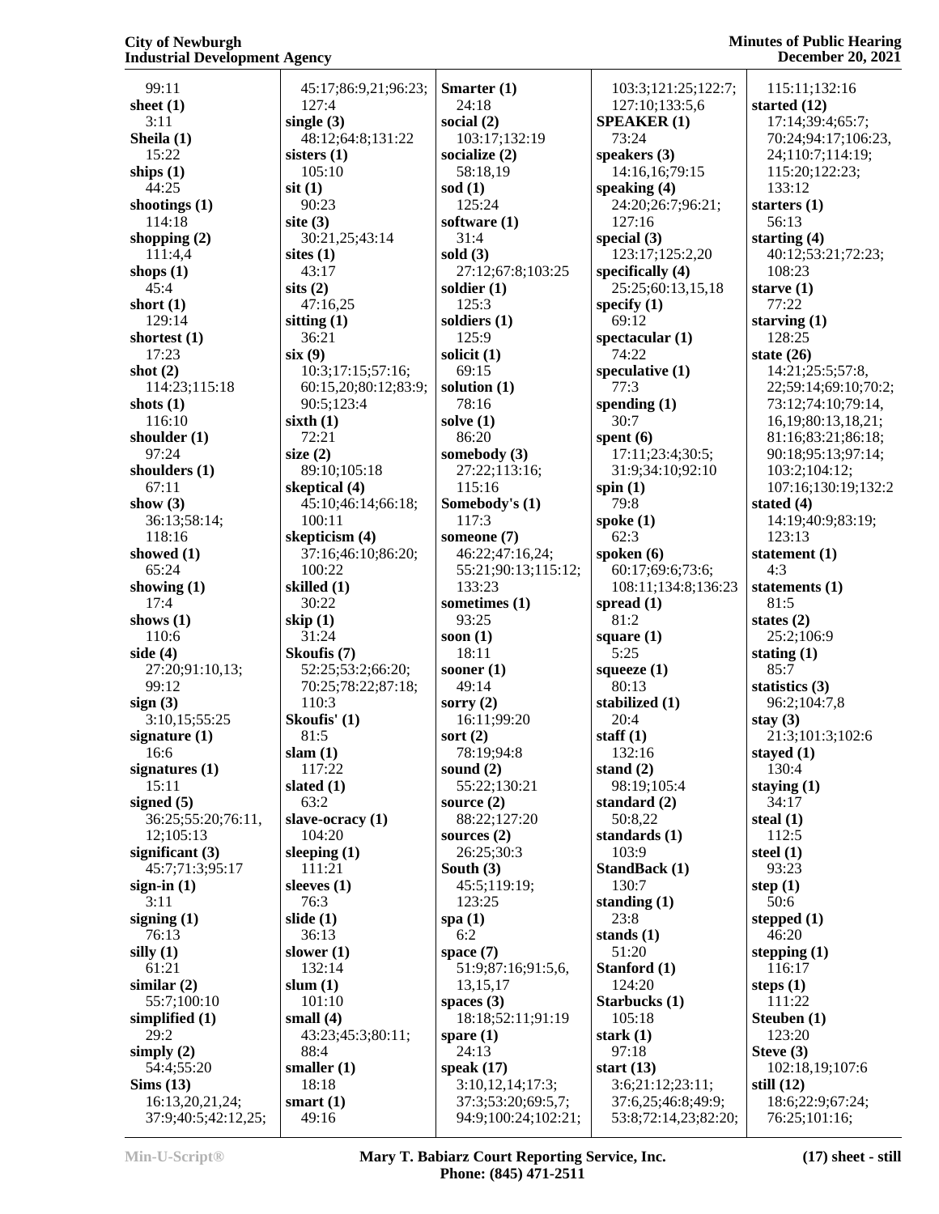99:11
**sheet (1)**
3:11
**Sheila (1)**
15:22
**ships (1)**
44:25
**shootings (1)**
114:18
**shopping (2)**
111:4,4
**shops (1)**
45:4
**short (1)**
129:14
**shortest (1)**
17:23
**shot (2)**
114:23;115:18
**shots (1)**
116:10
**shoulder (1)**
97:24
**shoulders (1)**
67:11
**show (3)**
36:13;58:14;
118:16
**showed (1)**
65:24
**showing (1)**
17:4
**shows (1)**
110:6
**side (4)**
27:20;91:10,13;
99:12
**sign (3)**
3:10,15;55:25
**signature (1)**
16:6
**signatures (1)**
15:11
**signed (5)**
36:25;55:20;76:11,
12;105:13
**significant (3)**
45:7;71:3;95:17
**sign-in (1)**
3:11
**signing (1)**
76:13
**silly (1)**
61:21
**similar (2)**
55:7;100:10
**simplified (1)**
29:2
**simply (2)**
54:4;55:20
**Sims (13)**
16:13,20,21,24;
37:9;40:5;42:12,25;
45:17;86:9,21;96:23;
127:4
**single (3)**
48:12;64:8;131:22
**sisters (1)**
105:10
**sit (1)**
90:23
**site (3)**
30:21,25;43:14
**sites (1)**
43:17
**sits (2)**
47:16,25
**sitting (1)**
36:21
**six (9)**
10:3;17:15;57:16;
60:15,20;80:12;83:9;
90:5;123:4
**sixth (1)**
72:21
**size (2)**
89:10;105:18
**skeptical (4)**
45:10;46:14;66:18;
100:11
**skepticism (4)**
37:16;46:10;86:20;
100:22
**skilled (1)**
30:22
**skip (1)**
31:24
**Skoufis (7)**
52:25;53:2;66:20;
70:25;78:22;87:18;
110:3
**Skoufis' (1)**
81:5
**slam (1)**
117:22
**slated (1)**
63:2
**slave-ocracy (1)**
104:20
**sleeping (1)**
111:21
**sleeves (1)**
76:3
**slide (1)**
36:13
**slower (1)**
132:14
**slum (1)**
101:10
**small (4)**
43:23;45:3;80:11;
88:4
**smaller (1)**
18:18
**smart (1)**
49:16
**Smarter (1)**
24:18
**social (2)**
103:17;132:19
**socialize (2)**
58:18,19
**sod (1)**
125:24
**software (1)**
31:4
**sold (3)**
27:12;67:8;103:25
**soldier (1)**
125:3
**soldiers (1)**
125:9
**solicit (1)**
69:15
**solution (1)**
78:16
**solve (1)**
86:20
**somebody (3)**
27:22;113:16;
115:16
**Somebody's (1)**
117:3
**someone (7)**
46:22;47:16,24;
55:21;90:13;115:12;
133:23
**sometimes (1)**
93:25
**soon (1)**
18:11
**sooner (1)**
49:14
**sorry (2)**
16:11;99:20
**sort (2)**
78:19;94:8
**sound (2)**
55:22;130:21
**source (2)**
88:22;127:20
**sources (2)**
26:25;30:3
**South (3)**
45:5;119:19;
123:25
**spa (1)**
6:2
**space (7)**
51:9;87:16;91:5,6,
13,15,17
**spaces (3)**
18:18;52:11;91:19
**spare (1)**
24:13
**speak (17)**
3:10,12,14;17:3;
37:3;53:20;69:5,7;
94:9;100:24;102:21;
103:3;121:25;122:7;
127:10;133:5,6
**SPEAKER (1)**
73:24
**speakers (3)**
14:16,16;79:15
**speaking (4)**
24:20;26:7;96:21;
127:16
**special (3)**
123:17;125:2,20
**specifically (4)**
25:25;60:13,15,18
**specify (1)**
69:12
**spectacular (1)**
74:22
**speculative (1)**
77:3
**spending (1)**
30:7
**spent (6)**
17:11;23:4;30:5;
31:9;34:10;92:10
**spin (1)**
79:8
**spoke (1)**
62:3
**spoken (6)**
60:17;69:6;73:6;
108:11;134:8;136:23
**spread (1)**
81:2
**square (1)**
5:25
**squeeze (1)**
80:13
**stabilized (1)**
20:4
**staff (1)**
132:16
**stand (2)**
98:19;105:4
**standard (2)**
50:8,22
**standards (1)**
103:9
**StandBack (1)**
130:7
**standing (1)**
23:8
**stands (1)**
51:20
**Stanford (1)**
124:20
**Starbucks (1)**
105:18
**stark (1)**
97:18
**start (13)**
3:6;21:12;23:11;
37:6,25;46:8;49:9;
53:8;72:14,23;82:20;
115:11;132:16
**started (12)**
17:14;39:4;65:7;
70:24;94:17;106:23,
24;110:7;114:19;
115:20;122:23;
133:12
**starters (1)**
56:13
**starting (4)**
40:12;53:21;72:23;
108:23
**starve (1)**
77:22
**starving (1)**
128:25
**state (26)**
14:21;25:5;57:8,
22;59:14;69:10;70:2;
73:12;74:10;79:14,
16,19;80:13,18,21;
81:16;83:21;86:18;
90:18;95:13;97:14;
103:2;104:12;
107:16;130:19;132:2
**stated (4)**
14:19;40:9;83:19;
123:13
**statement (1)**
4:3
**statements (1)**
81:5
**states (2)**
25:2;106:9
**stating (1)**
85:7
**statistics (3)**
96:2;104:7,8
**stay (3)**
21:3;101:3;102:6
**stayed (1)**
130:4
**staying (1)**
34:17
**steal (1)**
112:5
**steel (1)**
93:23
**step (1)**
50:6
**stepped (1)**
46:20
**stepping (1)**
116:17
**steps (1)**
111:22
**Steuben (1)**
123:20
**Steve (3)**
102:18,19;107:6
**still (12)**
18:6;22:9;67:24;
76:25;101:16;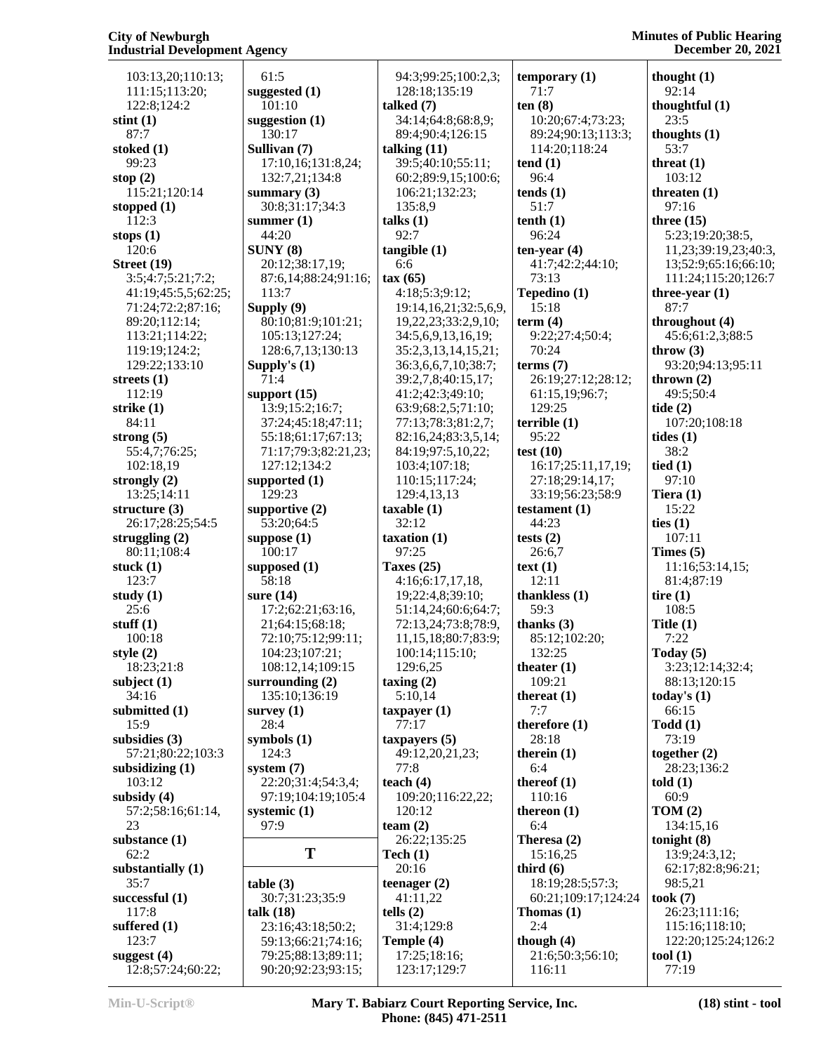103:13,20;110:13;
111:15;113:20;
122:8;124:2
**stint (1)**
87:7
**stoked (1)**
99:23
**stop (2)**
115:21;120:14
**stopped (1)**
112:3
**stops (1)**
120:6
**Street (19)**
3:5;4:7;5:21;7:2;
41:19;45:5,5;62:25;
71:24;72:2;87:16;
89:20;112:14;
113:21;114:22;
119:19;124:2;
129:22;133:10
**streets (1)**
112:19
**strike (1)**
84:11
**strong (5)**
55:4,7;76:25;
102:18,19
**strongly (2)**
13:25;14:11
**structure (3)**
26:17;28:25;54:5
**struggling (2)**
80:11;108:4
**stuck (1)**
123:7
**study (1)**
25:6
**stuff (1)**
100:18
**style (2)**
18:23;21:8
**subject (1)**
34:16
**submitted (1)**
15:9
**subsidies (3)**
57:21;80:22;103:3
**subsidizing (1)**
103:12
**subsidy (4)**
57:2;58:16;61:14,
23
**substance (1)**
62:2
**substantially (1)**
35:7
**successful (1)**
117:8
**suffered (1)**
123:7
**suggest (4)**
12:8;57:24;60:22;
61:5
**suggested (1)**
101:10
**suggestion (1)**
130:17
**Sullivan (7)**
17:10,16;131:8,24;
132:7,21;134:8
**summary (3)**
30:8;31:17;34:3
**summer (1)**
44:20
**SUNY (8)**
20:12;38:17,19;
87:6,14;88:24;91:16;
113:7
**Supply (9)**
80:10;81:9;101:21;
105:13;127:24;
128:6,7,13;130:13
**Supply's (1)**
71:4
**support (15)**
13:9;15:2;16:7;
37:24;45:18;47:11;
55:18;61:17;67:13;
71:17;79:3;82:21,23;
127:12;134:2
**supported (1)**
129:23
**supportive (2)**
53:20;64:5
**suppose (1)**
100:17
**supposed (1)**
58:18
**sure (14)**
17:2;62:21;63:16,
21;64:15;68:18;
72:10;75:12;99:11;
104:23;107:21;
108:12,14;109:15
**surrounding (2)**
135:10;136:19
**survey (1)**
28:4
**symbols (1)**
124:3
**system (7)**
22:20;31:4;54:3,4;
97:19;104:19;105:4
**systemic (1)**
97:9

## T

**table (3)**
30:7;31:23;35:9
**talk (18)**
23:16;43:18;50:2;
59:13;66:21;74:16;
79:25;88:13;89:11;
90:20;92:23;93:15;
94:3;99:25;100:2,3;
128:18;135:19
**talked (7)**
34:14;64:8;68:8,9;
89:4;90:4;126:15
**talking (11)**
39:5;40:10;55:11;
60:2;89:9,15;100:6;
106:21;132:23;
135:8,9
**talks (1)**
92:7
**tangible (1)**
6:6
**tax (65)**
4:18;5:3;9:12;
19:14,16,21;32:5,6,9,
19,22,23;33:2,9,10;
34:5,6,9,13,16,19;
35:2,3,13,14,15,21;
36:3,6,6,7,10;38:7;
39:2,7,8;40:15,17;
41:2;42:3;49:10;
63:9;68:2,5;71:10;
77:13;78:3;81:2,7;
82:16,24;83:3,5,14;
84:19;97:5,10,22;
103:4;107:18;
110:15;117:24;
129:4,13,13
**taxable (1)**
32:12
**taxation (1)**
97:25
**Taxes (25)**
4:16;6:17,17,18,
19;22:4,8;39:10;
51:14,24;60:6;64:7;
72:13,24;73:8;78:9,
11,15,18;80:7;83:9;
100:14;115:10;
129:6,25
**taxing (2)**
5:10,14
**taxpayer (1)**
77:17
**taxpayers (5)**
49:12,20,21,23;
77:8
**teach (4)**
109:20;116:22,22;
120:12
**team (2)**
26:22;135:25
**Tech (1)**
20:16
**teenager (2)**
41:11,22
**tells (2)**
31:4;129:8
**Temple (4)**
17:25;18:16;
123:17;129:7
**temporary (1)**
71:7
**ten (8)**
10:20;67:4;73:23;
89:24;90:13;113:3;
114:20;118:24
**tend (1)**
96:4
**tends (1)**
51:7
**tenth (1)**
96:24
**ten-year (4)**
41:7;42:2;44:10;
73:13
**Tepedino (1)**
15:18
**term (4)**
9:22;27:4;50:4;
70:24
**terms (7)**
26:19;27:12;28:12;
61:15,19;96:7;
129:25
**terrible (1)**
95:22
**test (10)**
16:17;25:11,17,19;
27:18;29:14,17;
33:19;56:23;58:9
**testament (1)**
44:23
**tests (2)**
26:6,7
**text (1)**
12:11
**thankless (1)**
59:3
**thanks (3)**
85:12;102:20;
132:25
**theater (1)**
109:21
**thereat (1)**
7:7
**therefore (1)**
28:18
**therein (1)**
6:4
**thereof (1)**
110:16
**thereon (1)**
6:4
**Theresa (2)**
15:16,25
**third (6)**
18:19;28:5;57:3;
60:21;109:17;124:24
**Thomas (1)**
2:4
**though (4)**
21:6;50:3;56:10;
116:11
**thought (1)**
92:14
**thoughtful (1)**
23:5
**thoughts (1)**
53:7
**threat (1)**
103:12
**threaten (1)**
97:16
**three (15)**
5:23;19:20;38:5,
11,23;39:19,23;40:3,
13;52:9;65:16;66:10;
111:24;115:20;126:7
**three-year (1)**
87:7
**throughout (4)**
45:6;61:2,3;88:5
**throw (3)**
93:20;94:13;95:11
**thrown (2)**
49:5;50:4
**tide (2)**
107:20;108:18
**tides (1)**
38:2
**tied (1)**
97:10
**Tiera (1)**
15:22
**ties (1)**
107:11
**Times (5)**
11:16;53:14,15;
81:4;87:19
**tire (1)**
108:5
**Title (1)**
7:22
**Today (5)**
3:23;12:14;32:4;
88:13;120:15
**today's (1)**
66:15
**Todd (1)**
73:19
**together (2)**
28:23;136:2
**told (1)**
60:9
**TOM (2)**
134:15,16
**tonight (8)**
13:9;24:3,12;
62:17;82:8;96:21;
98:5,21
**took (7)**
26:23;111:16;
115:16;118:10;
122:20;125:24;126:2
**tool (1)**
77:19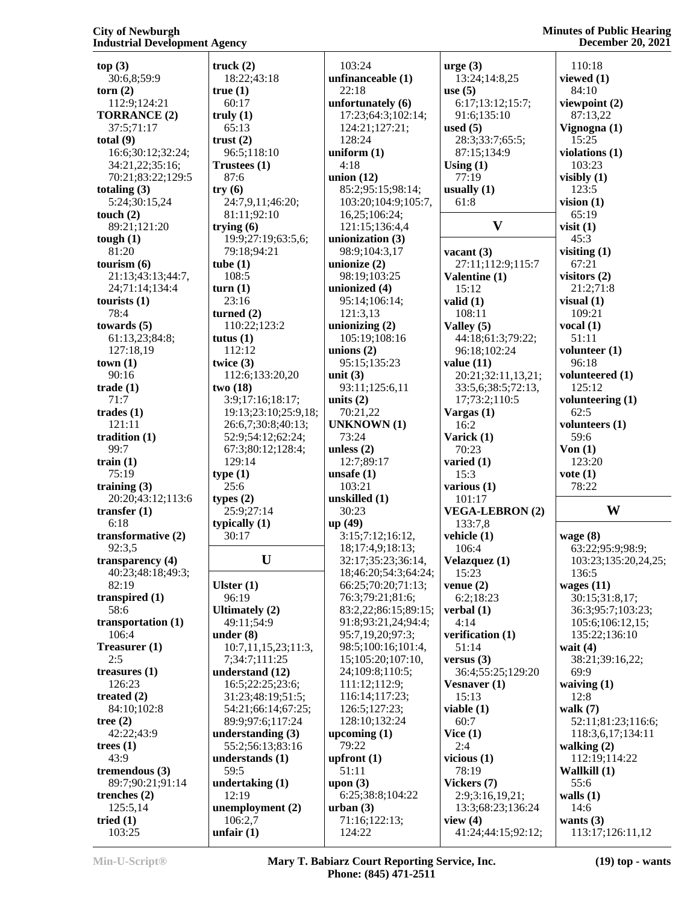**top (3)**
30:6,8;59:9
**torn (2)**
112:9;124:21
**TORRANCE (2)**
37:5;71:17
**total (9)**
16:6;30:12;32:24;
34:21,22;35:16;
70:21;83:22;129:5
**totaling (3)**
5:24;30:15,24
**touch (2)**
89:21;121:20
**tough (1)**
81:20
**tourism (6)**
21:13;43:13;44:7,
24;71:14;134:4
**tourists (1)**
78:4
**towards (5)**
61:13,23;84:8;
127:18,19
**town (1)**
90:16
**trade (1)**
71:7
**trades (1)**
121:11
**tradition (1)**
99:7
**train (1)**
75:19
**training (3)**
20:20;43:12;113:6
**transfer (1)**
6:18
**transformative (2)**
92:3,5
**transparency (4)**
40:23;48:18;49:3;
82:19
**transpired (1)**
58:6
**transportation (1)**
106:4
**Treasurer (1)**
2:5
**treasures (1)**
126:23
**treated (2)**
84:10;102:8
**tree (2)**
42:22;43:9
**trees (1)**
43:9
**tremendous (3)**
89:7;90:21;91:14
**trenches (2)**
125:5,14
**tried (1)**
103:25
**truck (2)**
18:22;43:18
**true (1)**
60:17
**truly (1)**
65:13
**trust (2)**
96:5;118:10
**Trustees (1)**
87:6
**try (6)**
24:7,9,11;46:20;
81:11;92:10
**trying (6)**
19:9;27:19;63:5,6;
79:18;94:21
**tube (1)**
108:5
**turn (1)**
23:16
**turned (2)**
110:22;123:2
**tutus (1)**
112:12
**twice (3)**
112:6;133:20,20
**two (18)**
3:9;17:16;18:17;
19:13;23:10;25:9,18;
26:6,7;30:8;40:13;
52:9;54:12;62:24;
67:3;80:12;128:4;
129:14
**type (1)**
25:6
**types (2)**
25:9;27:14
**typically (1)**
30:17

## U

**Ulster (1)**
96:19
**Ultimately (2)**
49:11;54:9
**under (8)**
10:7,11,15,23;11:3,
7;34:7;111:25
**understand (12)**
16:5;22:25;23:6;
31:23;48:19;51:5;
54:21;66:14;67:25;
89:9;97:6;117:24
**understanding (3)**
55:2;56:13;83:16
**understands (1)**
59:5
**undertaking (1)**
12:19
**unemployment (2)**
106:2,7
**unfair (1)**
103:24
**unfinanceable (1)**
22:18
**unfortunately (6)**
17:23;64:3;102:14;
124:21;127:21;
128:24
**uniform (1)**
4:18
**union (12)**
85:2;95:15;98:14;
103:20;104:9;105:7,
16,25;106:24;
121:15;136:4,4
**unionization (3)**
98:9;104:3,17
**unionize (2)**
98:19;103:25
**unionized (4)**
95:14;106:14;
121:3,13
**unionizing (2)**
105:19;108:16
**unions (2)**
95:15;135:23
**unit (3)**
93:11;125:6,11
**units (2)**
70:21,22
**UNKNOWN (1)**
73:24
**unless (2)**
12:7;89:17
**unsafe (1)**
103:21
**unskilled (1)**
30:23
**up (49)**
3:15;7:12;16:12,
18;17:4,9;18:13;
32:17;35:23;36:14,
18;46:20;54:3;64:24;
66:25;70:20;71:13;
76:3;79:21;81:6;
83:2,22;86:15;89:15;
91:8;93:21,24;94:4;
95:7,19,20;97:3;
98:5;100:16;101:4,
15;105:20;107:10,
24;109:8;110:5;
111:12;112:9;
116:14;117:23;
126:5;127:23;
128:10;132:24
**upcoming (1)**
79:22
**upfront (1)**
51:11
**upon (3)**
6:25;38:8;104:22
**urban (3)**
71:16;122:13;
124:22
**urge (3)**
13:24;14:8,25
**use (5)**
6:17;13:12;15:7;
91:6;135:10
**used (5)**
28:3;33:7;65:5;
87:15;134:9
**Using (1)**
77:19
**usually (1)**
61:8

## V

**vacant (3)**
27:11;112:9;115:7
**Valentine (1)**
15:12
**valid (1)**
108:11
**Valley (5)**
44:18;61:3;79:22;
96:18;102:24
**value (11)**
20:21;32:11,13,21;
33:5,6;38:5;72:13,
17;73:2;110:5
**Vargas (1)**
16:2
**Varick (1)**
70:23
**varied (1)**
15:3
**various (1)**
101:17
**VEGA-LEBRON (2)**
133:7,8
**vehicle (1)**
106:4
**Velazquez (1)**
15:23
**venue (2)**
6:2;18:23
**verbal (1)**
4:14
**verification (1)**
51:14
**versus (3)**
36:4;55:25;129:20
**Vesnaver (1)**
15:13
**viable (1)**
60:7
**Vice (1)**
2:4
**vicious (1)**
78:19
**Vickers (7)**
2:9;3:16,19,21;
13:3;68:23;136:24
**view (4)**
41:24;44:15;92:12;
110:18
**viewed (1)**
84:10
**viewpoint (2)**
87:13,22
**Vignogna (1)**
15:25
**violations (1)**
103:23
**visibly (1)**
123:5
**vision (1)**
65:19
**visit (1)**
45:3
**visiting (1)**
67:21
**visitors (2)**
21:2;71:8
**visual (1)**
109:21
**vocal (1)**
51:11
**volunteer (1)**
96:18
**volunteered (1)**
125:12
**volunteering (1)**
62:5
**volunteers (1)**
59:6
**Von (1)**
123:20
**vote (1)**
78:22

## W

**wage (8)**
63:22;95:9;98:9;
103:23;135:20,24,25;
136:5
**wages (11)**
30:15;31:8,17;
36:3;95:7;103:23;
105:6;106:12,15;
135:22;136:10
**wait (4)**
38:21;39:16,22;
69:9
**waiving (1)**
12:8
**walk (7)**
52:11;81:23;116:6;
118:3,6,17;134:11
**walking (2)**
112:19;114:22
**Wallkill (1)**
55:6
**walls (1)**
14:6
**wants (3)**
113:17;126:11,12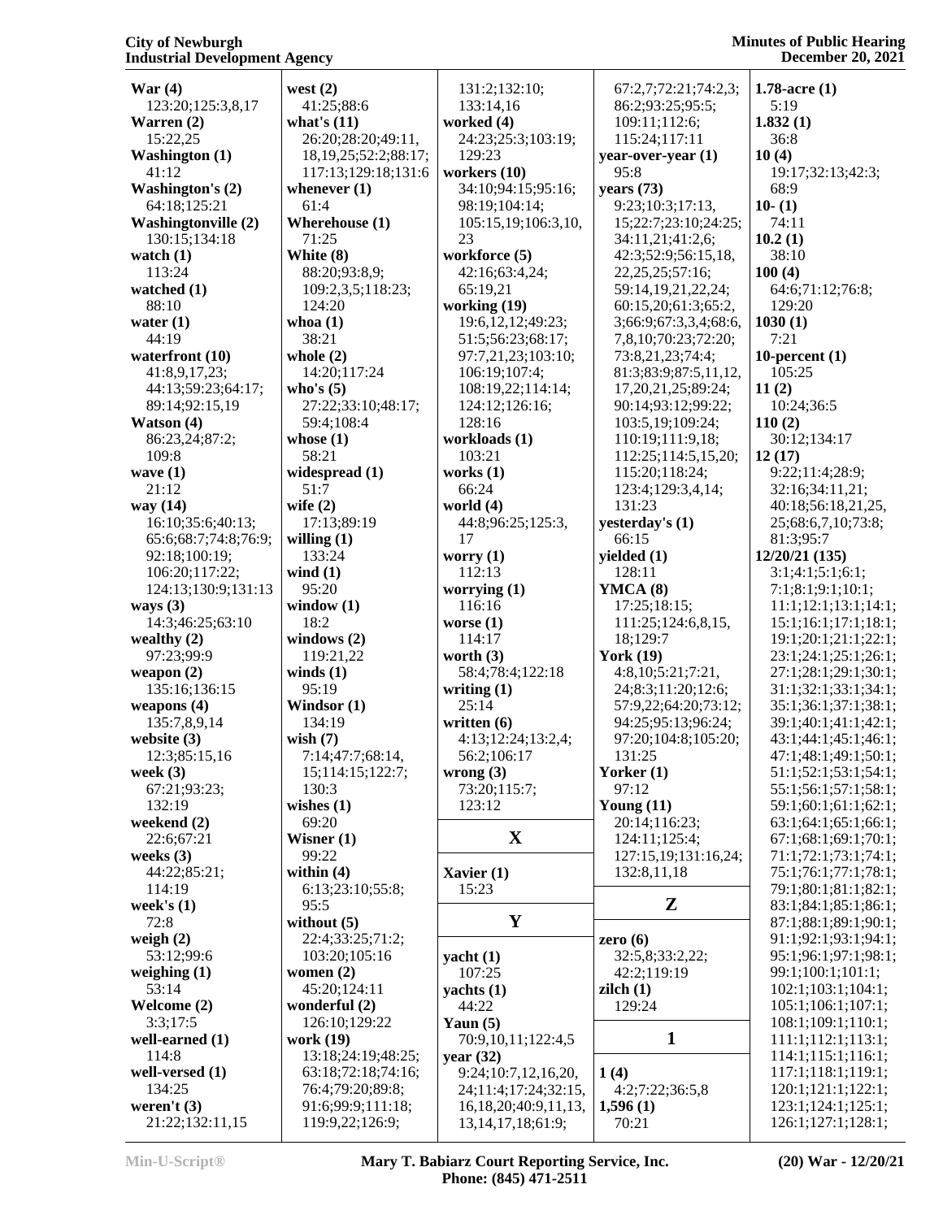**War (4)**
123:20;125:3,8,17
**Warren (2)**
15:22,25
**Washington (1)**
41:12
**Washington's (2)**
64:18;125:21
**Washingtonville (2)**
130:15;134:18
**watch (1)**
113:24
**watched (1)**
88:10
**water (1)**
44:19
**waterfront (10)**
41:8,9,17,23;
44:13;59:23;64:17;
89:14;92:15,19
**Watson (4)**
86:23,24;87:2;
109:8
**wave (1)**
21:12
**way (14)**
16:10;35:6;40:13;
65:6;68:7;74:8;76:9;
92:18;100:19;
106:20;117:22;
124:13;130:9;131:13
**ways (3)**
14:3;46:25;63:10
**wealthy (2)**
97:23;99:9
**weapon (2)**
135:16;136:15
**weapons (4)**
135:7,8,9,14
**website (3)**
12:3;85:15,16
**week (3)**
67:21;93:23;
132:19
**weekend (2)**
22:6;67:21
**weeks (3)**
44:22;85:21;
114:19
**week's (1)**
72:8
**weigh (2)**
53:12;99:6
**weighing (1)**
53:14
**Welcome (2)**
3:3;17:5
**well-earned (1)**
114:8
**well-versed (1)**
134:25
**weren't (3)**
21:22;132:11,15

**west (2)**
41:25;88:6
**what's (11)**
26:20;28:20;49:11,
18,19,25;52:2;88:17;
117:13;129:18;131:6
**whenever (1)**
61:4
**Wherehouse (1)**
71:25
**White (8)**
88:20;93:8,9;
109:2,3,5;118:23;
124:20
**whoa (1)**
38:21
**whole (2)**
14:20;117:24
**who's (5)**
27:22;33:10;48:17;
59:4;108:4
**whose (1)**
58:21
**widespread (1)**
51:7
**wife (2)**
17:13;89:19
**willing (1)**
133:24
**wind (1)**
95:20
**window (1)**
18:2
**windows (2)**
119:21,22
**winds (1)**
95:19
**Windsor (1)**
134:19
**wish (7)**
7:14;47:7;68:14,
15;114:15;122:7;
130:3
**wishes (1)**
69:20
**Wisner (1)**
99:22
**within (4)**
6:13;23:10;55:8;
95:5
**without (5)**
22:4;33:25;71:2;
103:20;105:16
**women (2)**
45:20;124:11
**wonderful (2)**
126:10;129:22
**work (19)**
13:18;24:19;48:25;
63:18;72:18;74:16;
76:4;79:20;89:8;
91:6;99:9;111:18;
119:9,22;126:9;

131:2;132:10;
133:14,16
**worked (4)**
24:23;25:3;103:19;
129:23
**workers (10)**
34:10;94:15;95:16;
98:19;104:14;
105:15,19;106:3,10,
23
**workforce (5)**
42:16;63:4,24;
65:19,21
**working (19)**
19:6,12,12;49:23;
51:5;56:23;68:17;
97:7,21,23;103:10;
106:19;107:4;
108:19,22;114:14;
124:12;126:16;
128:16
**workloads (1)**
103:21
**works (1)**
66:24
**world (4)**
44:8;96:25;125:3,
17
**worry (1)**
112:13
**worrying (1)**
116:16
**worse (1)**
114:17
**worth (3)**
58:4;78:4;122:18
**writing (1)**
25:14
**written (6)**
4:13;12:24;13:2,4;
56:2;106:17
**wrong (3)**
73:20;115:7;
123:12

**X**

**Xavier (1)**
15:23

**Y**

**yacht (1)**
107:25
**yachts (1)**
44:22
**Yaun (5)**
70:9,10,11;122:4,5
**year (32)**
9:24;10:7,12,16,20,
24;11:4;17:24;32:15,
16,18,20;40:9,11,13,
13,14,17,18;61:9;

67:2,7;72:21;74:2,3;
86:2;93:25;95:5;
109:11;112:6;
115:24;117:11
**year-over-year (1)**
95:8
**years (73)**
9:23;10:3;17:13,
15;22:7;23:10;24:25;
34:11,21;41:2,6;
42:3;52:9;56:15,18,
22,25,25;57:16;
59:14,19,21,22,24;
60:15,20;61:3;65:2,
3;66:9;67:3,3,4;68:6,
7,8,10;70:23;72:20;
73:8,21,23;74:4;
81:3;83:9;87:5,11,12,
17,20,21,25;89:24;
90:14;93:12;99:22;
103:5,19;109:24;
110:19;111:9,18;
112:25;114:5,15,20;
115:20;118:24;
123:4;129:3,4,14;
131:23
**yesterday's (1)**
66:15
**yielded (1)**
128:11
**YMCA (8)**
17:25;18:15;
111:25;124:6,8,15,
18;129:7
**York (19)**
4:8,10;5:21;7:21,
24;8:3;11:20;12:6;
57:9,22;64:20;73:12;
94:25;95:13;96:24;
97:20;104:8;105:20;
131:25
**Yorker (1)**
97:12
**Young (11)**
20:14;116:23;
124:11;125:4;
127:15,19;131:16,24;
132:8,11,18

**Z**

**zero (6)**
32:5,8;33:2,22;
42:2;119:19
**zilch (1)**
129:24

**1**

**1 (4)**
4:2;7:22;36:5,8
**1,596 (1)**
70:21

**1.78-acre (1)**
5:19
**1.832 (1)**
36:8
**10 (4)**
19:17;32:13;42:3;
68:9
**10- (1)**
74:11
**10.2 (1)**
38:10
**100 (4)**
64:6;71:12;76:8;
129:20
**1030 (1)**
7:21
**10-percent (1)**
105:25
**11 (2)**
10:24;36:5
**110 (2)**
30:12;134:17
**12 (17)**
9:22;11:4;28:9;
32:16;34:11,21;
40:18;56:18,21,25,
25;68:6,7,10;73:8;
81:3;95:7
**12/20/21 (135)**
3:1;4:1;5:1;6:1;
7:1;8:1;9:1;10:1;
11:1;12:1;13:1;14:1;
15:1;16:1;17:1;18:1;
19:1;20:1;21:1;22:1;
23:1;24:1;25:1;26:1;
27:1;28:1;29:1;30:1;
31:1;32:1;33:1;34:1;
35:1;36:1;37:1;38:1;
39:1;40:1;41:1;42:1;
43:1;44:1;45:1;46:1;
47:1;48:1;49:1;50:1;
51:1;52:1;53:1;54:1;
55:1;56:1;57:1;58:1;
59:1;60:1;61:1;62:1;
63:1;64:1;65:1;66:1;
67:1;68:1;69:1;70:1;
71:1;72:1;73:1;74:1;
75:1;76:1;77:1;78:1;
79:1;80:1;81:1;82:1;
83:1;84:1;85:1;86:1;
87:1;88:1;89:1;90:1;
91:1;92:1;93:1;94:1;
95:1;96:1;97:1;98:1;
99:1;100:1;101:1;
102:1;103:1;104:1;
105:1;106:1;107:1;
108:1;109:1;110:1;
111:1;112:1;113:1;
114:1;115:1;116:1;
117:1;118:1;119:1;
120:1;121:1;122:1;
123:1;124:1;125:1;
126:1;127:1;128:1;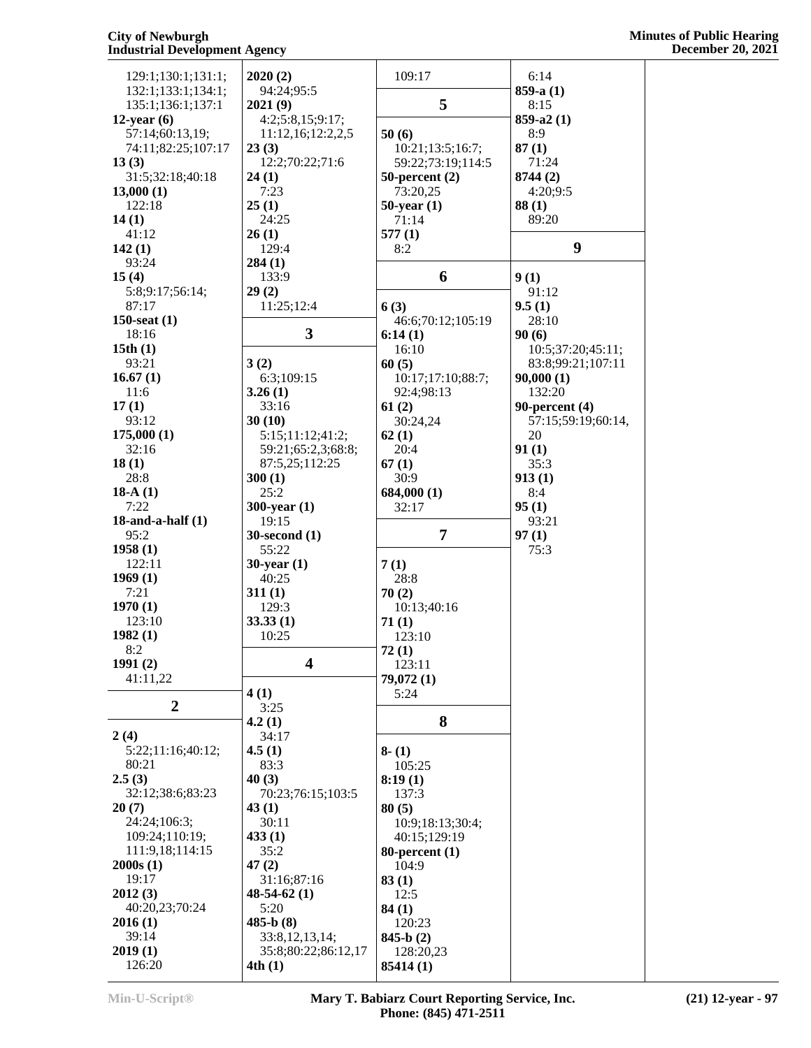129:1;130:1;131:1;
132:1;133:1;134:1;
135:1;136:1;137:1

**12-year (6)**
57:14;60:13,19;
74:11;82:25;107:17

**13 (3)**
31:5;32:18;40:18

**13,000 (1)**
122:18

**14 (1)**
41:12

**142 (1)**
93:24

**15 (4)**
5:8;9:17;56:14;
87:17

**150-seat (1)**
18:16

**15th (1)**
93:21

**16.67 (1)**
11:6

**17 (1)**
93:12

**175,000 (1)**
32:16

**18 (1)**
28:8

**18-A (1)**
7:22

**18-and-a-half (1)**
95:2

**1958 (1)**
122:11

**1969 (1)**
7:21

**1970 (1)**
123:10

**1982 (1)**
8:2

**1991 (2)**
41:11,22

## 2

**2 (4)**
5:22;11:16;40:12;
80:21

**2.5 (3)**
32:12;38:6;83:23

**20 (7)**
24:24;106:3;
109:24;110:19;
111:9,18;114:15

**2000s (1)**
19:17

**2012 (3)**
40:20,23;70:24

**2016 (1)**
39:14

**2019 (1)**
126:20

**2020 (2)**
94:24;95:5

**2021 (9)**
4:2;5:8,15;9:17;
11:12,16;12:2,2,5

**23 (3)**
12:2;70:22;71:6

**24 (1)**
7:23

**25 (1)**
24:25

**26 (1)**
129:4

**284 (1)**
133:9

**29 (2)**
11:25;12:4

## 3

**3 (2)**
6:3;109:15

**3.26 (1)**
33:16

**30 (10)**
5:15;11:12;41:2;
59:21;65:2,3;68:8;
87:5,25;112:25

**300 (1)**
25:2

**300-year (1)**
19:15

**30-second (1)**
55:22

**30-year (1)**
40:25

**311 (1)**
129:3

**33.33 (1)**
10:25

## 4

**4 (1)**
3:25

**4.2 (1)**
34:17

**4.5 (1)**
83:3

**40 (3)**
70:23;76:15;103:5

**43 (1)**
30:11

**433 (1)**
35:2

**47 (2)**
31:16;87:16

**48-54-62 (1)**
5:20

**485-b (8)**
33:8,12,13,14;
35:8;80:22;86:12,17

**4th (1)**
109:17

## 5

**50 (6)**
10:21;13:5;16:7;
59:22;73:19;114:5

**50-percent (2)**
73:20,25

**50-year (1)**
71:14

**577 (1)**
8:2

## 6

**6 (3)**
46:6;70:12;105:19

**6:14 (1)**
16:10

**60 (5)**
10:17;17:10;88:7;
92:4;98:13

**61 (2)**
30:24,24

**62 (1)**
20:4

**67 (1)**
30:9

**684,000 (1)**
32:17

## 7

**7 (1)**
28:8

**70 (2)**
10:13;40:16

**71 (1)**
123:10

**72 (1)**
123:11

**79,072 (1)**
5:24

## 8

**8- (1)**
105:25

**8:19 (1)**
137:3

**80 (5)**
10:9;18:13;30:4;
40:15;129:19

**80-percent (1)**
104:9

**83 (1)**
12:5

**84 (1)**
120:23

**845-b (2)**
128:20,23

**85414 (1)**
6:14

**859-a (1)**
8:15

**859-a2 (1)**
8:9

**87 (1)**
71:24

**8744 (2)**
4:20;9:5

**88 (1)**
89:20

## 9

**9 (1)**
91:12

**9.5 (1)**
28:10

**90 (6)**
10:5;37:20;45:11;
83:8;99:21;107:11

**90,000 (1)**
132:20

**90-percent (4)**
57:15;59:19;60:14,
20

**91 (1)**
35:3

**913 (1)**
8:4

**95 (1)**
93:21

**97 (1)**
75:3